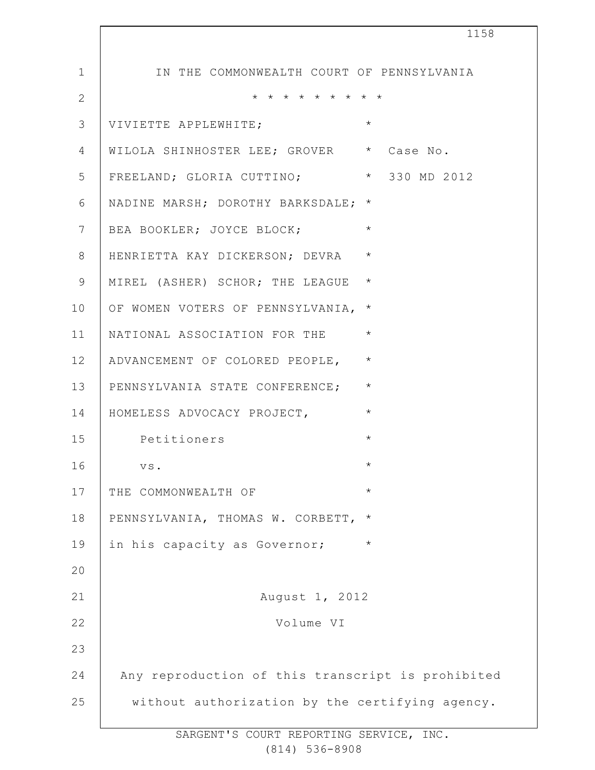IN THE COMMONWEALTH COURT OF PENNSYLVANIA

\* \* \* \* \* \* \* \* \* \*

VIVIETTE APPLEWHITE; WILOLA SHINHOSTER LEE; GROVER FREELAND; GLORIA CUTTINO; NADINE MARSH; DOROTHY BARKSDALE; BEA BOOKLER; JOYCE BLOCK; HENRIETTA KAY DICKERSON; DEVRA MIREL (ASHER) SCHOR; THE LEAGUE OF WOMEN VOTERS OF PENNSYLVANIA, NATIONAL ASSOCIATION FOR THE ADVANCEMENT OF COLORED PEOPLE, PENNSYLVANIA STATE CONFERENCE; HOMELESS ADVOCACY PROJECT,

Petitioners

vs.

THE COMMONWEALTH OF PENNSYLVANIA, THOMAS W. CORBETT, in his capacity as Governor;

Case No. 330 MD 2012

August 1, 2012

Volume VI

Any reproduction of this transcript is prohibited without authorization by the certifying agency.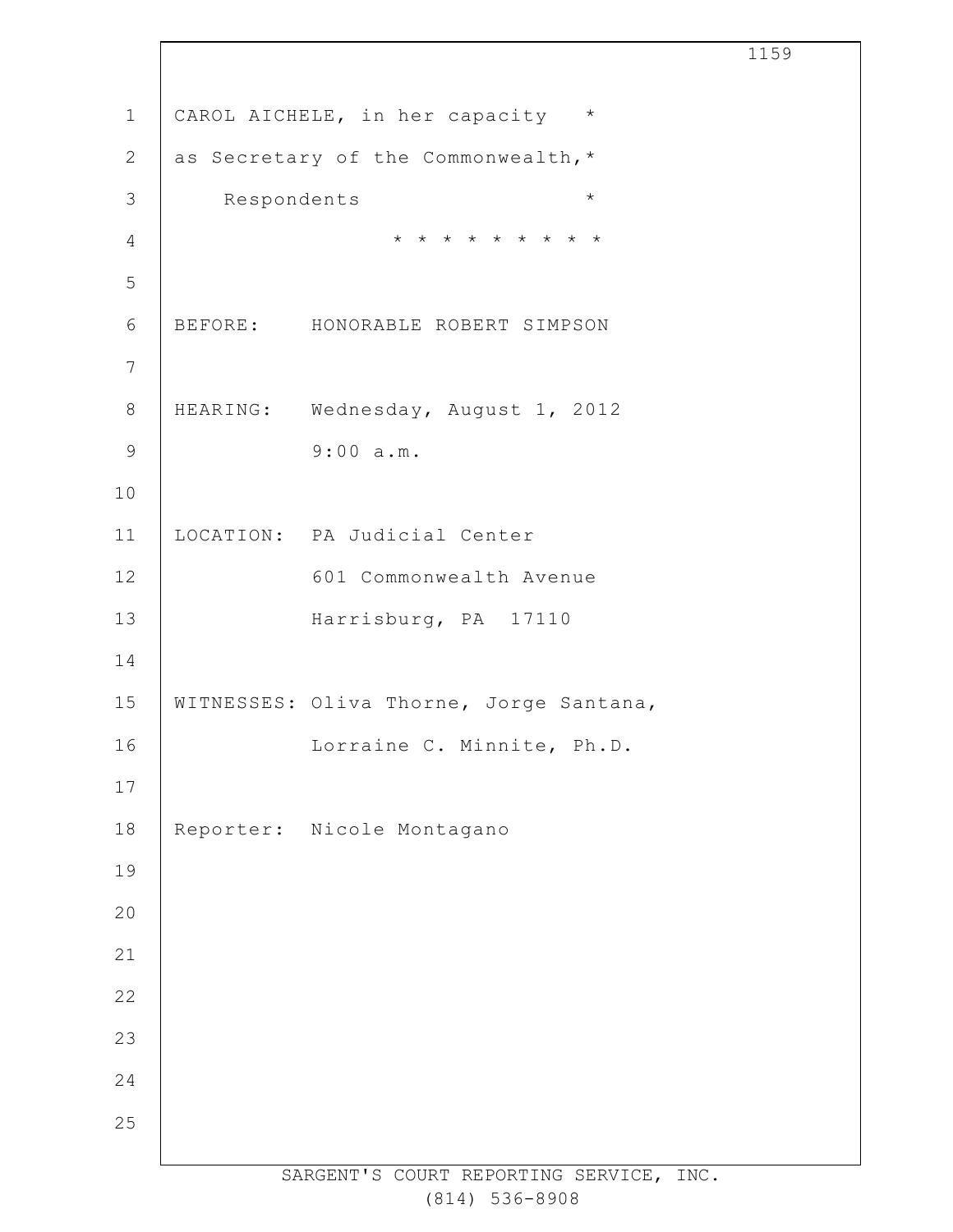CAROL AICHELE, in her capacity *
as Secretary of the Commonwealth,*
Respondents *

* * * * * * * * * *

BEFORE: HONORABLE ROBERT SIMPSON

HEARING: Wednesday, August 1, 2012
9:00 a.m.

LOCATION: PA Judicial Center
601 Commonwealth Avenue
Harrisburg, PA 17110

WITNESSES: Oliva Thorne, Jorge Santana,
Lorraine C. Minnite, Ph.D.

Reporter: Nicole Montagano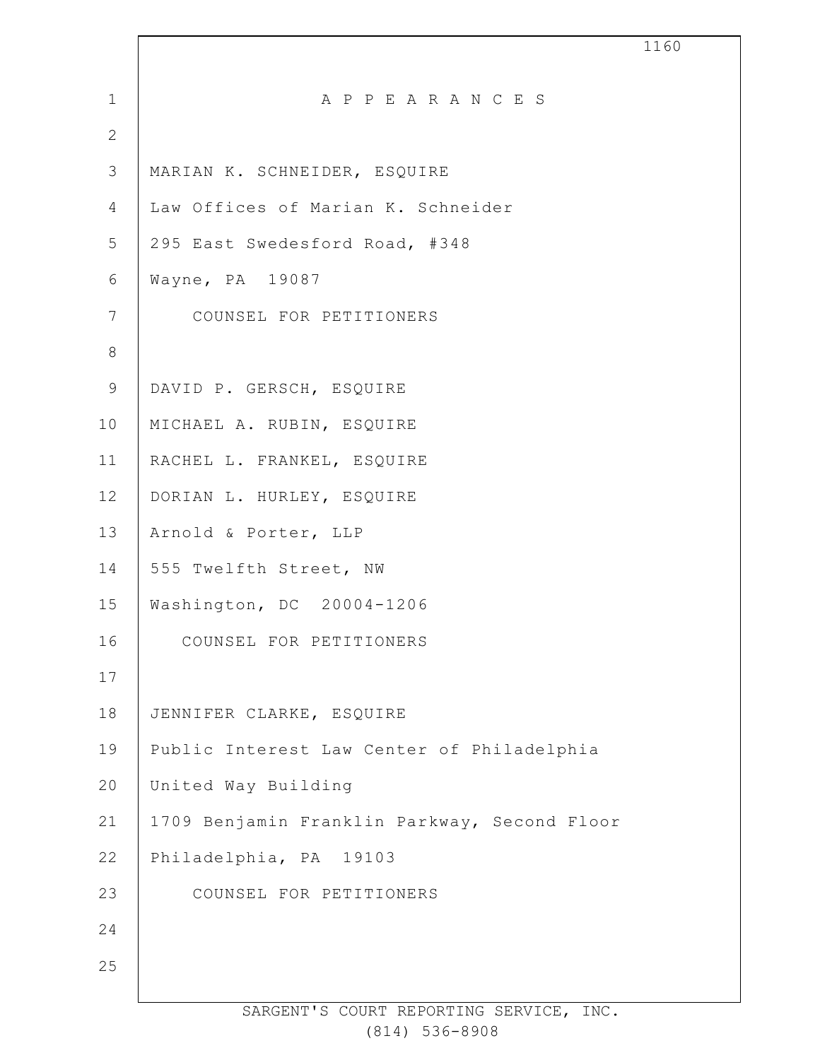# A P P E A R A N C E S

MARIAN K. SCHNEIDER, ESQUIRE
Law Offices of Marian K. Schneider
295 East Swedesford Road, #348
Wayne, PA 19087
COUNSEL FOR PETITIONERS

DAVID P. GERSCH, ESQUIRE
MICHAEL A. RUBIN, ESQUIRE
RACHEL L. FRANKEL, ESQUIRE
DORIAN L. HURLEY, ESQUIRE
Arnold & Porter, LLP
555 Twelfth Street, NW
Washington, DC 20004-1206
COUNSEL FOR PETITIONERS

JENNIFER CLARKE, ESQUIRE
Public Interest Law Center of Philadelphia
United Way Building
1709 Benjamin Franklin Parkway, Second Floor
Philadelphia, PA 19103
COUNSEL FOR PETITIONERS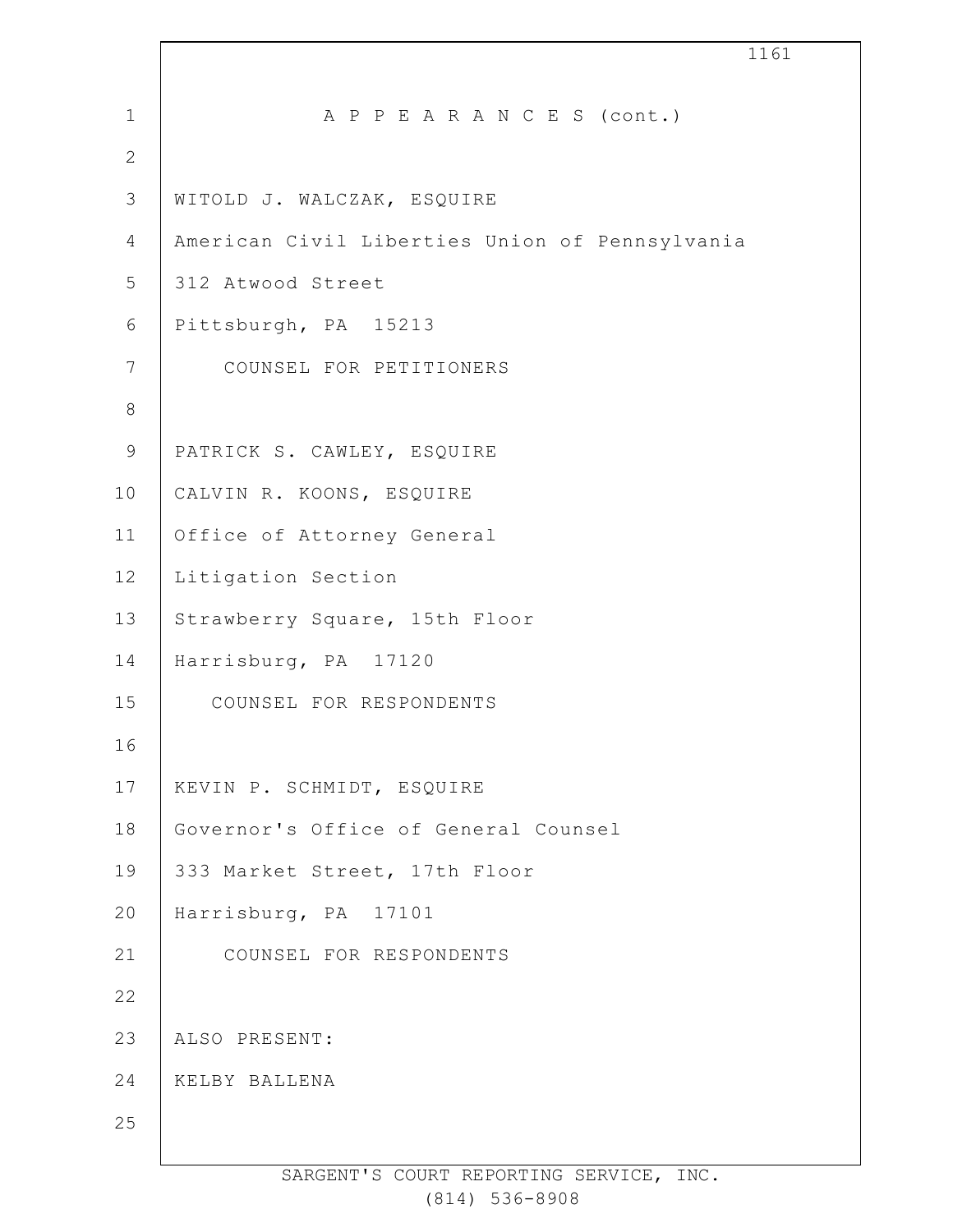A P P E A R A N C E S (cont.)

WITOLD J. WALCZAK, ESQUIRE
American Civil Liberties Union of Pennsylvania
312 Atwood Street
Pittsburgh, PA 15213
COUNSEL FOR PETITIONERS

PATRICK S. CAWLEY, ESQUIRE
CALVIN R. KOONS, ESQUIRE
Office of Attorney General
Litigation Section
Strawberry Square, 15th Floor
Harrisburg, PA 17120
COUNSEL FOR RESPONDENTS

KEVIN P. SCHMIDT, ESQUIRE
Governor's Office of General Counsel
333 Market Street, 17th Floor
Harrisburg, PA 17101
COUNSEL FOR RESPONDENTS

ALSO PRESENT:
KELBY BALLENA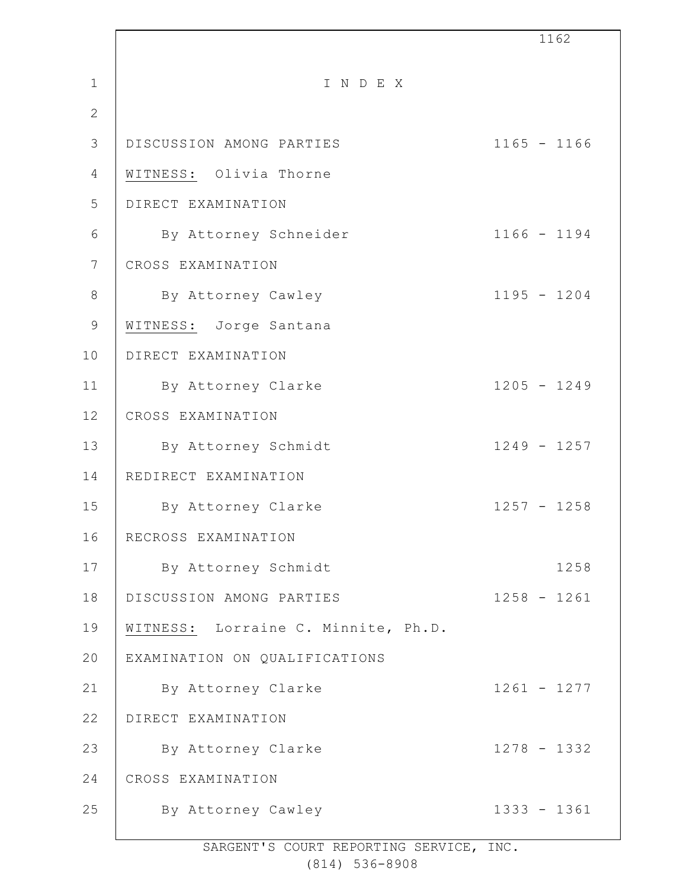# I N D E X

| | |
|---|---|
| DISCUSSION AMONG PARTIES | 1165 - 1166 |
| WITNESS: Olivia Thorne | |
| DIRECT EXAMINATION | |
| By Attorney Schneider | 1166 - 1194 |
| CROSS EXAMINATION | |
| By Attorney Cawley | 1195 - 1204 |
| WITNESS: Jorge Santana | |
| DIRECT EXAMINATION | |
| By Attorney Clarke | 1205 - 1249 |
| CROSS EXAMINATION | |
| By Attorney Schmidt | 1249 - 1257 |
| REDIRECT EXAMINATION | |
| By Attorney Clarke | 1257 - 1258 |
| RECROSS EXAMINATION | |
| By Attorney Schmidt | 1258 |
| DISCUSSION AMONG PARTIES | 1258 - 1261 |
| WITNESS: Lorraine C. Minnite, Ph.D. | |
| EXAMINATION ON QUALIFICATIONS | |
| By Attorney Clarke | 1261 - 1277 |
| DIRECT EXAMINATION | |
| By Attorney Clarke | 1278 - 1332 |
| CROSS EXAMINATION | |
| By Attorney Cawley | 1333 - 1361 |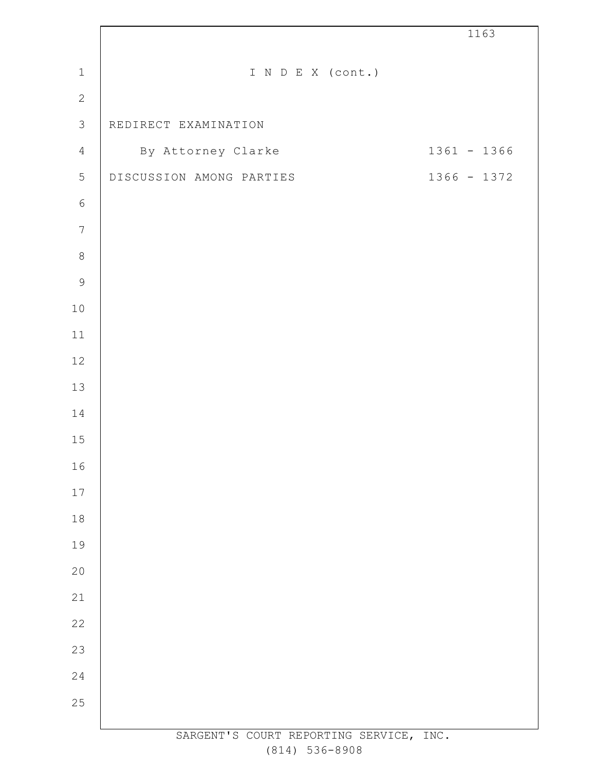I N D E X (cont.)

REDIRECT EXAMINATION

By Attorney Clarke 1361 - 1366

DISCUSSION AMONG PARTIES 1366 - 1372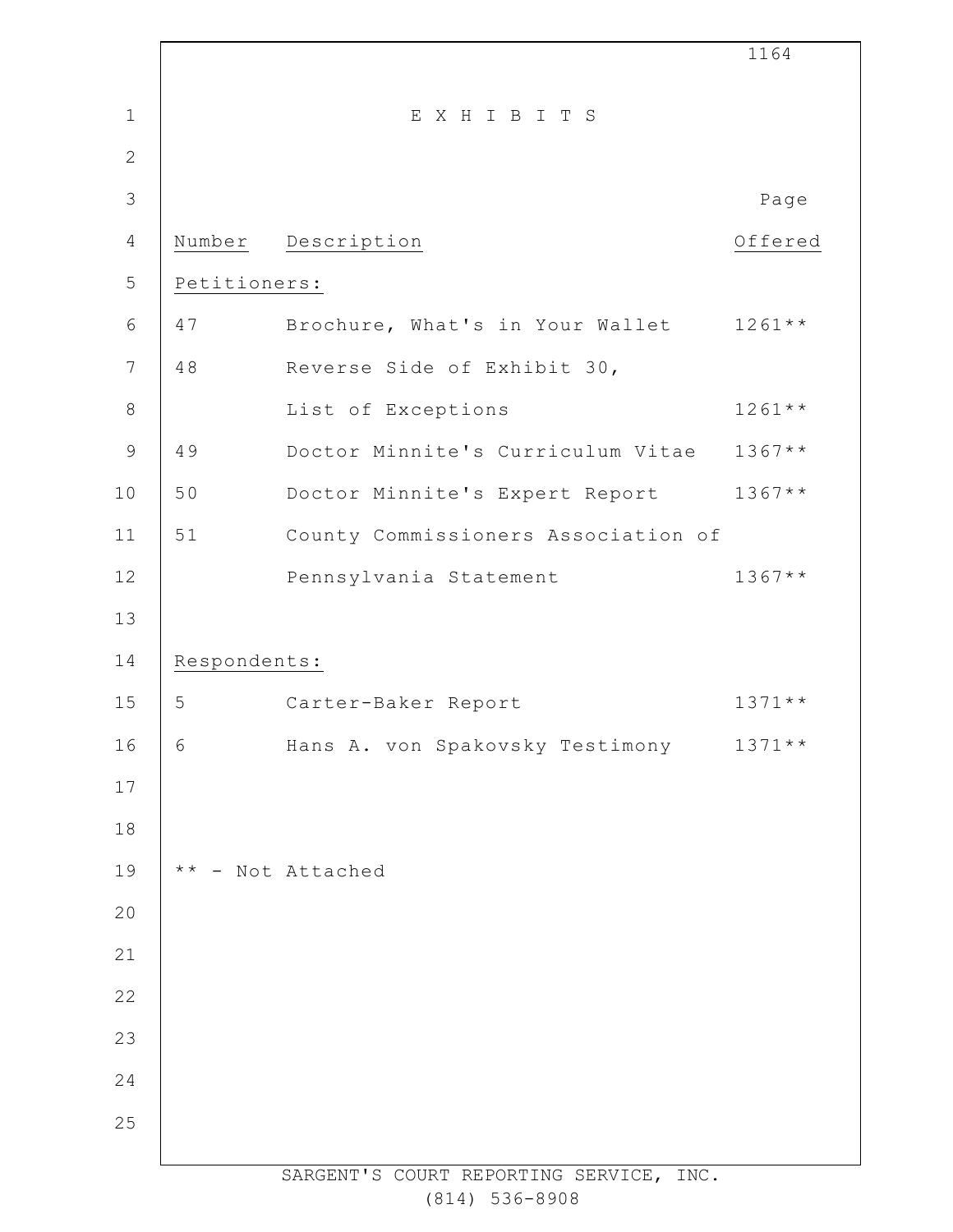# E X H I B I T S

| Number | Description | Page Offered |
|---|---|---|
| **Petitioners:** | | |
| 47 | Brochure, What's in Your Wallet | 1261** |
| 48 | Reverse Side of Exhibit 30, List of Exceptions | 1261** |
| 49 | Doctor Minnite's Curriculum Vitae | 1367** |
| 50 | Doctor Minnite's Expert Report | 1367** |
| 51 | County Commissioners Association of Pennsylvania Statement | 1367** |
| **Respondents:** | | |
| 5 | Carter-Baker Report | 1371** |
| 6 | Hans A. von Spakovsky Testimony | 1371** |

** - Not Attached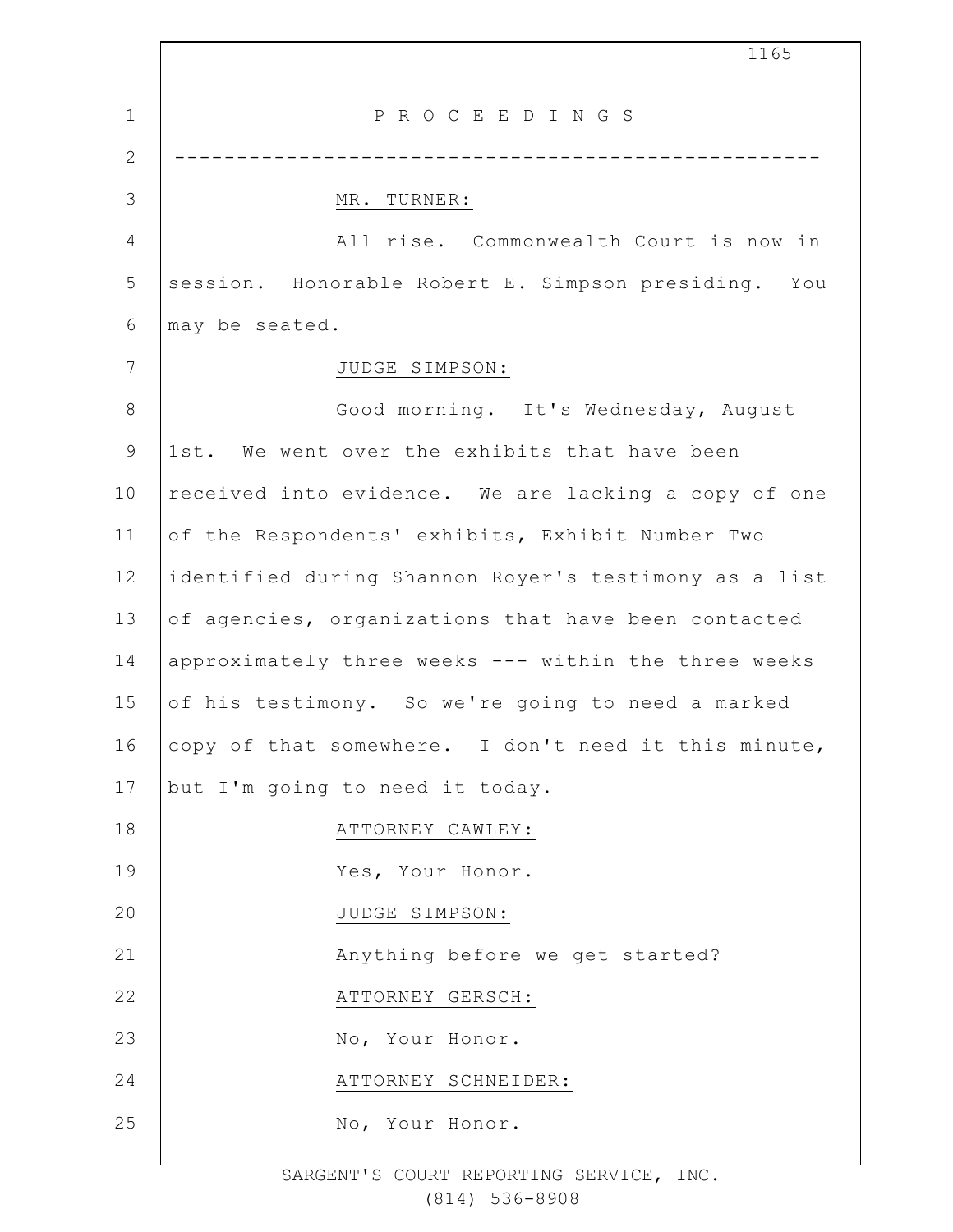P R O C E E D I N G S

---

MR. TURNER:

All rise. Commonwealth Court is now in session. Honorable Robert E. Simpson presiding. You may be seated.

JUDGE SIMPSON:

Good morning. It's Wednesday, August 1st. We went over the exhibits that have been received into evidence. We are lacking a copy of one of the Respondents' exhibits, Exhibit Number Two identified during Shannon Royer's testimony as a list of agencies, organizations that have been contacted approximately three weeks --- within the three weeks of his testimony. So we're going to need a marked copy of that somewhere. I don't need it this minute, but I'm going to need it today.

ATTORNEY CAWLEY:

Yes, Your Honor.

JUDGE SIMPSON:

Anything before we get started?

ATTORNEY GERSCH:

No, Your Honor.

ATTORNEY SCHNEIDER:

No, Your Honor.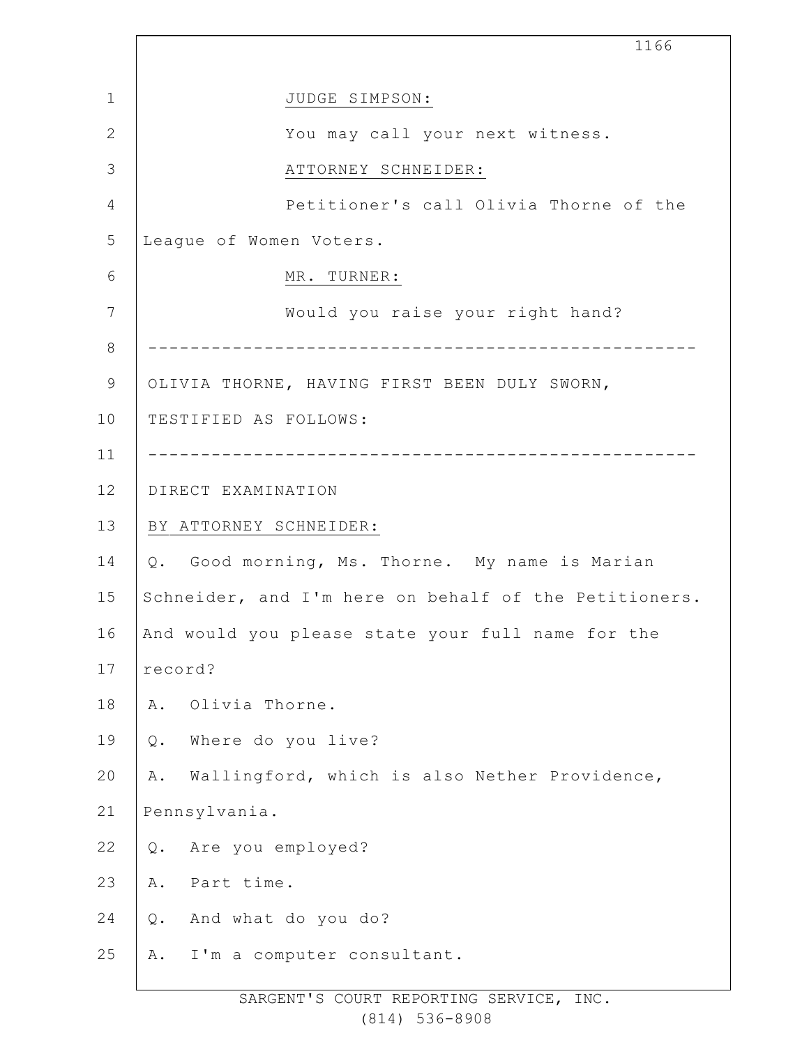JUDGE SIMPSON:

You may call your next witness.

ATTORNEY SCHNEIDER:

Petitioner's call Olivia Thorne of the League of Women Voters.

MR. TURNER:

Would you raise your right hand?

---

OLIVIA THORNE, HAVING FIRST BEEN DULY SWORN, TESTIFIED AS FOLLOWS:

---

DIRECT EXAMINATION

BY ATTORNEY SCHNEIDER:

Q. Good morning, Ms. Thorne. My name is Marian Schneider, and I'm here on behalf of the Petitioners. And would you please state your full name for the record?

A. Olivia Thorne.

Q. Where do you live?

A. Wallingford, which is also Nether Providence, Pennsylvania.

Q. Are you employed?

A. Part time.

Q. And what do you do?

A. I'm a computer consultant.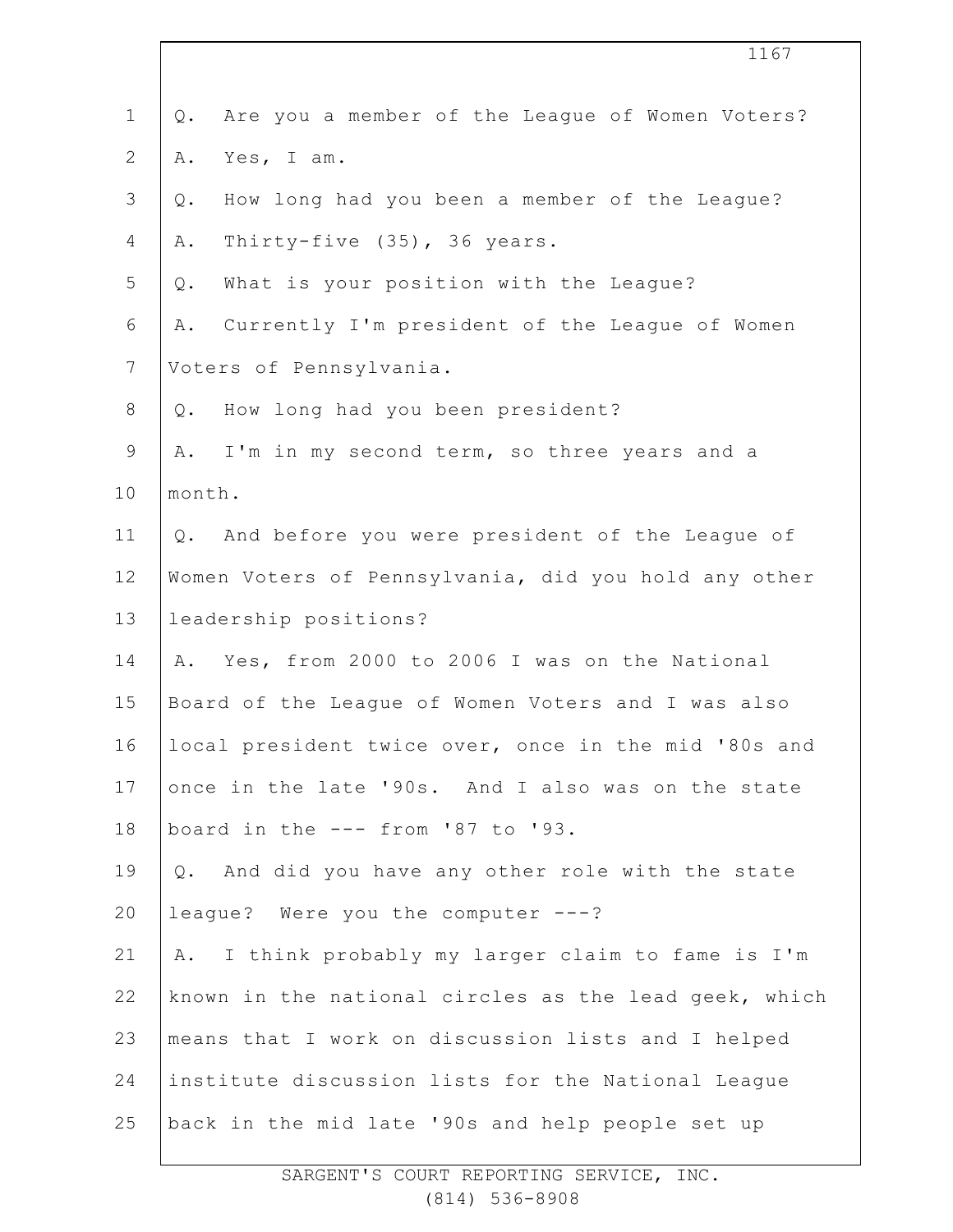Q. Are you a member of the League of Women Voters?

A. Yes, I am.

Q. How long had you been a member of the League?

A. Thirty-five (35), 36 years.

Q. What is your position with the League?

A. Currently I'm president of the League of Women Voters of Pennsylvania.

Q. How long had you been president?

A. I'm in my second term, so three years and a month.

Q. And before you were president of the League of Women Voters of Pennsylvania, did you hold any other leadership positions?

A. Yes, from 2000 to 2006 I was on the National Board of the League of Women Voters and I was also local president twice over, once in the mid '80s and once in the late '90s. And I also was on the state board in the --- from '87 to '93.

Q. And did you have any other role with the state league? Were you the computer ---?

A. I think probably my larger claim to fame is I'm known in the national circles as the lead geek, which means that I work on discussion lists and I helped institute discussion lists for the National League back in the mid late '90s and help people set up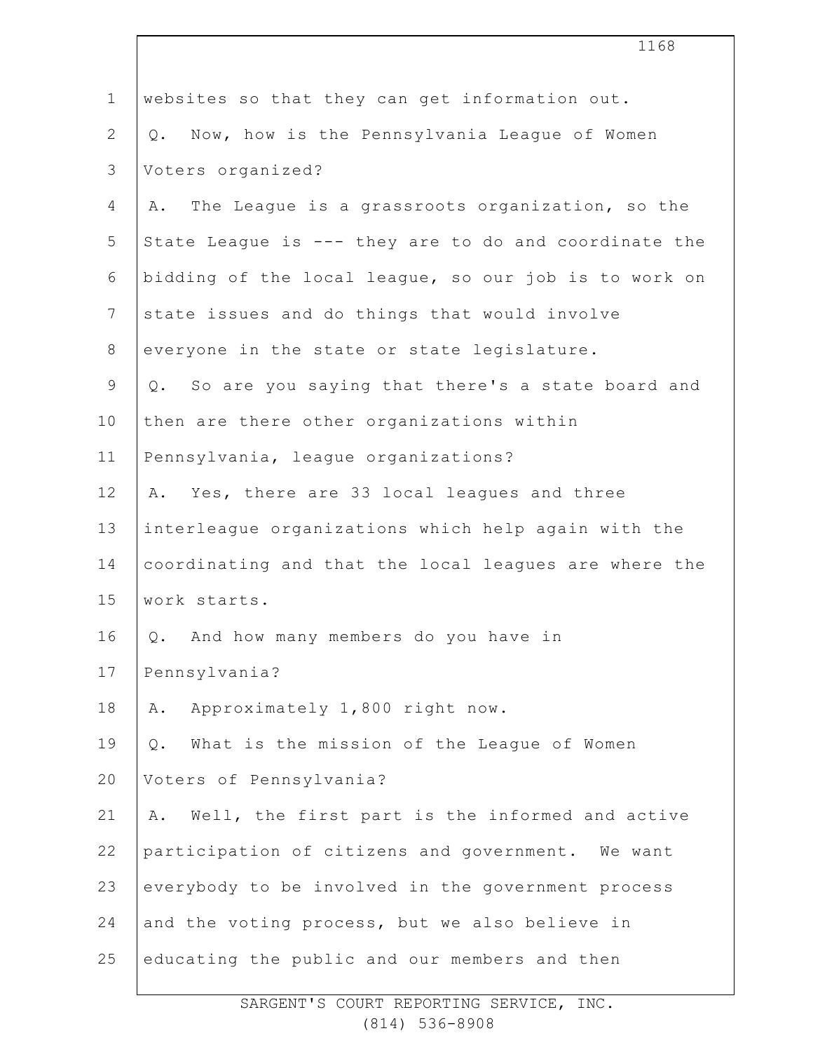websites so that they can get information out.

Q. Now, how is the Pennsylvania League of Women Voters organized?

A. The League is a grassroots organization, so the State League is --- they are to do and coordinate the bidding of the local league, so our job is to work on state issues and do things that would involve everyone in the state or state legislature.

Q. So are you saying that there's a state board and then are there other organizations within Pennsylvania, league organizations?

A. Yes, there are 33 local leagues and three interleague organizations which help again with the coordinating and that the local leagues are where the work starts.

Q. And how many members do you have in Pennsylvania?

A. Approximately 1,800 right now.

Q. What is the mission of the League of Women Voters of Pennsylvania?

A. Well, the first part is the informed and active participation of citizens and government. We want everybody to be involved in the government process and the voting process, but we also believe in educating the public and our members and then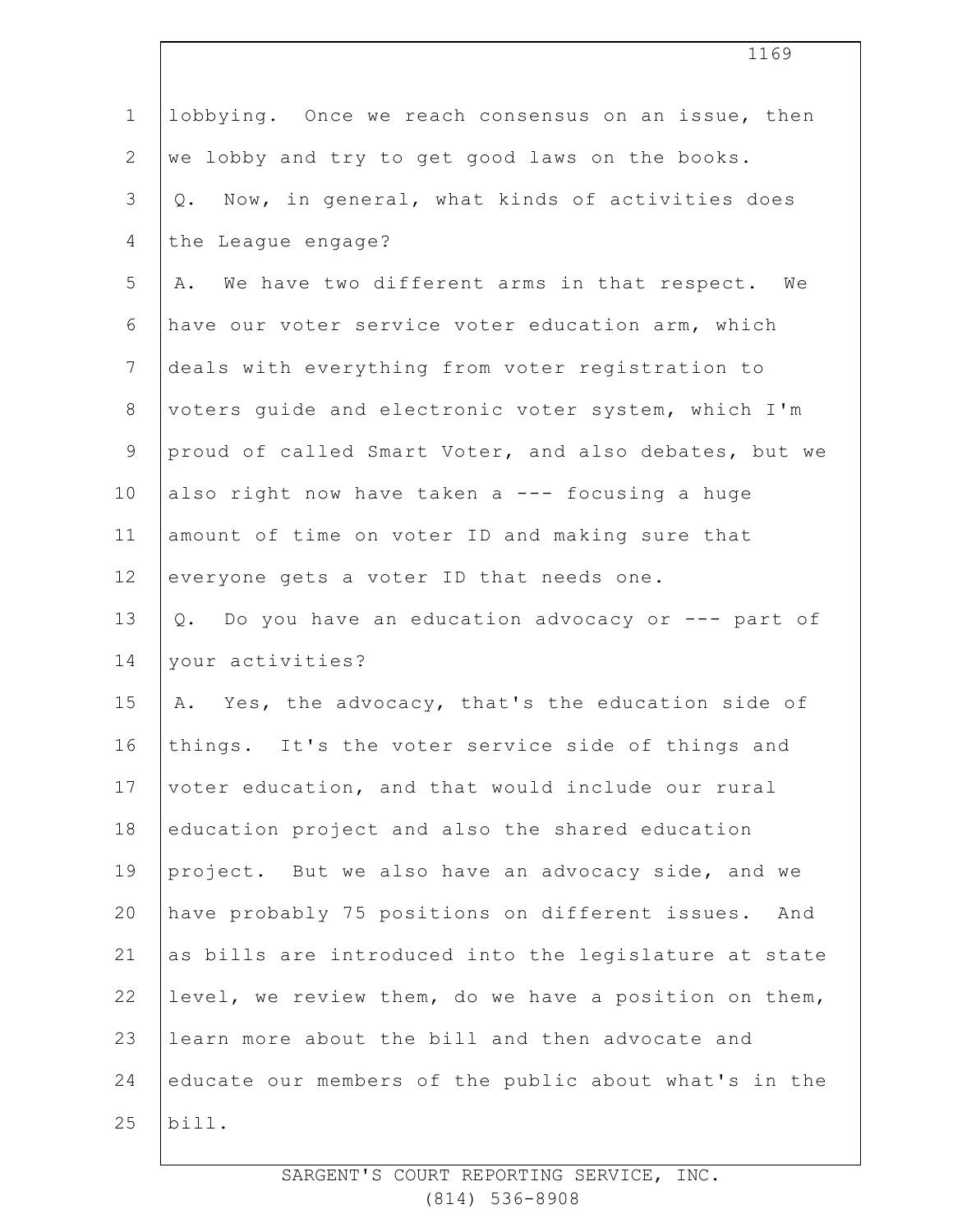lobbying. Once we reach consensus on an issue, then we lobby and try to get good laws on the books.

Q. Now, in general, what kinds of activities does the League engage?

A. We have two different arms in that respect. We have our voter service voter education arm, which deals with everything from voter registration to voters guide and electronic voter system, which I'm proud of called Smart Voter, and also debates, but we also right now have taken a --- focusing a huge amount of time on voter ID and making sure that everyone gets a voter ID that needs one.

Q. Do you have an education advocacy or --- part of your activities?

A. Yes, the advocacy, that's the education side of things. It's the voter service side of things and voter education, and that would include our rural education project and also the shared education project. But we also have an advocacy side, and we have probably 75 positions on different issues. And as bills are introduced into the legislature at state level, we review them, do we have a position on them, learn more about the bill and then advocate and educate our members of the public about what's in the bill.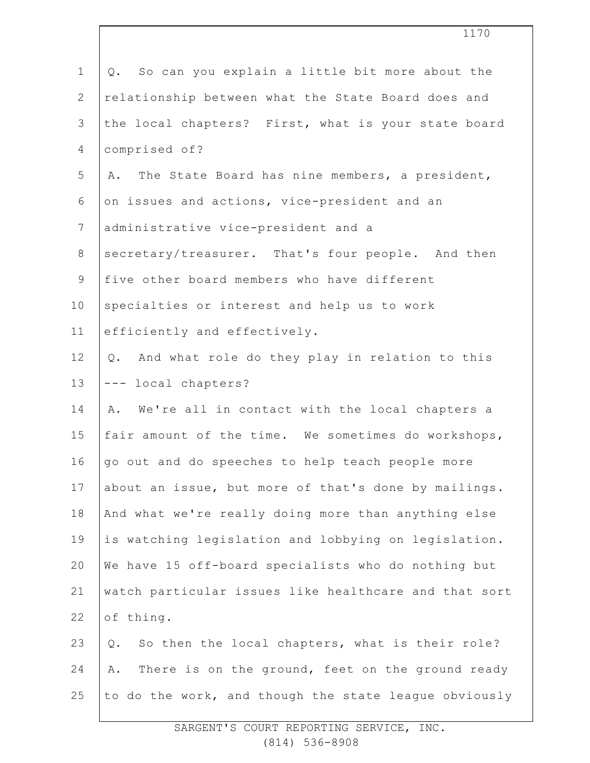Q. So can you explain a little bit more about the relationship between what the State Board does and the local chapters? First, what is your state board comprised of?

A. The State Board has nine members, a president, on issues and actions, vice-president and an administrative vice-president and a secretary/treasurer. That's four people. And then five other board members who have different specialties or interest and help us to work efficiently and effectively.

Q. And what role do they play in relation to this --- local chapters?

A. We're all in contact with the local chapters a fair amount of the time. We sometimes do workshops, go out and do speeches to help teach people more about an issue, but more of that's done by mailings. And what we're really doing more than anything else is watching legislation and lobbying on legislation. We have 15 off-board specialists who do nothing but watch particular issues like healthcare and that sort of thing.

Q. So then the local chapters, what is their role?

A. There is on the ground, feet on the ground ready to do the work, and though the state league obviously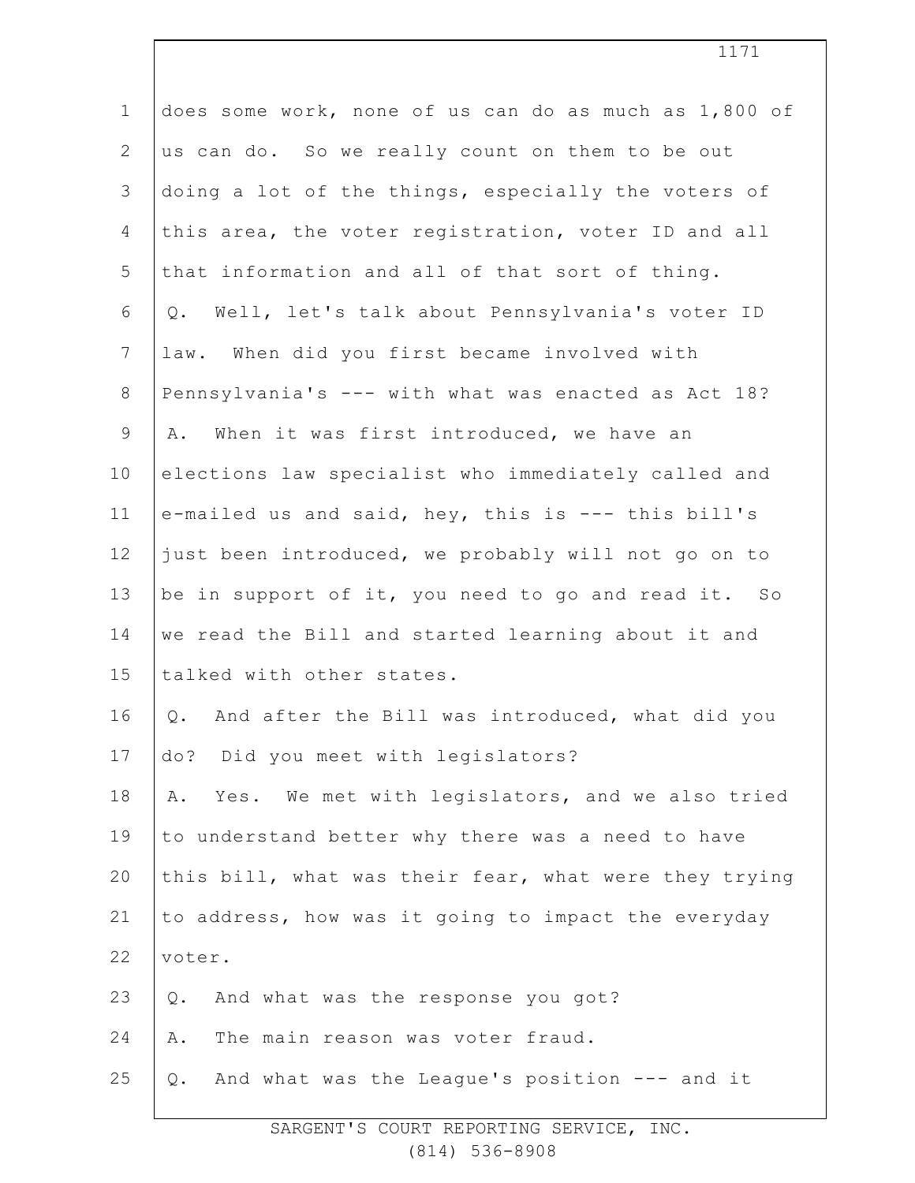does some work, none of us can do as much as 1,800 of us can do. So we really count on them to be out doing a lot of the things, especially the voters of this area, the voter registration, voter ID and all that information and all of that sort of thing.

Q. Well, let's talk about Pennsylvania's voter ID law. When did you first became involved with Pennsylvania's --- with what was enacted as Act 18?

A. When it was first introduced, we have an elections law specialist who immediately called and e-mailed us and said, hey, this is --- this bill's just been introduced, we probably will not go on to be in support of it, you need to go and read it. So we read the Bill and started learning about it and talked with other states.

Q. And after the Bill was introduced, what did you do? Did you meet with legislators?

A. Yes. We met with legislators, and we also tried to understand better why there was a need to have this bill, what was their fear, what were they trying to address, how was it going to impact the everyday voter.

Q. And what was the response you got?

A. The main reason was voter fraud.

Q. And what was the League's position --- and it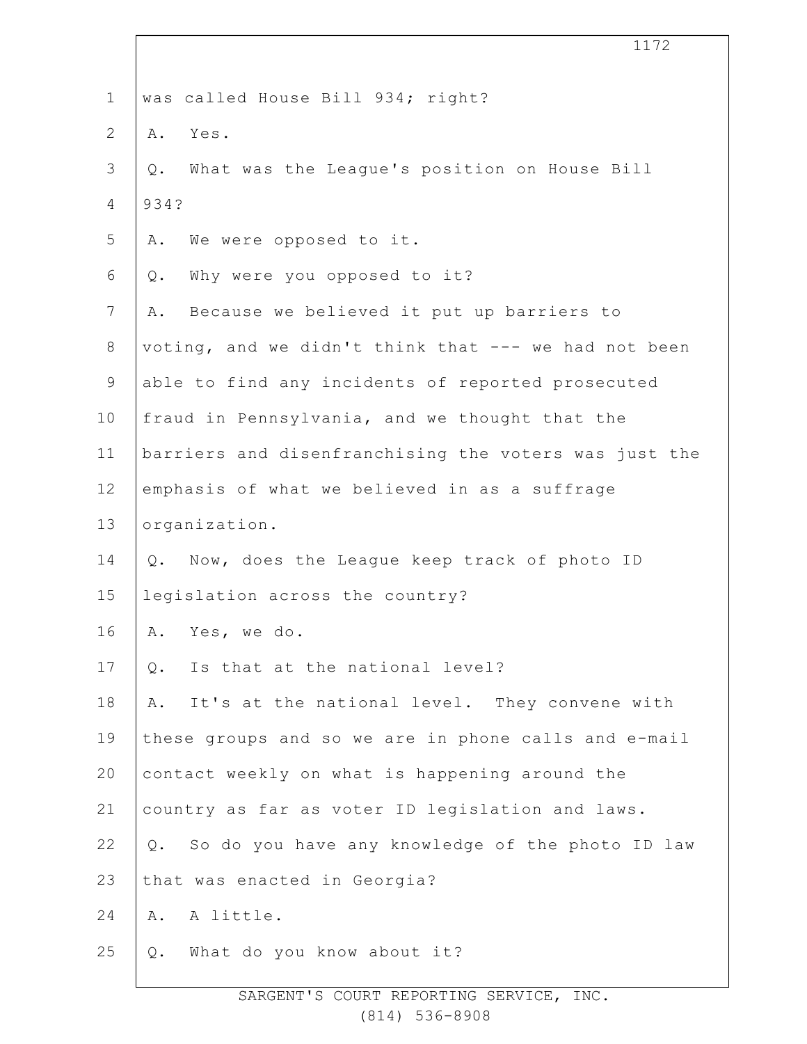was called House Bill 934; right?

A. Yes.

Q. What was the League's position on House Bill 934?

A. We were opposed to it.

Q. Why were you opposed to it?

A. Because we believed it put up barriers to voting, and we didn't think that --- we had not been able to find any incidents of reported prosecuted fraud in Pennsylvania, and we thought that the barriers and disenfranchising the voters was just the emphasis of what we believed in as a suffrage organization.

Q. Now, does the League keep track of photo ID legislation across the country?

A. Yes, we do.

Q. Is that at the national level?

A. It's at the national level. They convene with these groups and so we are in phone calls and e-mail contact weekly on what is happening around the country as far as voter ID legislation and laws.

Q. So do you have any knowledge of the photo ID law that was enacted in Georgia?

A. A little.

Q. What do you know about it?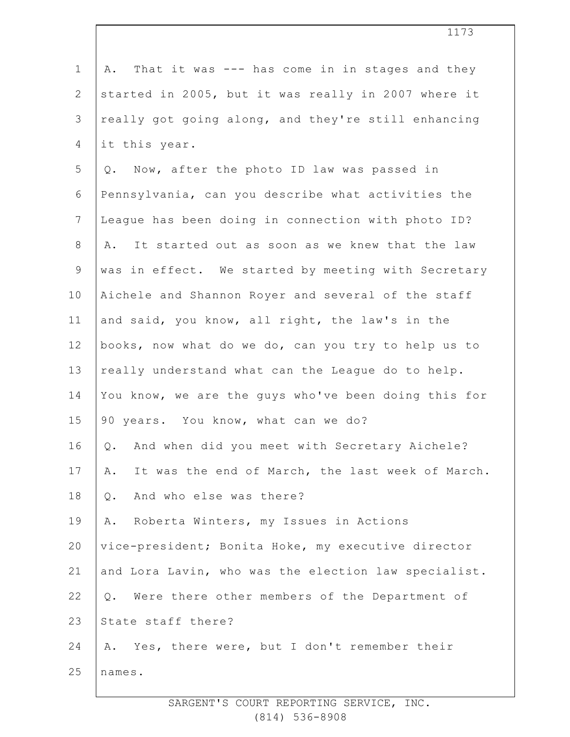A. That it was --- has come in in stages and they started in 2005, but it was really in 2007 where it really got going along, and they're still enhancing it this year.

Q. Now, after the photo ID law was passed in Pennsylvania, can you describe what activities the League has been doing in connection with photo ID?

A. It started out as soon as we knew that the law was in effect. We started by meeting with Secretary Aichele and Shannon Royer and several of the staff and said, you know, all right, the law's in the books, now what do we do, can you try to help us to really understand what can the League do to help. You know, we are the guys who've been doing this for 90 years. You know, what can we do?

Q. And when did you meet with Secretary Aichele?

A. It was the end of March, the last week of March.

Q. And who else was there?

A. Roberta Winters, my Issues in Actions vice-president; Bonita Hoke, my executive director and Lora Lavin, who was the election law specialist.

Q. Were there other members of the Department of State staff there?

A. Yes, there were, but I don't remember their names.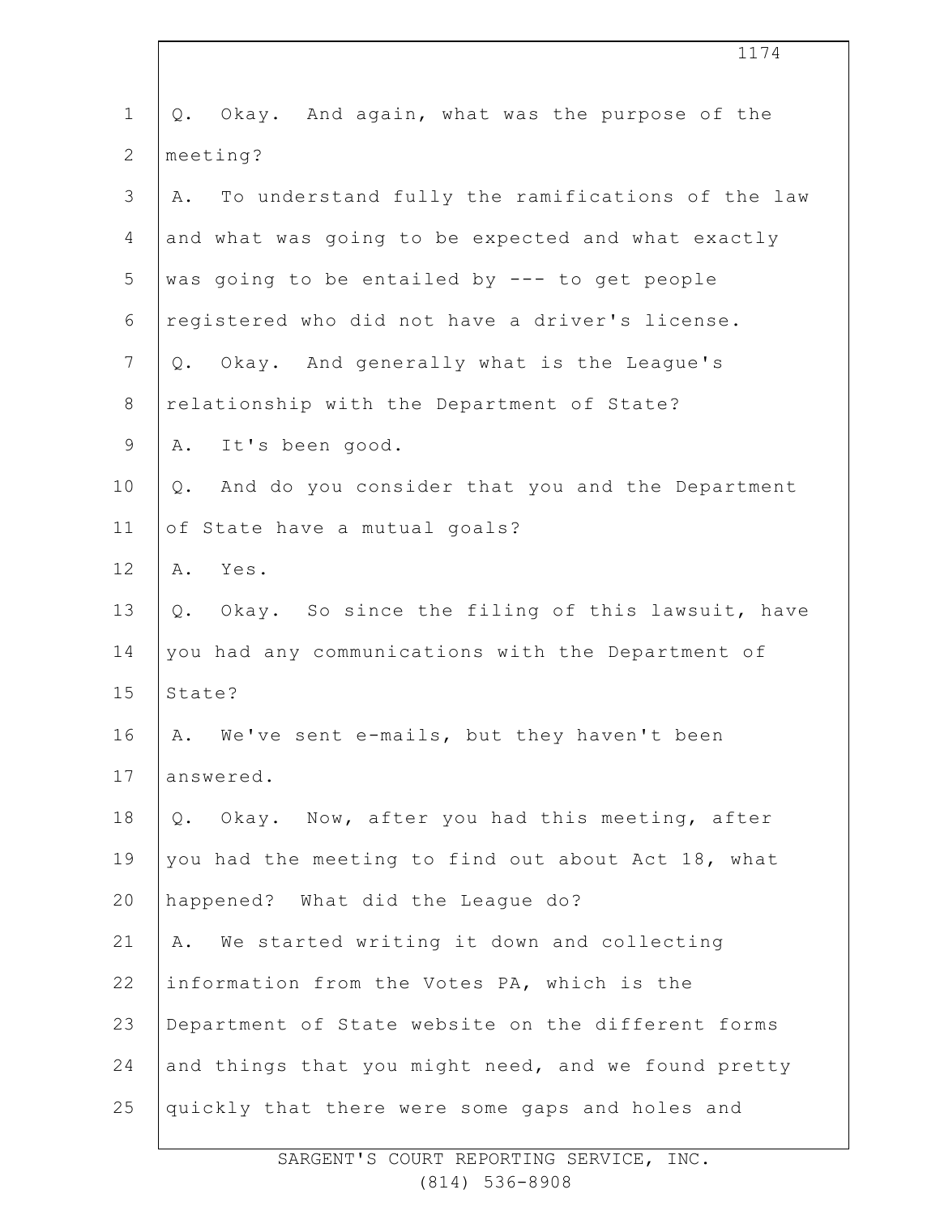Q. Okay. And again, what was the purpose of the meeting?

A. To understand fully the ramifications of the law and what was going to be expected and what exactly was going to be entailed by --- to get people registered who did not have a driver's license.

Q. Okay. And generally what is the League's relationship with the Department of State?

A. It's been good.

Q. And do you consider that you and the Department of State have a mutual goals?

A. Yes.

Q. Okay. So since the filing of this lawsuit, have you had any communications with the Department of State?

A. We've sent e-mails, but they haven't been answered.

Q. Okay. Now, after you had this meeting, after you had the meeting to find out about Act 18, what happened? What did the League do?

A. We started writing it down and collecting information from the Votes PA, which is the Department of State website on the different forms and things that you might need, and we found pretty quickly that there were some gaps and holes and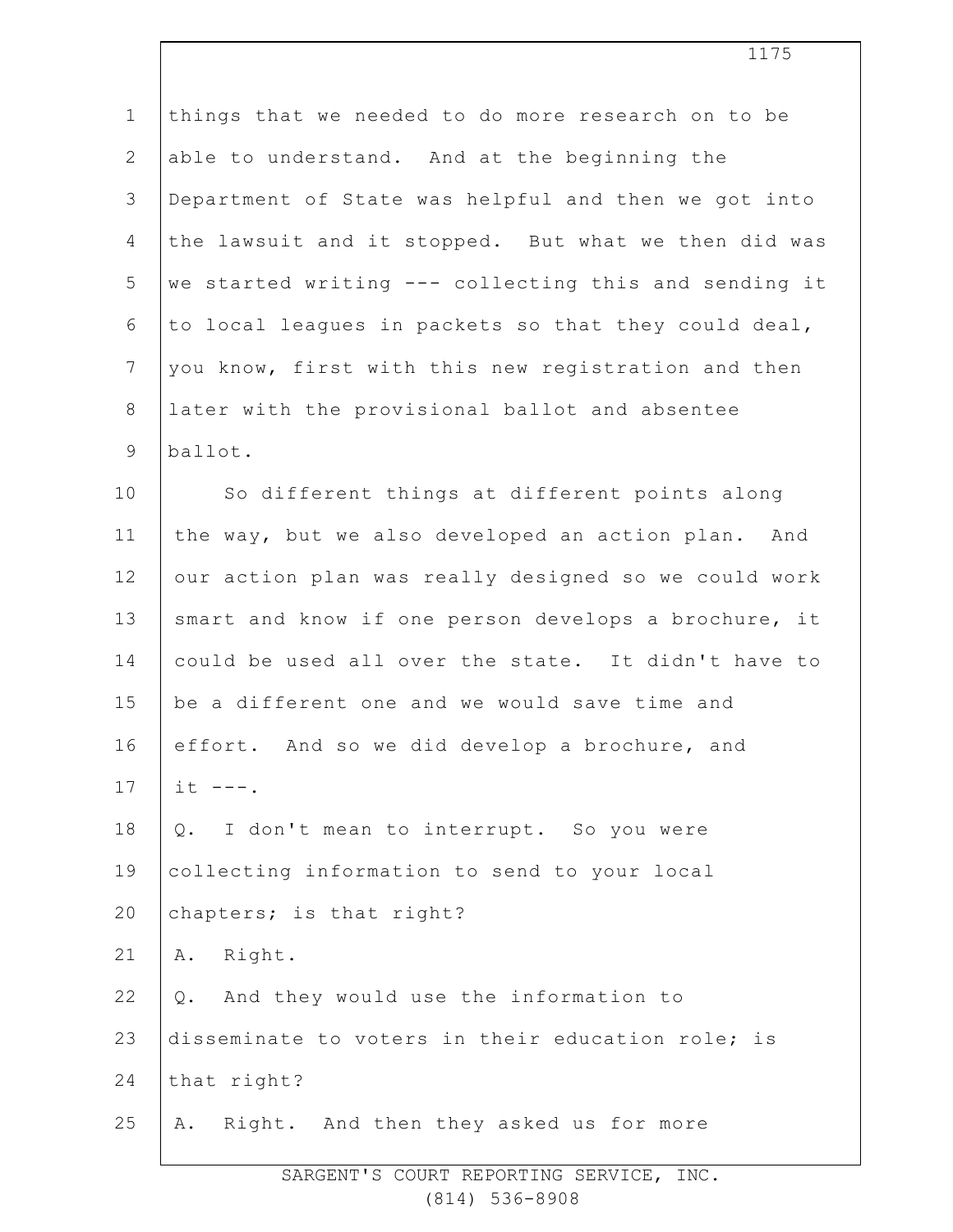things that we needed to do more research on to be able to understand. And at the beginning the Department of State was helpful and then we got into the lawsuit and it stopped. But what we then did was we started writing --- collecting this and sending it to local leagues in packets so that they could deal, you know, first with this new registration and then later with the provisional ballot and absentee ballot.

So different things at different points along the way, but we also developed an action plan. And our action plan was really designed so we could work smart and know if one person develops a brochure, it could be used all over the state. It didn't have to be a different one and we would save time and effort. And so we did develop a brochure, and it ---.

Q. I don't mean to interrupt. So you were collecting information to send to your local chapters; is that right?

A. Right.

Q. And they would use the information to disseminate to voters in their education role; is that right?

A. Right. And then they asked us for more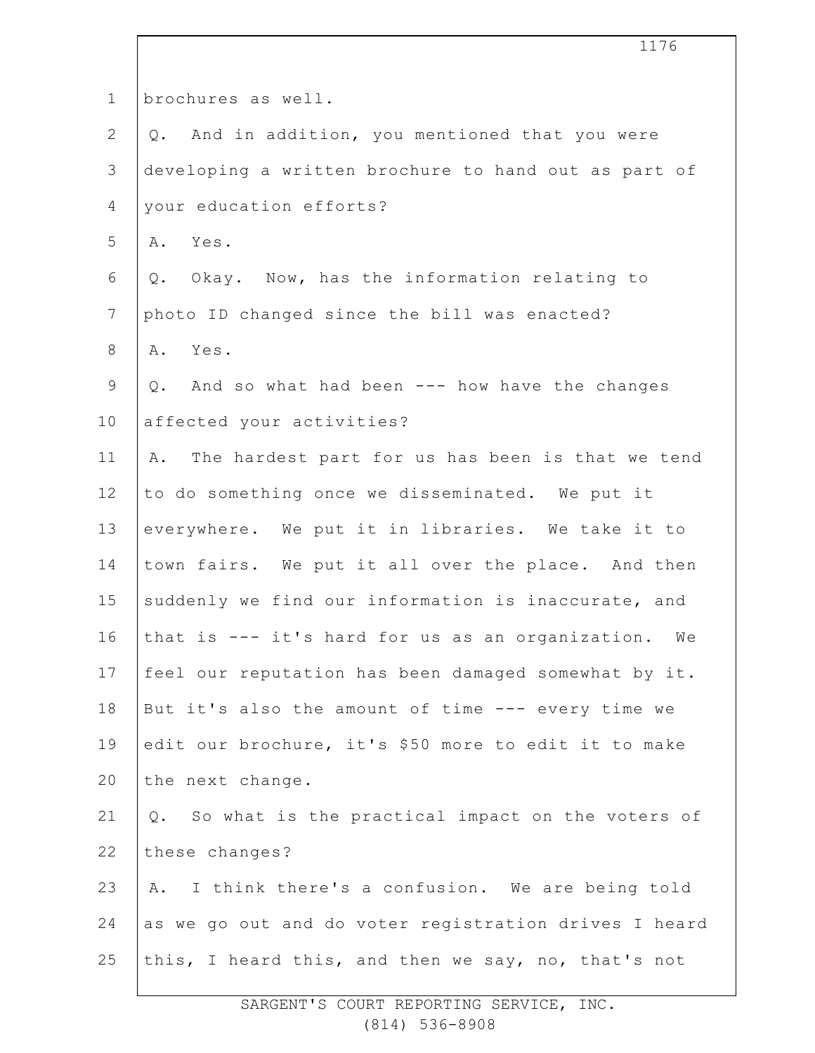brochures as well.

Q. And in addition, you mentioned that you were developing a written brochure to hand out as part of your education efforts?

A. Yes.

Q. Okay. Now, has the information relating to photo ID changed since the bill was enacted?

A. Yes.

Q. And so what had been --- how have the changes affected your activities?

A. The hardest part for us has been is that we tend to do something once we disseminated. We put it everywhere. We put it in libraries. We take it to town fairs. We put it all over the place. And then suddenly we find our information is inaccurate, and that is --- it's hard for us as an organization. We feel our reputation has been damaged somewhat by it. But it's also the amount of time --- every time we edit our brochure, it's $50 more to edit it to make the next change.

Q. So what is the practical impact on the voters of these changes?

A. I think there's a confusion. We are being told as we go out and do voter registration drives I heard this, I heard this, and then we say, no, that's not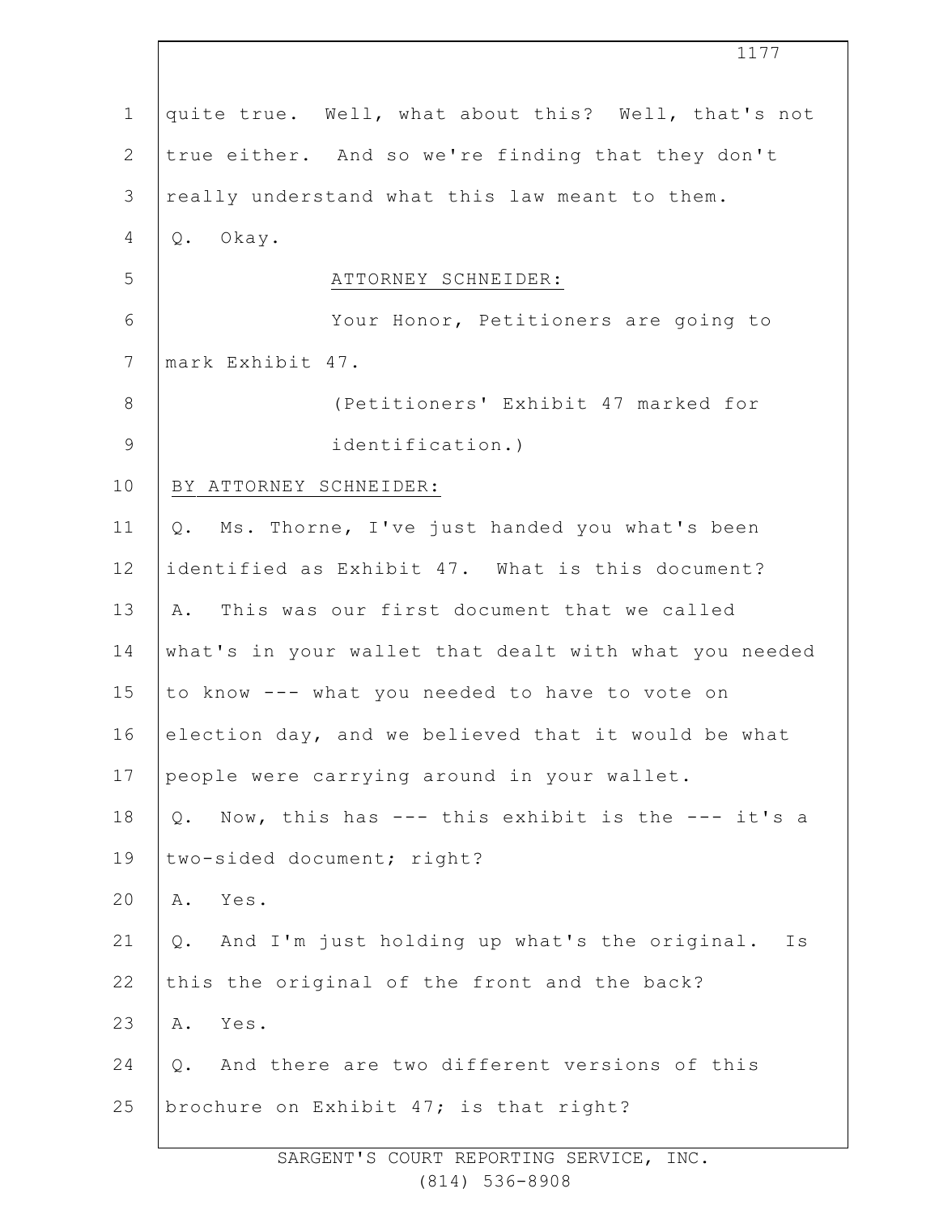quite true. Well, what about this? Well, that's not true either. And so we're finding that they don't really understand what this law meant to them.

Q. Okay.

ATTORNEY SCHNEIDER:

Your Honor, Petitioners are going to mark Exhibit 47.

(Petitioners' Exhibit 47 marked for identification.)

BY ATTORNEY SCHNEIDER:

Q. Ms. Thorne, I've just handed you what's been identified as Exhibit 47. What is this document?

A. This was our first document that we called what's in your wallet that dealt with what you needed to know --- what you needed to have to vote on election day, and we believed that it would be what people were carrying around in your wallet.

Q. Now, this has --- this exhibit is the --- it's a two-sided document; right?

A. Yes.

Q. And I'm just holding up what's the original. Is this the original of the front and the back?

A. Yes.

Q. And there are two different versions of this brochure on Exhibit 47; is that right?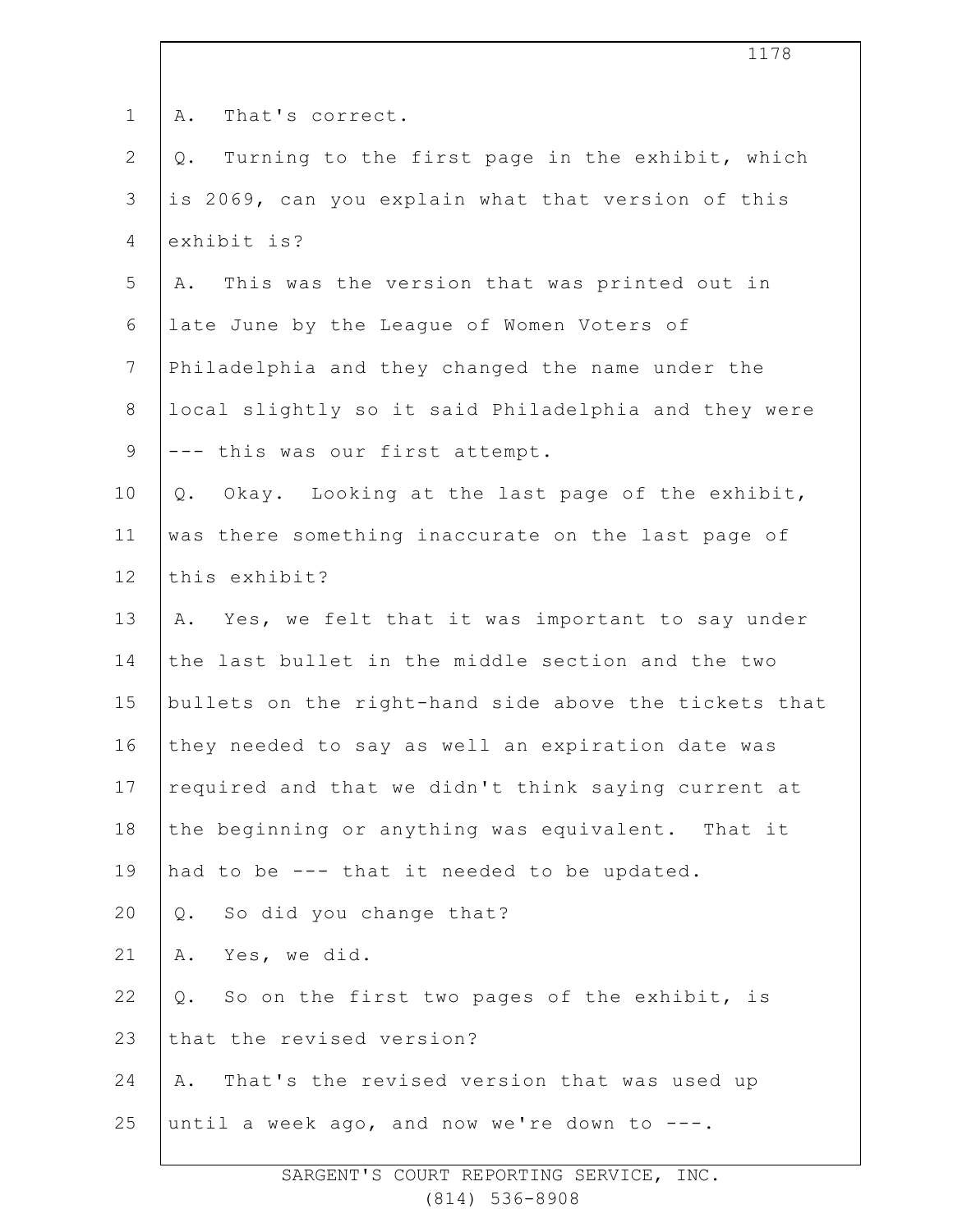A. That's correct.

Q. Turning to the first page in the exhibit, which is 2069, can you explain what that version of this exhibit is?

A. This was the version that was printed out in late June by the League of Women Voters of Philadelphia and they changed the name under the local slightly so it said Philadelphia and they were --- this was our first attempt.

Q. Okay. Looking at the last page of the exhibit, was there something inaccurate on the last page of this exhibit?

A. Yes, we felt that it was important to say under the last bullet in the middle section and the two bullets on the right-hand side above the tickets that they needed to say as well an expiration date was required and that we didn't think saying current at the beginning or anything was equivalent. That it had to be --- that it needed to be updated.

Q. So did you change that?

A. Yes, we did.

Q. So on the first two pages of the exhibit, is that the revised version?

A. That's the revised version that was used up until a week ago, and now we're down to ---.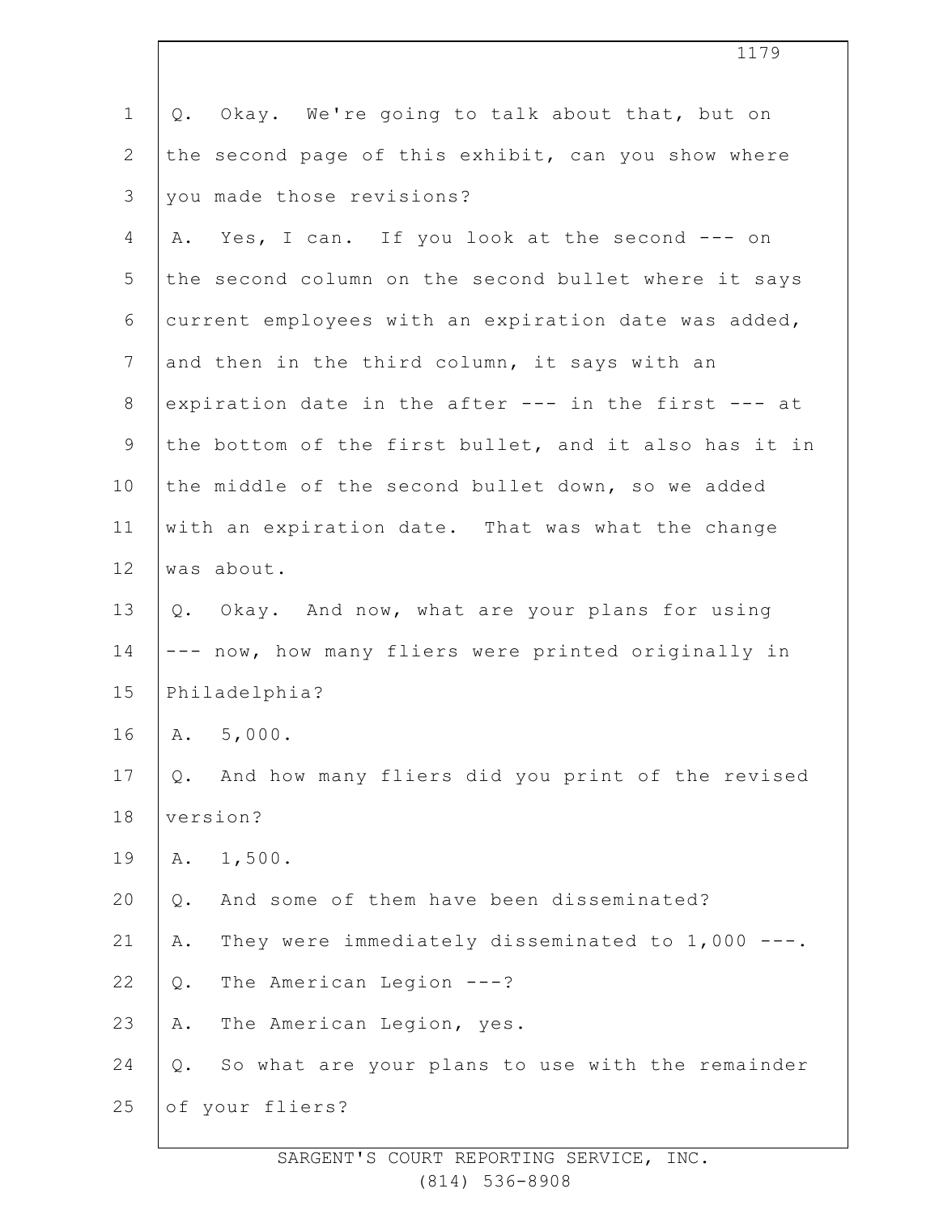Q. Okay. We're going to talk about that, but on the second page of this exhibit, can you show where you made those revisions?

A. Yes, I can. If you look at the second --- on the second column on the second bullet where it says current employees with an expiration date was added, and then in the third column, it says with an expiration date in the after --- in the first --- at the bottom of the first bullet, and it also has it in the middle of the second bullet down, so we added with an expiration date. That was what the change was about.

Q. Okay. And now, what are your plans for using --- now, how many fliers were printed originally in Philadelphia?

A. 5,000.

Q. And how many fliers did you print of the revised version?

A. 1,500.

Q. And some of them have been disseminated?

A. They were immediately disseminated to 1,000 ---.

Q. The American Legion ---?

A. The American Legion, yes.

Q. So what are your plans to use with the remainder of your fliers?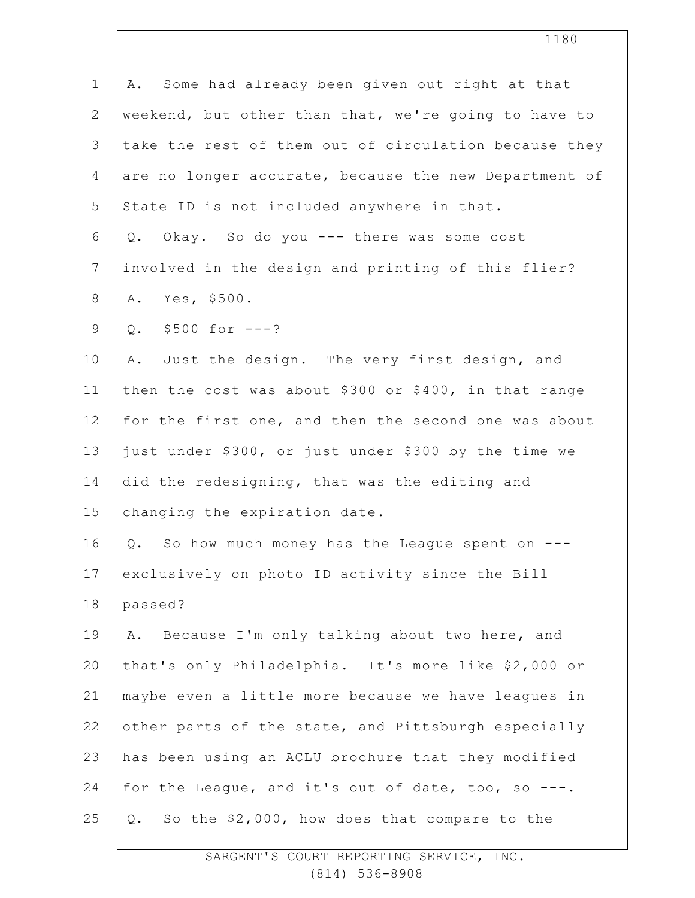A. Some had already been given out right at that weekend, but other than that, we're going to have to take the rest of them out of circulation because they are no longer accurate, because the new Department of State ID is not included anywhere in that.

Q. Okay. So do you --- there was some cost involved in the design and printing of this flier?

A. Yes, $500.

Q. $500 for ---?

A. Just the design. The very first design, and then the cost was about $300 or $400, in that range for the first one, and then the second one was about just under $300, or just under $300 by the time we did the redesigning, that was the editing and changing the expiration date.

Q. So how much money has the League spent on --- exclusively on photo ID activity since the Bill passed?

A. Because I'm only talking about two here, and that's only Philadelphia. It's more like $2,000 or maybe even a little more because we have leagues in other parts of the state, and Pittsburgh especially has been using an ACLU brochure that they modified for the League, and it's out of date, too, so ---.

Q. So the $2,000, how does that compare to the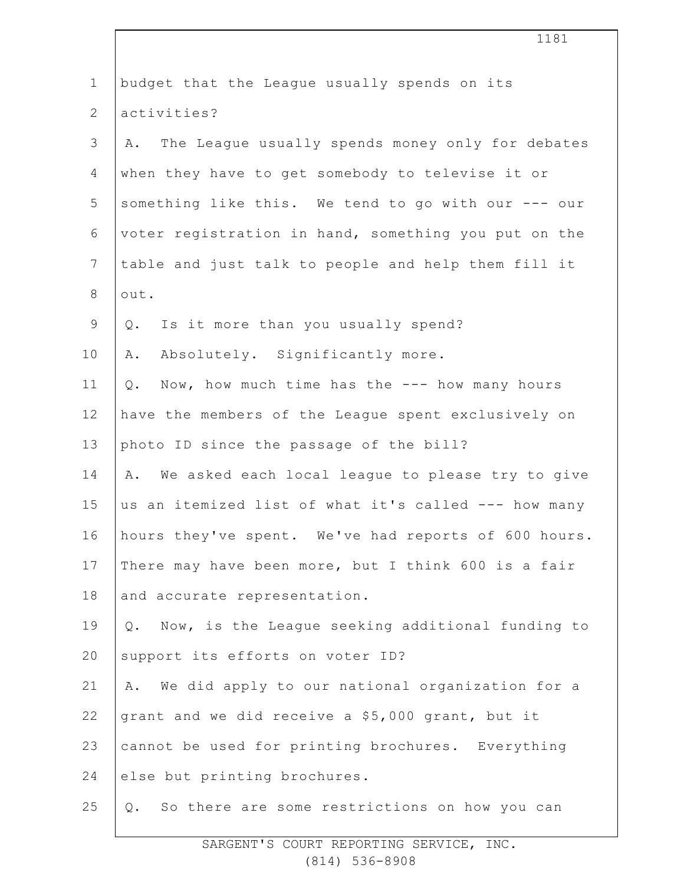budget that the League usually spends on its activities?

A. The League usually spends money only for debates when they have to get somebody to televise it or something like this. We tend to go with our --- our voter registration in hand, something you put on the table and just talk to people and help them fill it out.

Q. Is it more than you usually spend?

A. Absolutely. Significantly more.

Q. Now, how much time has the --- how many hours have the members of the League spent exclusively on photo ID since the passage of the bill?

A. We asked each local league to please try to give us an itemized list of what it's called --- how many hours they've spent. We've had reports of 600 hours. There may have been more, but I think 600 is a fair and accurate representation.

Q. Now, is the League seeking additional funding to support its efforts on voter ID?

A. We did apply to our national organization for a grant and we did receive a $5,000 grant, but it cannot be used for printing brochures. Everything else but printing brochures.

Q. So there are some restrictions on how you can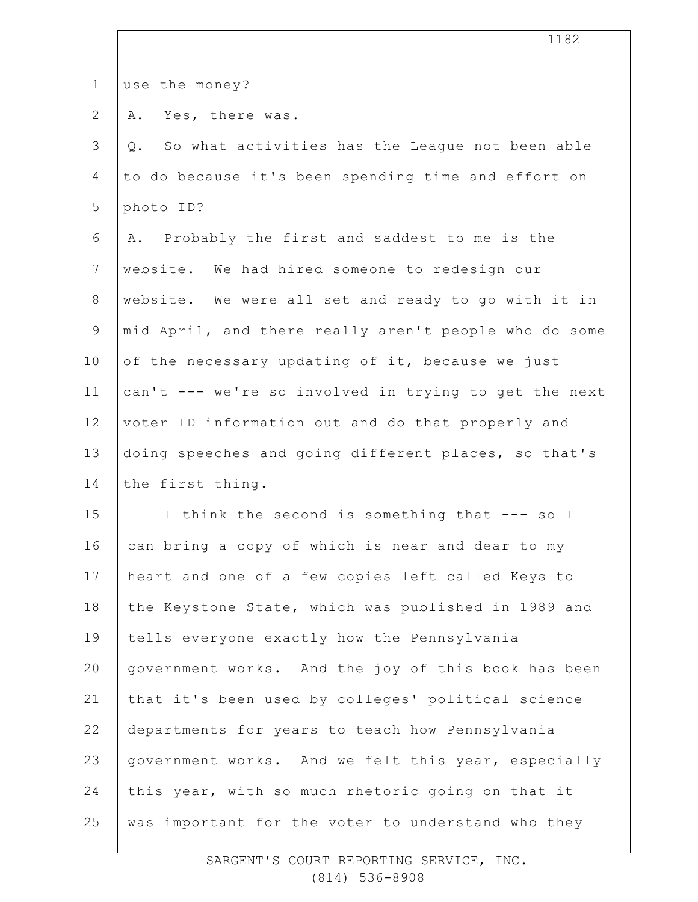use the money?

A. Yes, there was.

Q. So what activities has the League not been able to do because it's been spending time and effort on photo ID?

A. Probably the first and saddest to me is the website. We had hired someone to redesign our website. We were all set and ready to go with it in mid April, and there really aren't people who do some of the necessary updating of it, because we just can't --- we're so involved in trying to get the next voter ID information out and do that properly and doing speeches and going different places, so that's the first thing.

I think the second is something that --- so I can bring a copy of which is near and dear to my heart and one of a few copies left called Keys to the Keystone State, which was published in 1989 and tells everyone exactly how the Pennsylvania government works. And the joy of this book has been that it's been used by colleges' political science departments for years to teach how Pennsylvania government works. And we felt this year, especially this year, with so much rhetoric going on that it was important for the voter to understand who they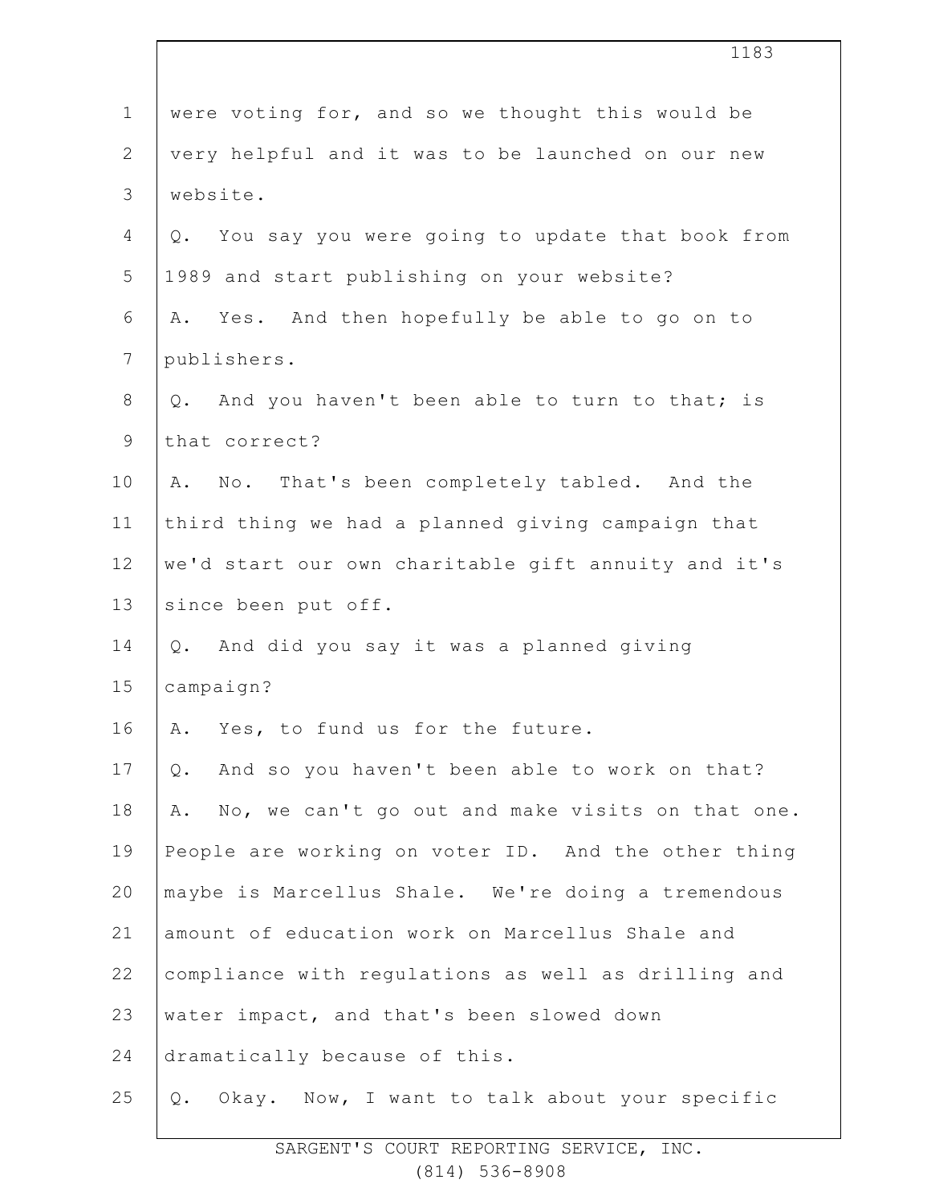were voting for, and so we thought this would be very helpful and it was to be launched on our new website.

Q. You say you were going to update that book from 1989 and start publishing on your website?

A. Yes. And then hopefully be able to go on to publishers.

Q. And you haven't been able to turn to that; is that correct?

A. No. That's been completely tabled. And the third thing we had a planned giving campaign that we'd start our own charitable gift annuity and it's since been put off.

Q. And did you say it was a planned giving campaign?

A. Yes, to fund us for the future.

Q. And so you haven't been able to work on that?

A. No, we can't go out and make visits on that one. People are working on voter ID. And the other thing maybe is Marcellus Shale. We're doing a tremendous amount of education work on Marcellus Shale and compliance with regulations as well as drilling and water impact, and that's been slowed down dramatically because of this.

Q. Okay. Now, I want to talk about your specific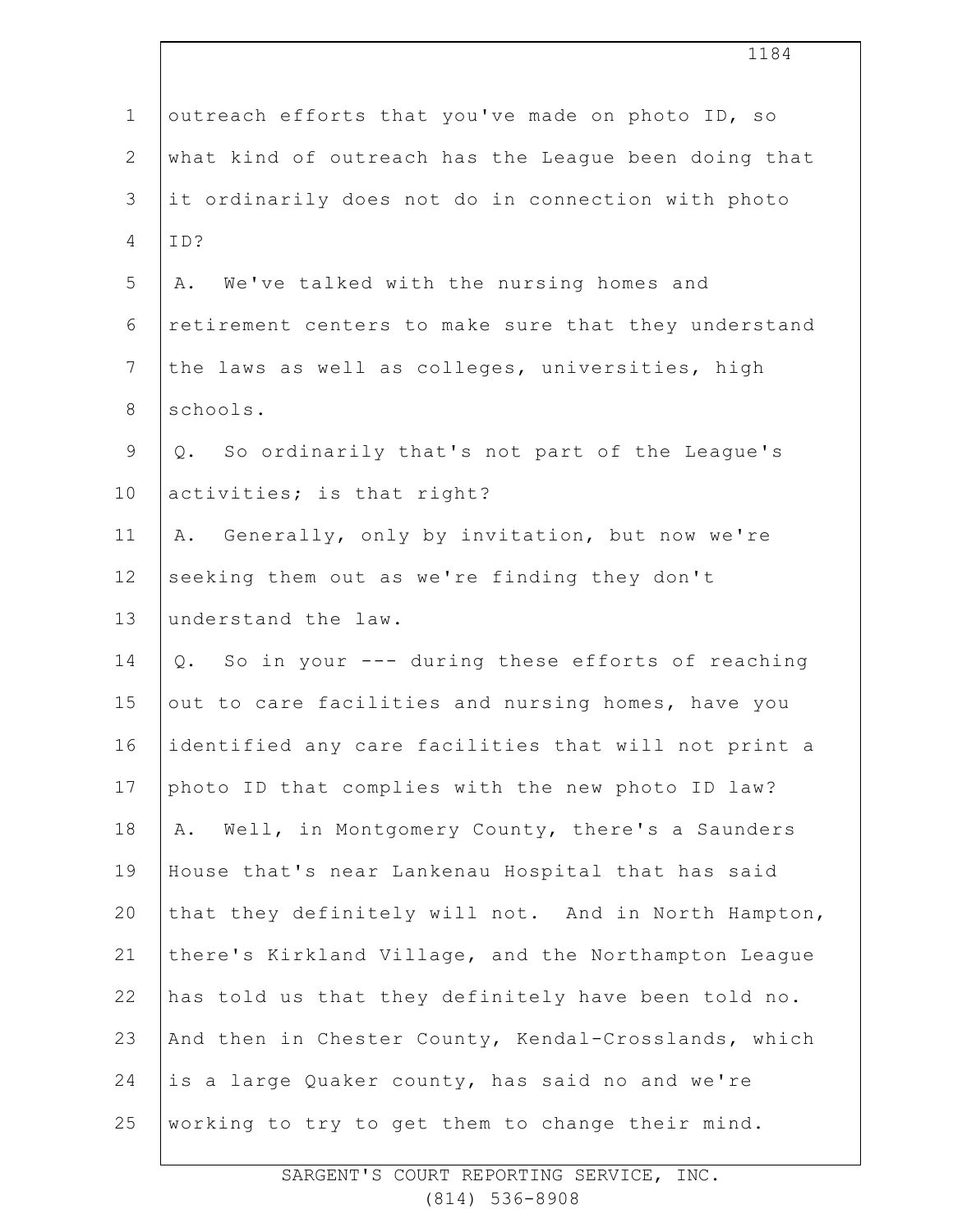outreach efforts that you've made on photo ID, so what kind of outreach has the League been doing that it ordinarily does not do in connection with photo ID?

A. We've talked with the nursing homes and retirement centers to make sure that they understand the laws as well as colleges, universities, high schools.

Q. So ordinarily that's not part of the League's activities; is that right?

A. Generally, only by invitation, but now we're seeking them out as we're finding they don't understand the law.

Q. So in your --- during these efforts of reaching out to care facilities and nursing homes, have you identified any care facilities that will not print a photo ID that complies with the new photo ID law?

A. Well, in Montgomery County, there's a Saunders House that's near Lankenau Hospital that has said that they definitely will not. And in North Hampton, there's Kirkland Village, and the Northampton League has told us that they definitely have been told no. And then in Chester County, Kendal-Crosslands, which is a large Quaker county, has said no and we're working to try to get them to change their mind.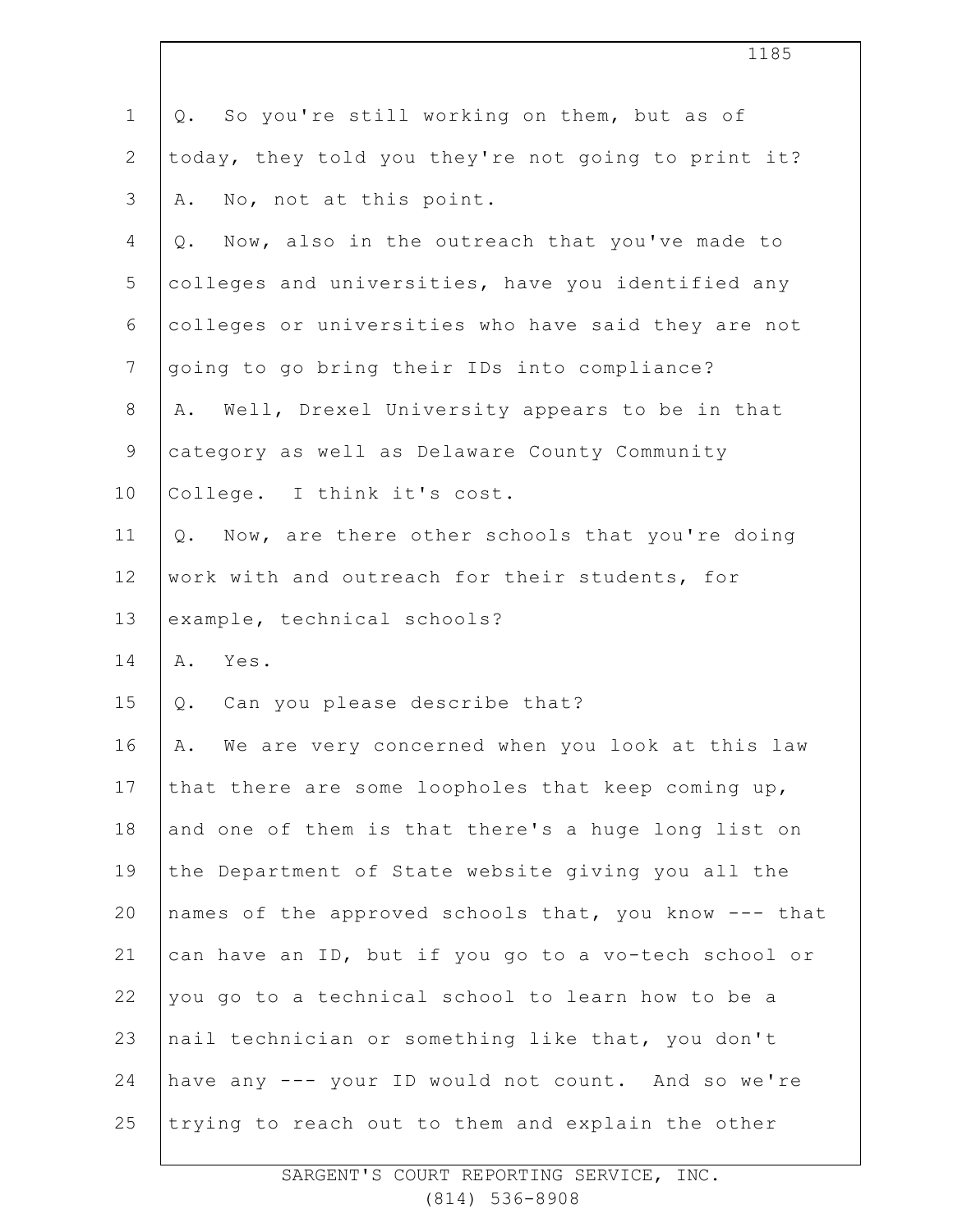Q. So you're still working on them, but as of today, they told you they're not going to print it?

A. No, not at this point.

Q. Now, also in the outreach that you've made to colleges and universities, have you identified any colleges or universities who have said they are not going to go bring their IDs into compliance?

A. Well, Drexel University appears to be in that category as well as Delaware County Community College. I think it's cost.

Q. Now, are there other schools that you're doing work with and outreach for their students, for example, technical schools?

A. Yes.

Q. Can you please describe that?

A. We are very concerned when you look at this law that there are some loopholes that keep coming up, and one of them is that there's a huge long list on the Department of State website giving you all the names of the approved schools that, you know --- that can have an ID, but if you go to a vo-tech school or you go to a technical school to learn how to be a nail technician or something like that, you don't have any --- your ID would not count. And so we're trying to reach out to them and explain the other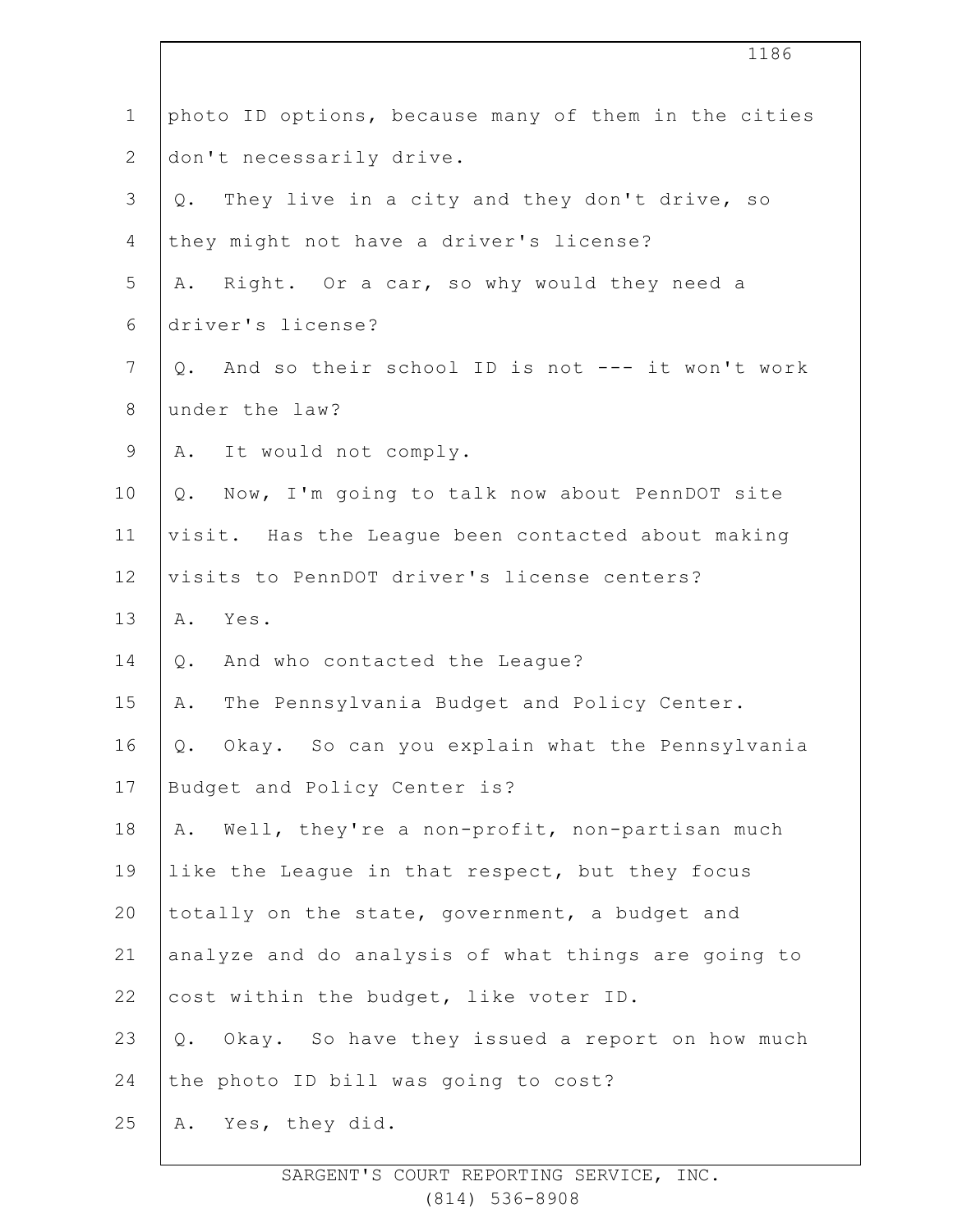photo ID options, because many of them in the cities don't necessarily drive.

Q. They live in a city and they don't drive, so they might not have a driver's license?

A. Right. Or a car, so why would they need a driver's license?

Q. And so their school ID is not --- it won't work under the law?

A. It would not comply.

Q. Now, I'm going to talk now about PennDOT site visit. Has the League been contacted about making visits to PennDOT driver's license centers?

A. Yes.

Q. And who contacted the League?

A. The Pennsylvania Budget and Policy Center.

Q. Okay. So can you explain what the Pennsylvania Budget and Policy Center is?

A. Well, they're a non-profit, non-partisan much like the League in that respect, but they focus totally on the state, government, a budget and analyze and do analysis of what things are going to cost within the budget, like voter ID.

Q. Okay. So have they issued a report on how much the photo ID bill was going to cost?

A. Yes, they did.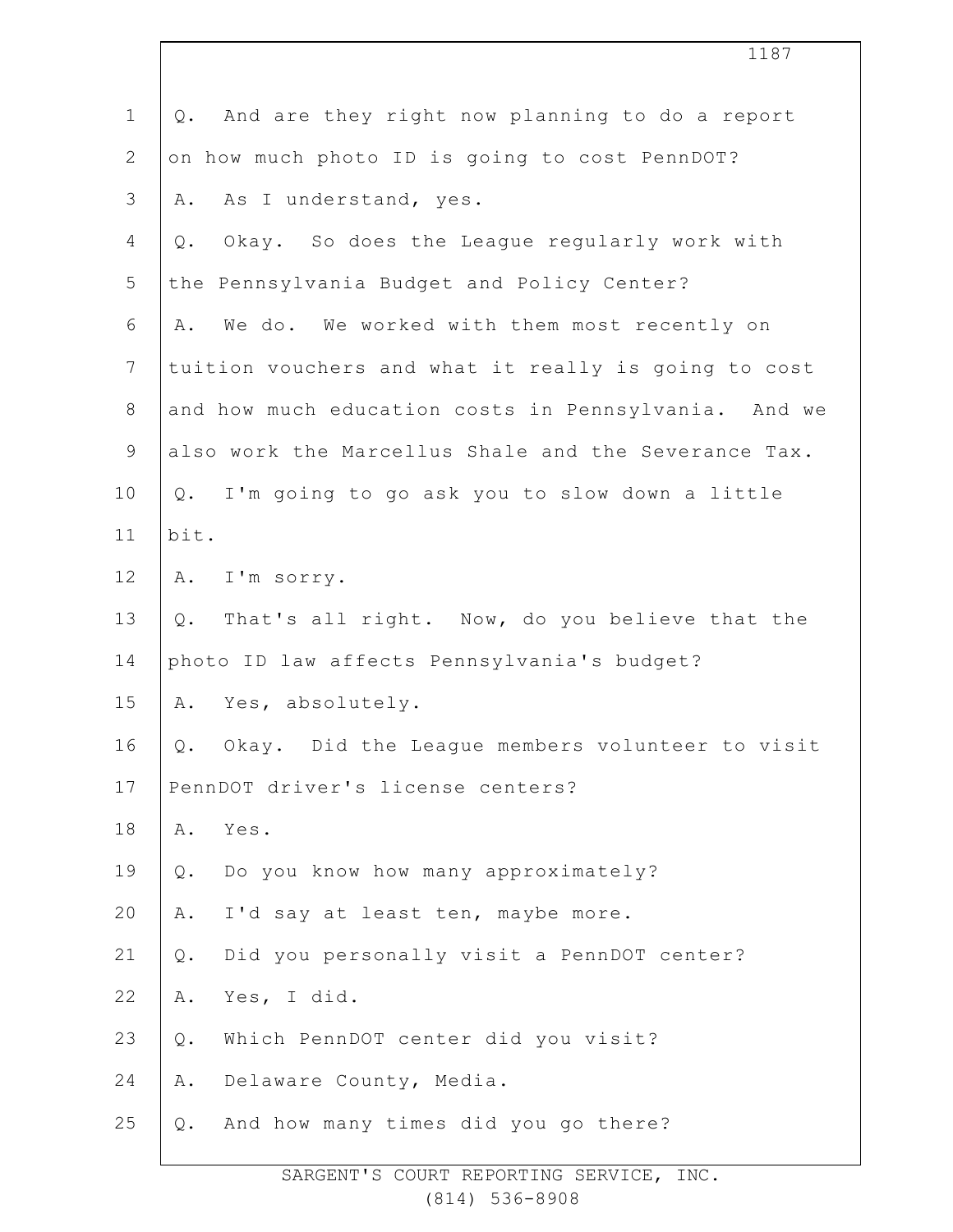1 Q. And are they right now planning to do a report
2 on how much photo ID is going to cost PennDOT?
3 A. As I understand, yes.
4 Q. Okay. So does the League regularly work with
5 the Pennsylvania Budget and Policy Center?
6 A. We do. We worked with them most recently on
7 tuition vouchers and what it really is going to cost
8 and how much education costs in Pennsylvania. And we
9 also work the Marcellus Shale and the Severance Tax.
10 Q. I'm going to go ask you to slow down a little
11 bit.
12 A. I'm sorry.
13 Q. That's all right. Now, do you believe that the
14 photo ID law affects Pennsylvania's budget?
15 A. Yes, absolutely.
16 Q. Okay. Did the League members volunteer to visit
17 PennDOT driver's license centers?
18 A. Yes.
19 Q. Do you know how many approximately?
20 A. I'd say at least ten, maybe more.
21 Q. Did you personally visit a PennDOT center?
22 A. Yes, I did.
23 Q. Which PennDOT center did you visit?
24 A. Delaware County, Media.
25 Q. And how many times did you go there?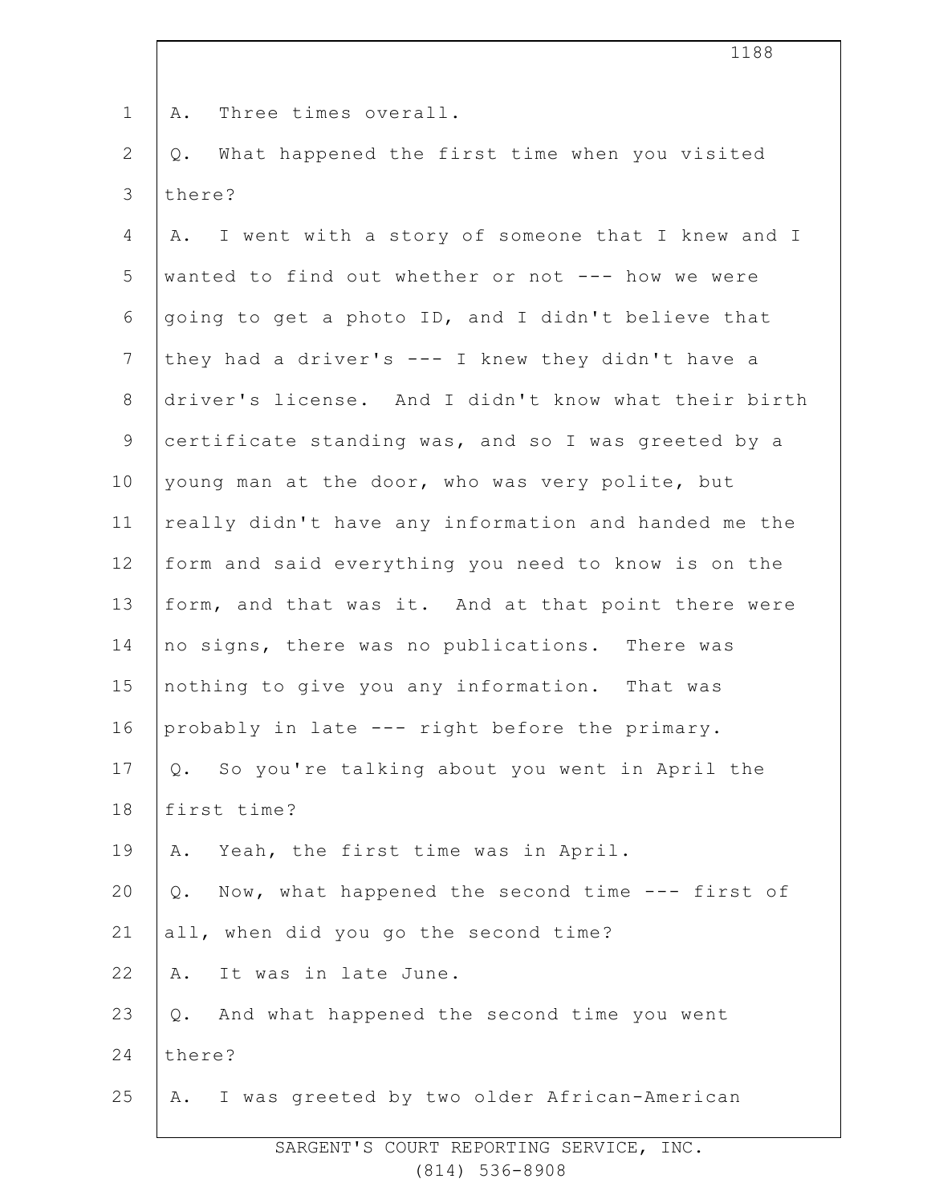A. Three times overall.

Q. What happened the first time when you visited there?

A. I went with a story of someone that I knew and I wanted to find out whether or not --- how we were going to get a photo ID, and I didn't believe that they had a driver's --- I knew they didn't have a driver's license. And I didn't know what their birth certificate standing was, and so I was greeted by a young man at the door, who was very polite, but really didn't have any information and handed me the form and said everything you need to know is on the form, and that was it. And at that point there were no signs, there was no publications. There was nothing to give you any information. That was probably in late --- right before the primary.

Q. So you're talking about you went in April the first time?

A. Yeah, the first time was in April.

Q. Now, what happened the second time --- first of all, when did you go the second time?

A. It was in late June.

Q. And what happened the second time you went there?

A. I was greeted by two older African-American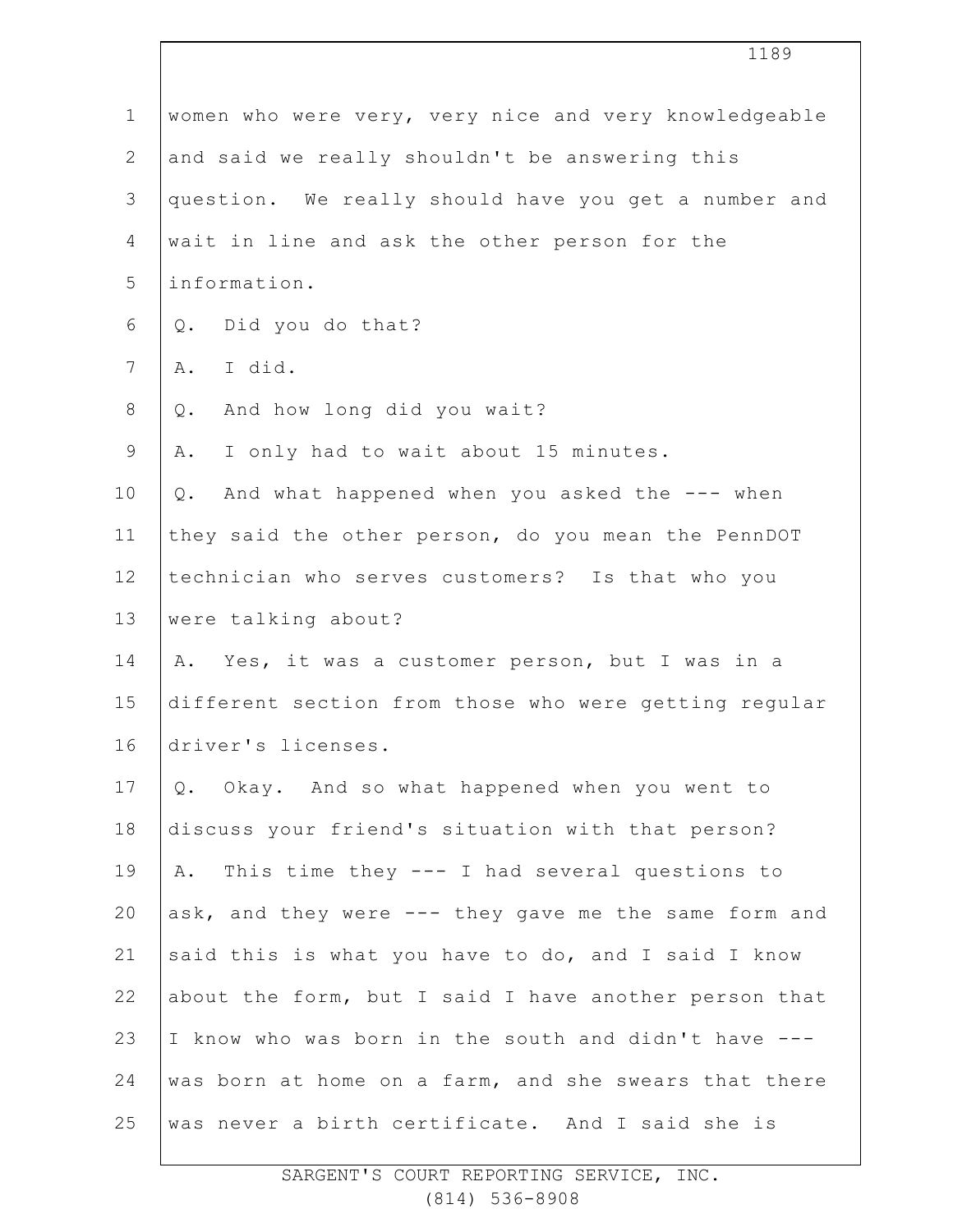women who were very, very nice and very knowledgeable and said we really shouldn't be answering this question. We really should have you get a number and wait in line and ask the other person for the information.

Q. Did you do that?

A. I did.

Q. And how long did you wait?

A. I only had to wait about 15 minutes.

Q. And what happened when you asked the --- when they said the other person, do you mean the PennDOT technician who serves customers? Is that who you were talking about?

A. Yes, it was a customer person, but I was in a different section from those who were getting regular driver's licenses.

Q. Okay. And so what happened when you went to discuss your friend's situation with that person?

A. This time they --- I had several questions to ask, and they were --- they gave me the same form and said this is what you have to do, and I said I know about the form, but I said I have another person that I know who was born in the south and didn't have --- was born at home on a farm, and she swears that there was never a birth certificate. And I said she is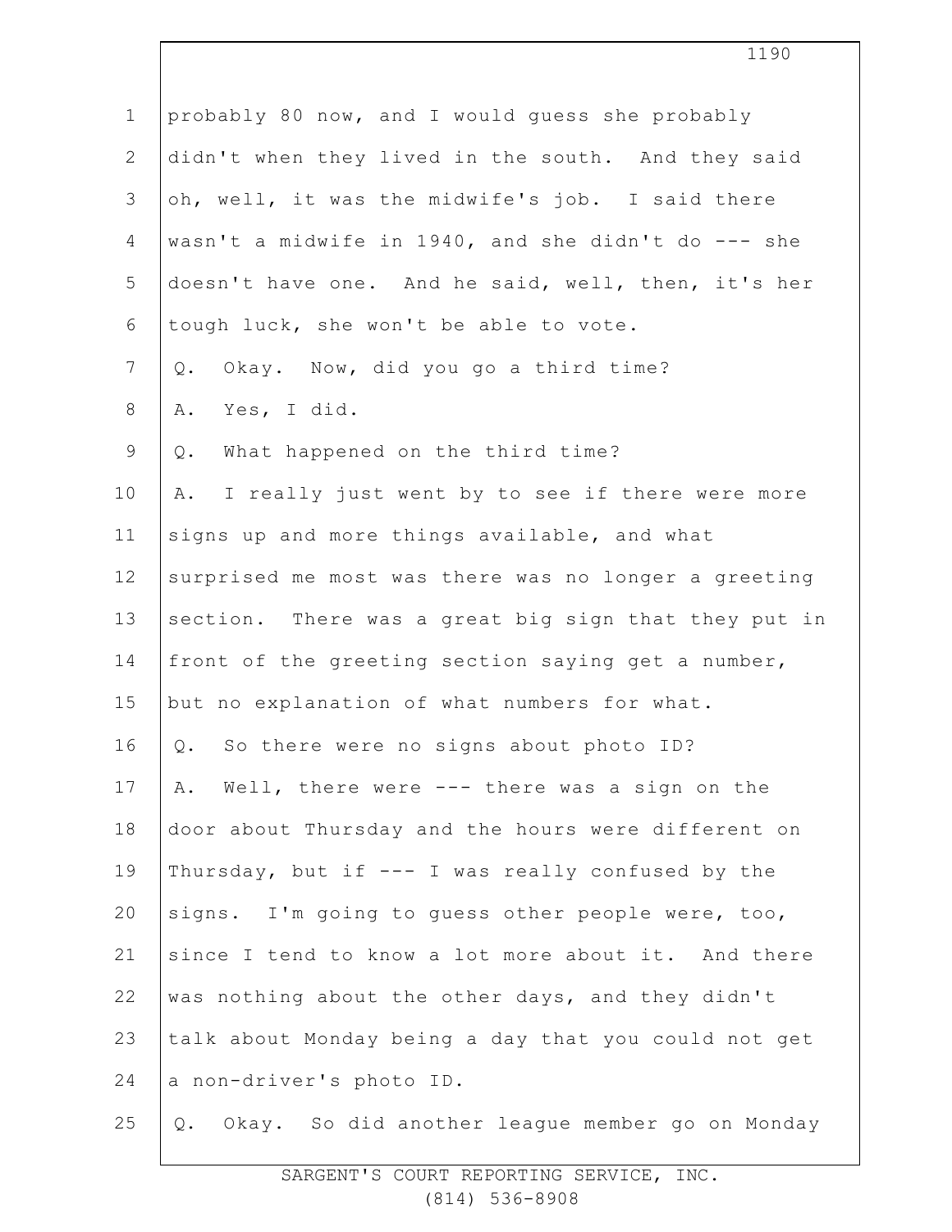probably 80 now, and I would guess she probably didn't when they lived in the south. And they said oh, well, it was the midwife's job. I said there wasn't a midwife in 1940, and she didn't do --- she doesn't have one. And he said, well, then, it's her tough luck, she won't be able to vote.

Q. Okay. Now, did you go a third time?

A. Yes, I did.

Q. What happened on the third time?

A. I really just went by to see if there were more signs up and more things available, and what surprised me most was there was no longer a greeting section. There was a great big sign that they put in front of the greeting section saying get a number, but no explanation of what numbers for what.

Q. So there were no signs about photo ID?

A. Well, there were --- there was a sign on the door about Thursday and the hours were different on Thursday, but if --- I was really confused by the signs. I'm going to guess other people were, too, since I tend to know a lot more about it. And there was nothing about the other days, and they didn't talk about Monday being a day that you could not get a non-driver's photo ID.

Q. Okay. So did another league member go on Monday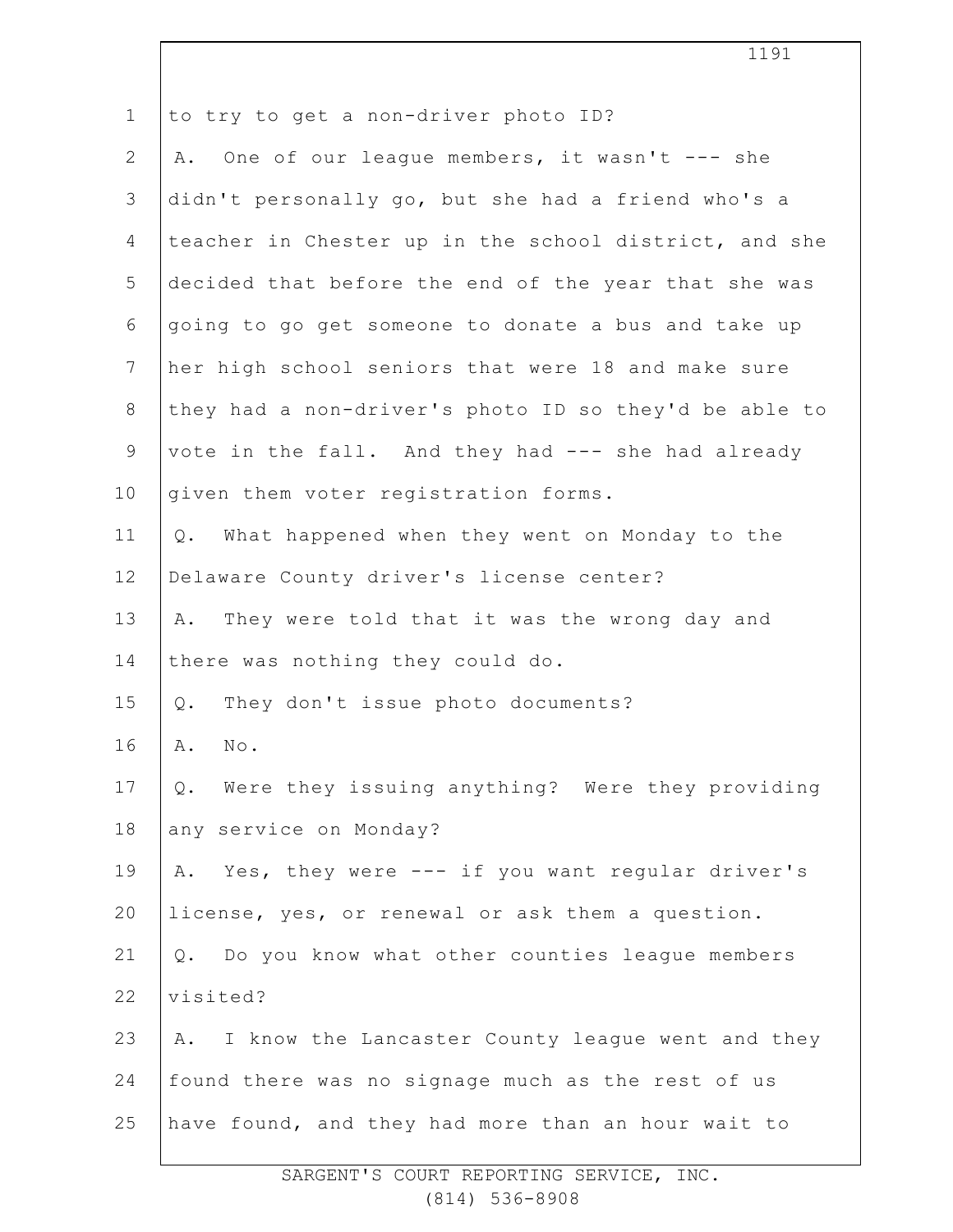to try to get a non-driver photo ID?

A. One of our league members, it wasn't --- she didn't personally go, but she had a friend who's a teacher in Chester up in the school district, and she decided that before the end of the year that she was going to go get someone to donate a bus and take up her high school seniors that were 18 and make sure they had a non-driver's photo ID so they'd be able to vote in the fall. And they had --- she had already given them voter registration forms.

Q. What happened when they went on Monday to the Delaware County driver's license center?

A. They were told that it was the wrong day and there was nothing they could do.

Q. They don't issue photo documents?

A. No.

Q. Were they issuing anything? Were they providing any service on Monday?

A. Yes, they were --- if you want regular driver's license, yes, or renewal or ask them a question.

Q. Do you know what other counties league members visited?

A. I know the Lancaster County league went and they found there was no signage much as the rest of us have found, and they had more than an hour wait to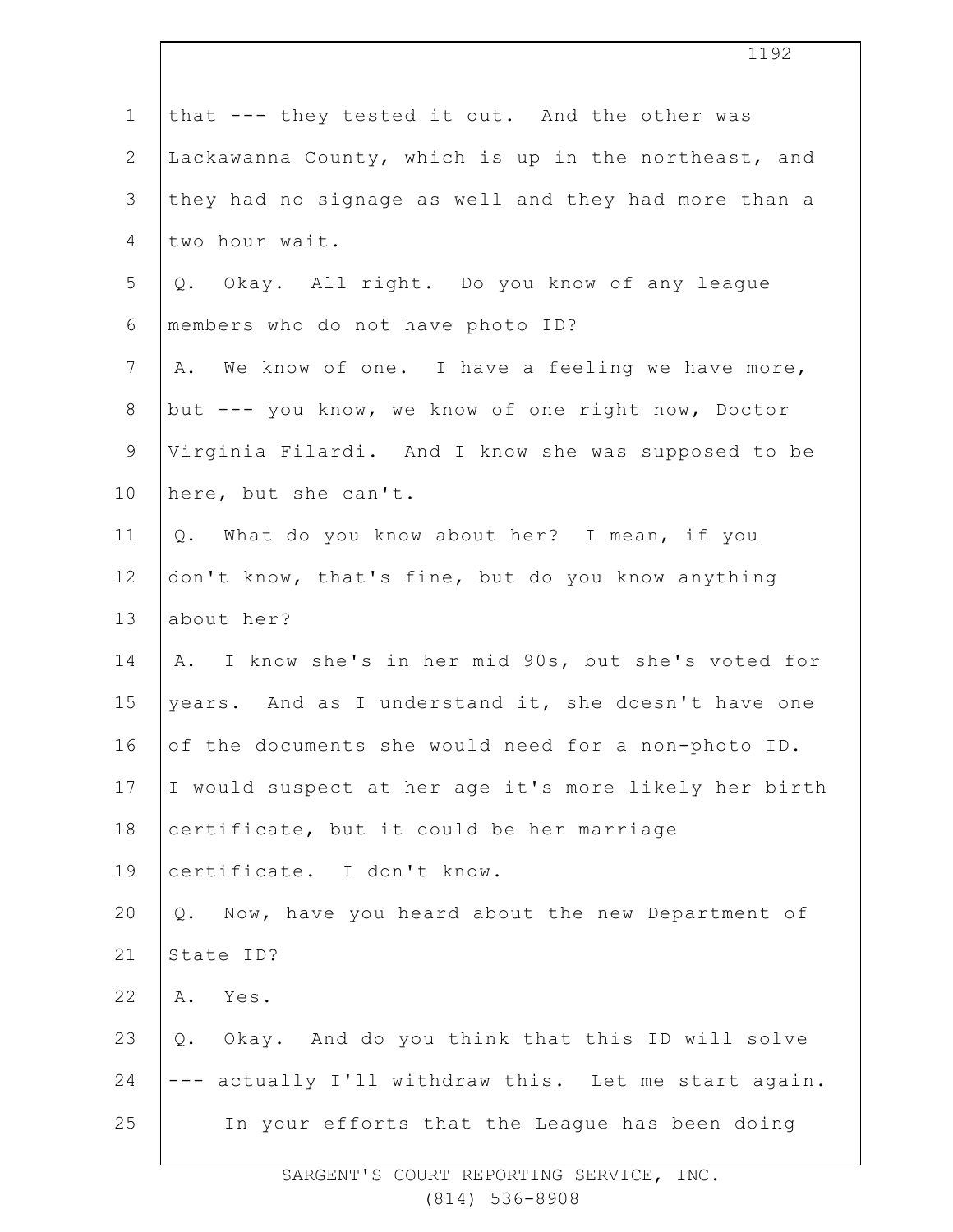that --- they tested it out. And the other was Lackawanna County, which is up in the northeast, and they had no signage as well and they had more than a two hour wait.

Q. Okay. All right. Do you know of any league members who do not have photo ID?

A. We know of one. I have a feeling we have more, but --- you know, we know of one right now, Doctor Virginia Filardi. And I know she was supposed to be here, but she can't.

Q. What do you know about her? I mean, if you don't know, that's fine, but do you know anything about her?

A. I know she's in her mid 90s, but she's voted for years. And as I understand it, she doesn't have one of the documents she would need for a non-photo ID. I would suspect at her age it's more likely her birth certificate, but it could be her marriage certificate. I don't know.

Q. Now, have you heard about the new Department of State ID?

A. Yes.

Q. Okay. And do you think that this ID will solve --- actually I'll withdraw this. Let me start again.

In your efforts that the League has been doing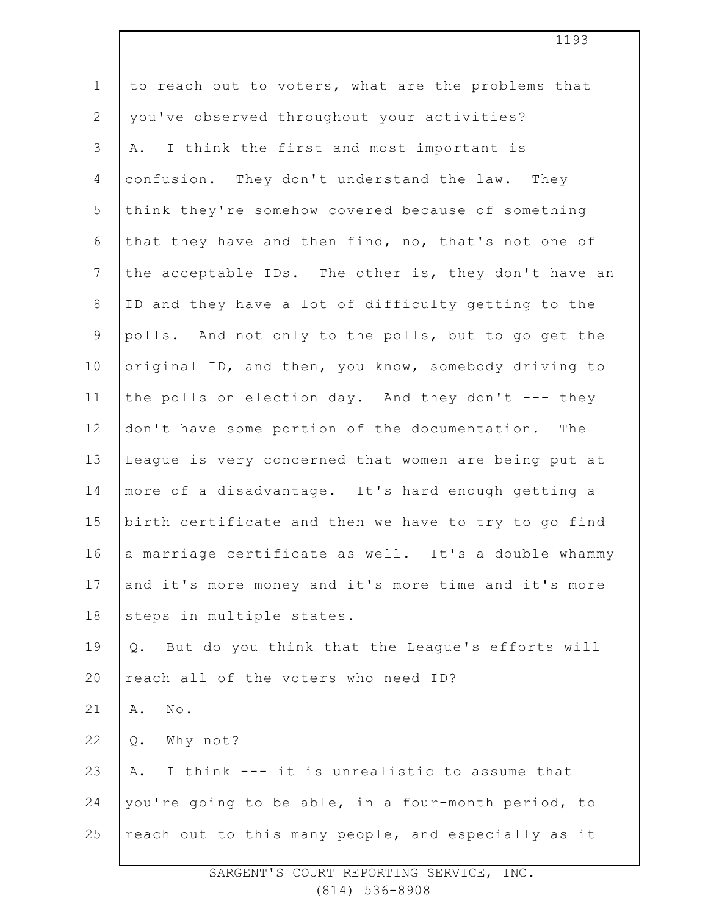to reach out to voters, what are the problems that you've observed throughout your activities?

A. I think the first and most important is confusion. They don't understand the law. They think they're somehow covered because of something that they have and then find, no, that's not one of the acceptable IDs. The other is, they don't have an ID and they have a lot of difficulty getting to the polls. And not only to the polls, but to go get the original ID, and then, you know, somebody driving to the polls on election day. And they don't --- they don't have some portion of the documentation. The League is very concerned that women are being put at more of a disadvantage. It's hard enough getting a birth certificate and then we have to try to go find a marriage certificate as well. It's a double whammy and it's more money and it's more time and it's more steps in multiple states.

Q. But do you think that the League's efforts will reach all of the voters who need ID?

A. No.

Q. Why not?

A. I think --- it is unrealistic to assume that you're going to be able, in a four-month period, to reach out to this many people, and especially as it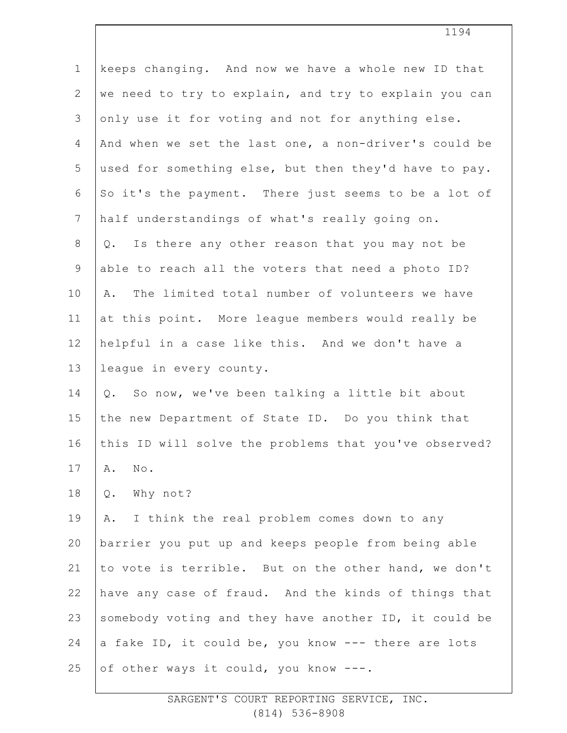keeps changing. And now we have a whole new ID that we need to try to explain, and try to explain you can only use it for voting and not for anything else. And when we set the last one, a non-driver's could be used for something else, but then they'd have to pay. So it's the payment. There just seems to be a lot of half understandings of what's really going on.

Q. Is there any other reason that you may not be able to reach all the voters that need a photo ID?

A. The limited total number of volunteers we have at this point. More league members would really be helpful in a case like this. And we don't have a league in every county.

Q. So now, we've been talking a little bit about the new Department of State ID. Do you think that this ID will solve the problems that you've observed?

A. No.

Q. Why not?

A. I think the real problem comes down to any barrier you put up and keeps people from being able to vote is terrible. But on the other hand, we don't have any case of fraud. And the kinds of things that somebody voting and they have another ID, it could be a fake ID, it could be, you know --- there are lots of other ways it could, you know ---.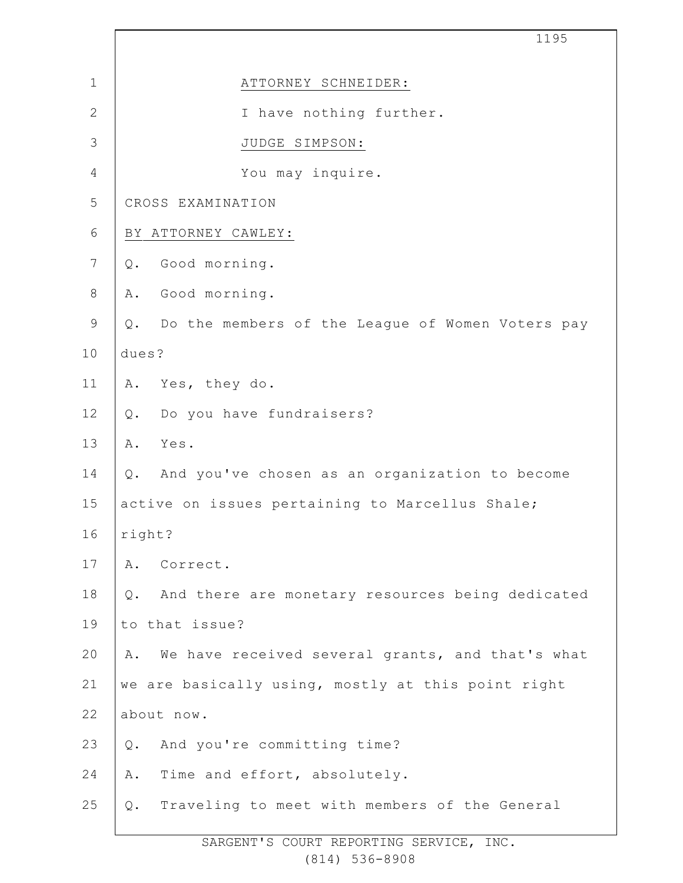ATTORNEY SCHNEIDER:

I have nothing further.

JUDGE SIMPSON:

You may inquire.

CROSS EXAMINATION

BY ATTORNEY CAWLEY:

Q. Good morning.

A. Good morning.

Q. Do the members of the League of Women Voters pay dues?

A. Yes, they do.

Q. Do you have fundraisers?

A. Yes.

Q. And you've chosen as an organization to become active on issues pertaining to Marcellus Shale; right?

A. Correct.

Q. And there are monetary resources being dedicated to that issue?

A. We have received several grants, and that's what we are basically using, mostly at this point right about now.

Q. And you're committing time?

A. Time and effort, absolutely.

Q. Traveling to meet with members of the General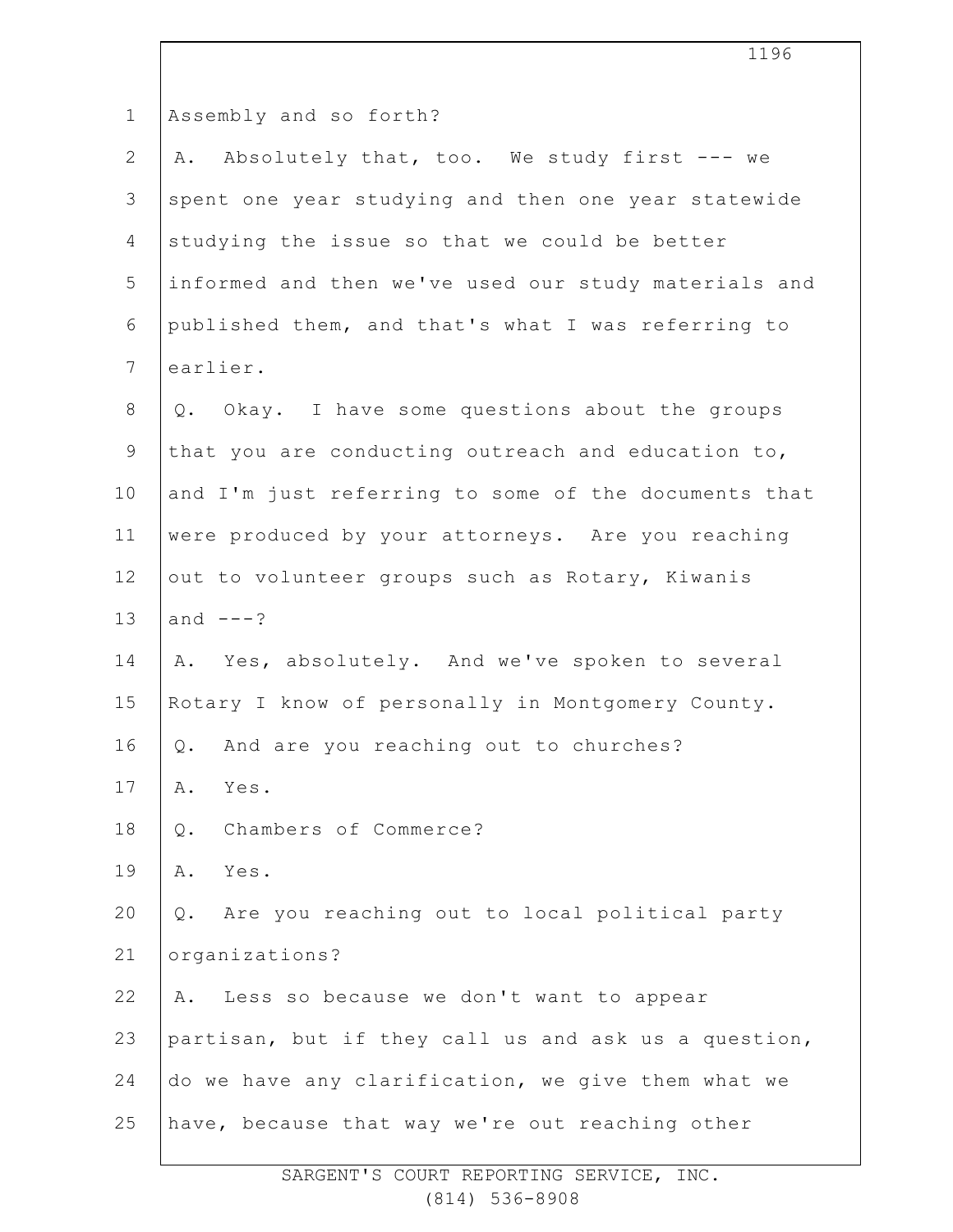Assembly and so forth?

A. Absolutely that, too. We study first --- we spent one year studying and then one year statewide studying the issue so that we could be better informed and then we've used our study materials and published them, and that's what I was referring to earlier.

Q. Okay. I have some questions about the groups that you are conducting outreach and education to, and I'm just referring to some of the documents that were produced by your attorneys. Are you reaching out to volunteer groups such as Rotary, Kiwanis and ---?

A. Yes, absolutely. And we've spoken to several Rotary I know of personally in Montgomery County.

Q. And are you reaching out to churches?

A. Yes.

Q. Chambers of Commerce?

A. Yes.

Q. Are you reaching out to local political party organizations?

A. Less so because we don't want to appear partisan, but if they call us and ask us a question, do we have any clarification, we give them what we have, because that way we're out reaching other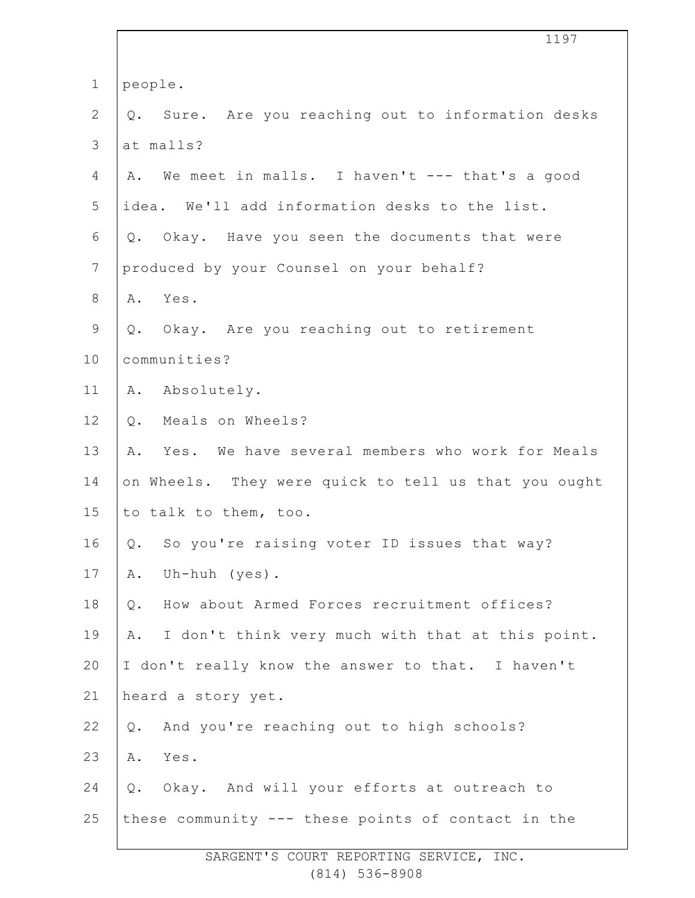people.

Q. Sure. Are you reaching out to information desks at malls?

A. We meet in malls. I haven't --- that's a good idea. We'll add information desks to the list.

Q. Okay. Have you seen the documents that were produced by your Counsel on your behalf?

A. Yes.

Q. Okay. Are you reaching out to retirement communities?

A. Absolutely.

Q. Meals on Wheels?

A. Yes. We have several members who work for Meals on Wheels. They were quick to tell us that you ought to talk to them, too.

Q. So you're raising voter ID issues that way?

A. Uh-huh (yes).

Q. How about Armed Forces recruitment offices?

A. I don't think very much with that at this point. I don't really know the answer to that. I haven't heard a story yet.

Q. And you're reaching out to high schools?

A. Yes.

Q. Okay. And will your efforts at outreach to these community --- these points of contact in the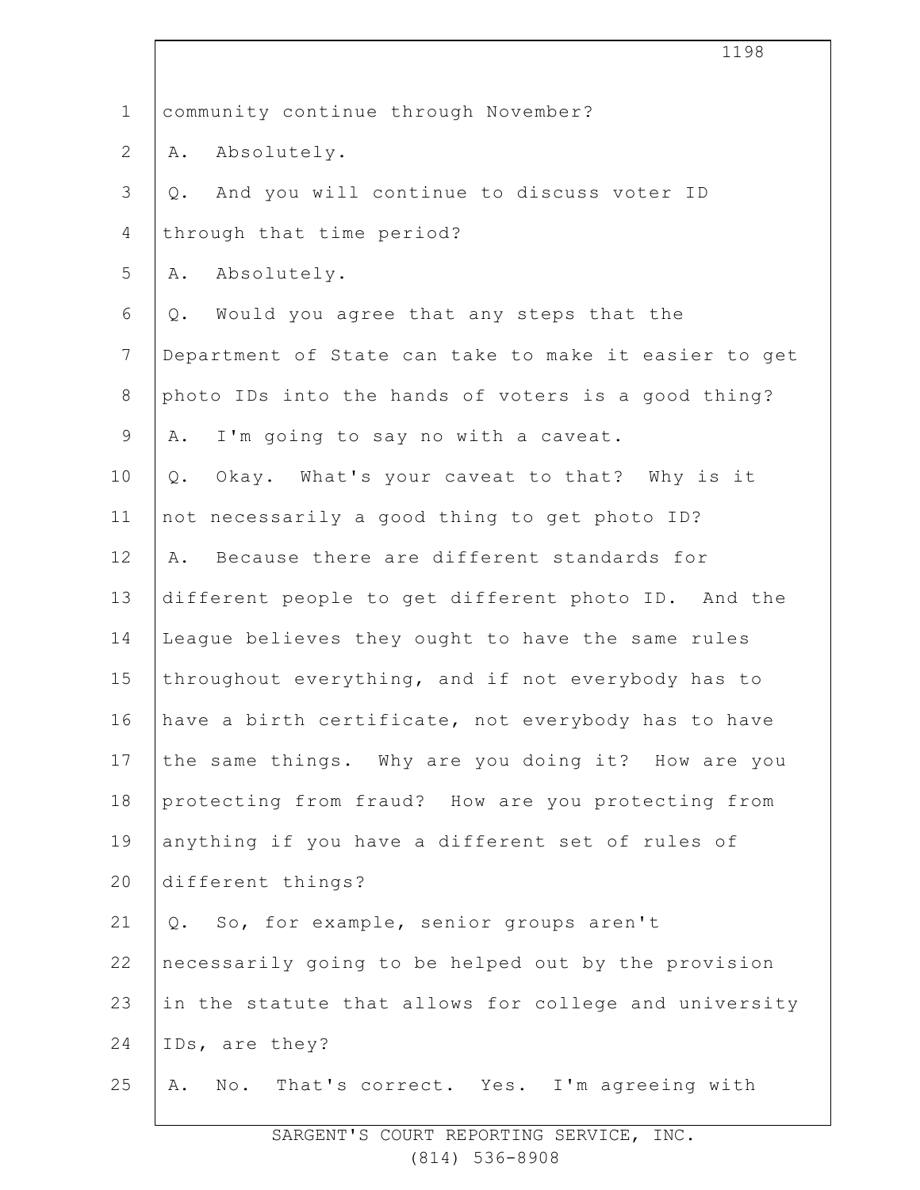community continue through November?

A. Absolutely.

Q. And you will continue to discuss voter ID through that time period?

A. Absolutely.

Q. Would you agree that any steps that the Department of State can take to make it easier to get photo IDs into the hands of voters is a good thing?

A. I'm going to say no with a caveat.

Q. Okay. What's your caveat to that? Why is it not necessarily a good thing to get photo ID?

A. Because there are different standards for different people to get different photo ID. And the League believes they ought to have the same rules throughout everything, and if not everybody has to have a birth certificate, not everybody has to have the same things. Why are you doing it? How are you protecting from fraud? How are you protecting from anything if you have a different set of rules of different things?

Q. So, for example, senior groups aren't necessarily going to be helped out by the provision in the statute that allows for college and university IDs, are they?

A. No. That's correct. Yes. I'm agreeing with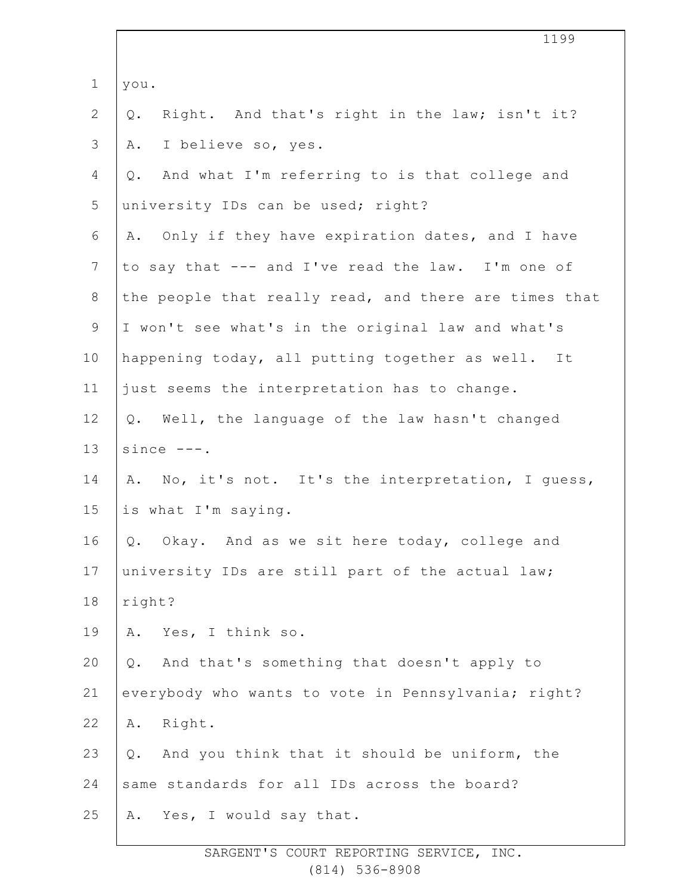you.

Q. Right. And that's right in the law; isn't it?

A. I believe so, yes.

Q. And what I'm referring to is that college and university IDs can be used; right?

A. Only if they have expiration dates, and I have to say that --- and I've read the law. I'm one of the people that really read, and there are times that I won't see what's in the original law and what's happening today, all putting together as well. It just seems the interpretation has to change.

Q. Well, the language of the law hasn't changed since ---.

A. No, it's not. It's the interpretation, I guess, is what I'm saying.

Q. Okay. And as we sit here today, college and university IDs are still part of the actual law; right?

A. Yes, I think so.

Q. And that's something that doesn't apply to everybody who wants to vote in Pennsylvania; right?

A. Right.

Q. And you think that it should be uniform, the same standards for all IDs across the board?

A. Yes, I would say that.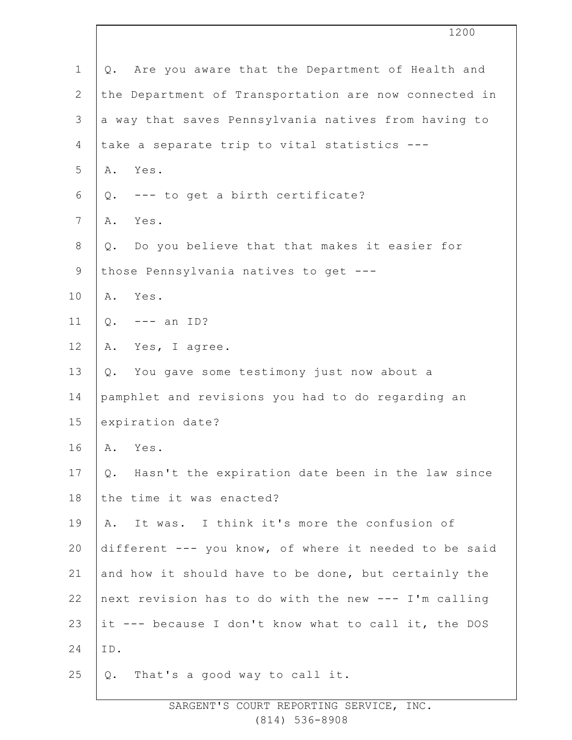Q. Are you aware that the Department of Health and the Department of Transportation are now connected in a way that saves Pennsylvania natives from having to take a separate trip to vital statistics ---

A. Yes.

Q. --- to get a birth certificate?

A. Yes.

Q. Do you believe that that makes it easier for those Pennsylvania natives to get ---

A. Yes.

Q. --- an ID?

A. Yes, I agree.

Q. You gave some testimony just now about a pamphlet and revisions you had to do regarding an expiration date?

A. Yes.

Q. Hasn't the expiration date been in the law since the time it was enacted?

A. It was. I think it's more the confusion of different --- you know, of where it needed to be said and how it should have to be done, but certainly the next revision has to do with the new --- I'm calling it --- because I don't know what to call it, the DOS ID.

Q. That's a good way to call it.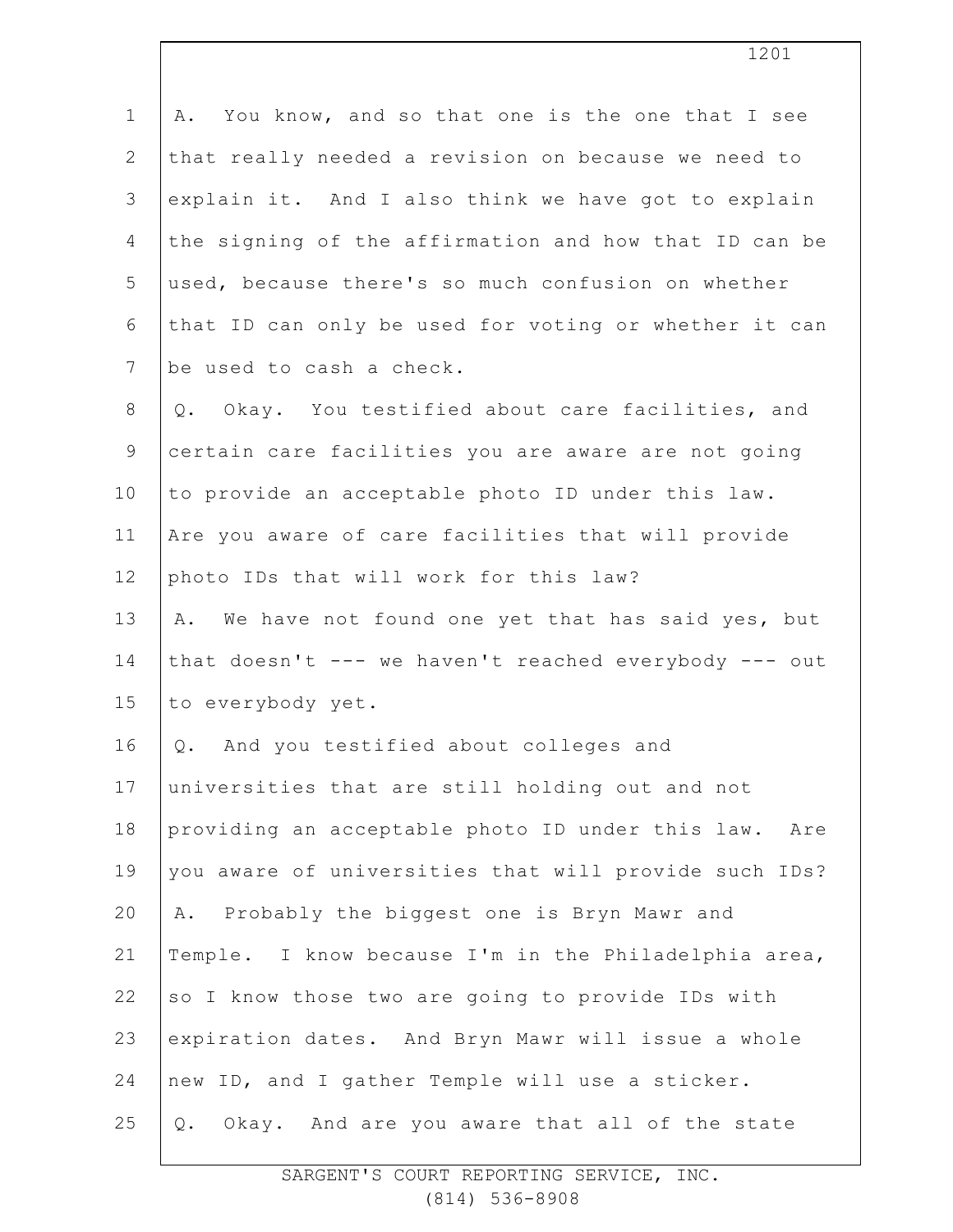A. You know, and so that one is the one that I see that really needed a revision on because we need to explain it. And I also think we have got to explain the signing of the affirmation and how that ID can be used, because there's so much confusion on whether that ID can only be used for voting or whether it can be used to cash a check.

Q. Okay. You testified about care facilities, and certain care facilities you are aware are not going to provide an acceptable photo ID under this law. Are you aware of care facilities that will provide photo IDs that will work for this law?

A. We have not found one yet that has said yes, but that doesn't --- we haven't reached everybody --- out to everybody yet.

Q. And you testified about colleges and universities that are still holding out and not providing an acceptable photo ID under this law. Are you aware of universities that will provide such IDs?

A. Probably the biggest one is Bryn Mawr and Temple. I know because I'm in the Philadelphia area, so I know those two are going to provide IDs with expiration dates. And Bryn Mawr will issue a whole new ID, and I gather Temple will use a sticker.

Q. Okay. And are you aware that all of the state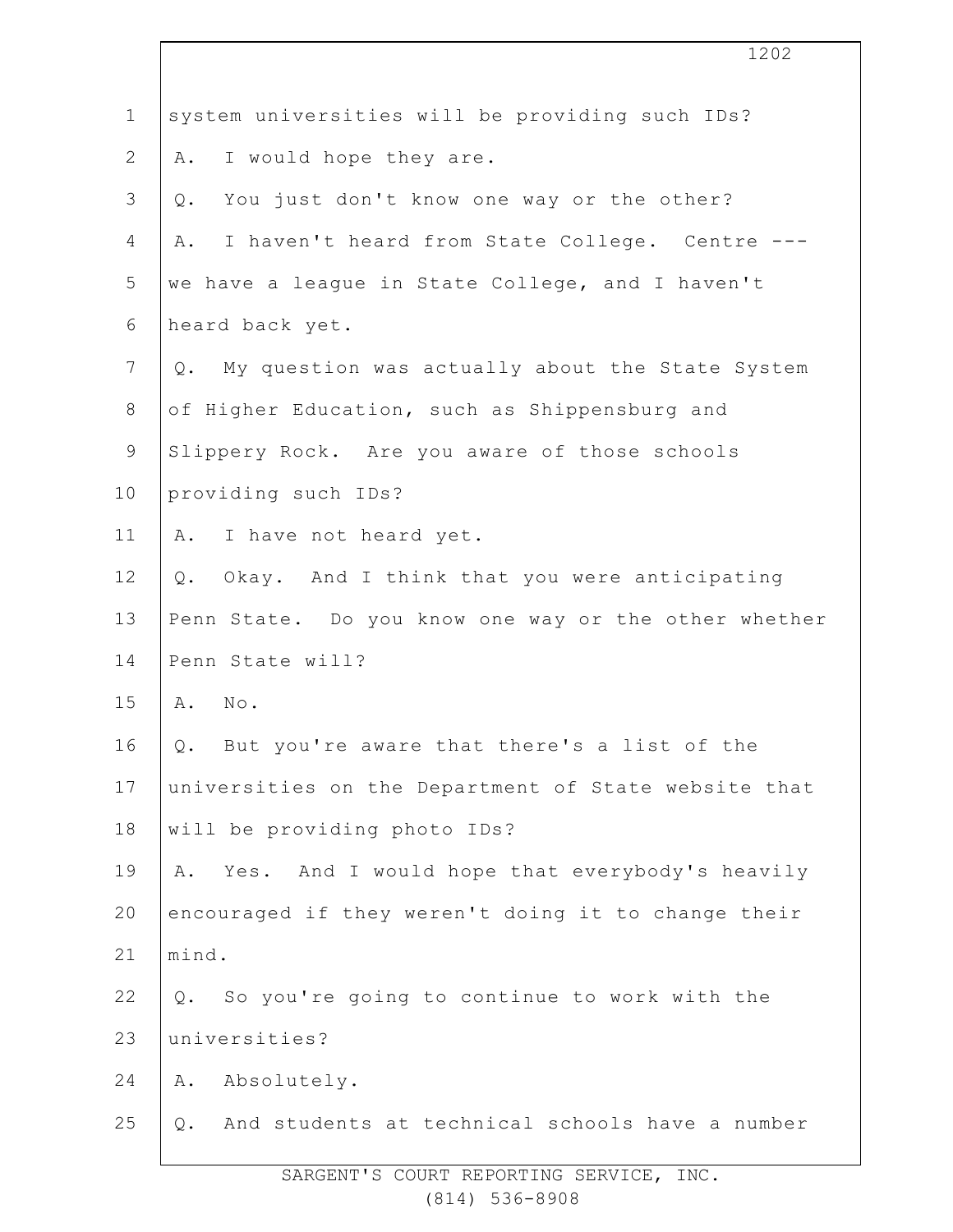system universities will be providing such IDs?

A. I would hope they are.

Q. You just don't know one way or the other?

A. I haven't heard from State College. Centre --- we have a league in State College, and I haven't heard back yet.

Q. My question was actually about the State System of Higher Education, such as Shippensburg and Slippery Rock. Are you aware of those schools providing such IDs?

A. I have not heard yet.

Q. Okay. And I think that you were anticipating Penn State. Do you know one way or the other whether Penn State will?

A. No.

Q. But you're aware that there's a list of the universities on the Department of State website that will be providing photo IDs?

A. Yes. And I would hope that everybody's heavily encouraged if they weren't doing it to change their mind.

Q. So you're going to continue to work with the universities?

A. Absolutely.

Q. And students at technical schools have a number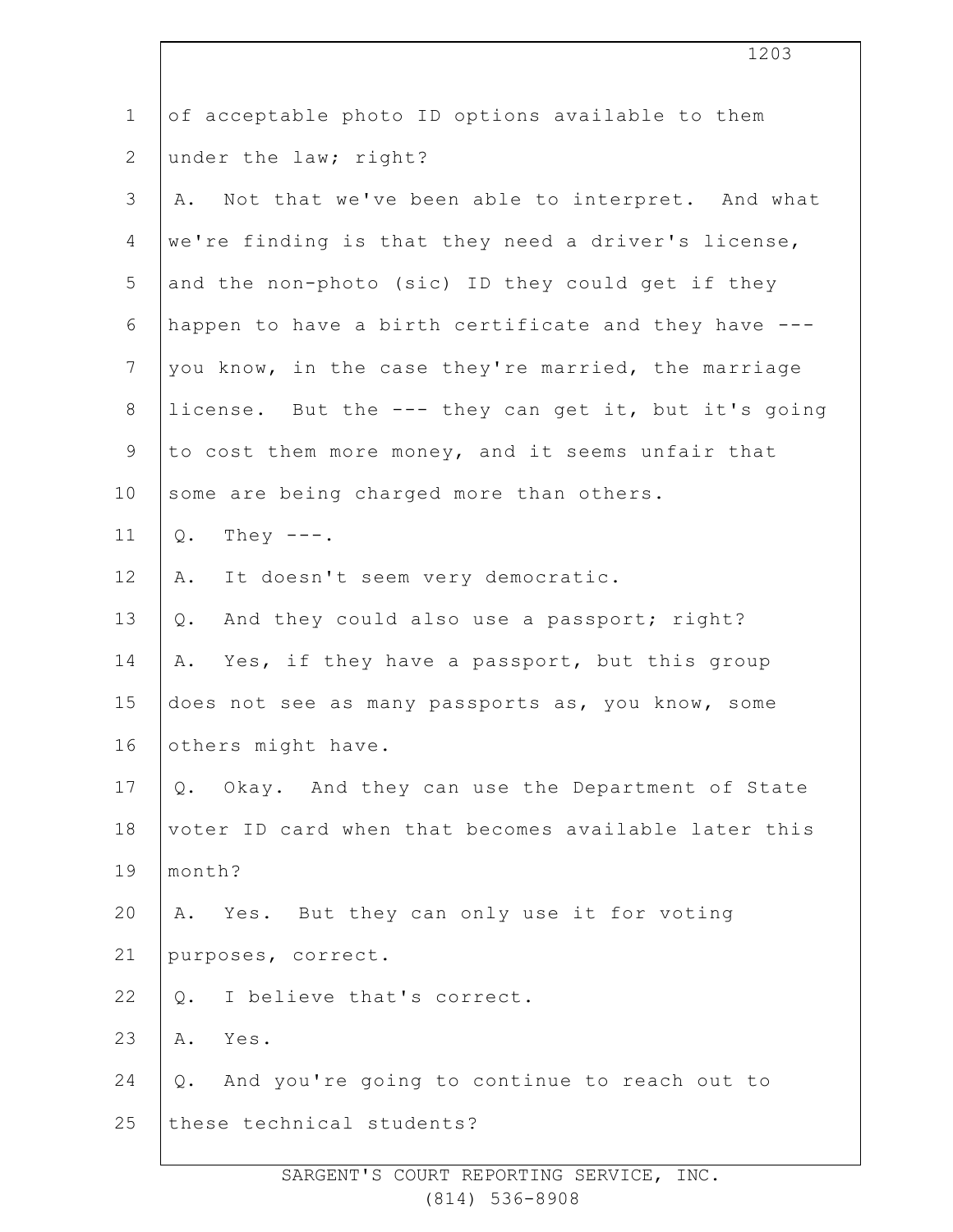of acceptable photo ID options available to them under the law; right?

A. Not that we've been able to interpret. And what we're finding is that they need a driver's license, and the non-photo (sic) ID they could get if they happen to have a birth certificate and they have --- you know, in the case they're married, the marriage license. But the --- they can get it, but it's going to cost them more money, and it seems unfair that some are being charged more than others.

Q. They ---.

A. It doesn't seem very democratic.

Q. And they could also use a passport; right?

A. Yes, if they have a passport, but this group does not see as many passports as, you know, some others might have.

Q. Okay. And they can use the Department of State voter ID card when that becomes available later this month?

A. Yes. But they can only use it for voting purposes, correct.

Q. I believe that's correct.

A. Yes.

Q. And you're going to continue to reach out to these technical students?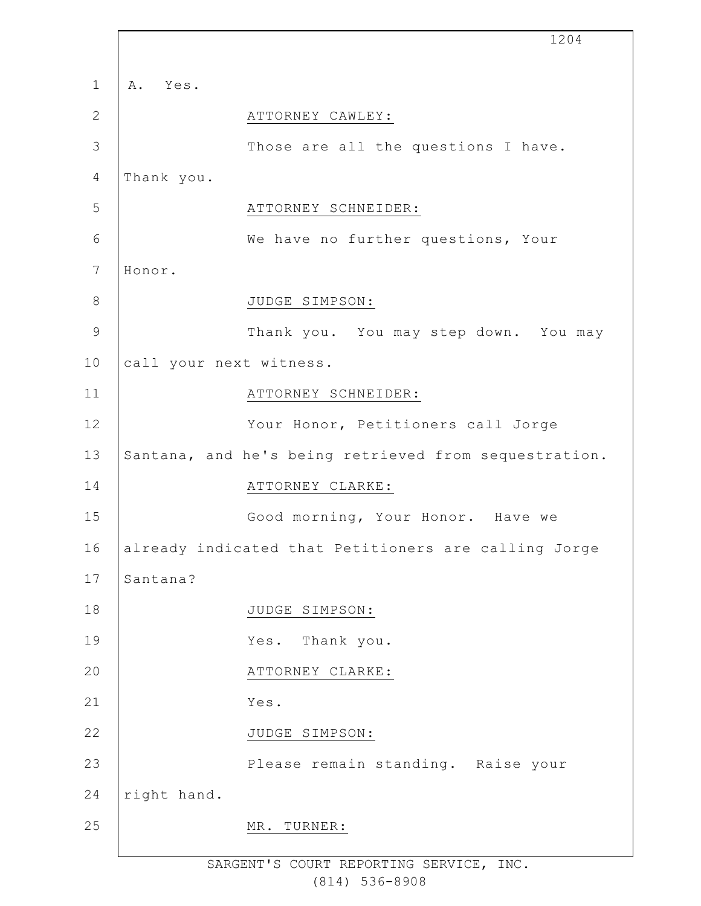A. Yes.

ATTORNEY CAWLEY:

Those are all the questions I have. Thank you.

ATTORNEY SCHNEIDER:

We have no further questions, Your Honor.

JUDGE SIMPSON:

Thank you. You may step down. You may call your next witness.

ATTORNEY SCHNEIDER:

Your Honor, Petitioners call Jorge Santana, and he's being retrieved from sequestration.

ATTORNEY CLARKE:

Good morning, Your Honor. Have we already indicated that Petitioners are calling Jorge Santana?

JUDGE SIMPSON:

Yes. Thank you.

ATTORNEY CLARKE:

Yes.

JUDGE SIMPSON:

Please remain standing. Raise your right hand.

MR. TURNER: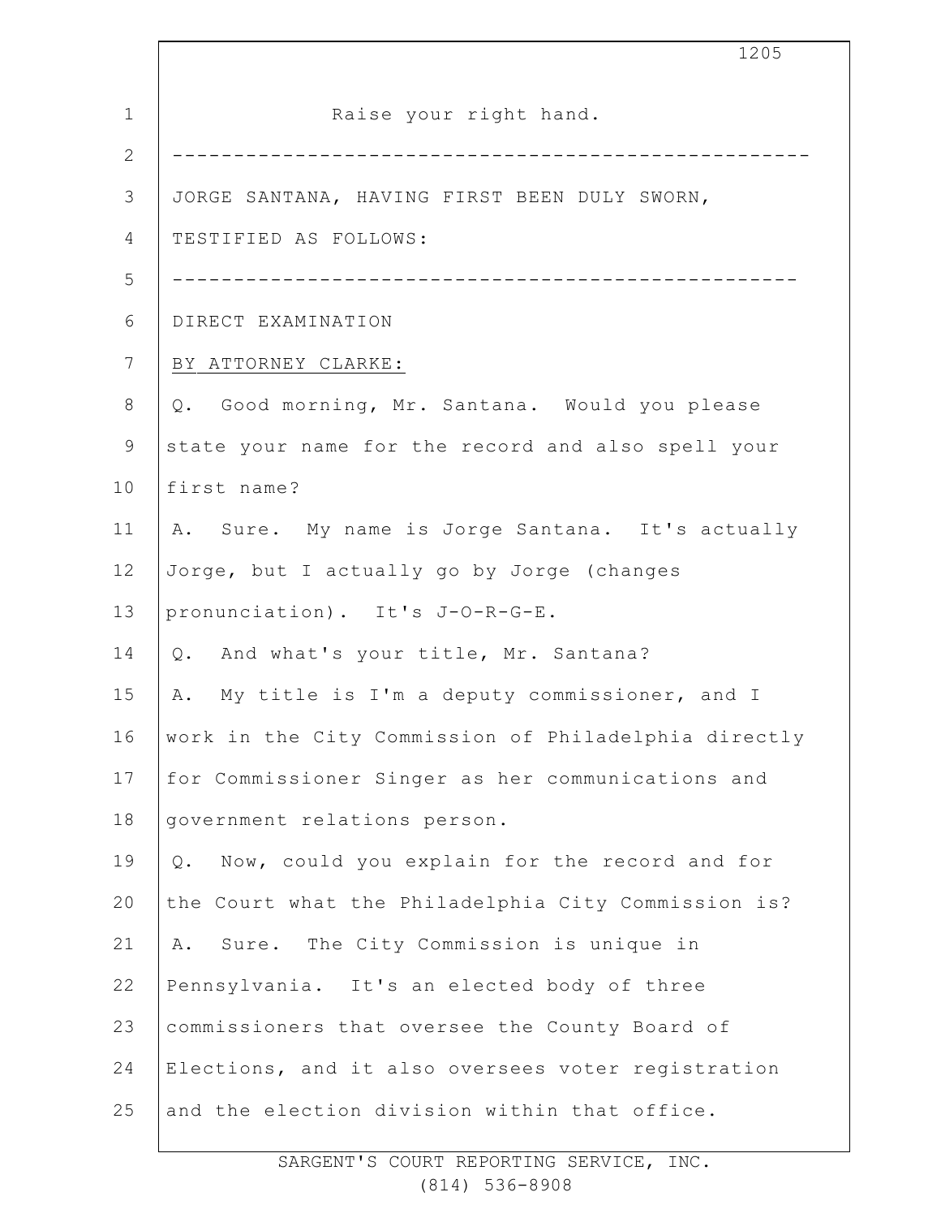Raise your right hand.

---

JORGE SANTANA, HAVING FIRST BEEN DULY SWORN, TESTIFIED AS FOLLOWS:

---

DIRECT EXAMINATION

BY ATTORNEY CLARKE:

Q. Good morning, Mr. Santana. Would you please state your name for the record and also spell your first name?

A. Sure. My name is Jorge Santana. It's actually Jorge, but I actually go by Jorge (changes pronunciation). It's J-O-R-G-E.

Q. And what's your title, Mr. Santana?

A. My title is I'm a deputy commissioner, and I work in the City Commission of Philadelphia directly for Commissioner Singer as her communications and government relations person.

Q. Now, could you explain for the record and for the Court what the Philadelphia City Commission is?

A. Sure. The City Commission is unique in Pennsylvania. It's an elected body of three commissioners that oversee the County Board of Elections, and it also oversees voter registration and the election division within that office.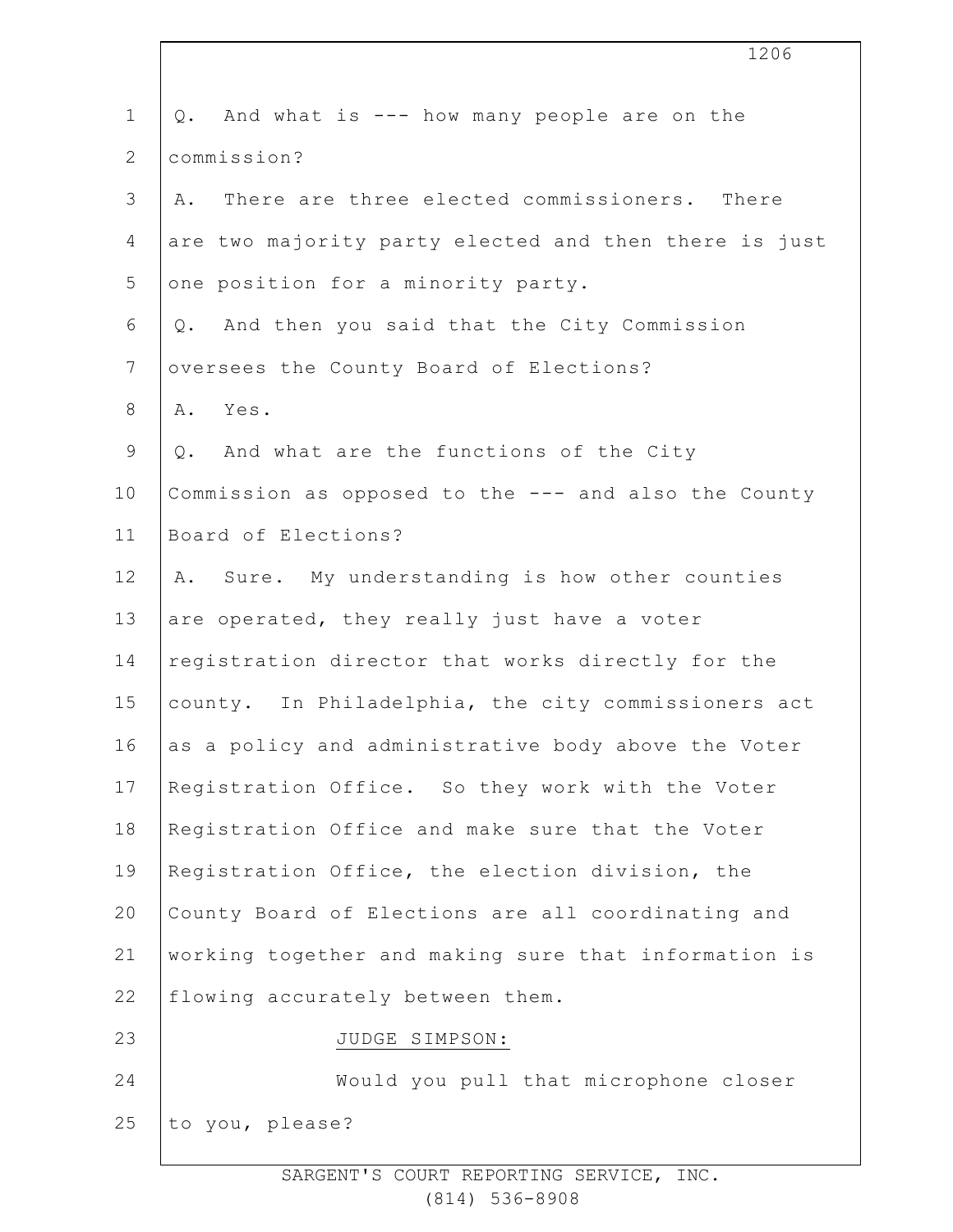Q. And what is --- how many people are on the commission?

A. There are three elected commissioners. There are two majority party elected and then there is just one position for a minority party.

Q. And then you said that the City Commission oversees the County Board of Elections?

A. Yes.

Q. And what are the functions of the City Commission as opposed to the --- and also the County Board of Elections?

A. Sure. My understanding is how other counties are operated, they really just have a voter registration director that works directly for the county. In Philadelphia, the city commissioners act as a policy and administrative body above the Voter Registration Office. So they work with the Voter Registration Office and make sure that the Voter Registration Office, the election division, the County Board of Elections are all coordinating and working together and making sure that information is flowing accurately between them.

JUDGE SIMPSON:

Would you pull that microphone closer to you, please?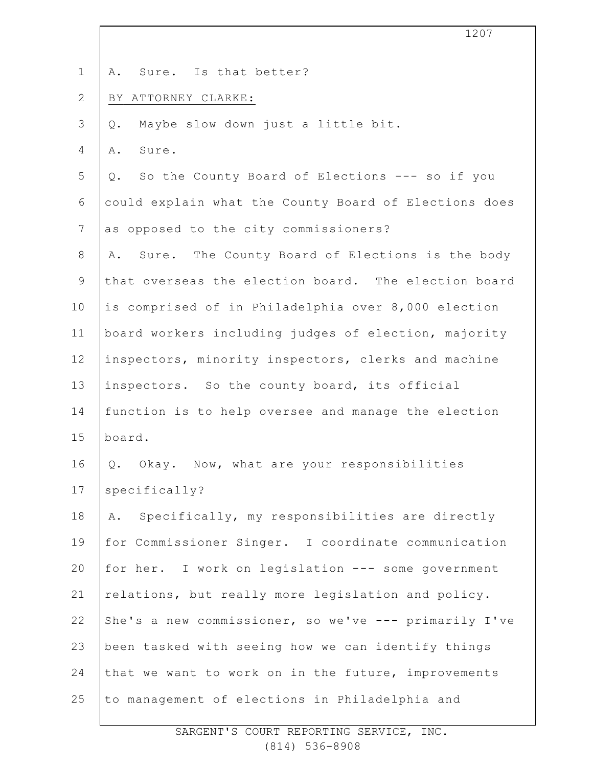A. Sure. Is that better?

BY ATTORNEY CLARKE:

Q. Maybe slow down just a little bit.

A. Sure.

Q. So the County Board of Elections --- so if you could explain what the County Board of Elections does as opposed to the city commissioners?

A. Sure. The County Board of Elections is the body that overseas the election board. The election board is comprised of in Philadelphia over 8,000 election board workers including judges of election, majority inspectors, minority inspectors, clerks and machine inspectors. So the county board, its official function is to help oversee and manage the election board.

Q. Okay. Now, what are your responsibilities specifically?

A. Specifically, my responsibilities are directly for Commissioner Singer. I coordinate communication for her. I work on legislation --- some government relations, but really more legislation and policy. She's a new commissioner, so we've --- primarily I've been tasked with seeing how we can identify things that we want to work on in the future, improvements to management of elections in Philadelphia and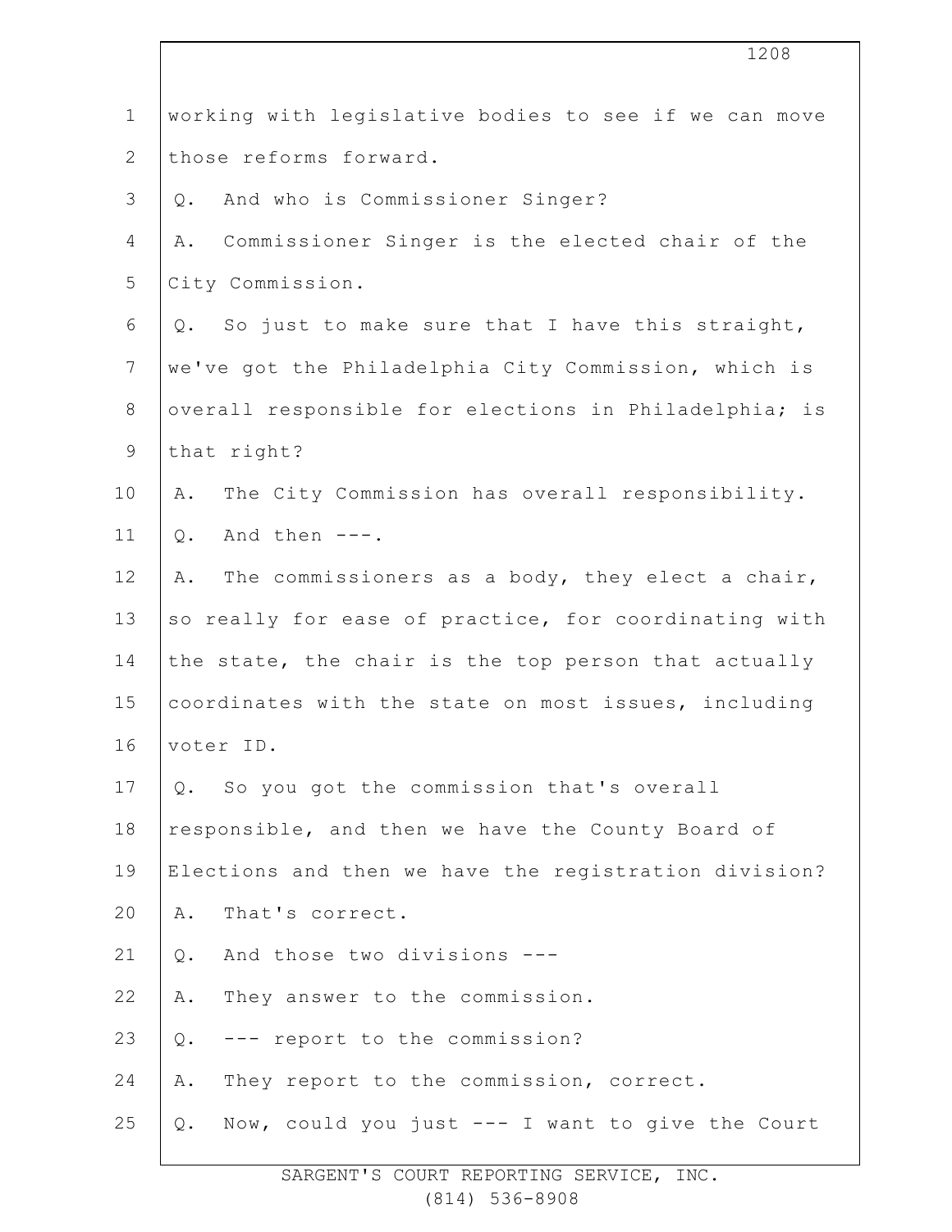working with legislative bodies to see if we can move those reforms forward.

Q. And who is Commissioner Singer?

A. Commissioner Singer is the elected chair of the City Commission.

Q. So just to make sure that I have this straight, we've got the Philadelphia City Commission, which is overall responsible for elections in Philadelphia; is that right?

A. The City Commission has overall responsibility.

Q. And then ---.

A. The commissioners as a body, they elect a chair, so really for ease of practice, for coordinating with the state, the chair is the top person that actually coordinates with the state on most issues, including voter ID.

Q. So you got the commission that's overall responsible, and then we have the County Board of Elections and then we have the registration division?

A. That's correct.

Q. And those two divisions ---

A. They answer to the commission.

Q. --- report to the commission?

A. They report to the commission, correct.

Q. Now, could you just --- I want to give the Court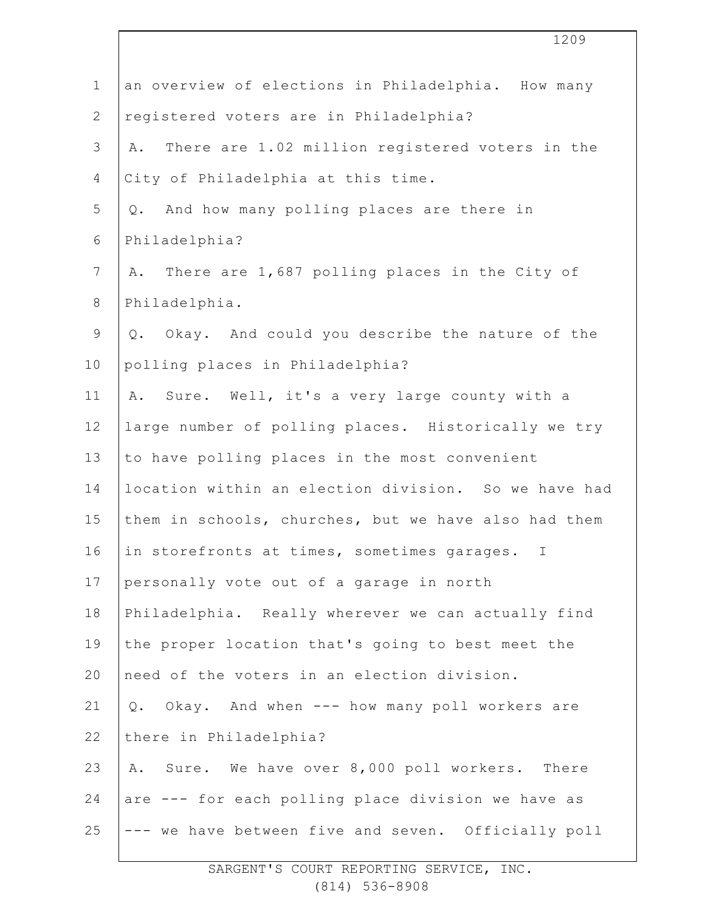an overview of elections in Philadelphia. How many registered voters are in Philadelphia?

A. There are 1.02 million registered voters in the City of Philadelphia at this time.

Q. And how many polling places are there in Philadelphia?

A. There are 1,687 polling places in the City of Philadelphia.

Q. Okay. And could you describe the nature of the polling places in Philadelphia?

A. Sure. Well, it's a very large county with a large number of polling places. Historically we try to have polling places in the most convenient location within an election division. So we have had them in schools, churches, but we have also had them in storefronts at times, sometimes garages. I personally vote out of a garage in north Philadelphia. Really wherever we can actually find the proper location that's going to best meet the need of the voters in an election division.

Q. Okay. And when --- how many poll workers are there in Philadelphia?

A. Sure. We have over 8,000 poll workers. There are --- for each polling place division we have as --- we have between five and seven. Officially poll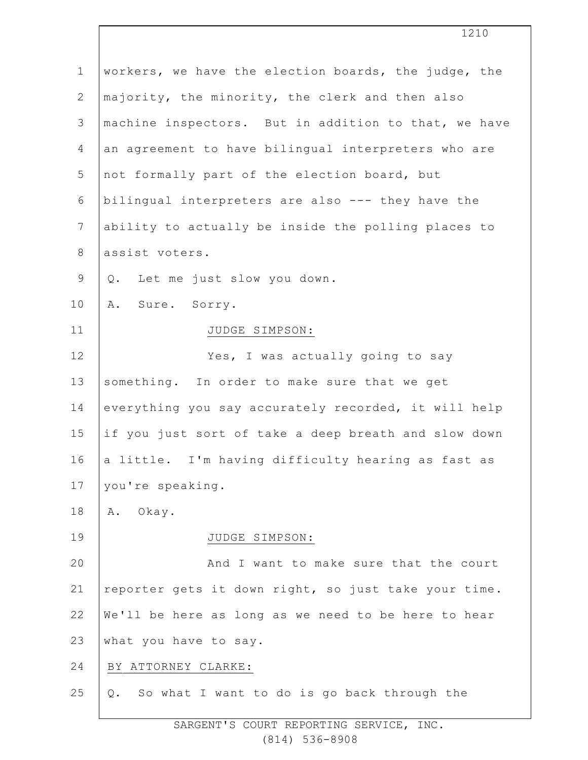workers, we have the election boards, the judge, the majority, the minority, the clerk and then also machine inspectors. But in addition to that, we have an agreement to have bilingual interpreters who are not formally part of the election board, but bilingual interpreters are also --- they have the ability to actually be inside the polling places to assist voters.

Q. Let me just slow you down.

A. Sure. Sorry.

JUDGE SIMPSON:

Yes, I was actually going to say something. In order to make sure that we get everything you say accurately recorded, it will help if you just sort of take a deep breath and slow down a little. I'm having difficulty hearing as fast as you're speaking.

A. Okay.

JUDGE SIMPSON:

And I want to make sure that the court reporter gets it down right, so just take your time. We'll be here as long as we need to be here to hear what you have to say.

BY ATTORNEY CLARKE:

Q. So what I want to do is go back through the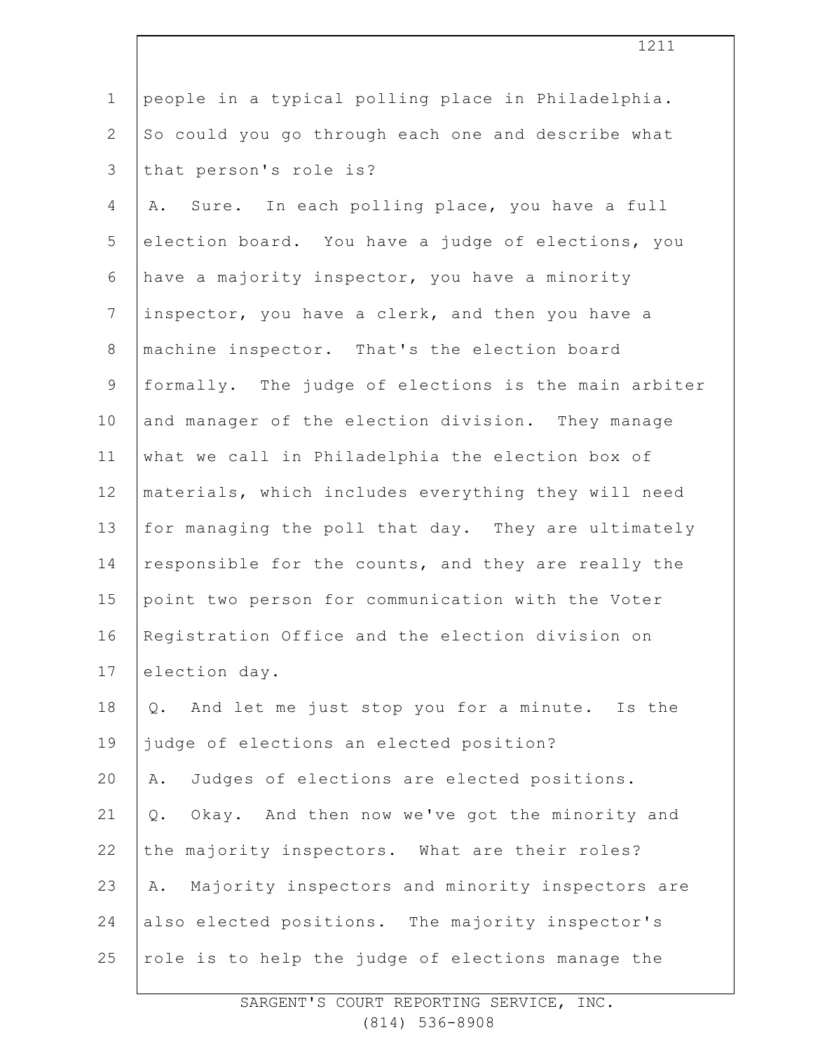people in a typical polling place in Philadelphia. So could you go through each one and describe what that person's role is?

A. Sure. In each polling place, you have a full election board. You have a judge of elections, you have a majority inspector, you have a minority inspector, you have a clerk, and then you have a machine inspector. That's the election board formally. The judge of elections is the main arbiter and manager of the election division. They manage what we call in Philadelphia the election box of materials, which includes everything they will need for managing the poll that day. They are ultimately responsible for the counts, and they are really the point two person for communication with the Voter Registration Office and the election division on election day.

Q. And let me just stop you for a minute. Is the judge of elections an elected position?

A. Judges of elections are elected positions.

Q. Okay. And then now we've got the minority and the majority inspectors. What are their roles?

A. Majority inspectors and minority inspectors are also elected positions. The majority inspector's role is to help the judge of elections manage the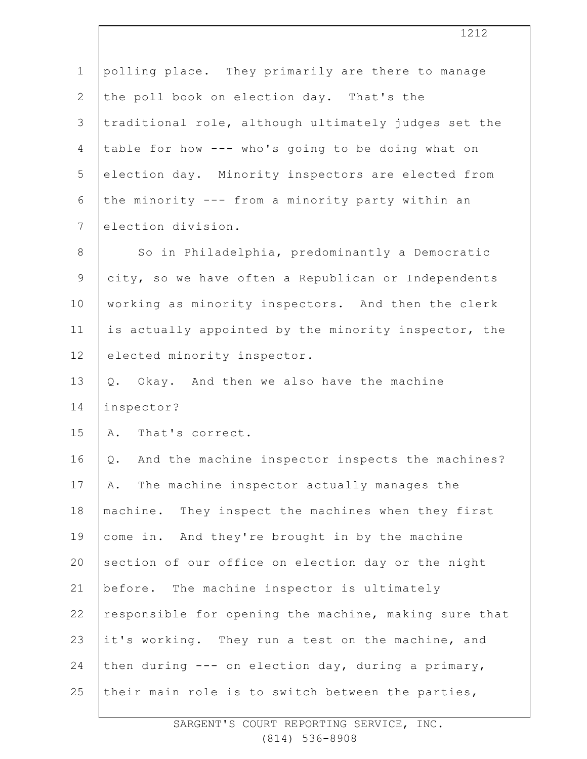polling place. They primarily are there to manage the poll book on election day. That's the traditional role, although ultimately judges set the table for how --- who's going to be doing what on election day. Minority inspectors are elected from the minority --- from a minority party within an election division.

So in Philadelphia, predominantly a Democratic city, so we have often a Republican or Independents working as minority inspectors. And then the clerk is actually appointed by the minority inspector, the elected minority inspector.

Q. Okay. And then we also have the machine inspector?

A. That's correct.

Q. And the machine inspector inspects the machines?

A. The machine inspector actually manages the machine. They inspect the machines when they first come in. And they're brought in by the machine section of our office on election day or the night before. The machine inspector is ultimately responsible for opening the machine, making sure that it's working. They run a test on the machine, and then during --- on election day, during a primary, their main role is to switch between the parties,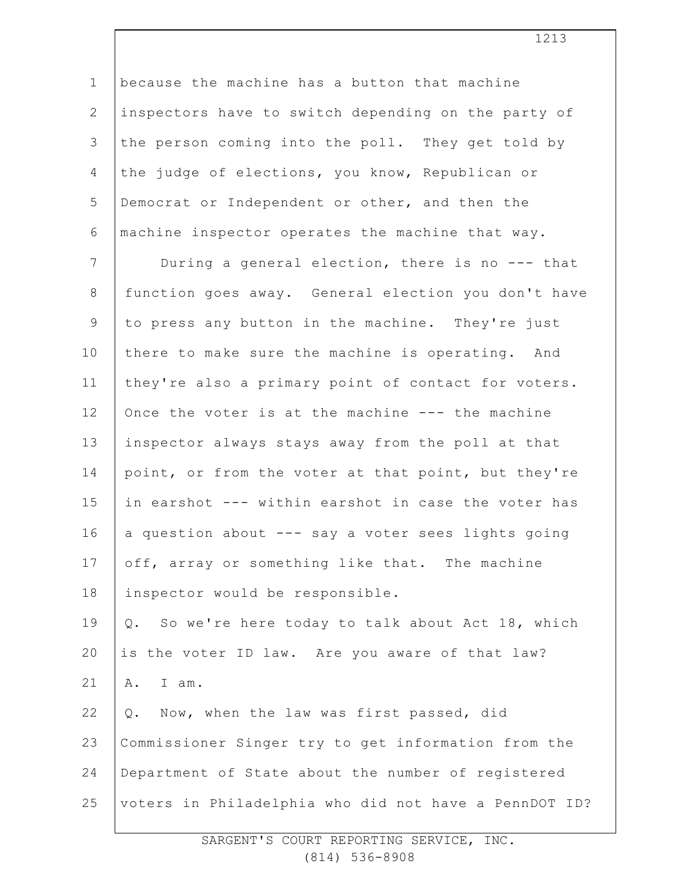because the machine has a button that machine inspectors have to switch depending on the party of the person coming into the poll. They get told by the judge of elections, you know, Republican or Democrat or Independent or other, and then the machine inspector operates the machine that way.

During a general election, there is no --- that function goes away. General election you don't have to press any button in the machine. They're just there to make sure the machine is operating. And they're also a primary point of contact for voters. Once the voter is at the machine --- the machine inspector always stays away from the poll at that point, or from the voter at that point, but they're in earshot --- within earshot in case the voter has a question about --- say a voter sees lights going off, array or something like that. The machine inspector would be responsible.

Q. So we're here today to talk about Act 18, which is the voter ID law. Are you aware of that law?

A. I am.

Q. Now, when the law was first passed, did Commissioner Singer try to get information from the Department of State about the number of registered voters in Philadelphia who did not have a PennDOT ID?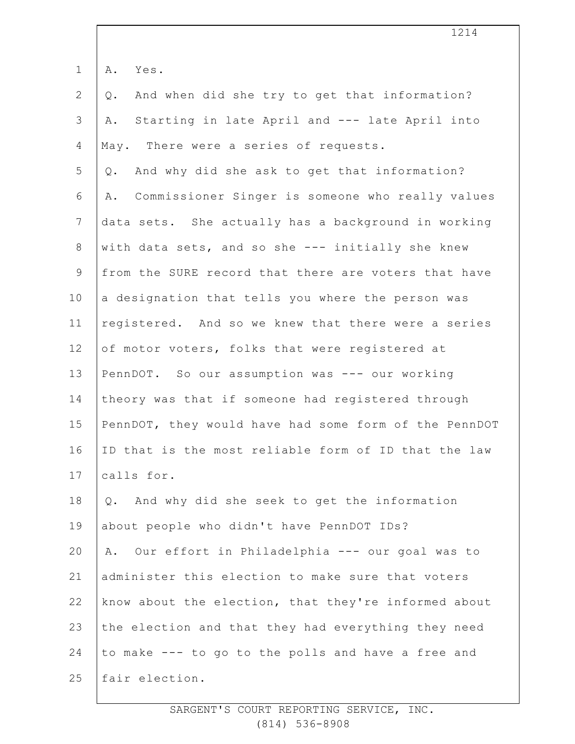A. Yes.

Q. And when did she try to get that information?

A. Starting in late April and --- late April into May. There were a series of requests.

Q. And why did she ask to get that information?

A. Commissioner Singer is someone who really values data sets. She actually has a background in working with data sets, and so she --- initially she knew from the SURE record that there are voters that have a designation that tells you where the person was registered. And so we knew that there were a series of motor voters, folks that were registered at PennDOT. So our assumption was --- our working theory was that if someone had registered through PennDOT, they would have had some form of the PennDOT ID that is the most reliable form of ID that the law calls for.

Q. And why did she seek to get the information about people who didn't have PennDOT IDs?

A. Our effort in Philadelphia --- our goal was to administer this election to make sure that voters know about the election, that they're informed about the election and that they had everything they need to make --- to go to the polls and have a free and fair election.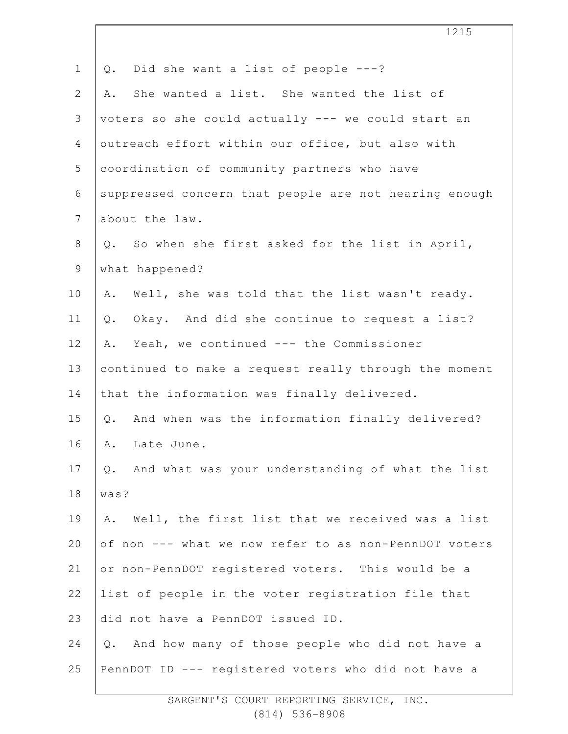Q. Did she want a list of people ---?

A. She wanted a list. She wanted the list of voters so she could actually --- we could start an outreach effort within our office, but also with coordination of community partners who have suppressed concern that people are not hearing enough about the law.

Q. So when she first asked for the list in April, what happened?

A. Well, she was told that the list wasn't ready.

Q. Okay. And did she continue to request a list?

A. Yeah, we continued --- the Commissioner continued to make a request really through the moment that the information was finally delivered.

Q. And when was the information finally delivered?

A. Late June.

Q. And what was your understanding of what the list was?

A. Well, the first list that we received was a list of non --- what we now refer to as non-PennDOT voters or non-PennDOT registered voters. This would be a list of people in the voter registration file that did not have a PennDOT issued ID.

Q. And how many of those people who did not have a PennDOT ID --- registered voters who did not have a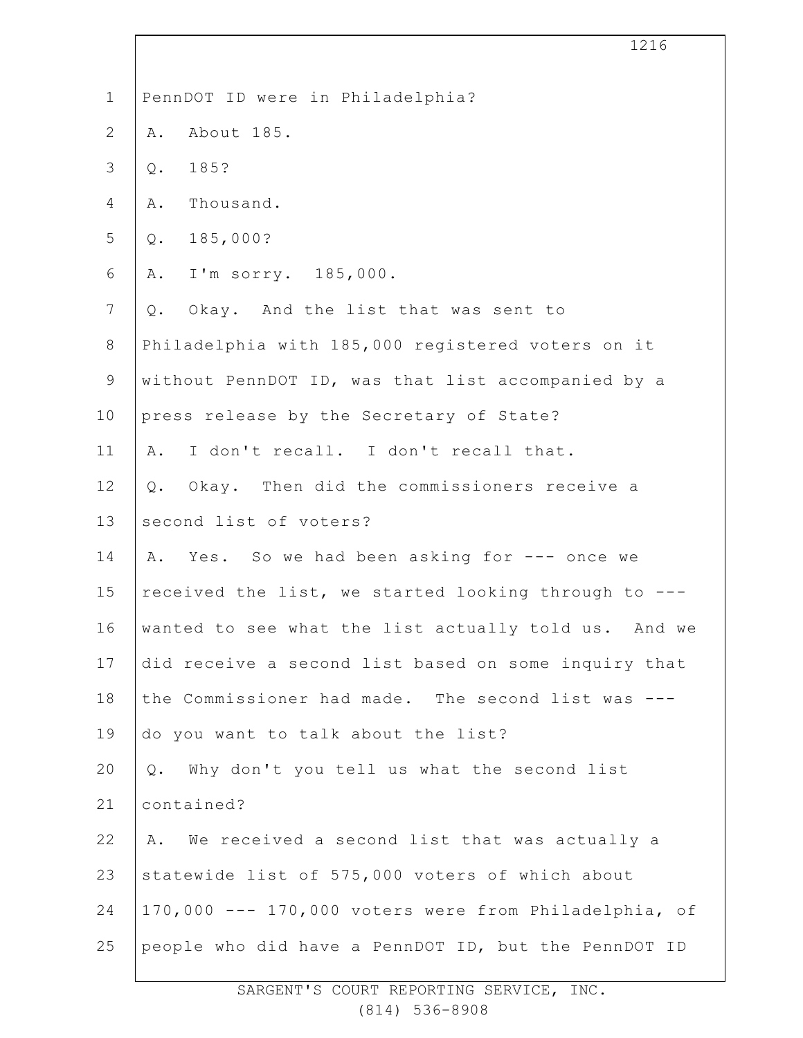PennDOT ID were in Philadelphia?

A. About 185.

Q. 185?

A. Thousand.

Q. 185,000?

A. I'm sorry. 185,000.

Q. Okay. And the list that was sent to Philadelphia with 185,000 registered voters on it without PennDOT ID, was that list accompanied by a press release by the Secretary of State?

A. I don't recall. I don't recall that.

Q. Okay. Then did the commissioners receive a second list of voters?

A. Yes. So we had been asking for --- once we received the list, we started looking through to --- wanted to see what the list actually told us. And we did receive a second list based on some inquiry that the Commissioner had made. The second list was --- do you want to talk about the list?

Q. Why don't you tell us what the second list contained?

A. We received a second list that was actually a statewide list of 575,000 voters of which about 170,000 --- 170,000 voters were from Philadelphia, of people who did have a PennDOT ID, but the PennDOT ID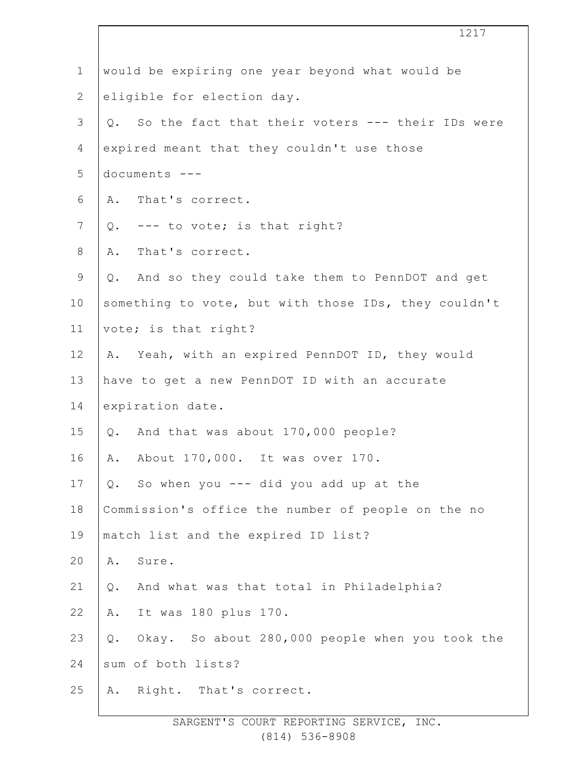would be expiring one year beyond what would be eligible for election day.

Q. So the fact that their voters --- their IDs were expired meant that they couldn't use those documents ---

A. That's correct.

Q. --- to vote; is that right?

A. That's correct.

Q. And so they could take them to PennDOT and get something to vote, but with those IDs, they couldn't vote; is that right?

A. Yeah, with an expired PennDOT ID, they would have to get a new PennDOT ID with an accurate expiration date.

Q. And that was about 170,000 people?

A. About 170,000. It was over 170.

Q. So when you --- did you add up at the Commission's office the number of people on the no match list and the expired ID list?

A. Sure.

Q. And what was that total in Philadelphia?

A. It was 180 plus 170.

Q. Okay. So about 280,000 people when you took the sum of both lists?

A. Right. That's correct.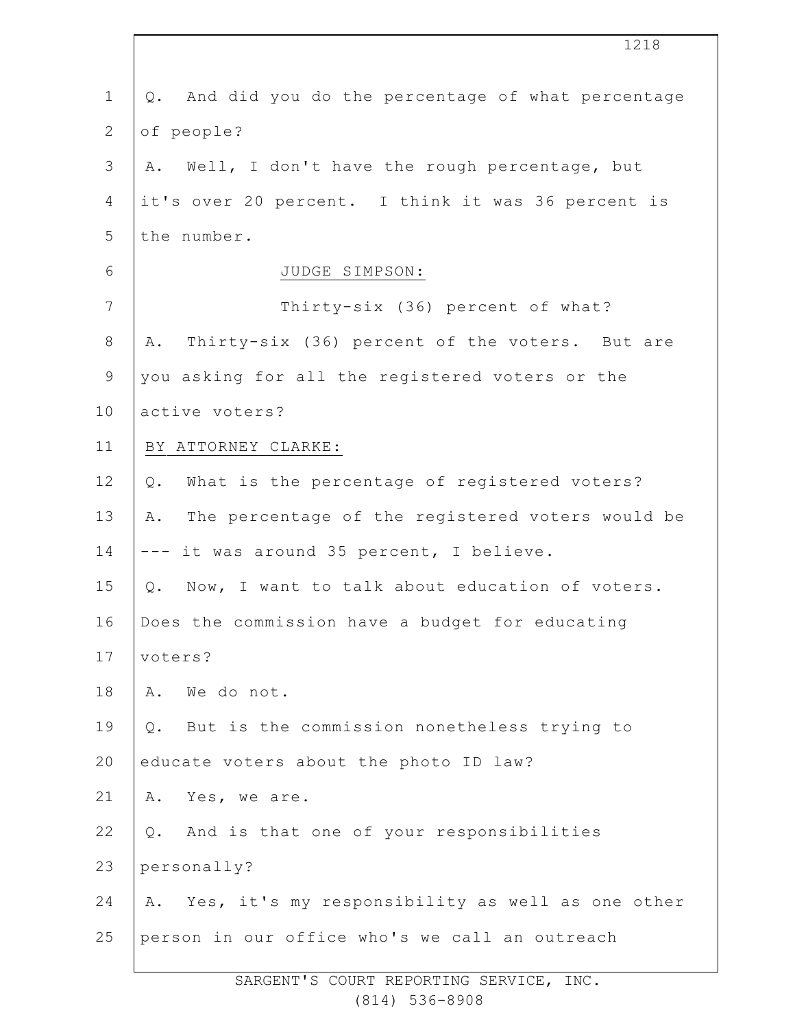Q. And did you do the percentage of what percentage of people?

A. Well, I don't have the rough percentage, but it's over 20 percent. I think it was 36 percent is the number.

JUDGE SIMPSON:

Thirty-six (36) percent of what?

A. Thirty-six (36) percent of the voters. But are you asking for all the registered voters or the active voters?

BY ATTORNEY CLARKE:

Q. What is the percentage of registered voters?

A. The percentage of the registered voters would be --- it was around 35 percent, I believe.

Q. Now, I want to talk about education of voters. Does the commission have a budget for educating voters?

A. We do not.

Q. But is the commission nonetheless trying to educate voters about the photo ID law?

A. Yes, we are.

Q. And is that one of your responsibilities personally?

A. Yes, it's my responsibility as well as one other person in our office who's we call an outreach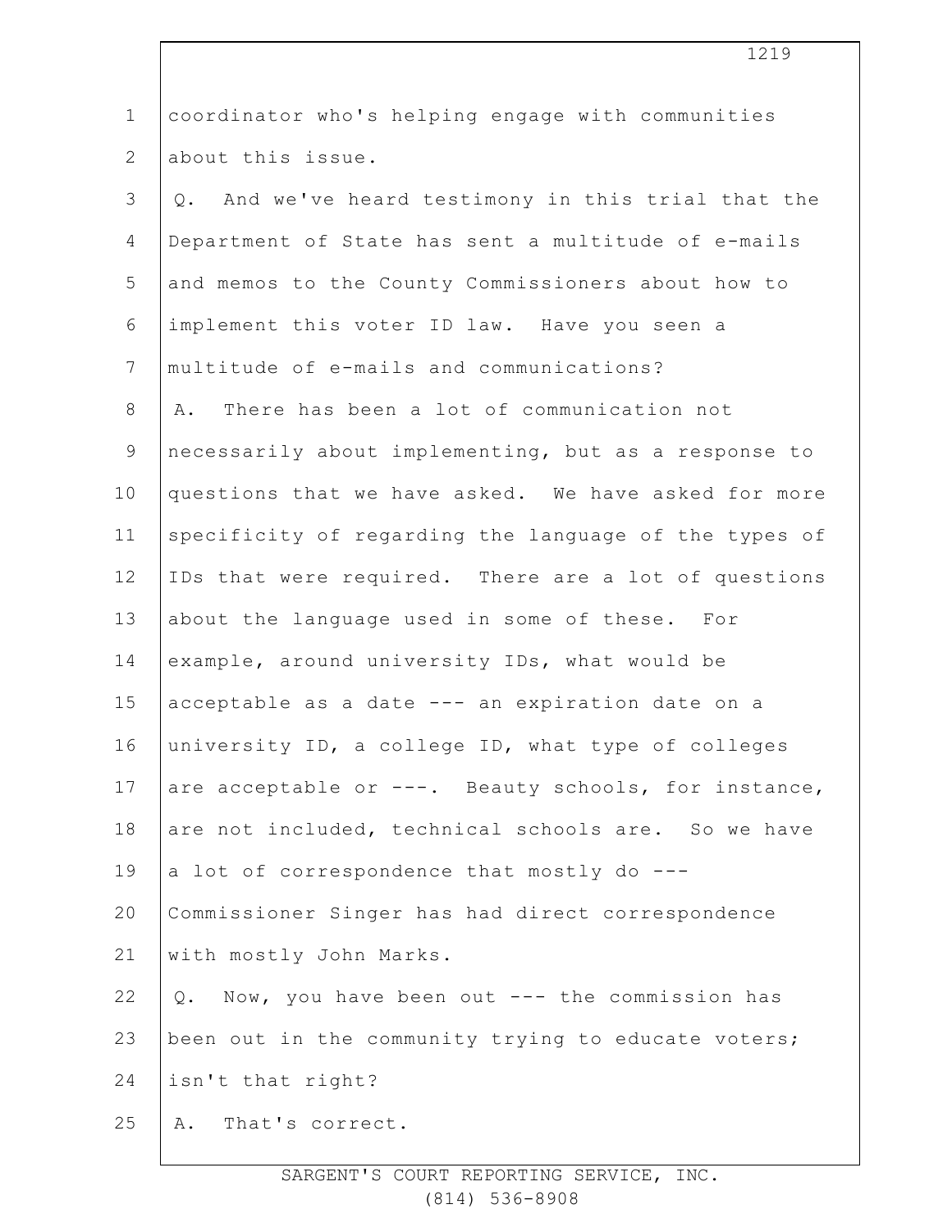coordinator who's helping engage with communities about this issue.

Q. And we've heard testimony in this trial that the Department of State has sent a multitude of e-mails and memos to the County Commissioners about how to implement this voter ID law. Have you seen a multitude of e-mails and communications?

A. There has been a lot of communication not necessarily about implementing, but as a response to questions that we have asked. We have asked for more specificity of regarding the language of the types of IDs that were required. There are a lot of questions about the language used in some of these. For example, around university IDs, what would be acceptable as a date --- an expiration date on a university ID, a college ID, what type of colleges are acceptable or ---. Beauty schools, for instance, are not included, technical schools are. So we have a lot of correspondence that mostly do --- Commissioner Singer has had direct correspondence with mostly John Marks.

Q. Now, you have been out --- the commission has been out in the community trying to educate voters; isn't that right?

A. That's correct.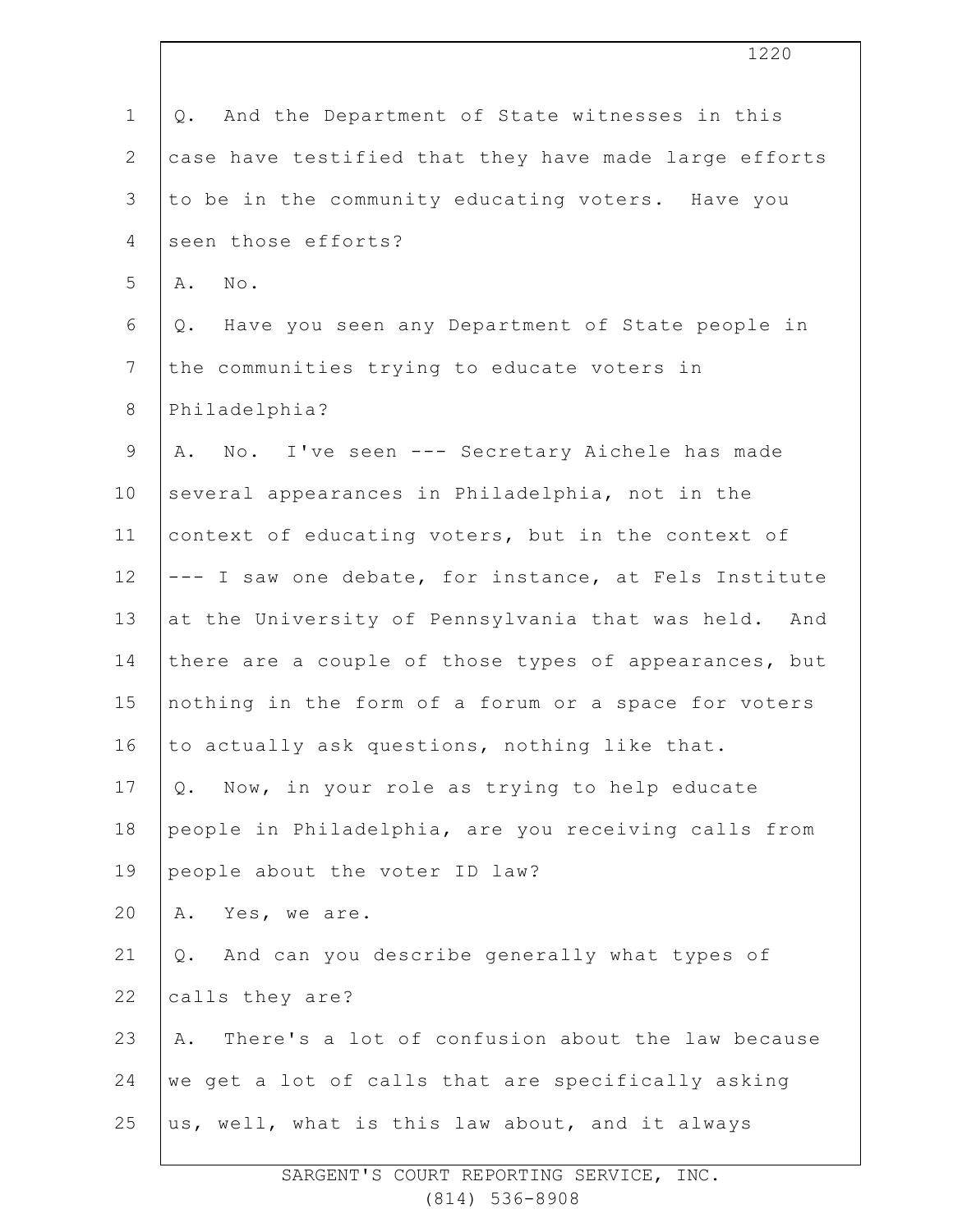Q. And the Department of State witnesses in this case have testified that they have made large efforts to be in the community educating voters. Have you seen those efforts?

A. No.

Q. Have you seen any Department of State people in the communities trying to educate voters in Philadelphia?

A. No. I've seen --- Secretary Aichele has made several appearances in Philadelphia, not in the context of educating voters, but in the context of --- I saw one debate, for instance, at Fels Institute at the University of Pennsylvania that was held. And there are a couple of those types of appearances, but nothing in the form of a forum or a space for voters to actually ask questions, nothing like that.

Q. Now, in your role as trying to help educate people in Philadelphia, are you receiving calls from people about the voter ID law?

A. Yes, we are.

Q. And can you describe generally what types of calls they are?

A. There's a lot of confusion about the law because we get a lot of calls that are specifically asking us, well, what is this law about, and it always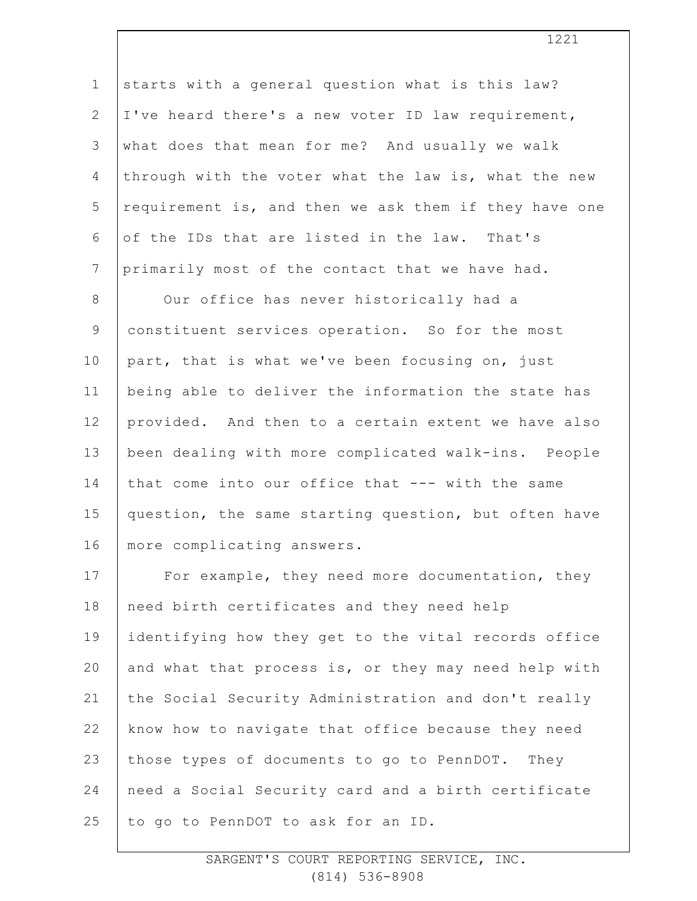starts with a general question what is this law? I've heard there's a new voter ID law requirement, what does that mean for me? And usually we walk through with the voter what the law is, what the new requirement is, and then we ask them if they have one of the IDs that are listed in the law. That's primarily most of the contact that we have had.

Our office has never historically had a constituent services operation. So for the most part, that is what we've been focusing on, just being able to deliver the information the state has provided. And then to a certain extent we have also been dealing with more complicated walk-ins. People that come into our office that --- with the same question, the same starting question, but often have more complicating answers.

For example, they need more documentation, they need birth certificates and they need help identifying how they get to the vital records office and what that process is, or they may need help with the Social Security Administration and don't really know how to navigate that office because they need those types of documents to go to PennDOT. They need a Social Security card and a birth certificate to go to PennDOT to ask for an ID.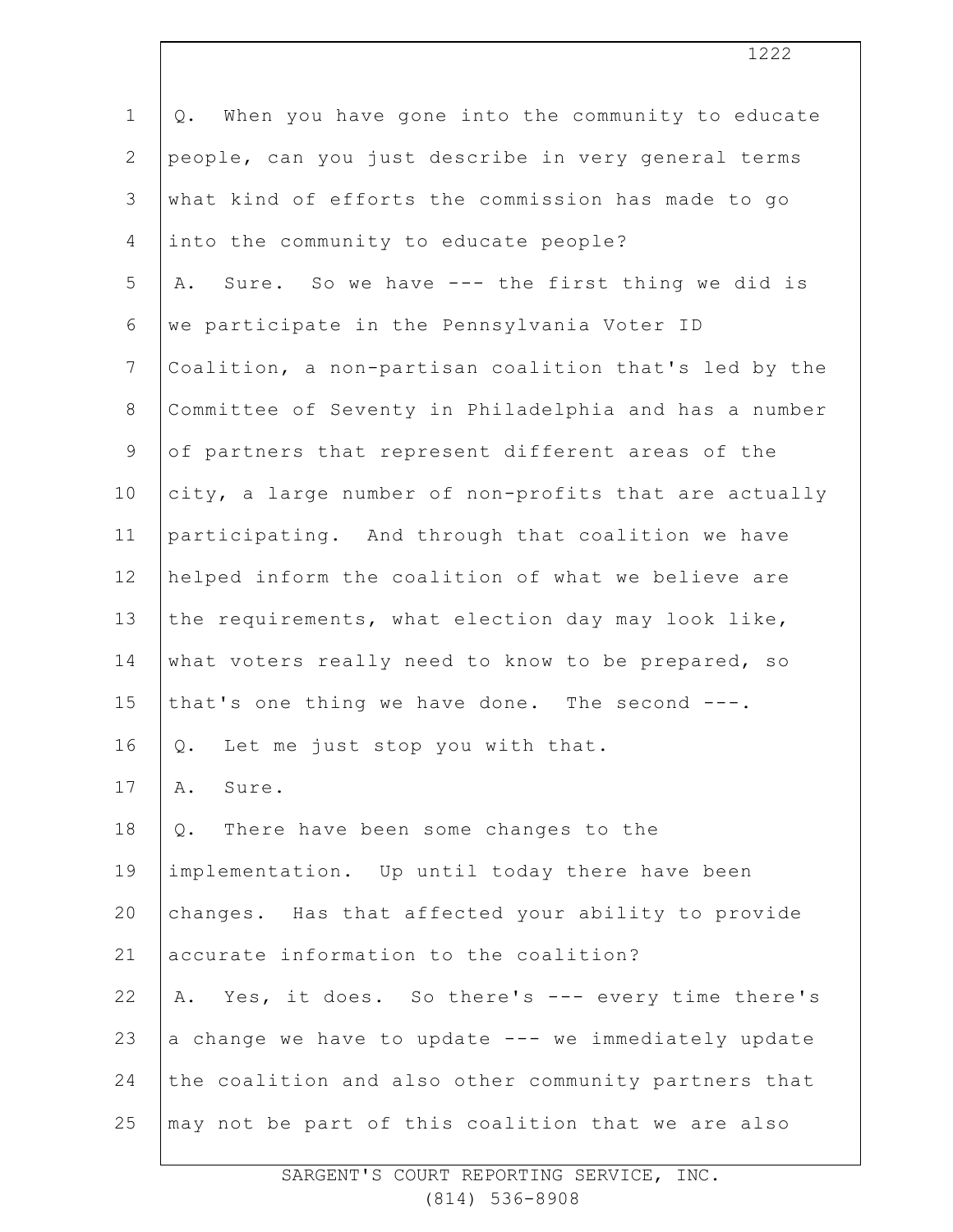Q. When you have gone into the community to educate people, can you just describe in very general terms what kind of efforts the commission has made to go into the community to educate people?

A. Sure. So we have --- the first thing we did is we participate in the Pennsylvania Voter ID Coalition, a non-partisan coalition that's led by the Committee of Seventy in Philadelphia and has a number of partners that represent different areas of the city, a large number of non-profits that are actually participating. And through that coalition we have helped inform the coalition of what we believe are the requirements, what election day may look like, what voters really need to know to be prepared, so that's one thing we have done. The second ---.

Q. Let me just stop you with that.

A. Sure.

Q. There have been some changes to the implementation. Up until today there have been changes. Has that affected your ability to provide accurate information to the coalition?

A. Yes, it does. So there's --- every time there's a change we have to update --- we immediately update the coalition and also other community partners that may not be part of this coalition that we are also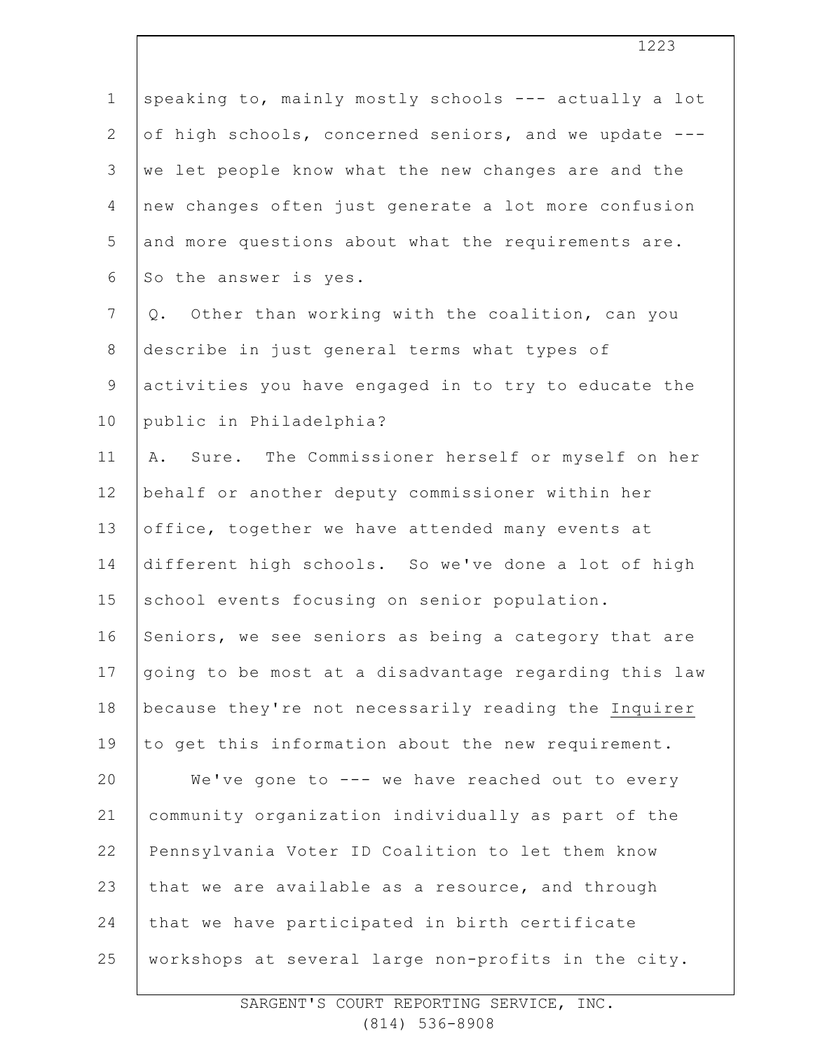speaking to, mainly mostly schools --- actually a lot of high schools, concerned seniors, and we update --- we let people know what the new changes are and the new changes often just generate a lot more confusion and more questions about what the requirements are. So the answer is yes.

Q. Other than working with the coalition, can you describe in just general terms what types of activities you have engaged in to try to educate the public in Philadelphia?

A. Sure. The Commissioner herself or myself on her behalf or another deputy commissioner within her office, together we have attended many events at different high schools. So we've done a lot of high school events focusing on senior population. Seniors, we see seniors as being a category that are going to be most at a disadvantage regarding this law because they're not necessarily reading the Inquirer to get this information about the new requirement.

We've gone to --- we have reached out to every community organization individually as part of the Pennsylvania Voter ID Coalition to let them know that we are available as a resource, and through that we have participated in birth certificate workshops at several large non-profits in the city.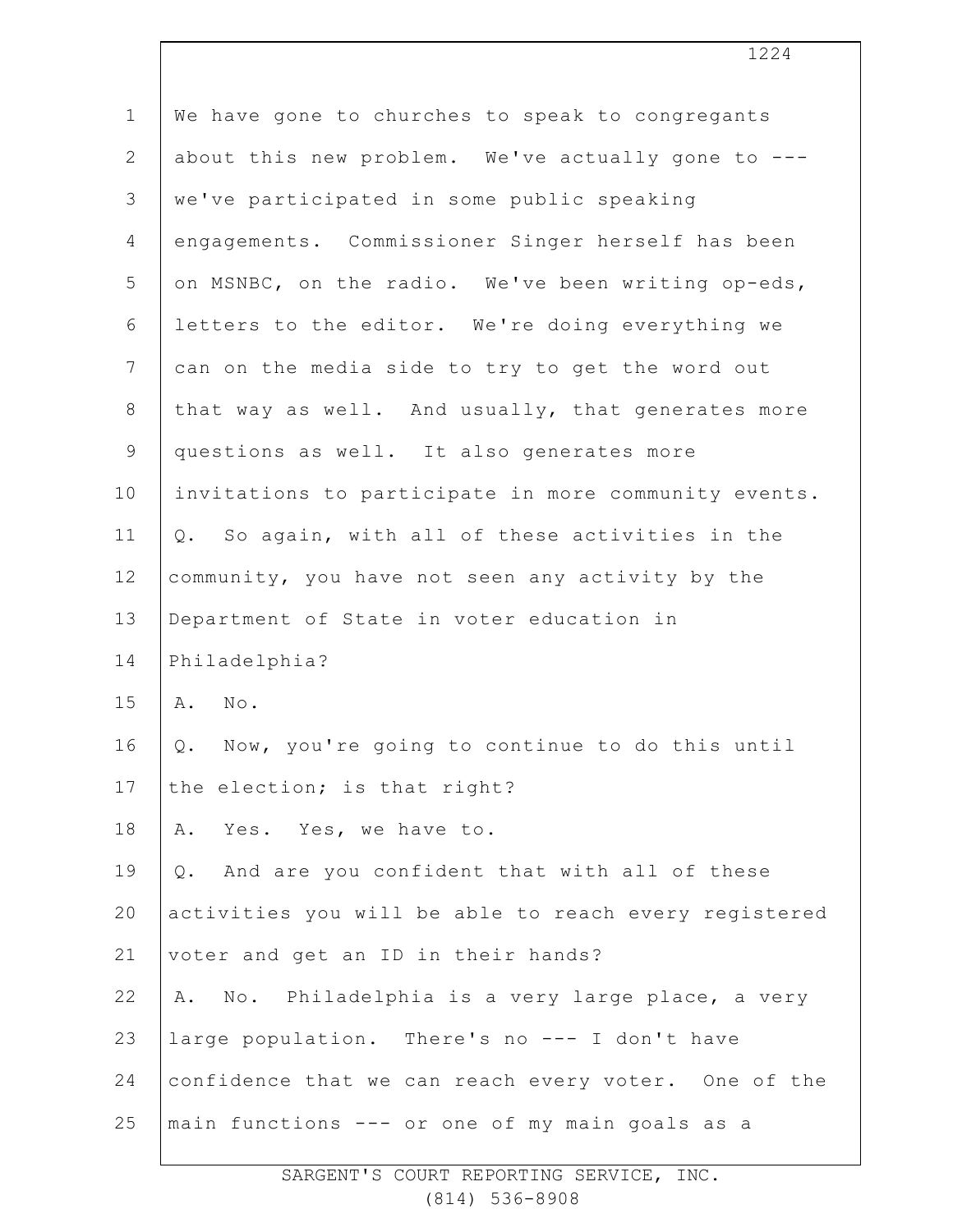We have gone to churches to speak to congregants about this new problem. We've actually gone to --- we've participated in some public speaking engagements. Commissioner Singer herself has been on MSNBC, on the radio. We've been writing op-eds, letters to the editor. We're doing everything we can on the media side to try to get the word out that way as well. And usually, that generates more questions as well. It also generates more invitations to participate in more community events.

Q. So again, with all of these activities in the community, you have not seen any activity by the Department of State in voter education in Philadelphia?

A. No.

Q. Now, you're going to continue to do this until the election; is that right?

A. Yes. Yes, we have to.

Q. And are you confident that with all of these activities you will be able to reach every registered voter and get an ID in their hands?

A. No. Philadelphia is a very large place, a very large population. There's no --- I don't have confidence that we can reach every voter. One of the main functions --- or one of my main goals as a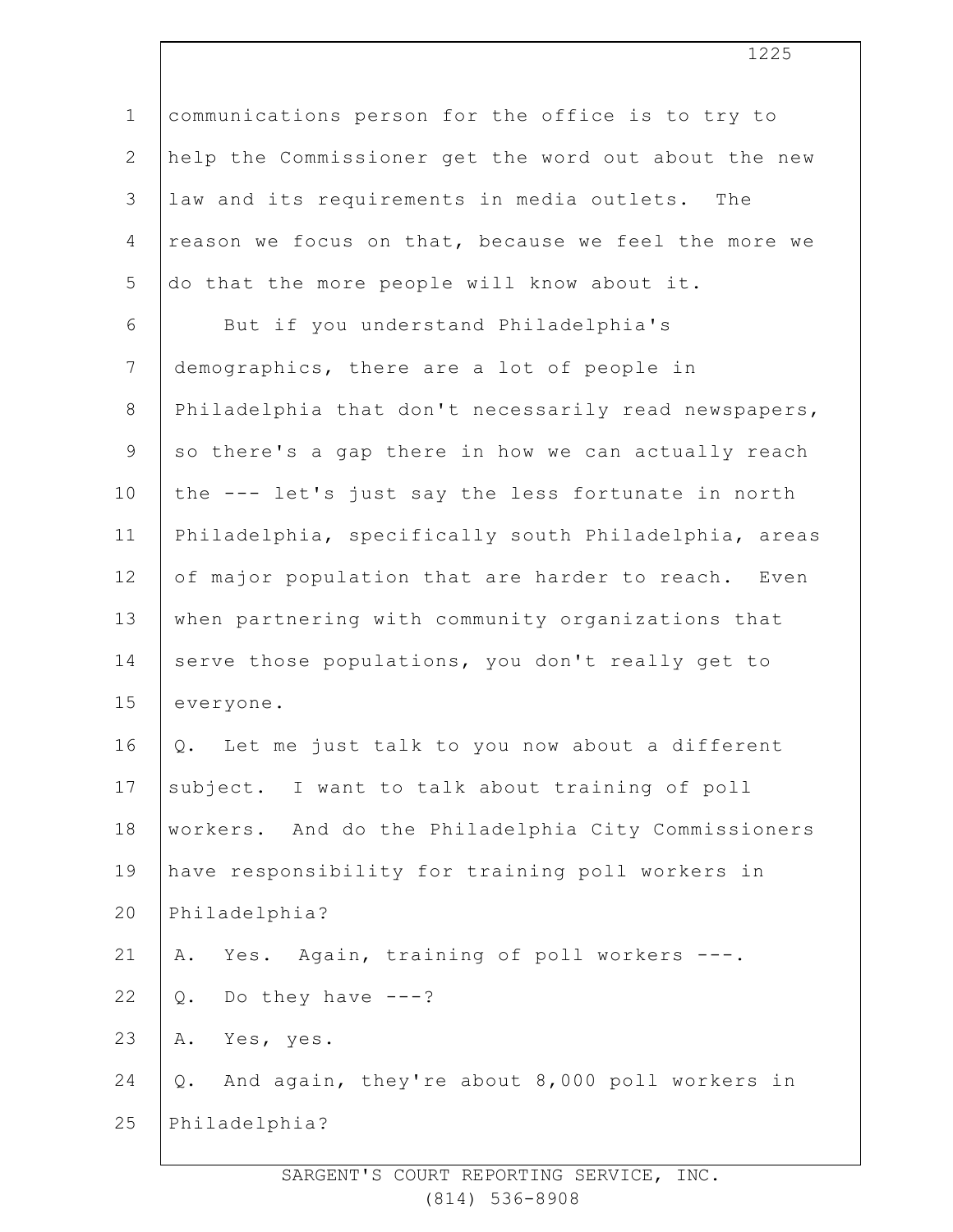communications person for the office is to try to help the Commissioner get the word out about the new law and its requirements in media outlets. The reason we focus on that, because we feel the more we do that the more people will know about it.

But if you understand Philadelphia's demographics, there are a lot of people in Philadelphia that don't necessarily read newspapers, so there's a gap there in how we can actually reach the --- let's just say the less fortunate in north Philadelphia, specifically south Philadelphia, areas of major population that are harder to reach. Even when partnering with community organizations that serve those populations, you don't really get to everyone.

Q. Let me just talk to you now about a different subject. I want to talk about training of poll workers. And do the Philadelphia City Commissioners have responsibility for training poll workers in Philadelphia?

A. Yes. Again, training of poll workers ---.

Q. Do they have ---?

A. Yes, yes.

Q. And again, they're about 8,000 poll workers in Philadelphia?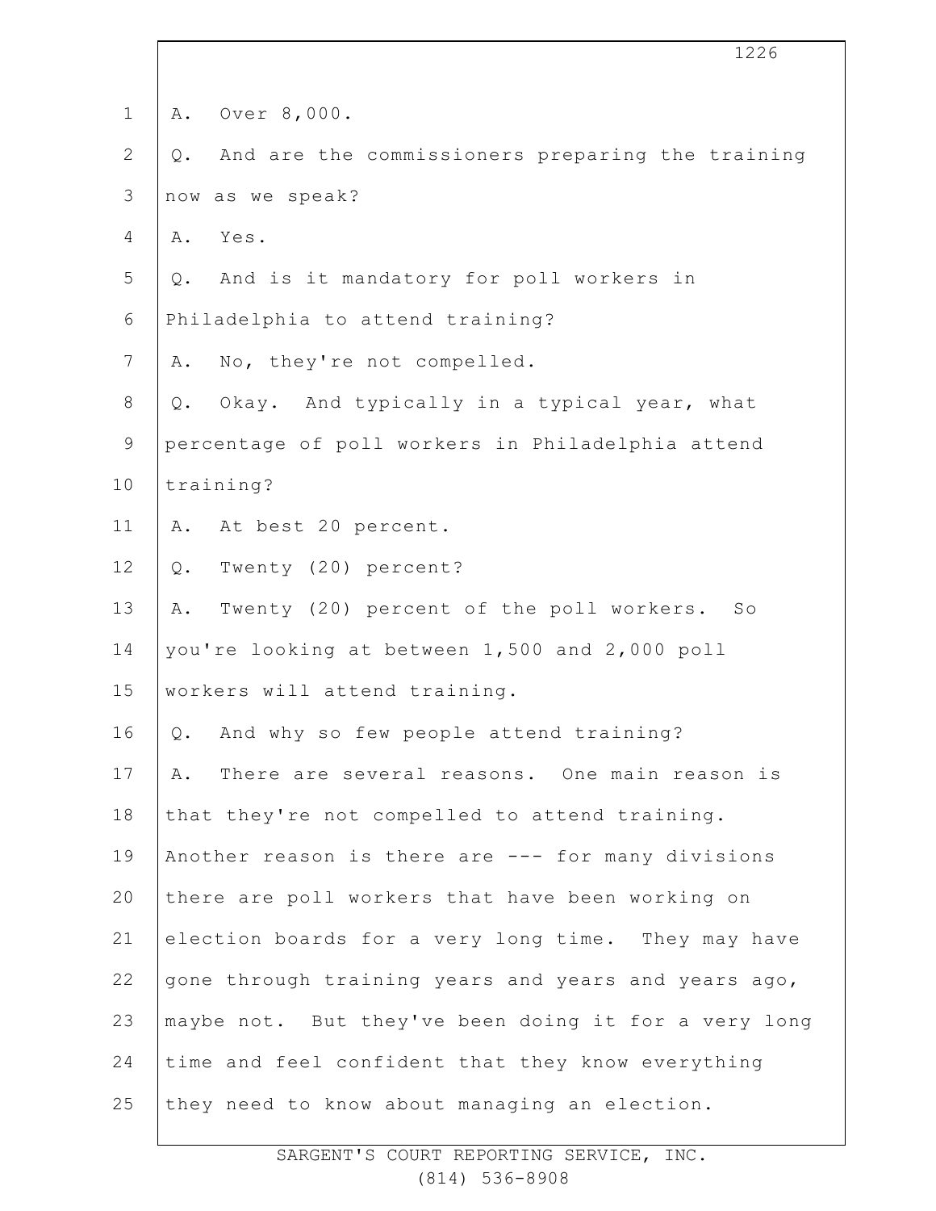A. Over 8,000.

Q. And are the commissioners preparing the training now as we speak?

A. Yes.

Q. And is it mandatory for poll workers in Philadelphia to attend training?

A. No, they're not compelled.

Q. Okay. And typically in a typical year, what percentage of poll workers in Philadelphia attend training?

A. At best 20 percent.

Q. Twenty (20) percent?

A. Twenty (20) percent of the poll workers. So you're looking at between 1,500 and 2,000 poll workers will attend training.

Q. And why so few people attend training?

A. There are several reasons. One main reason is that they're not compelled to attend training. Another reason is there are --- for many divisions there are poll workers that have been working on election boards for a very long time. They may have gone through training years and years and years ago, maybe not. But they've been doing it for a very long time and feel confident that they know everything they need to know about managing an election.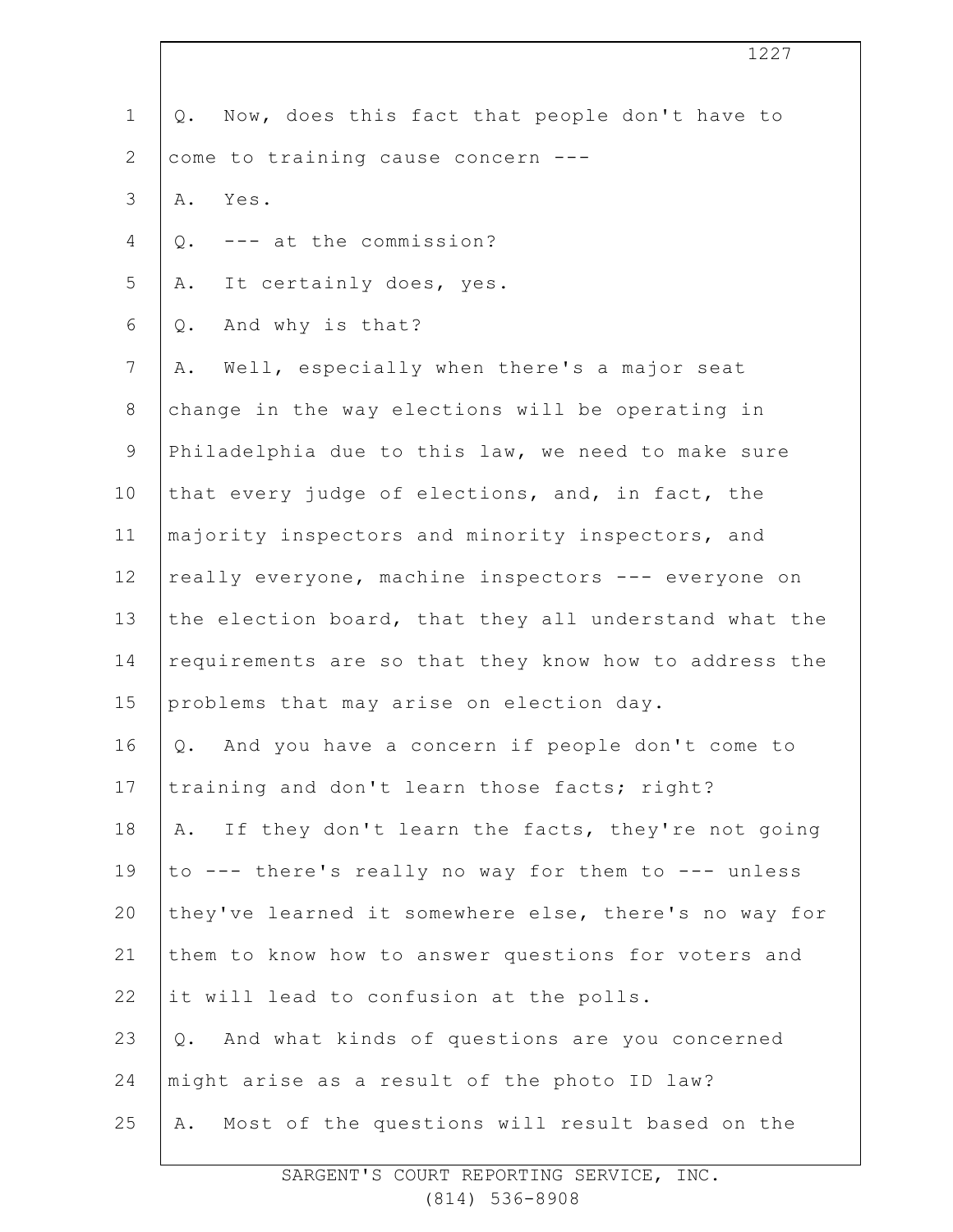Q. Now, does this fact that people don't have to come to training cause concern ---

A. Yes.

Q. --- at the commission?

A. It certainly does, yes.

Q. And why is that?

A. Well, especially when there's a major seat change in the way elections will be operating in Philadelphia due to this law, we need to make sure that every judge of elections, and, in fact, the majority inspectors and minority inspectors, and really everyone, machine inspectors --- everyone on the election board, that they all understand what the requirements are so that they know how to address the problems that may arise on election day.

Q. And you have a concern if people don't come to training and don't learn those facts; right?

A. If they don't learn the facts, they're not going to --- there's really no way for them to --- unless they've learned it somewhere else, there's no way for them to know how to answer questions for voters and it will lead to confusion at the polls.

Q. And what kinds of questions are you concerned might arise as a result of the photo ID law?

A. Most of the questions will result based on the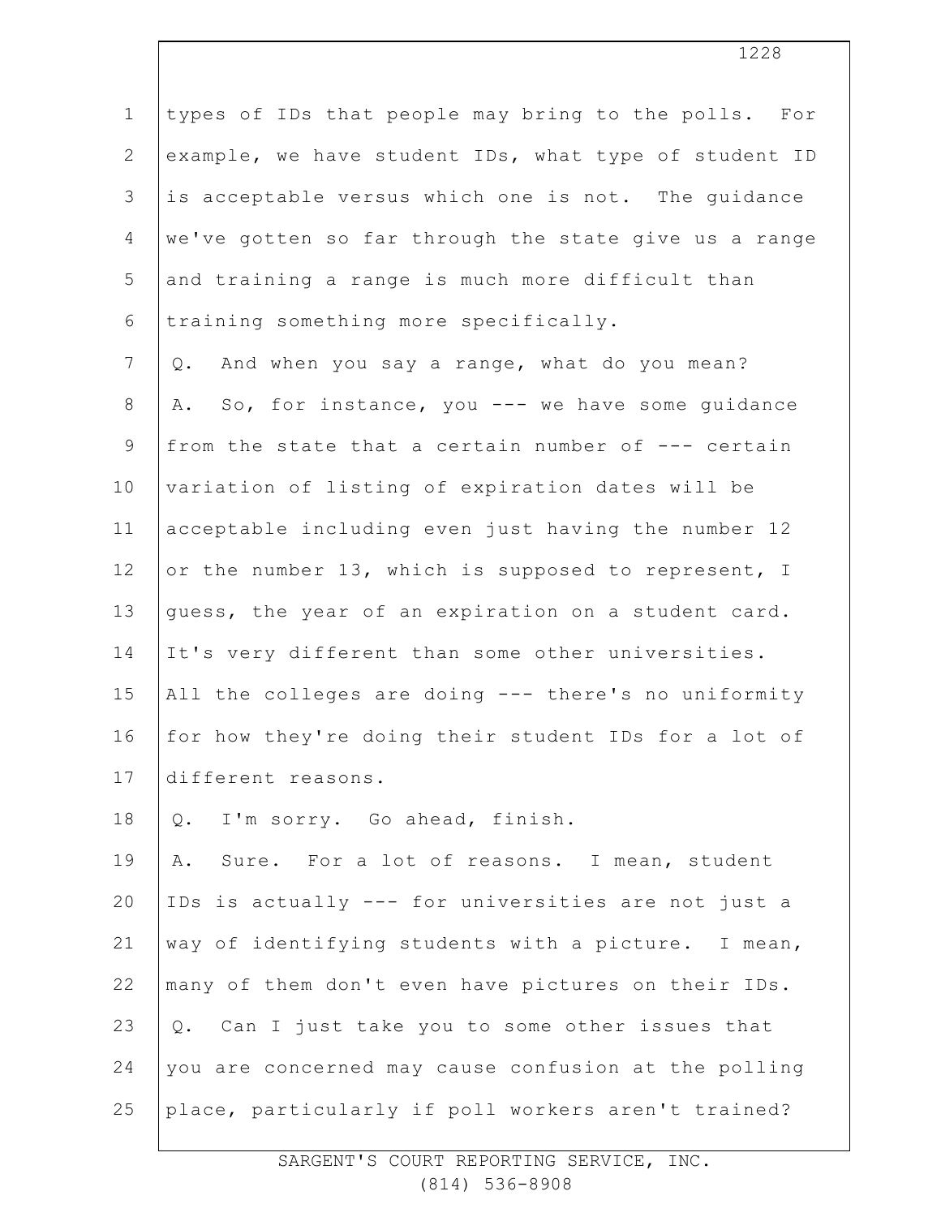types of IDs that people may bring to the polls. For example, we have student IDs, what type of student ID is acceptable versus which one is not. The guidance we've gotten so far through the state give us a range and training a range is much more difficult than training something more specifically.

Q. And when you say a range, what do you mean?

A. So, for instance, you --- we have some guidance from the state that a certain number of --- certain variation of listing of expiration dates will be acceptable including even just having the number 12 or the number 13, which is supposed to represent, I guess, the year of an expiration on a student card. It's very different than some other universities. All the colleges are doing --- there's no uniformity for how they're doing their student IDs for a lot of different reasons.

Q. I'm sorry. Go ahead, finish.

A. Sure. For a lot of reasons. I mean, student IDs is actually --- for universities are not just a way of identifying students with a picture. I mean, many of them don't even have pictures on their IDs.

Q. Can I just take you to some other issues that you are concerned may cause confusion at the polling place, particularly if poll workers aren't trained?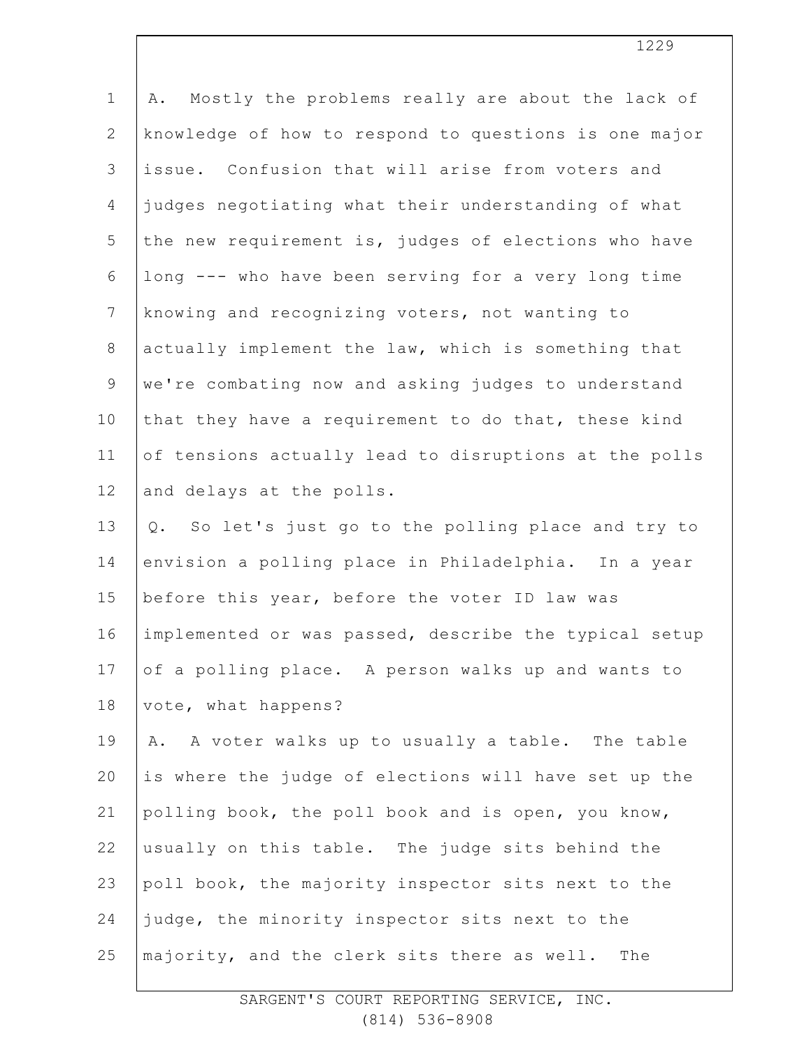A. Mostly the problems really are about the lack of knowledge of how to respond to questions is one major issue. Confusion that will arise from voters and judges negotiating what their understanding of what the new requirement is, judges of elections who have long --- who have been serving for a very long time knowing and recognizing voters, not wanting to actually implement the law, which is something that we're combating now and asking judges to understand that they have a requirement to do that, these kind of tensions actually lead to disruptions at the polls and delays at the polls.

Q. So let's just go to the polling place and try to envision a polling place in Philadelphia. In a year before this year, before the voter ID law was implemented or was passed, describe the typical setup of a polling place. A person walks up and wants to vote, what happens?

A. A voter walks up to usually a table. The table is where the judge of elections will have set up the polling book, the poll book and is open, you know, usually on this table. The judge sits behind the poll book, the majority inspector sits next to the judge, the minority inspector sits next to the majority, and the clerk sits there as well. The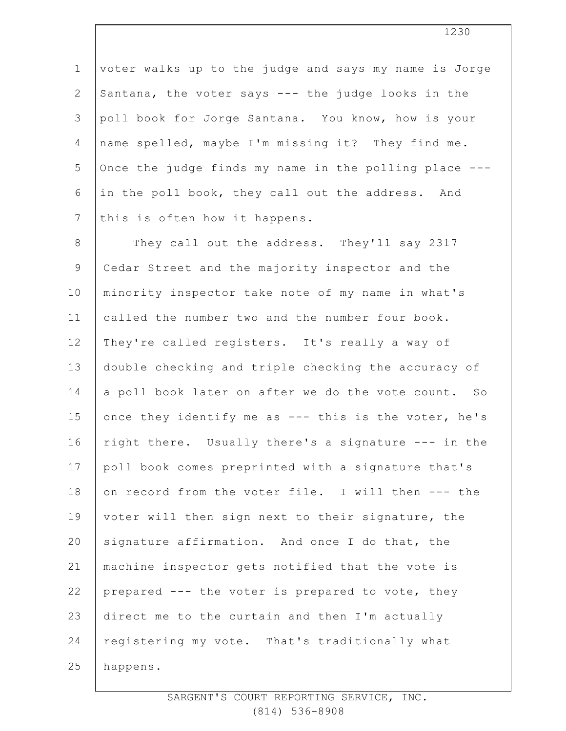voter walks up to the judge and says my name is Jorge Santana, the voter says --- the judge looks in the poll book for Jorge Santana. You know, how is your name spelled, maybe I'm missing it? They find me. Once the judge finds my name in the polling place --- in the poll book, they call out the address. And this is often how it happens.

They call out the address. They'll say 2317 Cedar Street and the majority inspector and the minority inspector take note of my name in what's called the number two and the number four book. They're called registers. It's really a way of double checking and triple checking the accuracy of a poll book later on after we do the vote count. So once they identify me as --- this is the voter, he's right there. Usually there's a signature --- in the poll book comes preprinted with a signature that's on record from the voter file. I will then --- the voter will then sign next to their signature, the signature affirmation. And once I do that, the machine inspector gets notified that the vote is prepared --- the voter is prepared to vote, they direct me to the curtain and then I'm actually registering my vote. That's traditionally what happens.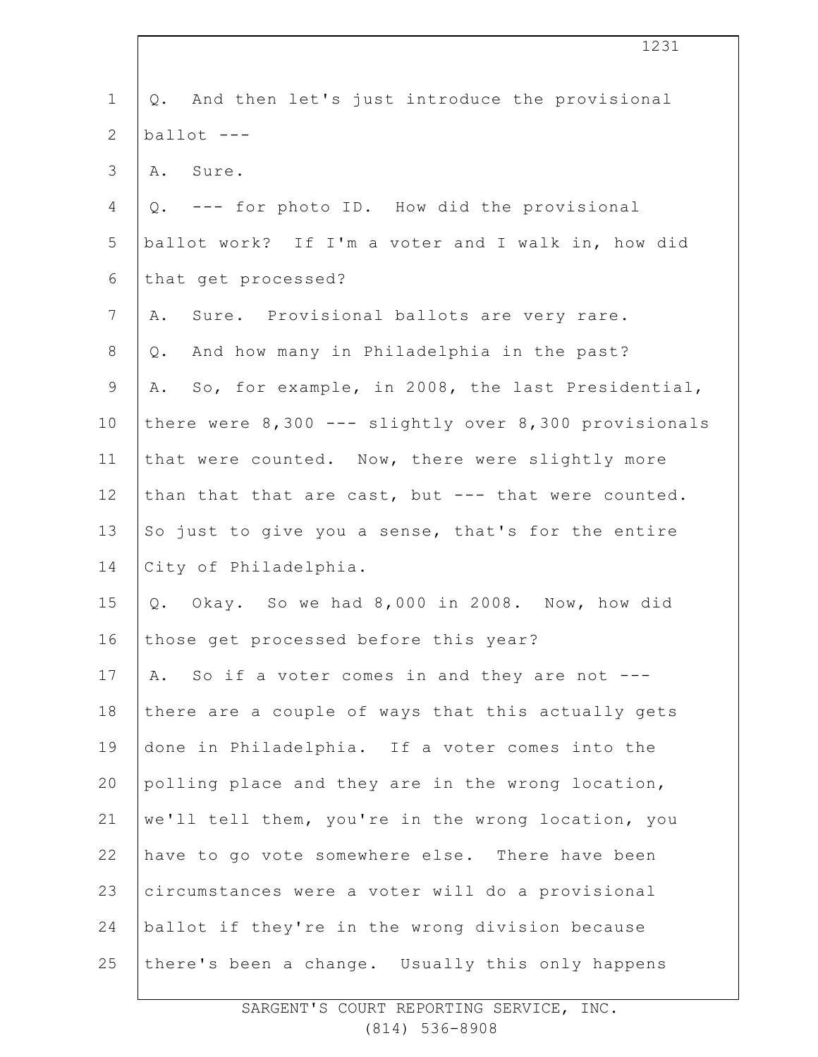Q. And then let's just introduce the provisional ballot ---

A. Sure.

Q. --- for photo ID. How did the provisional ballot work? If I'm a voter and I walk in, how did that get processed?

A. Sure. Provisional ballots are very rare.

Q. And how many in Philadelphia in the past?

A. So, for example, in 2008, the last Presidential, there were 8,300 --- slightly over 8,300 provisionals that were counted. Now, there were slightly more than that that are cast, but --- that were counted. So just to give you a sense, that's for the entire City of Philadelphia.

Q. Okay. So we had 8,000 in 2008. Now, how did those get processed before this year?

A. So if a voter comes in and they are not --- there are a couple of ways that this actually gets done in Philadelphia. If a voter comes into the polling place and they are in the wrong location, we'll tell them, you're in the wrong location, you have to go vote somewhere else. There have been circumstances were a voter will do a provisional ballot if they're in the wrong division because there's been a change. Usually this only happens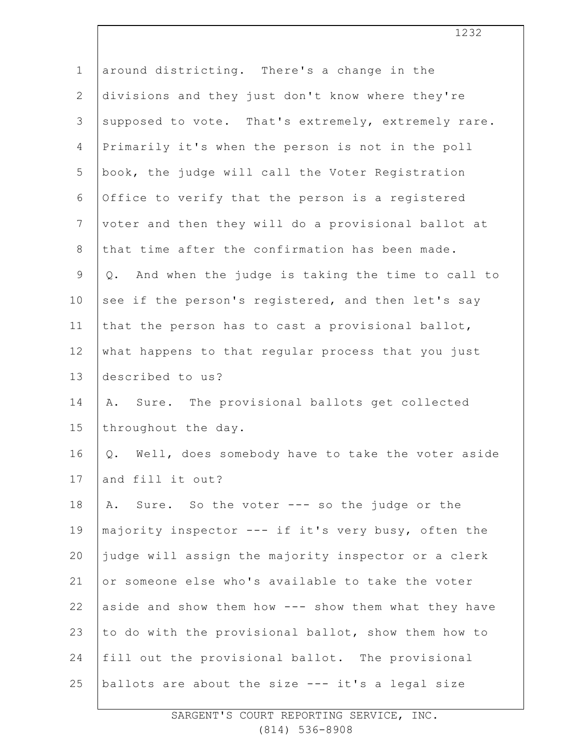around districting. There's a change in the divisions and they just don't know where they're supposed to vote. That's extremely, extremely rare. Primarily it's when the person is not in the poll book, the judge will call the Voter Registration Office to verify that the person is a registered voter and then they will do a provisional ballot at that time after the confirmation has been made.

Q. And when the judge is taking the time to call to see if the person's registered, and then let's say that the person has to cast a provisional ballot, what happens to that regular process that you just described to us?

A. Sure. The provisional ballots get collected throughout the day.

Q. Well, does somebody have to take the voter aside and fill it out?

A. Sure. So the voter --- so the judge or the majority inspector --- if it's very busy, often the judge will assign the majority inspector or a clerk or someone else who's available to take the voter aside and show them how --- show them what they have to do with the provisional ballot, show them how to fill out the provisional ballot. The provisional ballots are about the size --- it's a legal size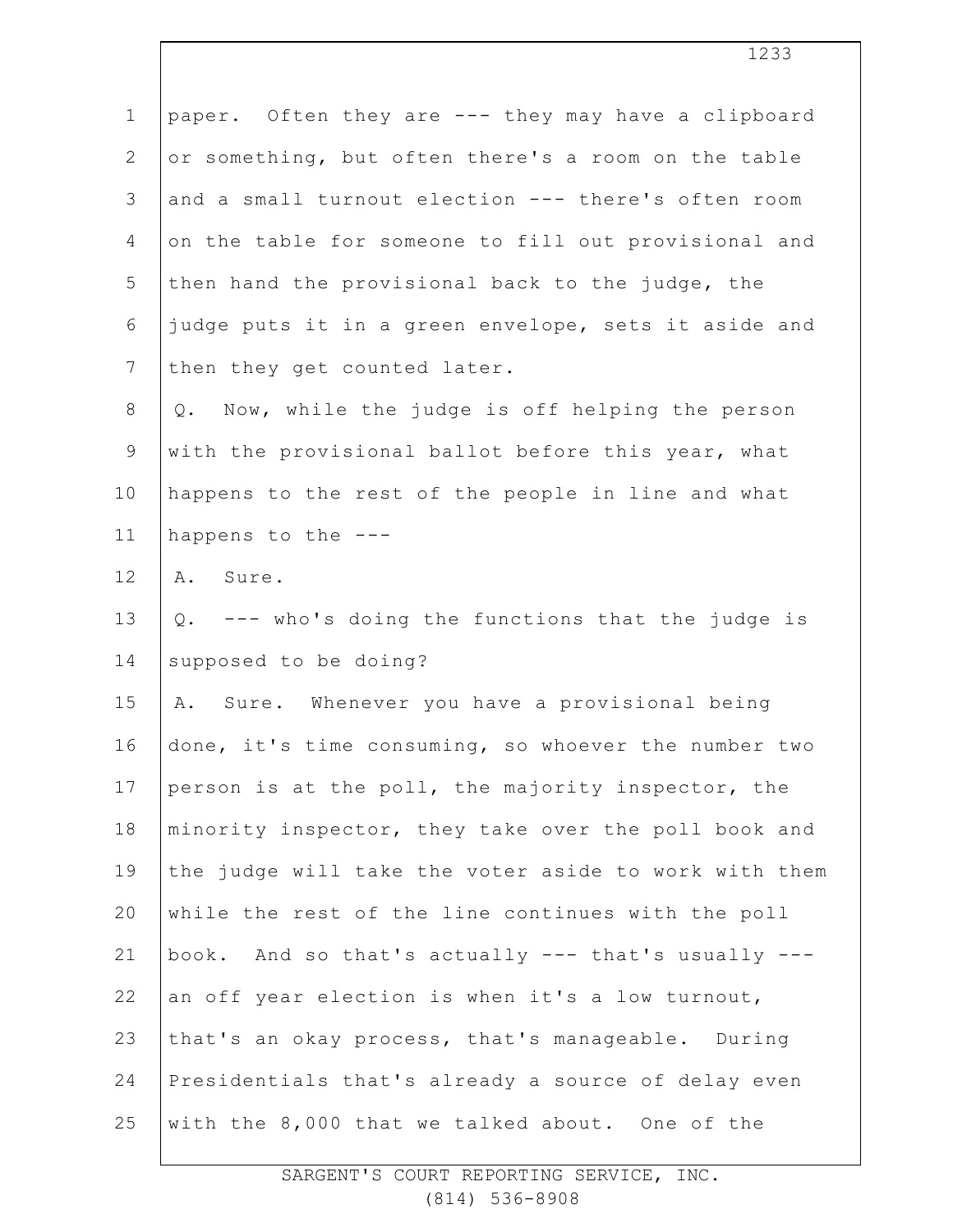paper. Often they are --- they may have a clipboard or something, but often there's a room on the table and a small turnout election --- there's often room on the table for someone to fill out provisional and then hand the provisional back to the judge, the judge puts it in a green envelope, sets it aside and then they get counted later.

Q. Now, while the judge is off helping the person with the provisional ballot before this year, what happens to the rest of the people in line and what happens to the ---

A. Sure.

Q. --- who's doing the functions that the judge is supposed to be doing?

A. Sure. Whenever you have a provisional being done, it's time consuming, so whoever the number two person is at the poll, the majority inspector, the minority inspector, they take over the poll book and the judge will take the voter aside to work with them while the rest of the line continues with the poll book. And so that's actually --- that's usually --- an off year election is when it's a low turnout, that's an okay process, that's manageable. During Presidentials that's already a source of delay even with the 8,000 that we talked about. One of the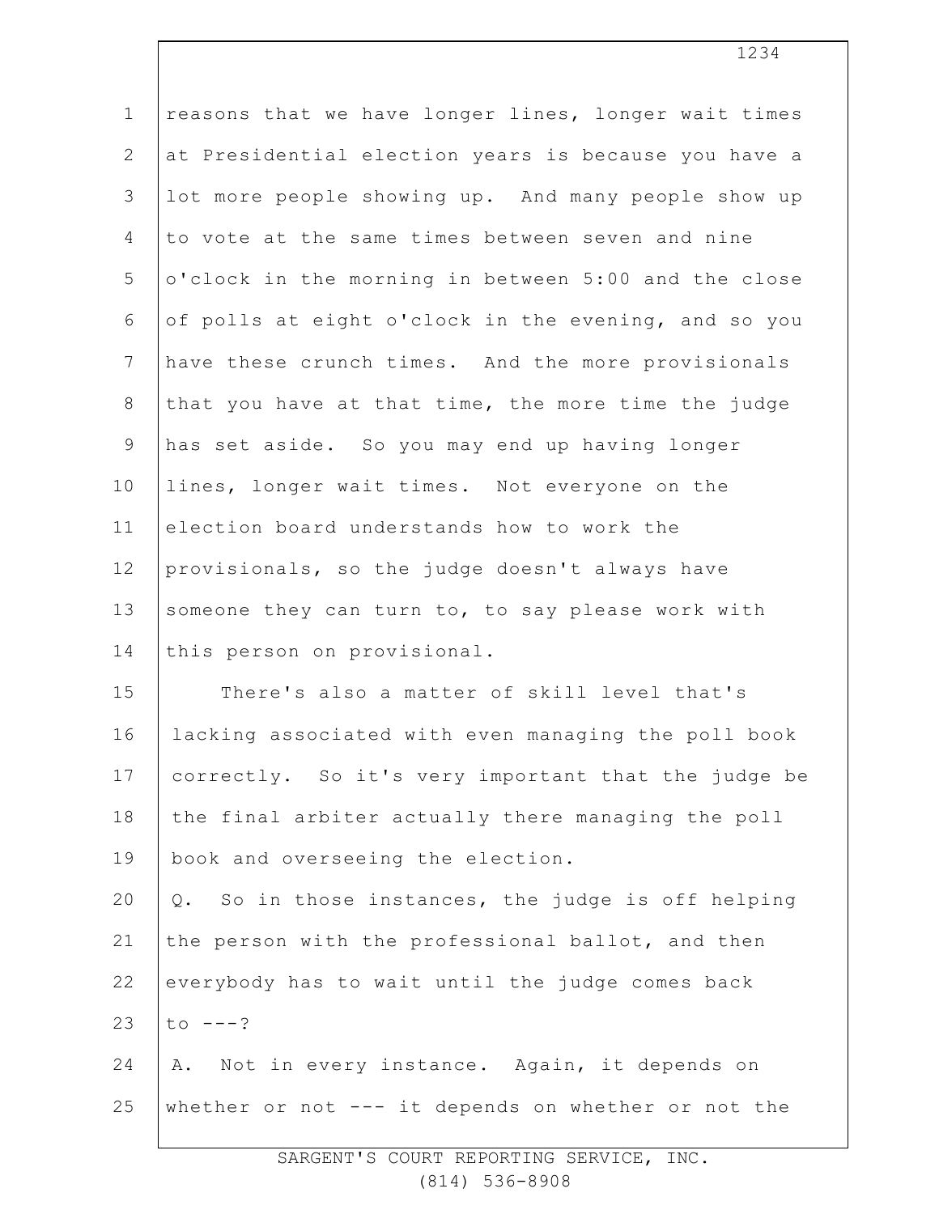reasons that we have longer lines, longer wait times at Presidential election years is because you have a lot more people showing up. And many people show up to vote at the same times between seven and nine o'clock in the morning in between 5:00 and the close of polls at eight o'clock in the evening, and so you have these crunch times. And the more provisionals that you have at that time, the more time the judge has set aside. So you may end up having longer lines, longer wait times. Not everyone on the election board understands how to work the provisionals, so the judge doesn't always have someone they can turn to, to say please work with this person on provisional.

There's also a matter of skill level that's lacking associated with even managing the poll book correctly. So it's very important that the judge be the final arbiter actually there managing the poll book and overseeing the election.

Q. So in those instances, the judge is off helping the person with the professional ballot, and then everybody has to wait until the judge comes back to ---?

A. Not in every instance. Again, it depends on whether or not --- it depends on whether or not the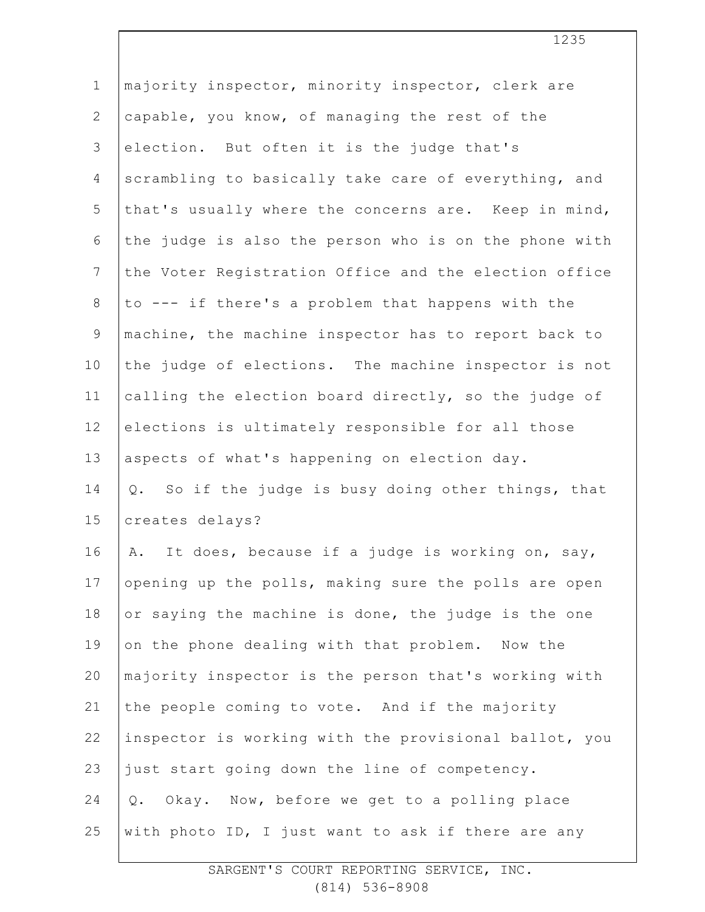majority inspector, minority inspector, clerk are capable, you know, of managing the rest of the election. But often it is the judge that's scrambling to basically take care of everything, and that's usually where the concerns are. Keep in mind, the judge is also the person who is on the phone with the Voter Registration Office and the election office to --- if there's a problem that happens with the machine, the machine inspector has to report back to the judge of elections. The machine inspector is not calling the election board directly, so the judge of elections is ultimately responsible for all those aspects of what's happening on election day.

Q. So if the judge is busy doing other things, that creates delays?

A. It does, because if a judge is working on, say, opening up the polls, making sure the polls are open or saying the machine is done, the judge is the one on the phone dealing with that problem. Now the majority inspector is the person that's working with the people coming to vote. And if the majority inspector is working with the provisional ballot, you just start going down the line of competency.

Q. Okay. Now, before we get to a polling place with photo ID, I just want to ask if there are any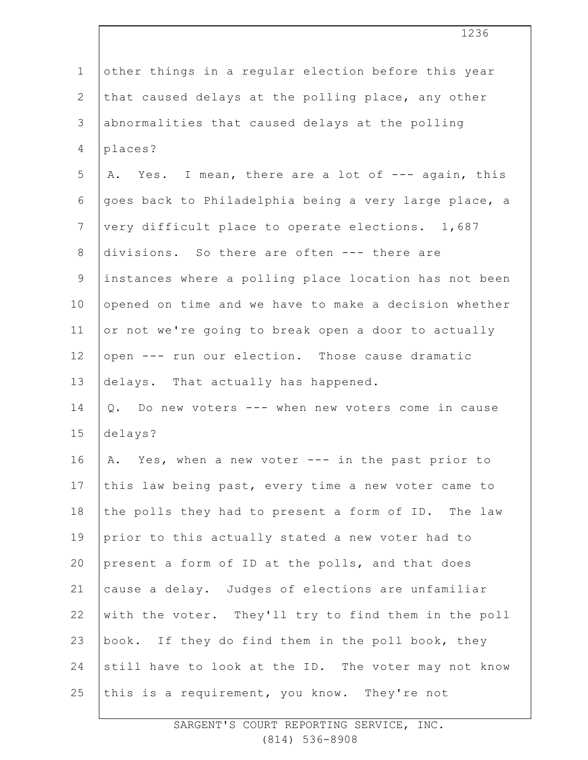other things in a regular election before this year that caused delays at the polling place, any other abnormalities that caused delays at the polling places?

A. Yes. I mean, there are a lot of --- again, this goes back to Philadelphia being a very large place, a very difficult place to operate elections. 1,687 divisions. So there are often --- there are instances where a polling place location has not been opened on time and we have to make a decision whether or not we're going to break open a door to actually open --- run our election. Those cause dramatic delays. That actually has happened.

Q. Do new voters --- when new voters come in cause delays?

A. Yes, when a new voter --- in the past prior to this law being past, every time a new voter came to the polls they had to present a form of ID. The law prior to this actually stated a new voter had to present a form of ID at the polls, and that does cause a delay. Judges of elections are unfamiliar with the voter. They'll try to find them in the poll book. If they do find them in the poll book, they still have to look at the ID. The voter may not know this is a requirement, you know. They're not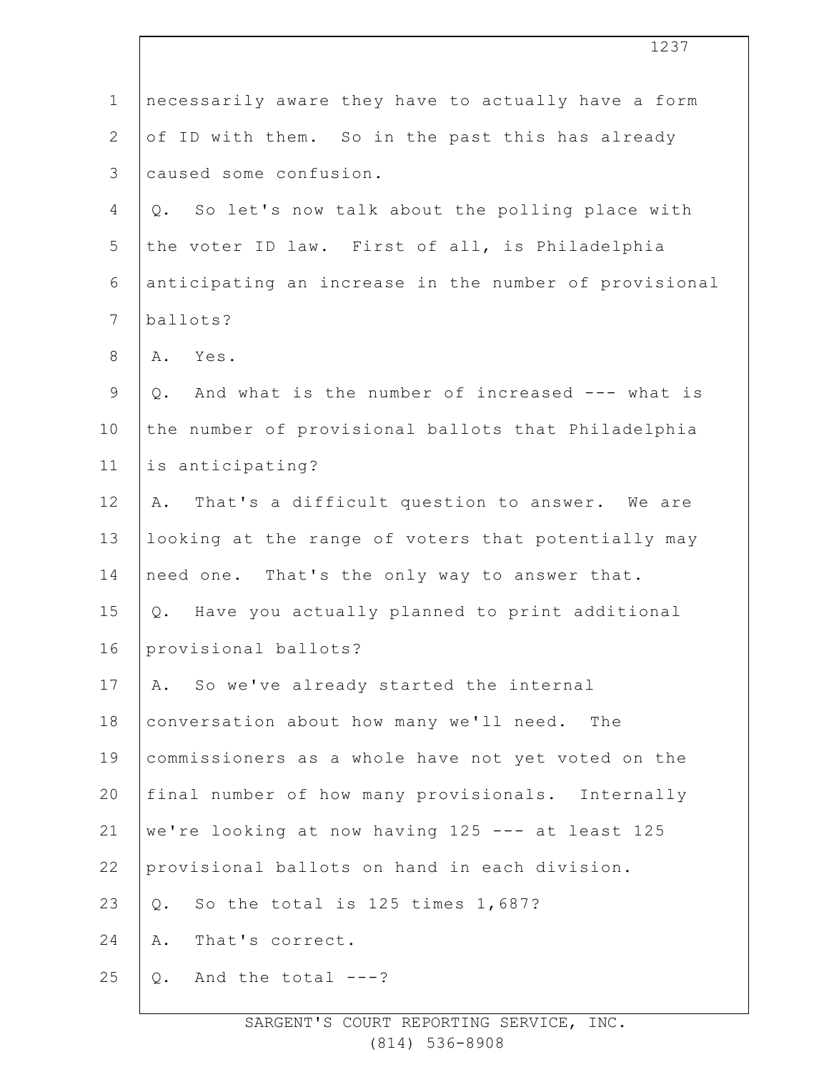necessarily aware they have to actually have a form of ID with them. So in the past this has already caused some confusion.

Q. So let's now talk about the polling place with the voter ID law. First of all, is Philadelphia anticipating an increase in the number of provisional ballots?

A. Yes.

Q. And what is the number of increased --- what is the number of provisional ballots that Philadelphia is anticipating?

A. That's a difficult question to answer. We are looking at the range of voters that potentially may need one. That's the only way to answer that.

Q. Have you actually planned to print additional provisional ballots?

A. So we've already started the internal conversation about how many we'll need. The commissioners as a whole have not yet voted on the final number of how many provisionals. Internally we're looking at now having 125 --- at least 125 provisional ballots on hand in each division.

Q. So the total is 125 times 1,687?

A. That's correct.

Q. And the total ---?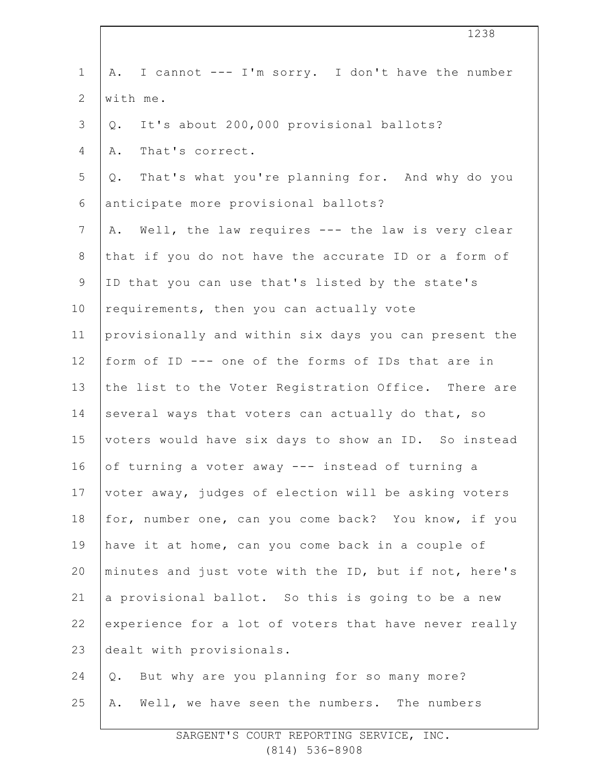A. I cannot --- I'm sorry. I don't have the number with me.

Q. It's about 200,000 provisional ballots?

A. That's correct.

Q. That's what you're planning for. And why do you anticipate more provisional ballots?

A. Well, the law requires --- the law is very clear that if you do not have the accurate ID or a form of ID that you can use that's listed by the state's requirements, then you can actually vote provisionally and within six days you can present the form of ID --- one of the forms of IDs that are in the list to the Voter Registration Office. There are several ways that voters can actually do that, so voters would have six days to show an ID. So instead of turning a voter away --- instead of turning a voter away, judges of election will be asking voters for, number one, can you come back? You know, if you have it at home, can you come back in a couple of minutes and just vote with the ID, but if not, here's a provisional ballot. So this is going to be a new experience for a lot of voters that have never really dealt with provisionals.

Q. But why are you planning for so many more?

A. Well, we have seen the numbers. The numbers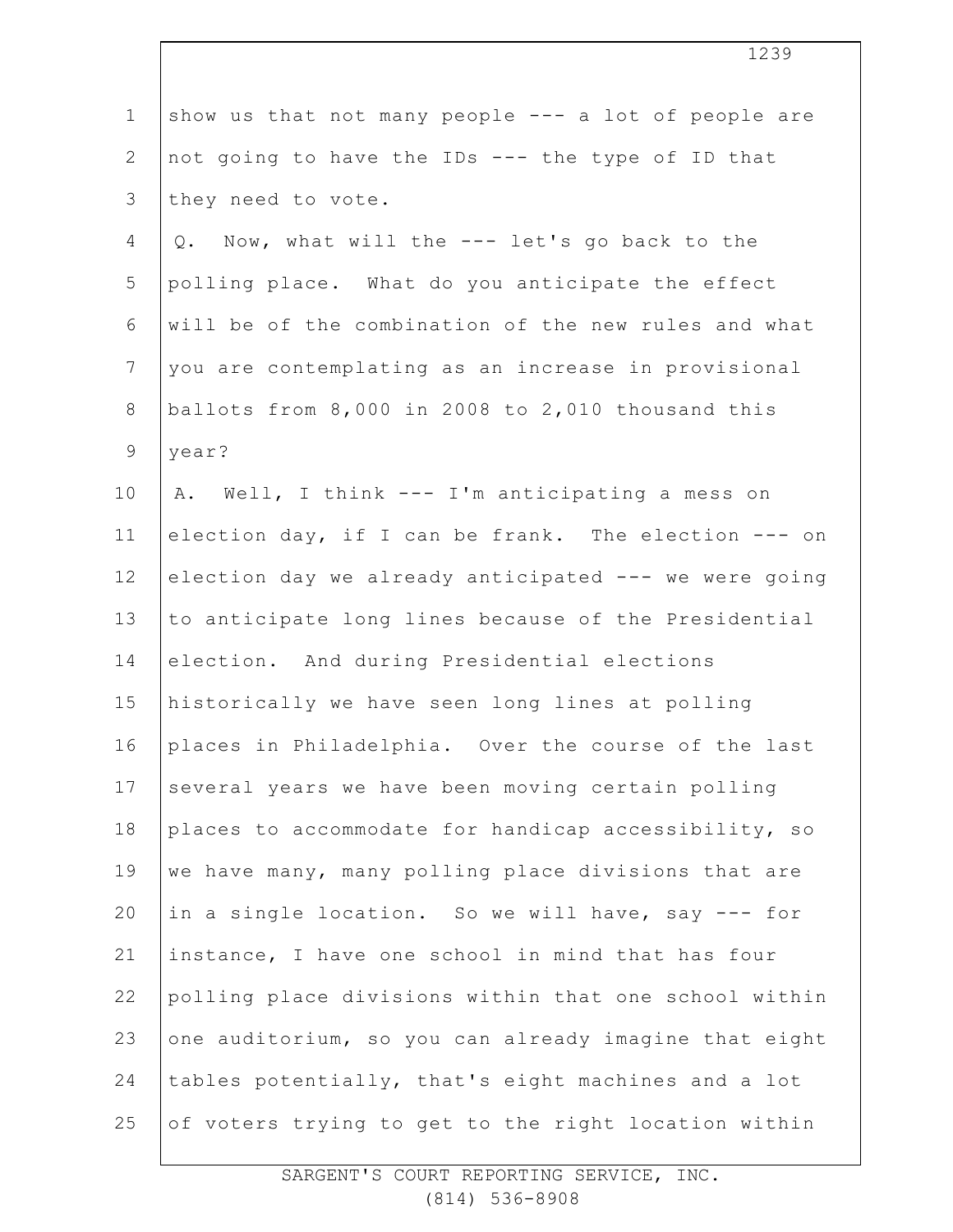show us that not many people --- a lot of people are not going to have the IDs --- the type of ID that they need to vote.

Q. Now, what will the --- let's go back to the polling place. What do you anticipate the effect will be of the combination of the new rules and what you are contemplating as an increase in provisional ballots from 8,000 in 2008 to 2,010 thousand this year?

A. Well, I think --- I'm anticipating a mess on election day, if I can be frank. The election --- on election day we already anticipated --- we were going to anticipate long lines because of the Presidential election. And during Presidential elections historically we have seen long lines at polling places in Philadelphia. Over the course of the last several years we have been moving certain polling places to accommodate for handicap accessibility, so we have many, many polling place divisions that are in a single location. So we will have, say --- for instance, I have one school in mind that has four polling place divisions within that one school within one auditorium, so you can already imagine that eight tables potentially, that's eight machines and a lot of voters trying to get to the right location within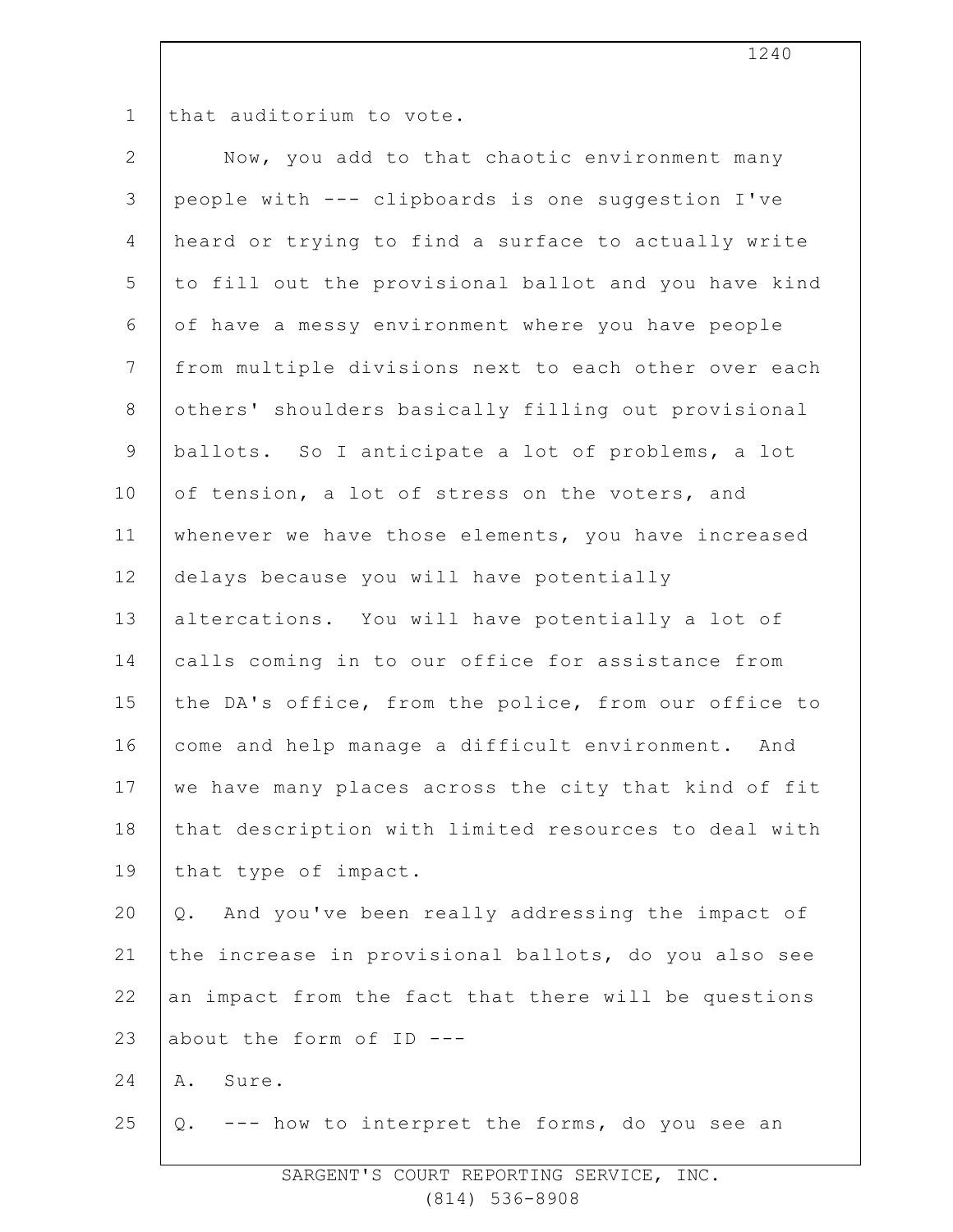that auditorium to vote.

Now, you add to that chaotic environment many people with --- clipboards is one suggestion I've heard or trying to find a surface to actually write to fill out the provisional ballot and you have kind of have a messy environment where you have people from multiple divisions next to each other over each others' shoulders basically filling out provisional ballots. So I anticipate a lot of problems, a lot of tension, a lot of stress on the voters, and whenever we have those elements, you have increased delays because you will have potentially altercations. You will have potentially a lot of calls coming in to our office for assistance from the DA's office, from the police, from our office to come and help manage a difficult environment. And we have many places across the city that kind of fit that description with limited resources to deal with that type of impact.

Q. And you've been really addressing the impact of the increase in provisional ballots, do you also see an impact from the fact that there will be questions about the form of ID ---

A. Sure.

Q. --- how to interpret the forms, do you see an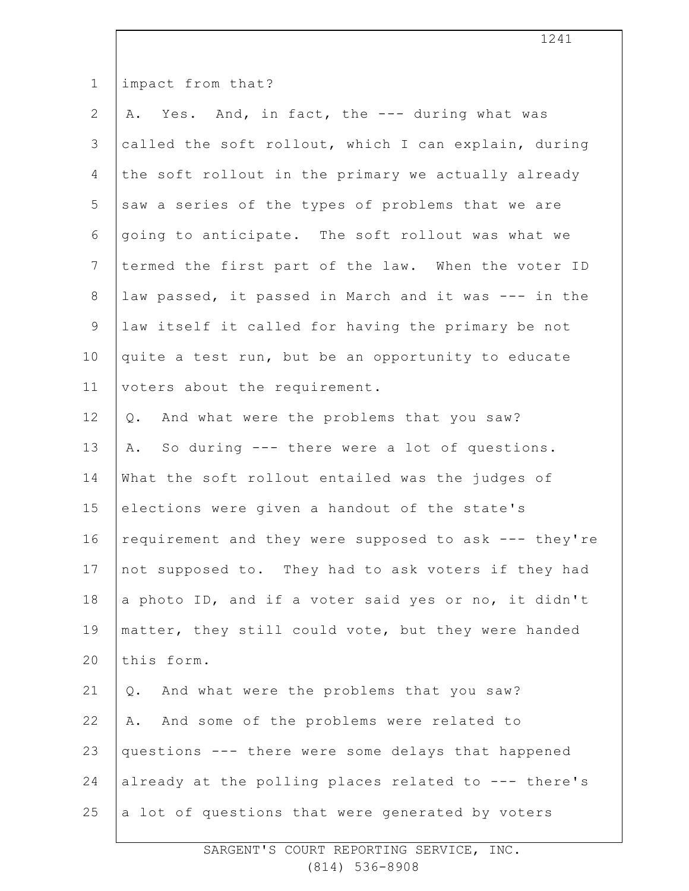impact from that?

A. Yes. And, in fact, the --- during what was called the soft rollout, which I can explain, during the soft rollout in the primary we actually already saw a series of the types of problems that we are going to anticipate. The soft rollout was what we termed the first part of the law. When the voter ID law passed, it passed in March and it was --- in the law itself it called for having the primary be not quite a test run, but be an opportunity to educate voters about the requirement.

Q. And what were the problems that you saw?

A. So during --- there were a lot of questions. What the soft rollout entailed was the judges of elections were given a handout of the state's requirement and they were supposed to ask --- they're not supposed to. They had to ask voters if they had a photo ID, and if a voter said yes or no, it didn't matter, they still could vote, but they were handed this form.

Q. And what were the problems that you saw?

A. And some of the problems were related to questions --- there were some delays that happened already at the polling places related to --- there's a lot of questions that were generated by voters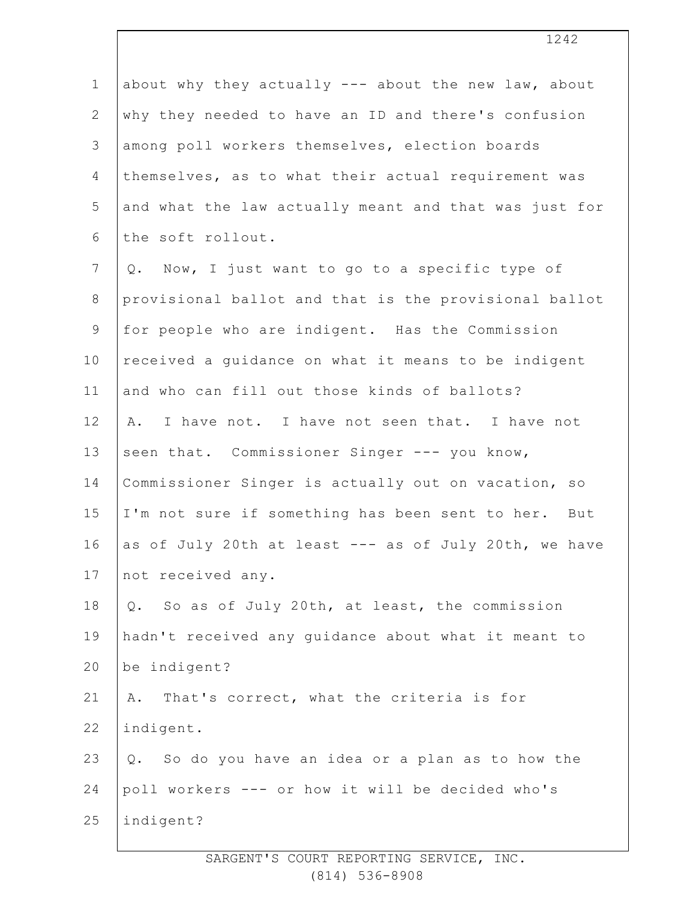about why they actually --- about the new law, about why they needed to have an ID and there's confusion among poll workers themselves, election boards themselves, as to what their actual requirement was and what the law actually meant and that was just for the soft rollout.

Q. Now, I just want to go to a specific type of provisional ballot and that is the provisional ballot for people who are indigent. Has the Commission received a guidance on what it means to be indigent and who can fill out those kinds of ballots?

A. I have not. I have not seen that. I have not seen that. Commissioner Singer --- you know, Commissioner Singer is actually out on vacation, so I'm not sure if something has been sent to her. But as of July 20th at least --- as of July 20th, we have not received any.

Q. So as of July 20th, at least, the commission hadn't received any guidance about what it meant to be indigent?

A. That's correct, what the criteria is for indigent.

Q. So do you have an idea or a plan as to how the poll workers --- or how it will be decided who's indigent?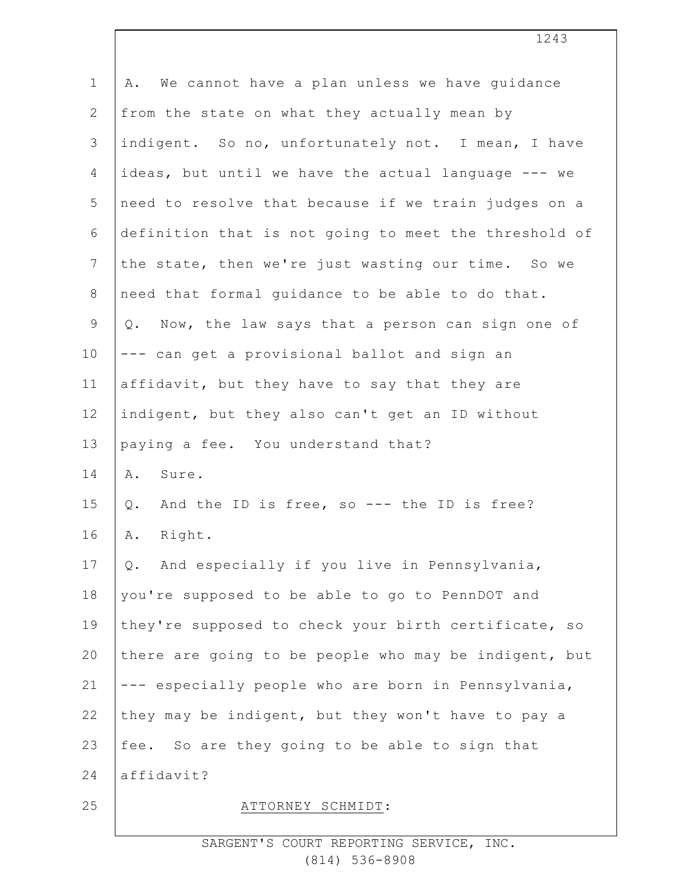A. We cannot have a plan unless we have guidance from the state on what they actually mean by indigent. So no, unfortunately not. I mean, I have ideas, but until we have the actual language --- we need to resolve that because if we train judges on a definition that is not going to meet the threshold of the state, then we're just wasting our time. So we need that formal guidance to be able to do that.

Q. Now, the law says that a person can sign one of --- can get a provisional ballot and sign an affidavit, but they have to say that they are indigent, but they also can't get an ID without paying a fee. You understand that?

A. Sure.

Q. And the ID is free, so --- the ID is free?

A. Right.

Q. And especially if you live in Pennsylvania, you're supposed to be able to go to PennDOT and they're supposed to check your birth certificate, so there are going to be people who may be indigent, but --- especially people who are born in Pennsylvania, they may be indigent, but they won't have to pay a fee. So are they going to be able to sign that affidavit?

ATTORNEY SCHMIDT: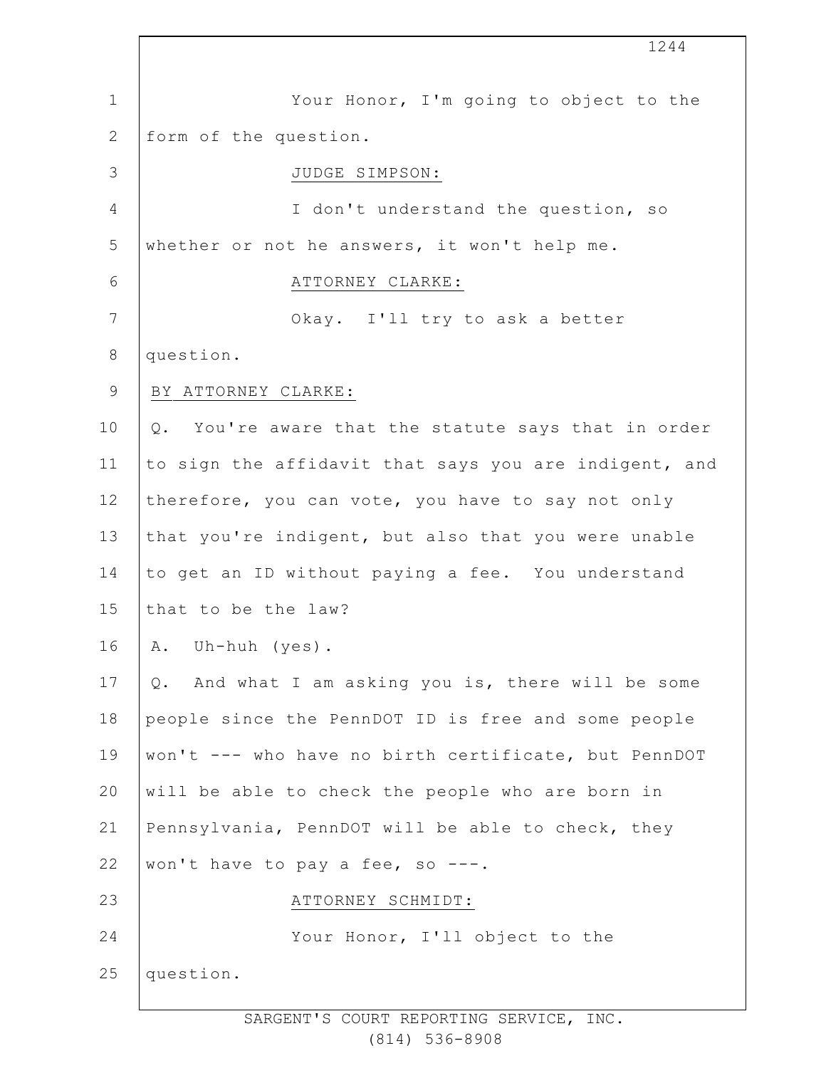Your Honor, I'm going to object to the form of the question.

JUDGE SIMPSON:

I don't understand the question, so whether or not he answers, it won't help me.

ATTORNEY CLARKE:

Okay. I'll try to ask a better question.

BY ATTORNEY CLARKE:

Q. You're aware that the statute says that in order to sign the affidavit that says you are indigent, and therefore, you can vote, you have to say not only that you're indigent, but also that you were unable to get an ID without paying a fee. You understand that to be the law?

A. Uh-huh (yes).

Q. And what I am asking you is, there will be some people since the PennDOT ID is free and some people won't --- who have no birth certificate, but PennDOT will be able to check the people who are born in Pennsylvania, PennDOT will be able to check, they won't have to pay a fee, so ---.

ATTORNEY SCHMIDT:

Your Honor, I'll object to the question.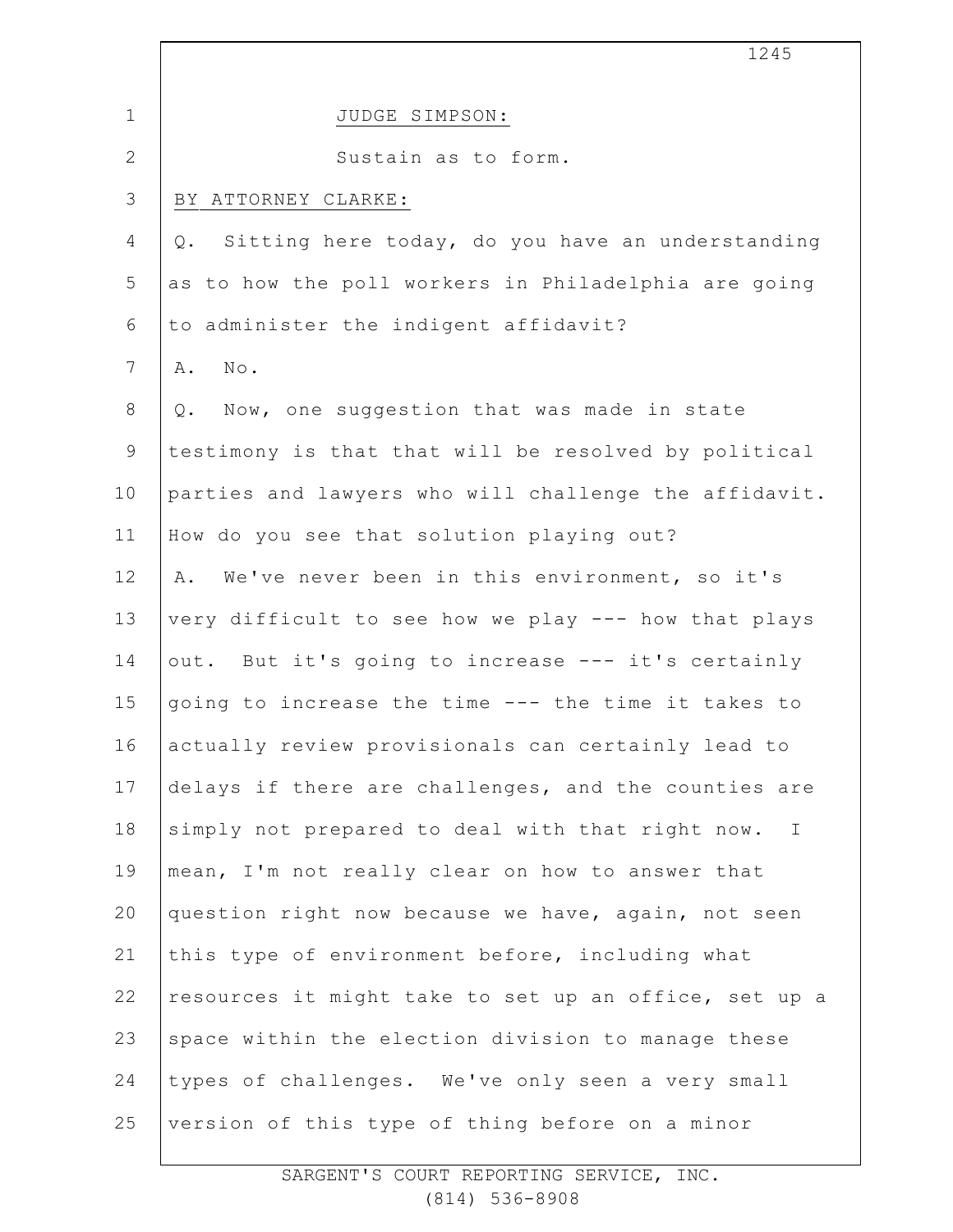JUDGE SIMPSON:

Sustain as to form.

BY ATTORNEY CLARKE:

Q. Sitting here today, do you have an understanding as to how the poll workers in Philadelphia are going to administer the indigent affidavit?

A. No.

Q. Now, one suggestion that was made in state testimony is that that will be resolved by political parties and lawyers who will challenge the affidavit. How do you see that solution playing out?

A. We've never been in this environment, so it's very difficult to see how we play --- how that plays out. But it's going to increase --- it's certainly going to increase the time --- the time it takes to actually review provisionals can certainly lead to delays if there are challenges, and the counties are simply not prepared to deal with that right now. I mean, I'm not really clear on how to answer that question right now because we have, again, not seen this type of environment before, including what resources it might take to set up an office, set up a space within the election division to manage these types of challenges. We've only seen a very small version of this type of thing before on a minor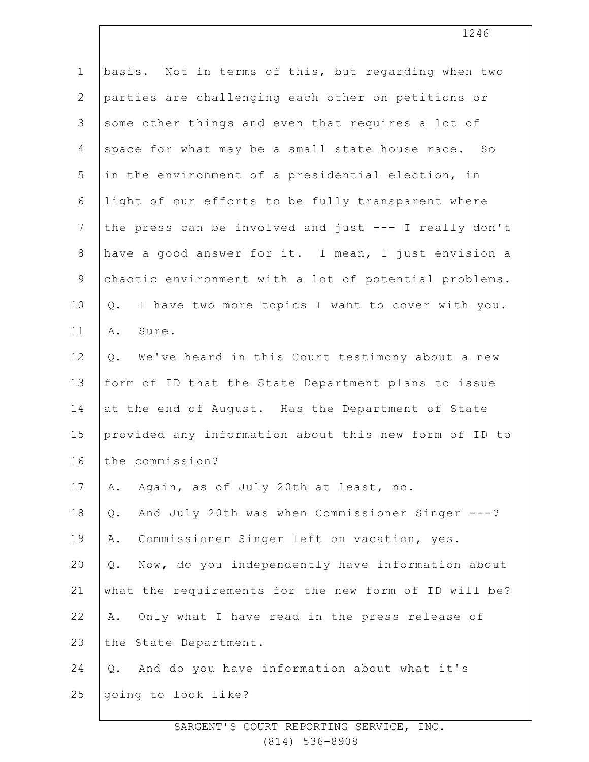basis. Not in terms of this, but regarding when two parties are challenging each other on petitions or some other things and even that requires a lot of space for what may be a small state house race. So in the environment of a presidential election, in light of our efforts to be fully transparent where the press can be involved and just --- I really don't have a good answer for it. I mean, I just envision a chaotic environment with a lot of potential problems.

Q. I have two more topics I want to cover with you.

A. Sure.

Q. We've heard in this Court testimony about a new form of ID that the State Department plans to issue at the end of August. Has the Department of State provided any information about this new form of ID to the commission?

A. Again, as of July 20th at least, no.

Q. And July 20th was when Commissioner Singer ---?

A. Commissioner Singer left on vacation, yes.

Q. Now, do you independently have information about what the requirements for the new form of ID will be?

A. Only what I have read in the press release of the State Department.

Q. And do you have information about what it's going to look like?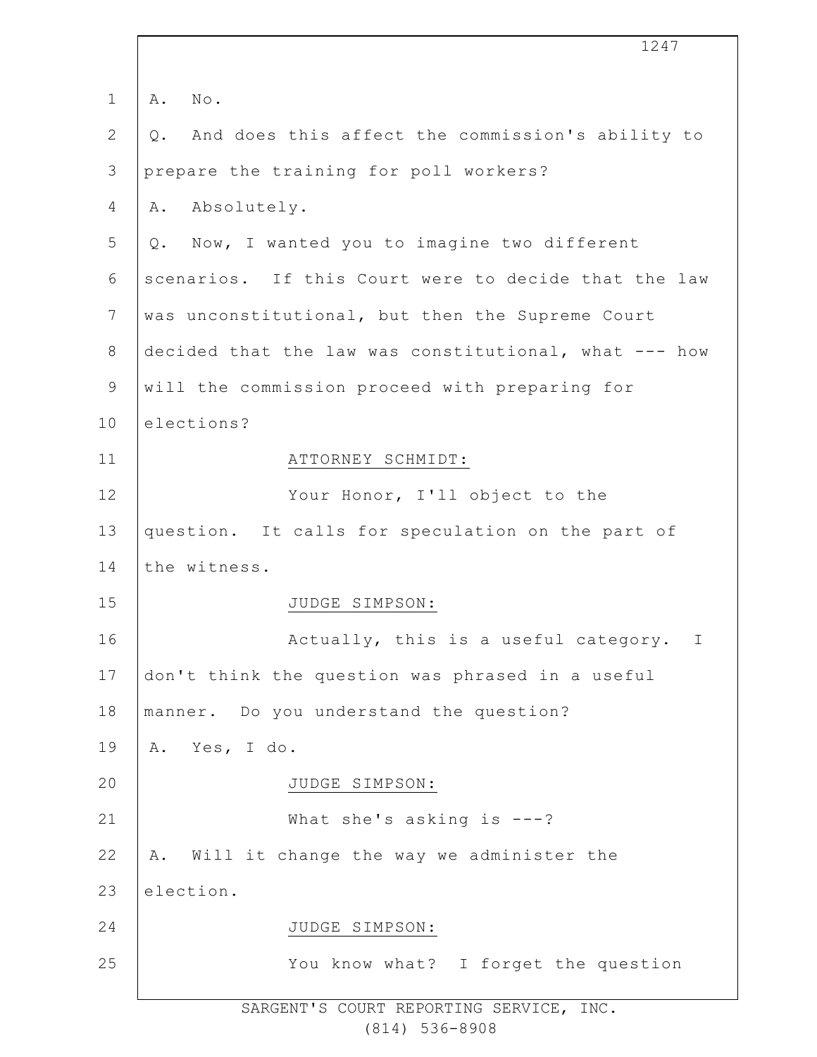A. No.

Q. And does this affect the commission's ability to prepare the training for poll workers?

A. Absolutely.

Q. Now, I wanted you to imagine two different scenarios. If this Court were to decide that the law was unconstitutional, but then the Supreme Court decided that the law was constitutional, what --- how will the commission proceed with preparing for elections?

ATTORNEY SCHMIDT:

Your Honor, I'll object to the question. It calls for speculation on the part of the witness.

JUDGE SIMPSON:

Actually, this is a useful category. I don't think the question was phrased in a useful manner. Do you understand the question?

A. Yes, I do.

JUDGE SIMPSON:

What she's asking is ---?

A. Will it change the way we administer the election.

JUDGE SIMPSON:

You know what? I forget the question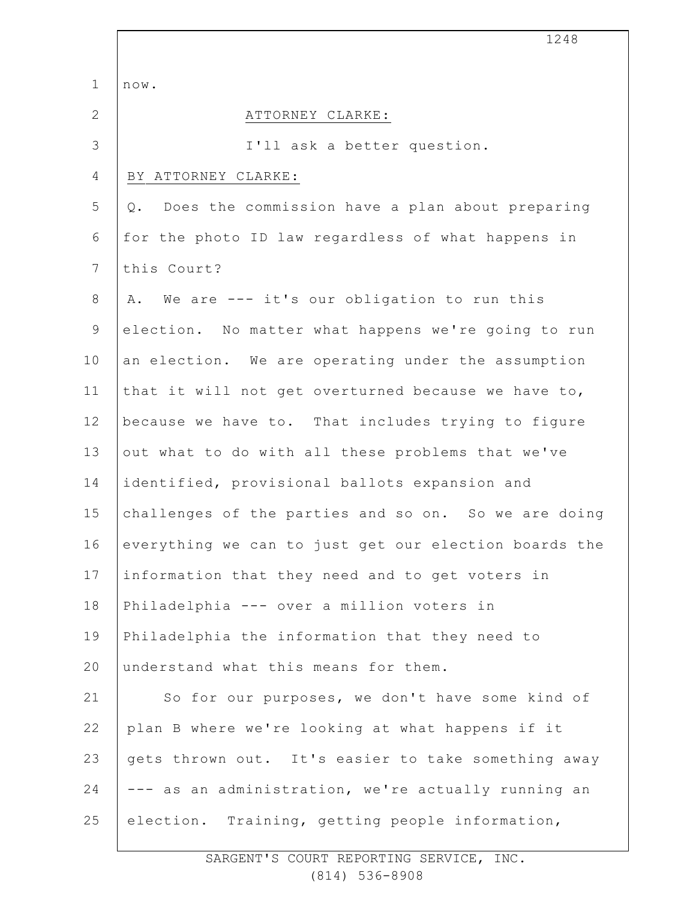now.

ATTORNEY CLARKE:

I'll ask a better question.

BY ATTORNEY CLARKE:

Q. Does the commission have a plan about preparing for the photo ID law regardless of what happens in this Court?

A. We are --- it's our obligation to run this election. No matter what happens we're going to run an election. We are operating under the assumption that it will not get overturned because we have to, because we have to. That includes trying to figure out what to do with all these problems that we've identified, provisional ballots expansion and challenges of the parties and so on. So we are doing everything we can to just get our election boards the information that they need and to get voters in Philadelphia --- over a million voters in Philadelphia the information that they need to understand what this means for them.

So for our purposes, we don't have some kind of plan B where we're looking at what happens if it gets thrown out. It's easier to take something away --- as an administration, we're actually running an election. Training, getting people information,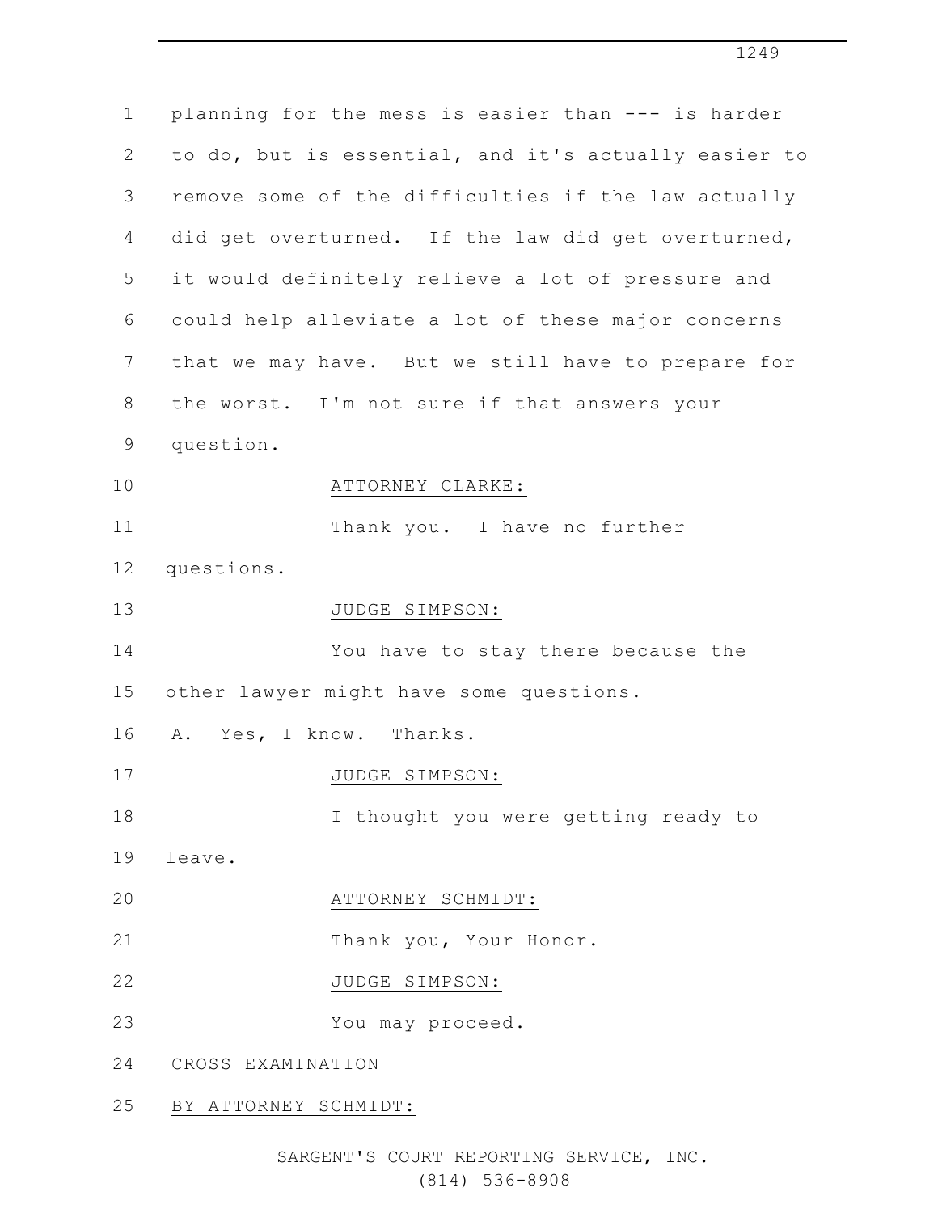planning for the mess is easier than --- is harder to do, but is essential, and it's actually easier to remove some of the difficulties if the law actually did get overturned. If the law did get overturned, it would definitely relieve a lot of pressure and could help alleviate a lot of these major concerns that we may have. But we still have to prepare for the worst. I'm not sure if that answers your question.

ATTORNEY CLARKE:

Thank you. I have no further questions.

JUDGE SIMPSON:

You have to stay there because the other lawyer might have some questions.

A. Yes, I know. Thanks.

JUDGE SIMPSON:

I thought you were getting ready to leave.

ATTORNEY SCHMIDT:

Thank you, Your Honor.

JUDGE SIMPSON:

You may proceed.

CROSS EXAMINATION

BY ATTORNEY SCHMIDT: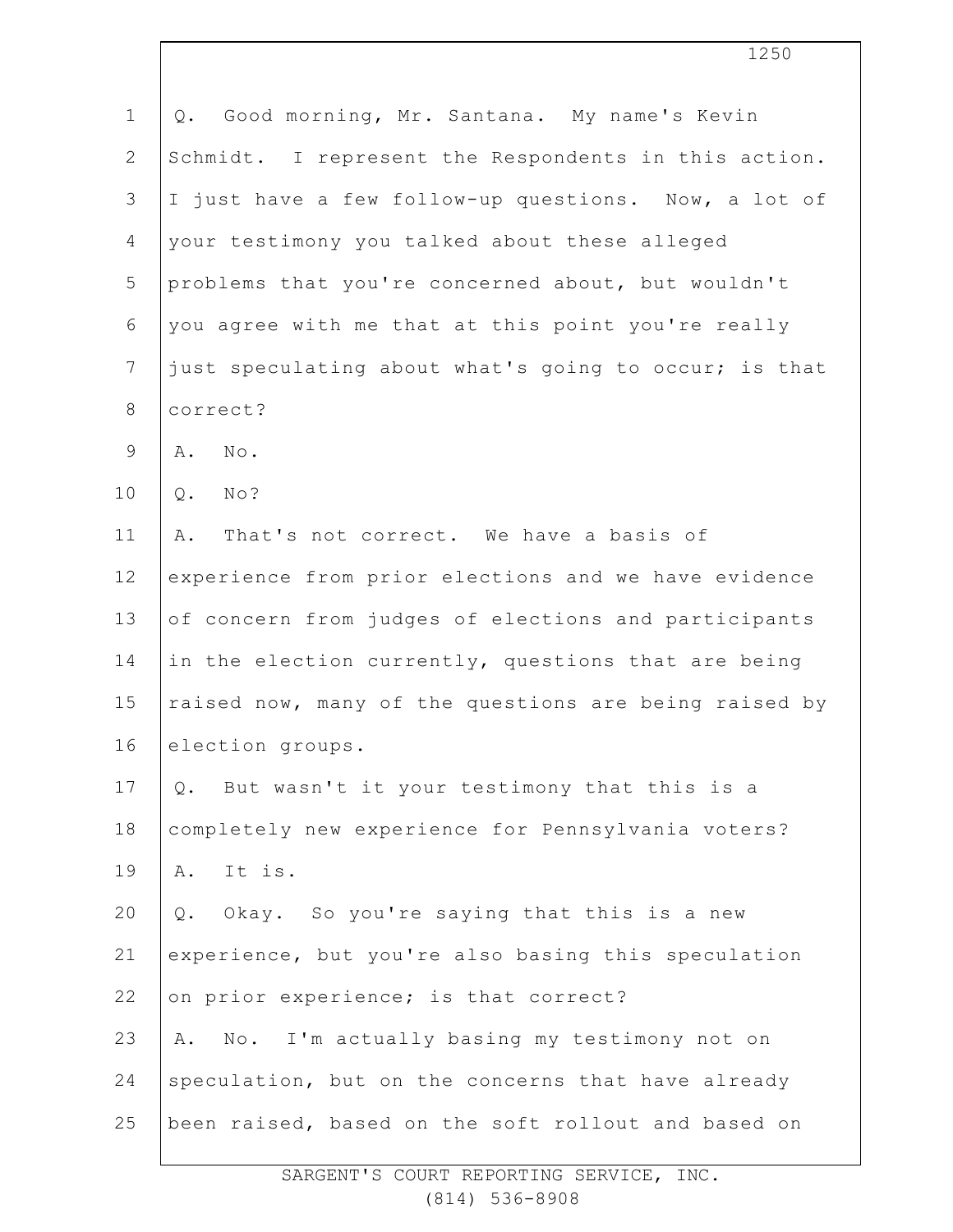Q. Good morning, Mr. Santana. My name's Kevin Schmidt. I represent the Respondents in this action. I just have a few follow-up questions. Now, a lot of your testimony you talked about these alleged problems that you're concerned about, but wouldn't you agree with me that at this point you're really just speculating about what's going to occur; is that correct?

A. No.

Q. No?

A. That's not correct. We have a basis of experience from prior elections and we have evidence of concern from judges of elections and participants in the election currently, questions that are being raised now, many of the questions are being raised by election groups.

Q. But wasn't it your testimony that this is a completely new experience for Pennsylvania voters?

A. It is.

Q. Okay. So you're saying that this is a new experience, but you're also basing this speculation on prior experience; is that correct?

A. No. I'm actually basing my testimony not on speculation, but on the concerns that have already been raised, based on the soft rollout and based on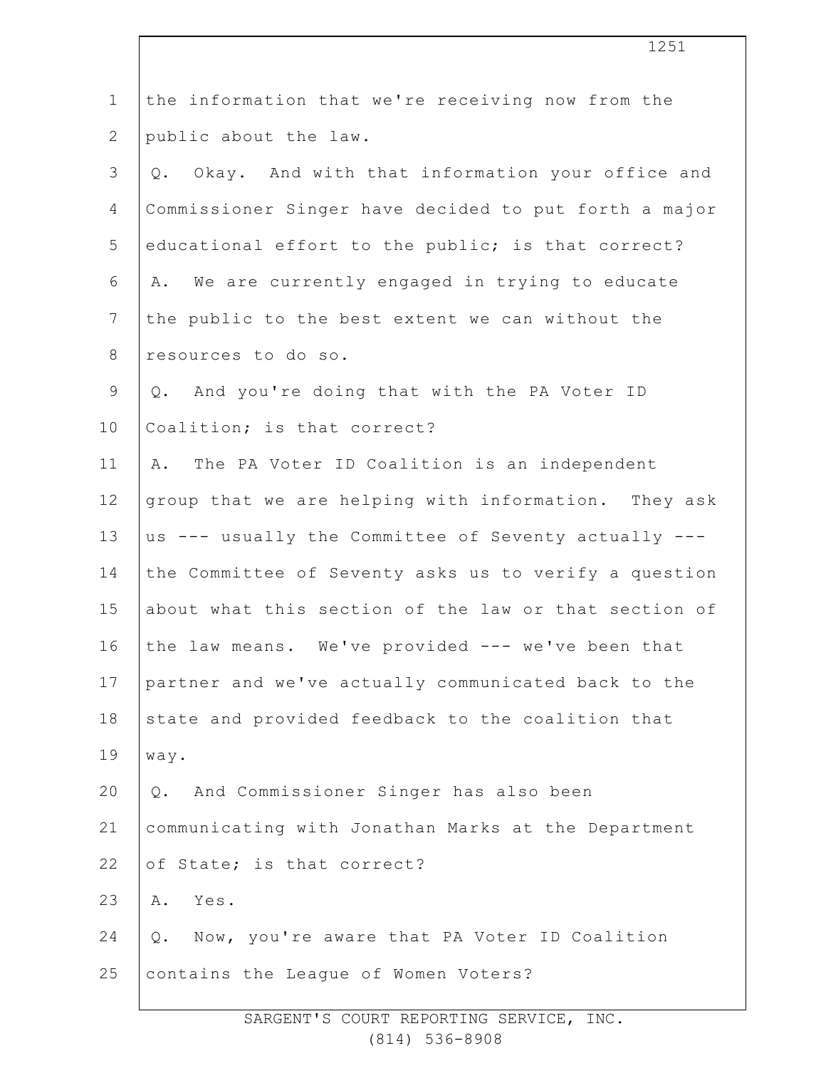the information that we're receiving now from the public about the law.

Q. Okay. And with that information your office and Commissioner Singer have decided to put forth a major educational effort to the public; is that correct?

A. We are currently engaged in trying to educate the public to the best extent we can without the resources to do so.

Q. And you're doing that with the PA Voter ID Coalition; is that correct?

A. The PA Voter ID Coalition is an independent group that we are helping with information. They ask us --- usually the Committee of Seventy actually --- the Committee of Seventy asks us to verify a question about what this section of the law or that section of the law means. We've provided --- we've been that partner and we've actually communicated back to the state and provided feedback to the coalition that way.

Q. And Commissioner Singer has also been communicating with Jonathan Marks at the Department of State; is that correct?

A. Yes.

Q. Now, you're aware that PA Voter ID Coalition contains the League of Women Voters?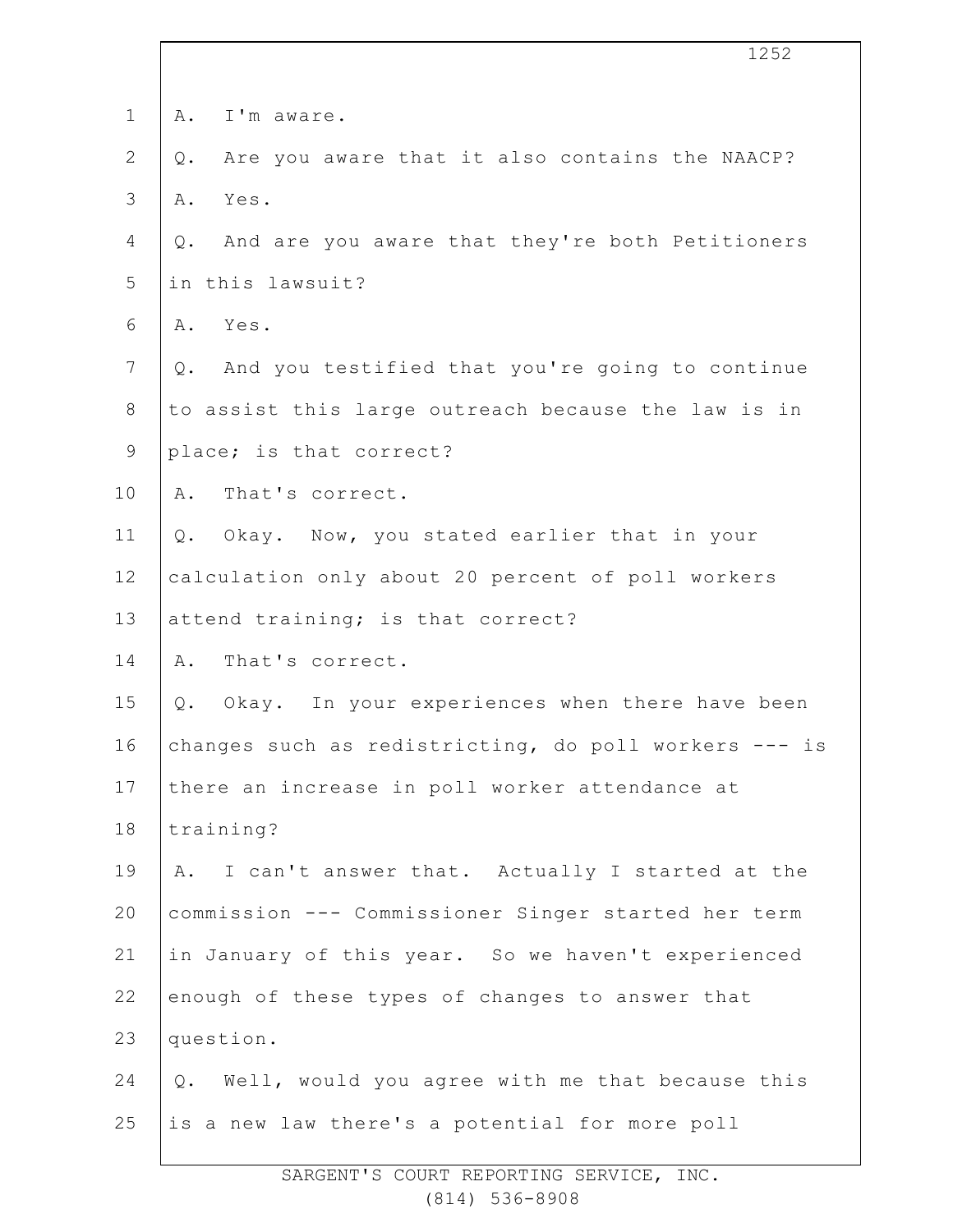A. I'm aware.

Q. Are you aware that it also contains the NAACP?

A. Yes.

Q. And are you aware that they're both Petitioners in this lawsuit?

A. Yes.

Q. And you testified that you're going to continue to assist this large outreach because the law is in place; is that correct?

A. That's correct.

Q. Okay. Now, you stated earlier that in your calculation only about 20 percent of poll workers attend training; is that correct?

A. That's correct.

Q. Okay. In your experiences when there have been changes such as redistricting, do poll workers --- is there an increase in poll worker attendance at training?

A. I can't answer that. Actually I started at the commission --- Commissioner Singer started her term in January of this year. So we haven't experienced enough of these types of changes to answer that question.

Q. Well, would you agree with me that because this is a new law there's a potential for more poll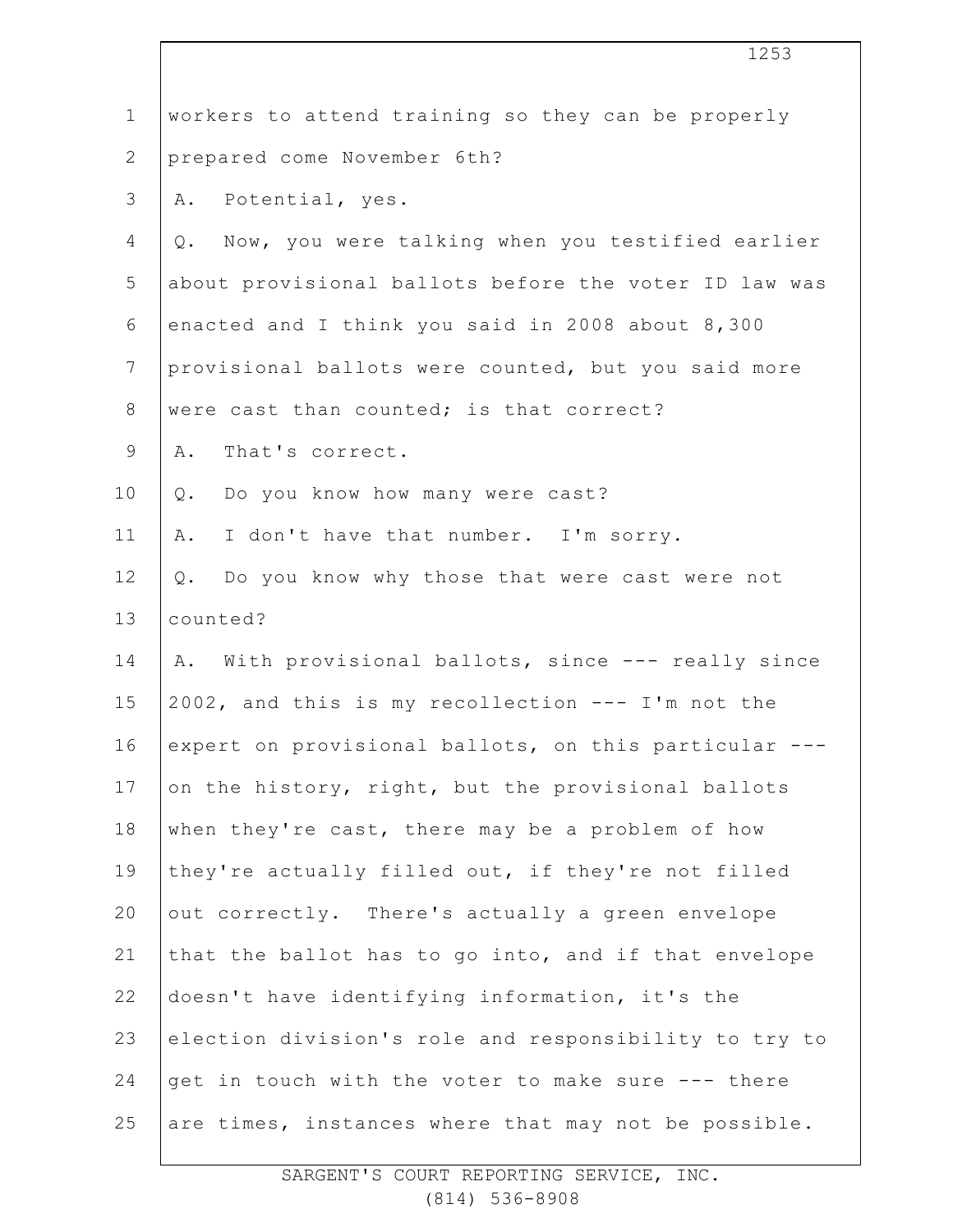workers to attend training so they can be properly prepared come November 6th?

A. Potential, yes.

Q. Now, you were talking when you testified earlier about provisional ballots before the voter ID law was enacted and I think you said in 2008 about 8,300 provisional ballots were counted, but you said more were cast than counted; is that correct?

A. That's correct.

Q. Do you know how many were cast?

A. I don't have that number. I'm sorry.

Q. Do you know why those that were cast were not counted?

A. With provisional ballots, since --- really since 2002, and this is my recollection --- I'm not the expert on provisional ballots, on this particular --- on the history, right, but the provisional ballots when they're cast, there may be a problem of how they're actually filled out, if they're not filled out correctly. There's actually a green envelope that the ballot has to go into, and if that envelope doesn't have identifying information, it's the election division's role and responsibility to try to get in touch with the voter to make sure --- there are times, instances where that may not be possible.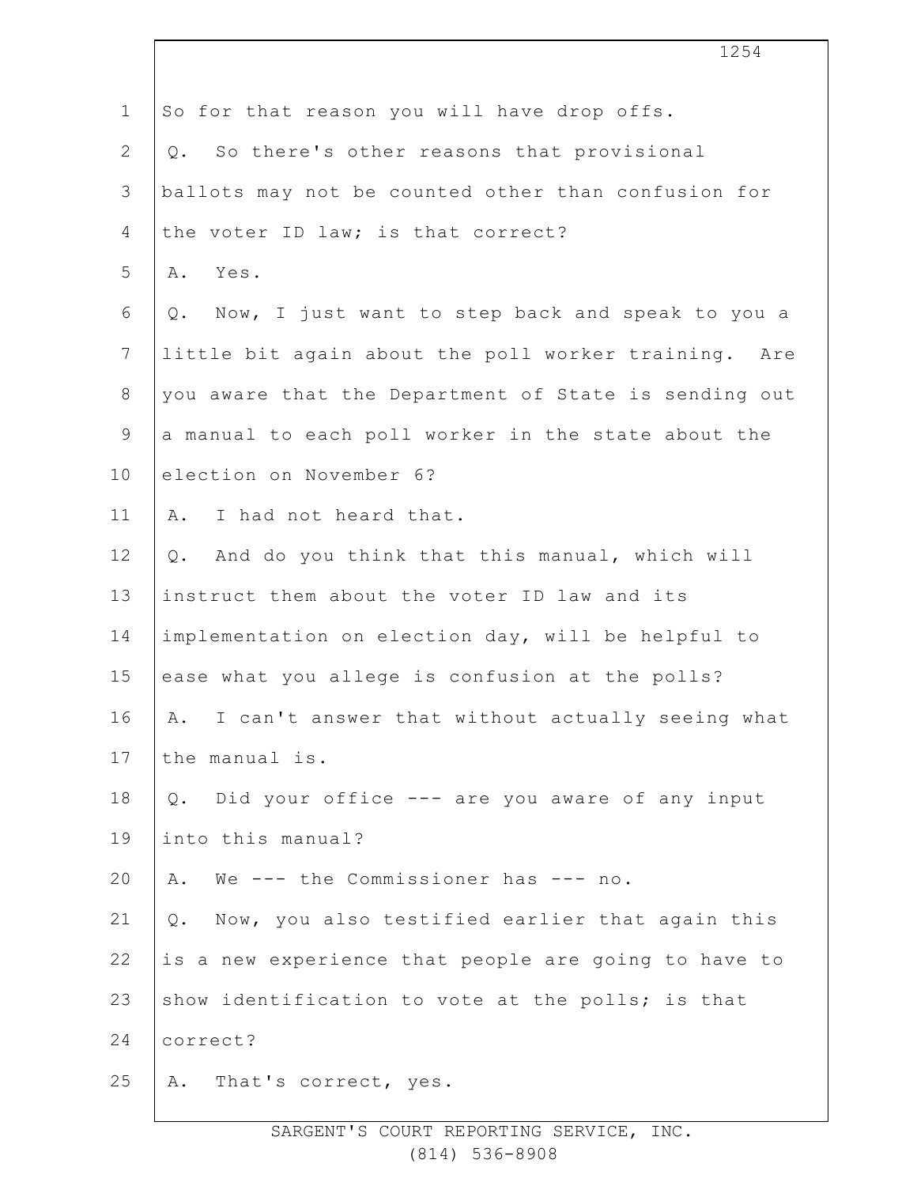So for that reason you will have drop offs.

Q. So there's other reasons that provisional ballots may not be counted other than confusion for the voter ID law; is that correct?

A. Yes.

Q. Now, I just want to step back and speak to you a little bit again about the poll worker training. Are you aware that the Department of State is sending out a manual to each poll worker in the state about the election on November 6?

A. I had not heard that.

Q. And do you think that this manual, which will instruct them about the voter ID law and its implementation on election day, will be helpful to ease what you allege is confusion at the polls?

A. I can't answer that without actually seeing what the manual is.

Q. Did your office --- are you aware of any input into this manual?

A. We --- the Commissioner has --- no.

Q. Now, you also testified earlier that again this is a new experience that people are going to have to show identification to vote at the polls; is that correct?

A. That's correct, yes.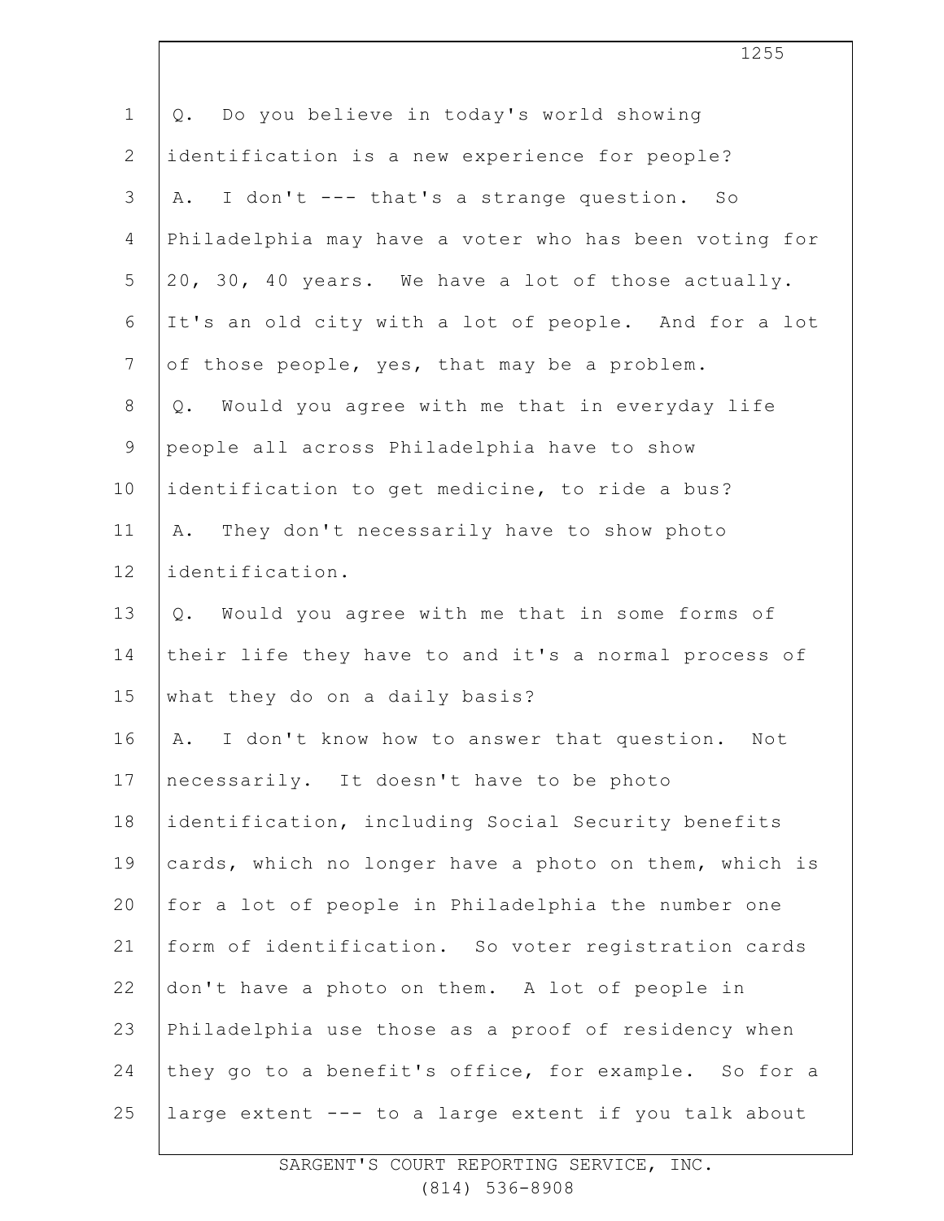Q. Do you believe in today's world showing identification is a new experience for people?

A. I don't --- that's a strange question. So Philadelphia may have a voter who has been voting for 20, 30, 40 years. We have a lot of those actually. It's an old city with a lot of people. And for a lot of those people, yes, that may be a problem.

Q. Would you agree with me that in everyday life people all across Philadelphia have to show identification to get medicine, to ride a bus?

A. They don't necessarily have to show photo identification.

Q. Would you agree with me that in some forms of their life they have to and it's a normal process of what they do on a daily basis?

A. I don't know how to answer that question. Not necessarily. It doesn't have to be photo identification, including Social Security benefits cards, which no longer have a photo on them, which is for a lot of people in Philadelphia the number one form of identification. So voter registration cards don't have a photo on them. A lot of people in Philadelphia use those as a proof of residency when they go to a benefit's office, for example. So for a large extent --- to a large extent if you talk about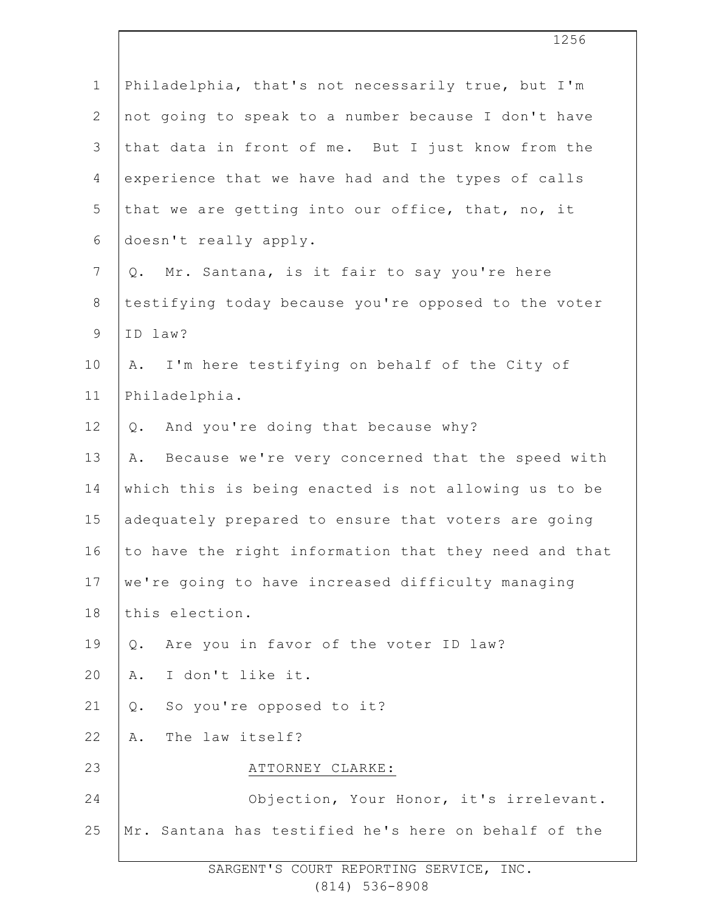Philadelphia, that's not necessarily true, but I'm not going to speak to a number because I don't have that data in front of me. But I just know from the experience that we have had and the types of calls that we are getting into our office, that, no, it doesn't really apply.

Q. Mr. Santana, is it fair to say you're here testifying today because you're opposed to the voter ID law?

A. I'm here testifying on behalf of the City of Philadelphia.

Q. And you're doing that because why?

A. Because we're very concerned that the speed with which this is being enacted is not allowing us to be adequately prepared to ensure that voters are going to have the right information that they need and that we're going to have increased difficulty managing this election.

Q. Are you in favor of the voter ID law?

A. I don't like it.

Q. So you're opposed to it?

A. The law itself?

ATTORNEY CLARKE:

Objection, Your Honor, it's irrelevant. Mr. Santana has testified he's here on behalf of the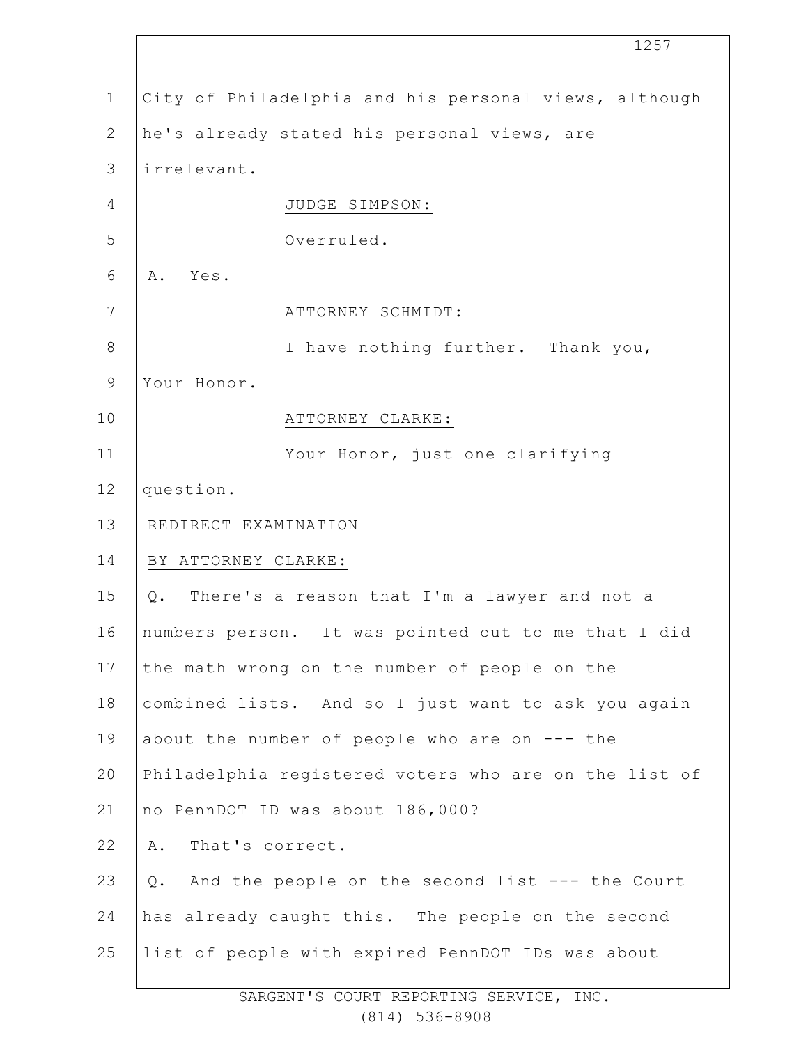City of Philadelphia and his personal views, although he's already stated his personal views, are irrelevant.

JUDGE SIMPSON:

Overruled.

A. Yes.

ATTORNEY SCHMIDT:

I have nothing further. Thank you, Your Honor.

ATTORNEY CLARKE:

Your Honor, just one clarifying question.

REDIRECT EXAMINATION

BY ATTORNEY CLARKE:

Q. There's a reason that I'm a lawyer and not a numbers person. It was pointed out to me that I did the math wrong on the number of people on the combined lists. And so I just want to ask you again about the number of people who are on --- the Philadelphia registered voters who are on the list of no PennDOT ID was about 186,000?

A. That's correct.

Q. And the people on the second list --- the Court has already caught this. The people on the second list of people with expired PennDOT IDs was about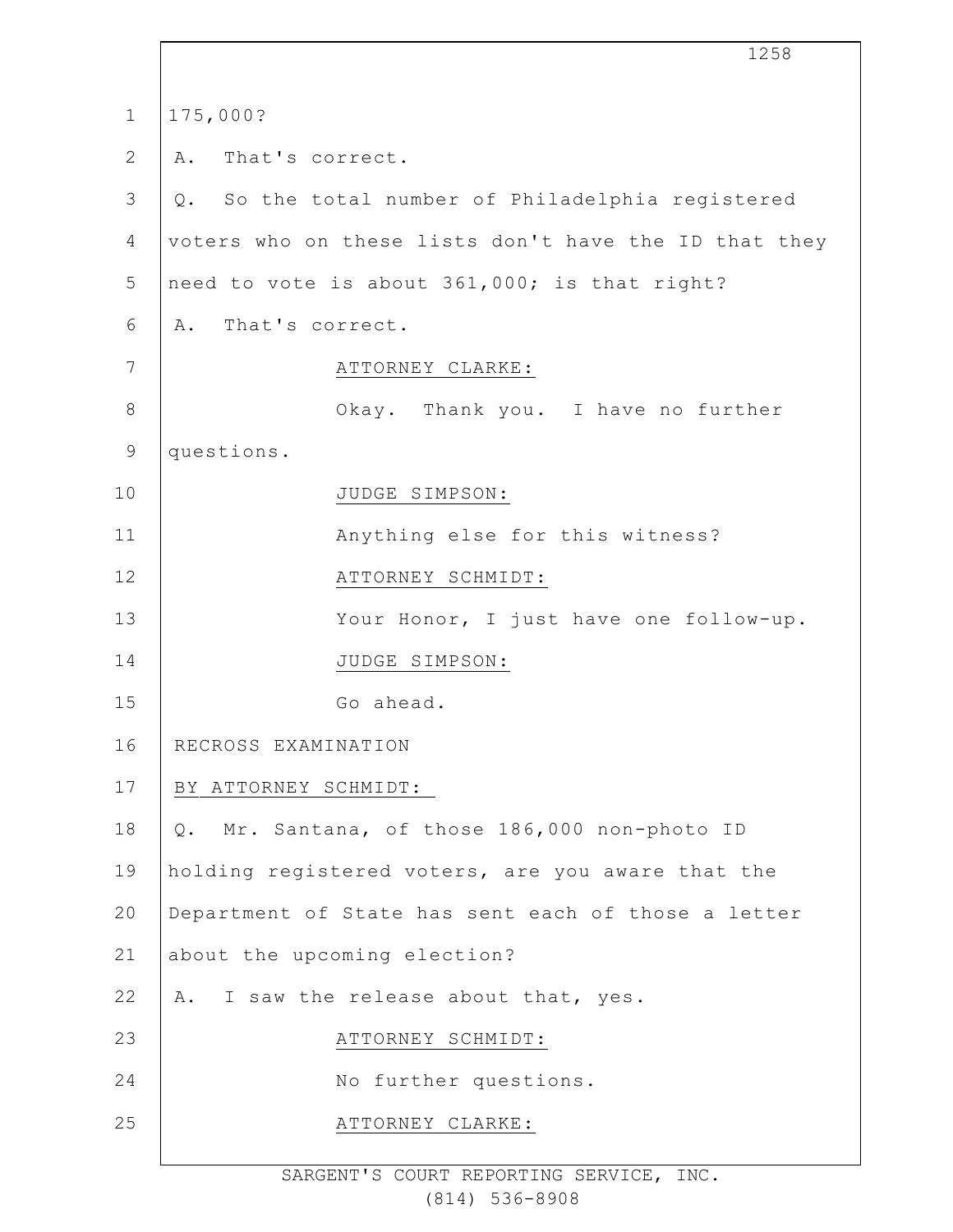175,000?

A. That's correct.

Q. So the total number of Philadelphia registered voters who on these lists don't have the ID that they need to vote is about 361,000; is that right?

A. That's correct.

ATTORNEY CLARKE:

Okay. Thank you. I have no further questions.

JUDGE SIMPSON:

Anything else for this witness?

ATTORNEY SCHMIDT:

Your Honor, I just have one follow-up.

JUDGE SIMPSON:

Go ahead.

RECROSS EXAMINATION

BY ATTORNEY SCHMIDT:

Q. Mr. Santana, of those 186,000 non-photo ID holding registered voters, are you aware that the Department of State has sent each of those a letter about the upcoming election?

A. I saw the release about that, yes.

ATTORNEY SCHMIDT:

No further questions.

ATTORNEY CLARKE: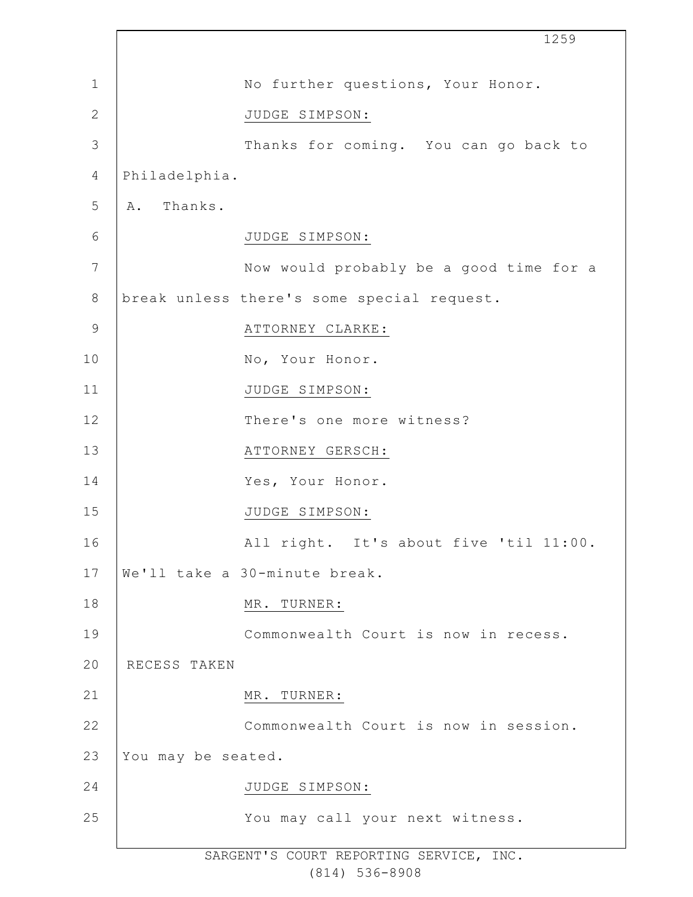No further questions, Your Honor.

JUDGE SIMPSON:

Thanks for coming. You can go back to Philadelphia.

A. Thanks.

JUDGE SIMPSON:

Now would probably be a good time for a break unless there's some special request.

ATTORNEY CLARKE:

No, Your Honor.

JUDGE SIMPSON:

There's one more witness?

ATTORNEY GERSCH:

Yes, Your Honor.

JUDGE SIMPSON:

All right. It's about five 'til 11:00. We'll take a 30-minute break.

MR. TURNER:

Commonwealth Court is now in recess.

RECESS TAKEN

MR. TURNER:

Commonwealth Court is now in session. You may be seated.

JUDGE SIMPSON:

You may call your next witness.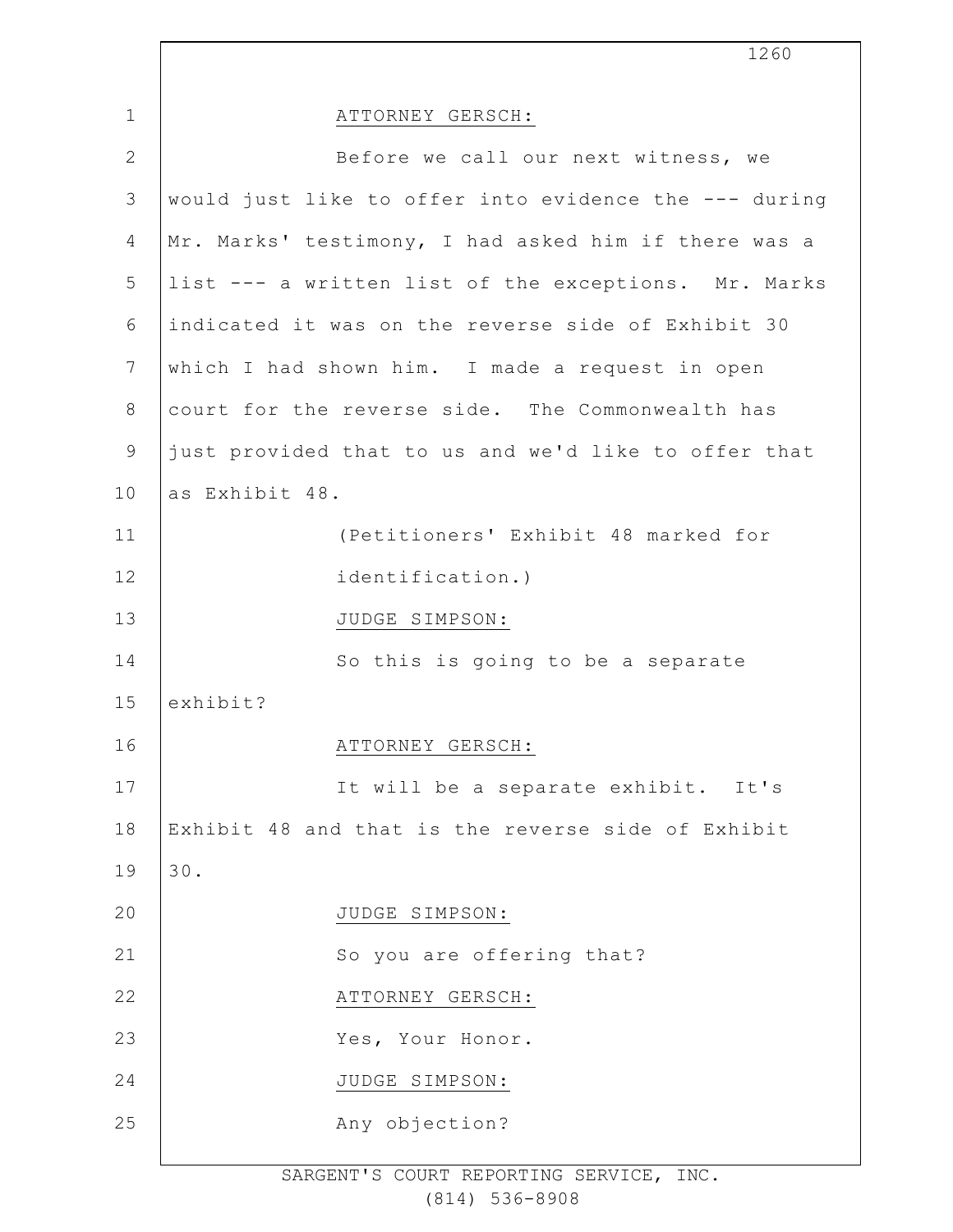ATTORNEY GERSCH:

Before we call our next witness, we would just like to offer into evidence the --- during Mr. Marks' testimony, I had asked him if there was a list --- a written list of the exceptions. Mr. Marks indicated it was on the reverse side of Exhibit 30 which I had shown him. I made a request in open court for the reverse side. The Commonwealth has just provided that to us and we'd like to offer that as Exhibit 48.

(Petitioners' Exhibit 48 marked for identification.)

JUDGE SIMPSON:

So this is going to be a separate exhibit?

ATTORNEY GERSCH:

It will be a separate exhibit. It's Exhibit 48 and that is the reverse side of Exhibit 30.

JUDGE SIMPSON:

So you are offering that?

ATTORNEY GERSCH:

Yes, Your Honor.

JUDGE SIMPSON:

Any objection?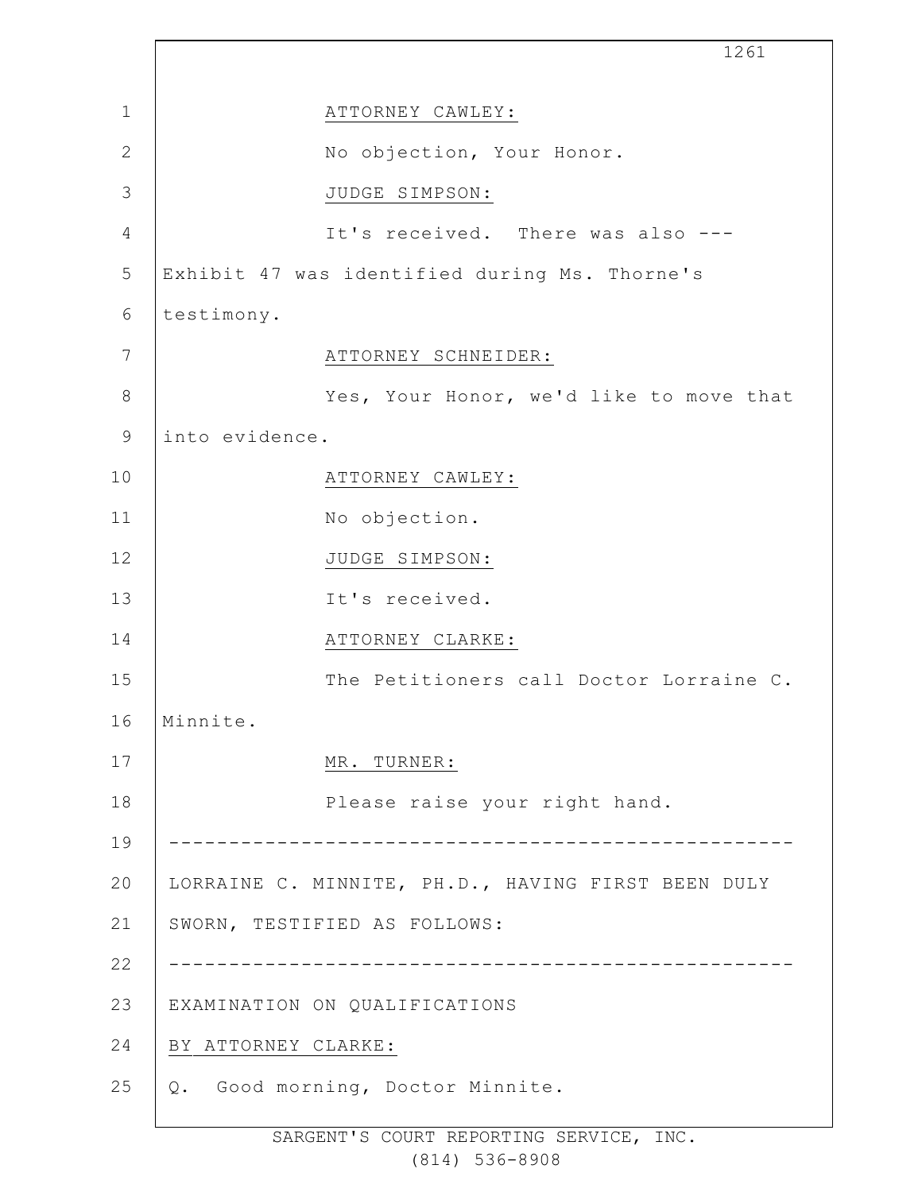ATTORNEY CAWLEY:

No objection, Your Honor.

JUDGE SIMPSON:

It's received. There was also --- Exhibit 47 was identified during Ms. Thorne's testimony.

ATTORNEY SCHNEIDER:

Yes, Your Honor, we'd like to move that into evidence.

ATTORNEY CAWLEY:

No objection.

JUDGE SIMPSON:

It's received.

ATTORNEY CLARKE:

The Petitioners call Doctor Lorraine C. Minnite.

MR. TURNER:

Please raise your right hand.

---

LORRAINE C. MINNITE, PH.D., HAVING FIRST BEEN DULY SWORN, TESTIFIED AS FOLLOWS:

---

EXAMINATION ON QUALIFICATIONS

BY ATTORNEY CLARKE:

Q. Good morning, Doctor Minnite.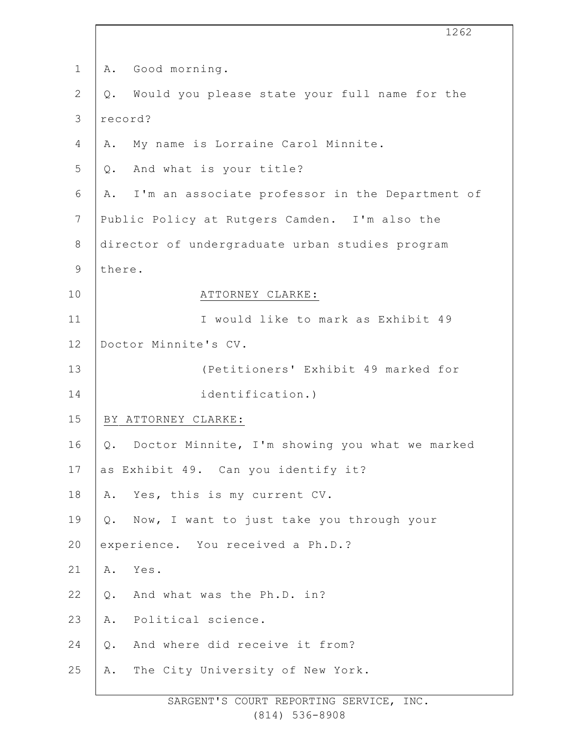A. Good morning.

Q. Would you please state your full name for the record?

A. My name is Lorraine Carol Minnite.

Q. And what is your title?

A. I'm an associate professor in the Department of Public Policy at Rutgers Camden. I'm also the director of undergraduate urban studies program there.

ATTORNEY CLARKE:

I would like to mark as Exhibit 49 Doctor Minnite's CV.

(Petitioners' Exhibit 49 marked for identification.)

BY ATTORNEY CLARKE:

Q. Doctor Minnite, I'm showing you what we marked as Exhibit 49. Can you identify it?

A. Yes, this is my current CV.

Q. Now, I want to just take you through your experience. You received a Ph.D.?

A. Yes.

Q. And what was the Ph.D. in?

A. Political science.

Q. And where did receive it from?

A. The City University of New York.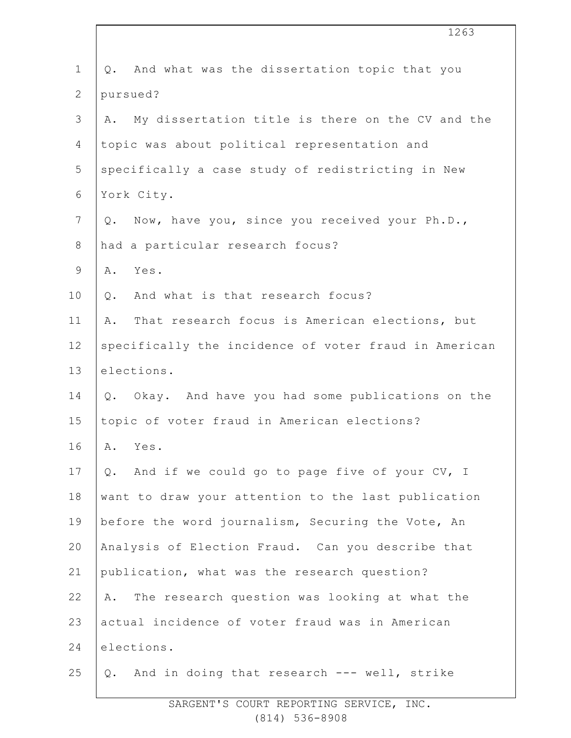Q. And what was the dissertation topic that you pursued?

A. My dissertation title is there on the CV and the topic was about political representation and specifically a case study of redistricting in New York City.

Q. Now, have you, since you received your Ph.D., had a particular research focus?

A. Yes.

Q. And what is that research focus?

A. That research focus is American elections, but specifically the incidence of voter fraud in American elections.

Q. Okay. And have you had some publications on the topic of voter fraud in American elections?

A. Yes.

Q. And if we could go to page five of your CV, I want to draw your attention to the last publication before the word journalism, Securing the Vote, An Analysis of Election Fraud. Can you describe that publication, what was the research question?

A. The research question was looking at what the actual incidence of voter fraud was in American elections.

Q. And in doing that research --- well, strike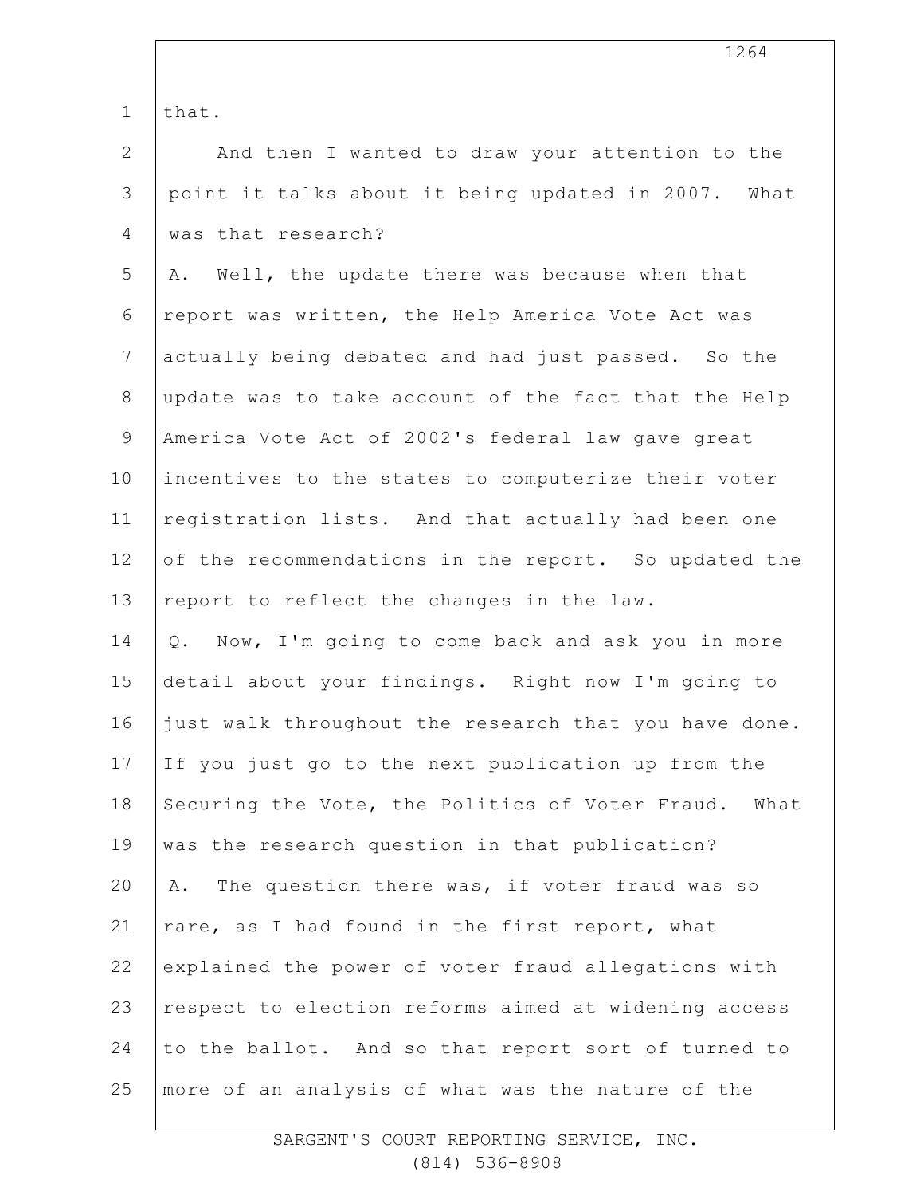that.

And then I wanted to draw your attention to the point it talks about it being updated in 2007. What was that research?

A. Well, the update there was because when that report was written, the Help America Vote Act was actually being debated and had just passed. So the update was to take account of the fact that the Help America Vote Act of 2002's federal law gave great incentives to the states to computerize their voter registration lists. And that actually had been one of the recommendations in the report. So updated the report to reflect the changes in the law.

Q. Now, I'm going to come back and ask you in more detail about your findings. Right now I'm going to just walk throughout the research that you have done. If you just go to the next publication up from the Securing the Vote, the Politics of Voter Fraud. What was the research question in that publication?

A. The question there was, if voter fraud was so rare, as I had found in the first report, what explained the power of voter fraud allegations with respect to election reforms aimed at widening access to the ballot. And so that report sort of turned to more of an analysis of what was the nature of the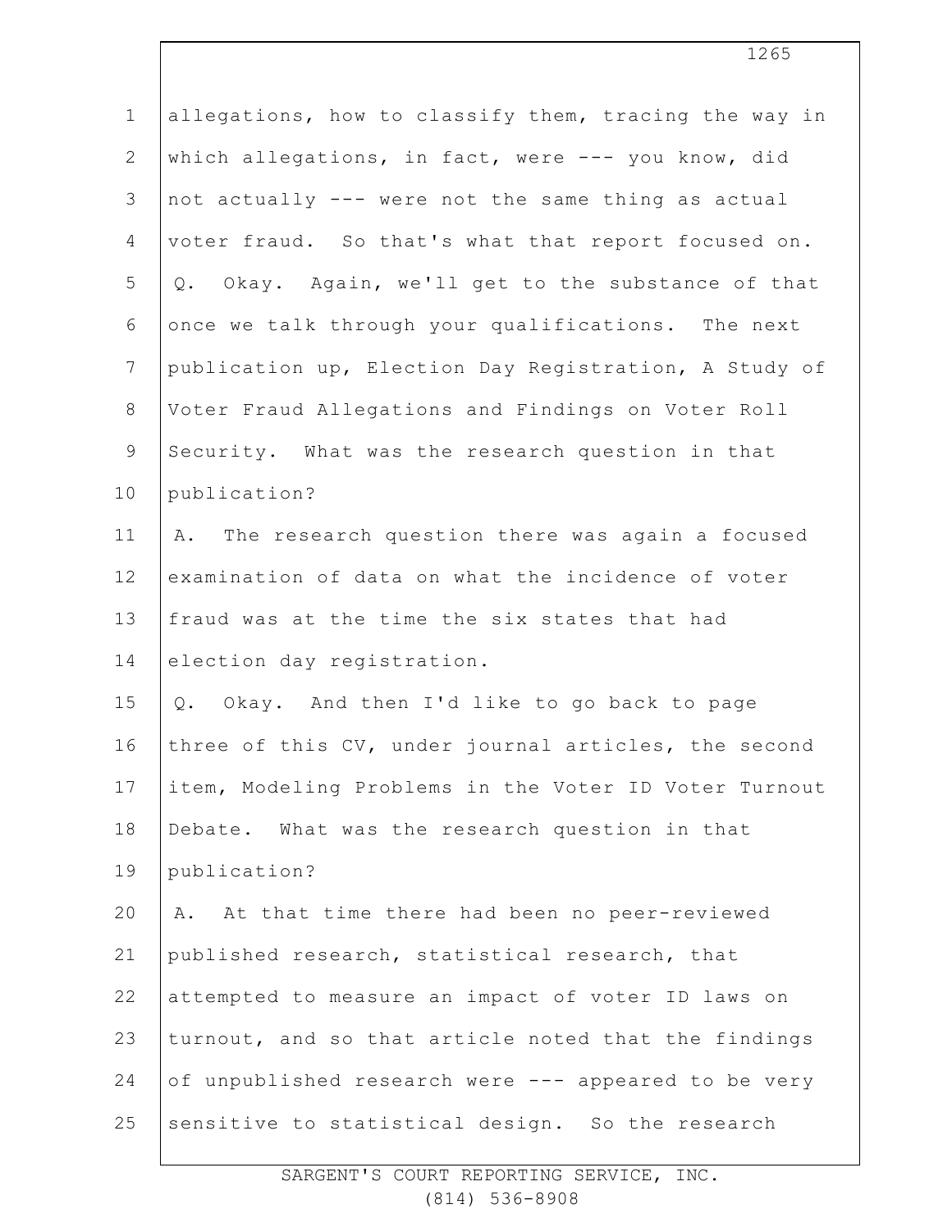allegations, how to classify them, tracing the way in which allegations, in fact, were --- you know, did not actually --- were not the same thing as actual voter fraud. So that's what that report focused on.

Q. Okay. Again, we'll get to the substance of that once we talk through your qualifications. The next publication up, Election Day Registration, A Study of Voter Fraud Allegations and Findings on Voter Roll Security. What was the research question in that publication?

A. The research question there was again a focused examination of data on what the incidence of voter fraud was at the time the six states that had election day registration.

Q. Okay. And then I'd like to go back to page three of this CV, under journal articles, the second item, Modeling Problems in the Voter ID Voter Turnout Debate. What was the research question in that publication?

A. At that time there had been no peer-reviewed published research, statistical research, that attempted to measure an impact of voter ID laws on turnout, and so that article noted that the findings of unpublished research were --- appeared to be very sensitive to statistical design. So the research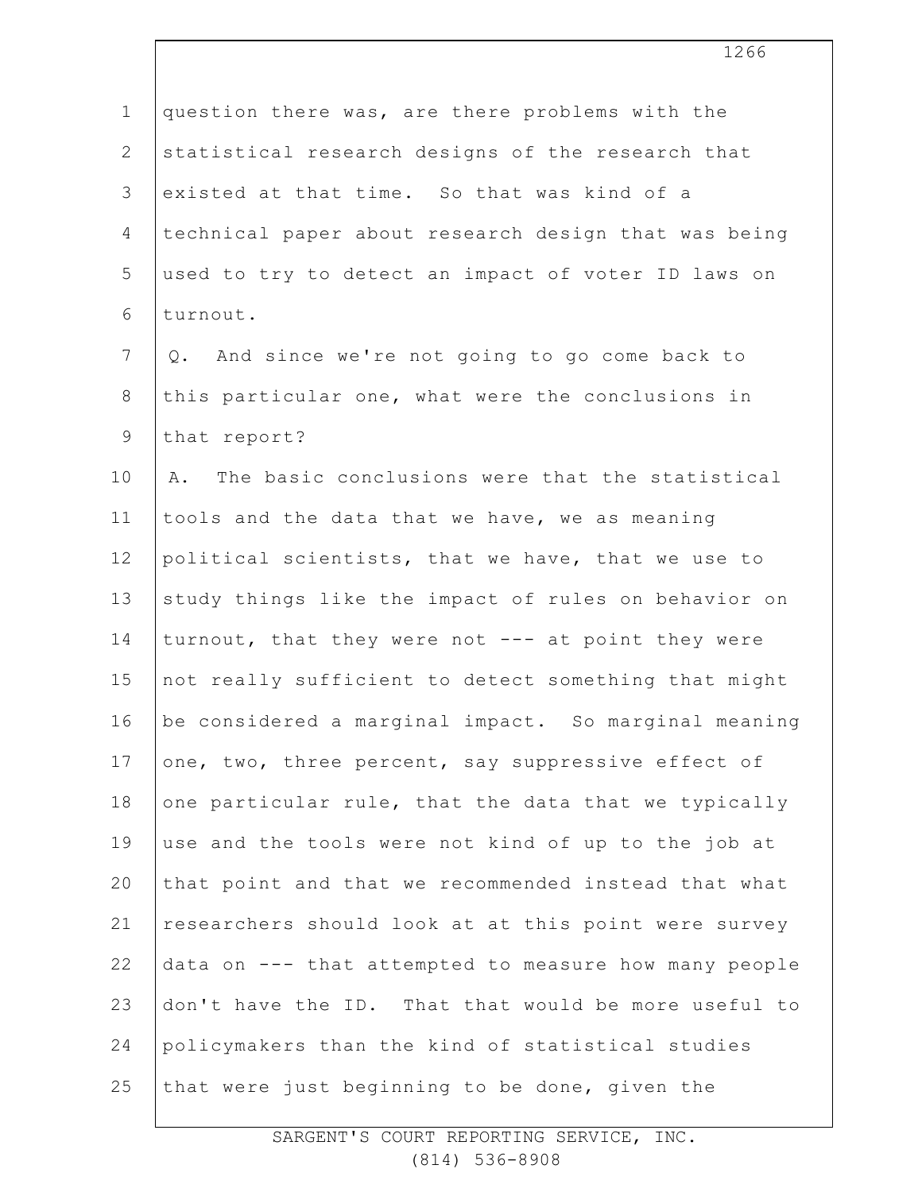question there was, are there problems with the statistical research designs of the research that existed at that time. So that was kind of a technical paper about research design that was being used to try to detect an impact of voter ID laws on turnout.

Q. And since we're not going to go come back to this particular one, what were the conclusions in that report?

A. The basic conclusions were that the statistical tools and the data that we have, we as meaning political scientists, that we have, that we use to study things like the impact of rules on behavior on turnout, that they were not --- at point they were not really sufficient to detect something that might be considered a marginal impact. So marginal meaning one, two, three percent, say suppressive effect of one particular rule, that the data that we typically use and the tools were not kind of up to the job at that point and that we recommended instead that what researchers should look at at this point were survey data on --- that attempted to measure how many people don't have the ID. That that would be more useful to policymakers than the kind of statistical studies that were just beginning to be done, given the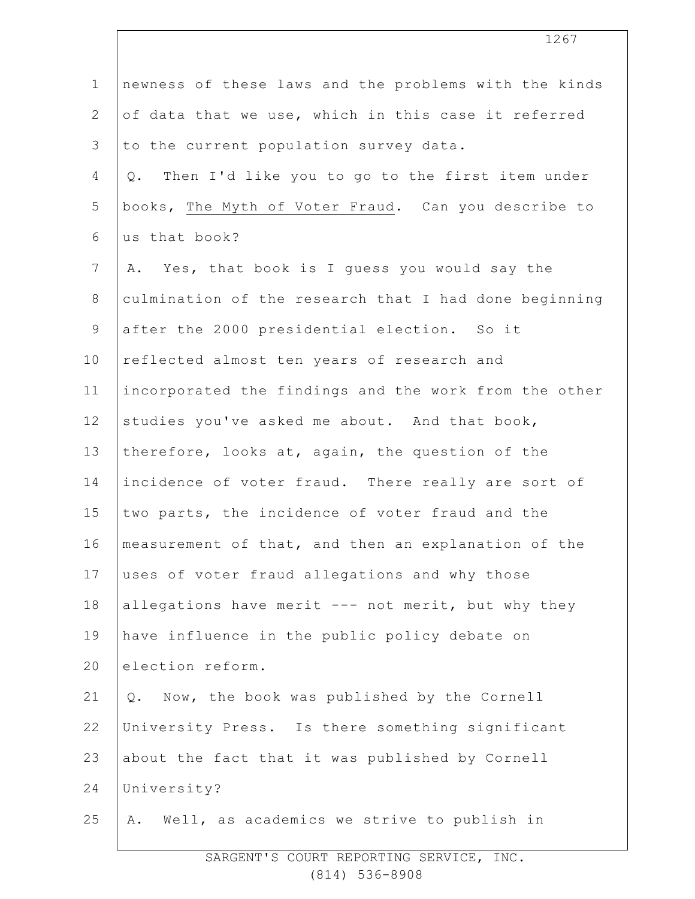newness of these laws and the problems with the kinds of data that we use, which in this case it referred to the current population survey data.

Q. Then I'd like you to go to the first item under books, The Myth of Voter Fraud. Can you describe to us that book?

A. Yes, that book is I guess you would say the culmination of the research that I had done beginning after the 2000 presidential election. So it reflected almost ten years of research and incorporated the findings and the work from the other studies you've asked me about. And that book, therefore, looks at, again, the question of the incidence of voter fraud. There really are sort of two parts, the incidence of voter fraud and the measurement of that, and then an explanation of the uses of voter fraud allegations and why those allegations have merit --- not merit, but why they have influence in the public policy debate on election reform.

Q. Now, the book was published by the Cornell University Press. Is there something significant about the fact that it was published by Cornell University?

A. Well, as academics we strive to publish in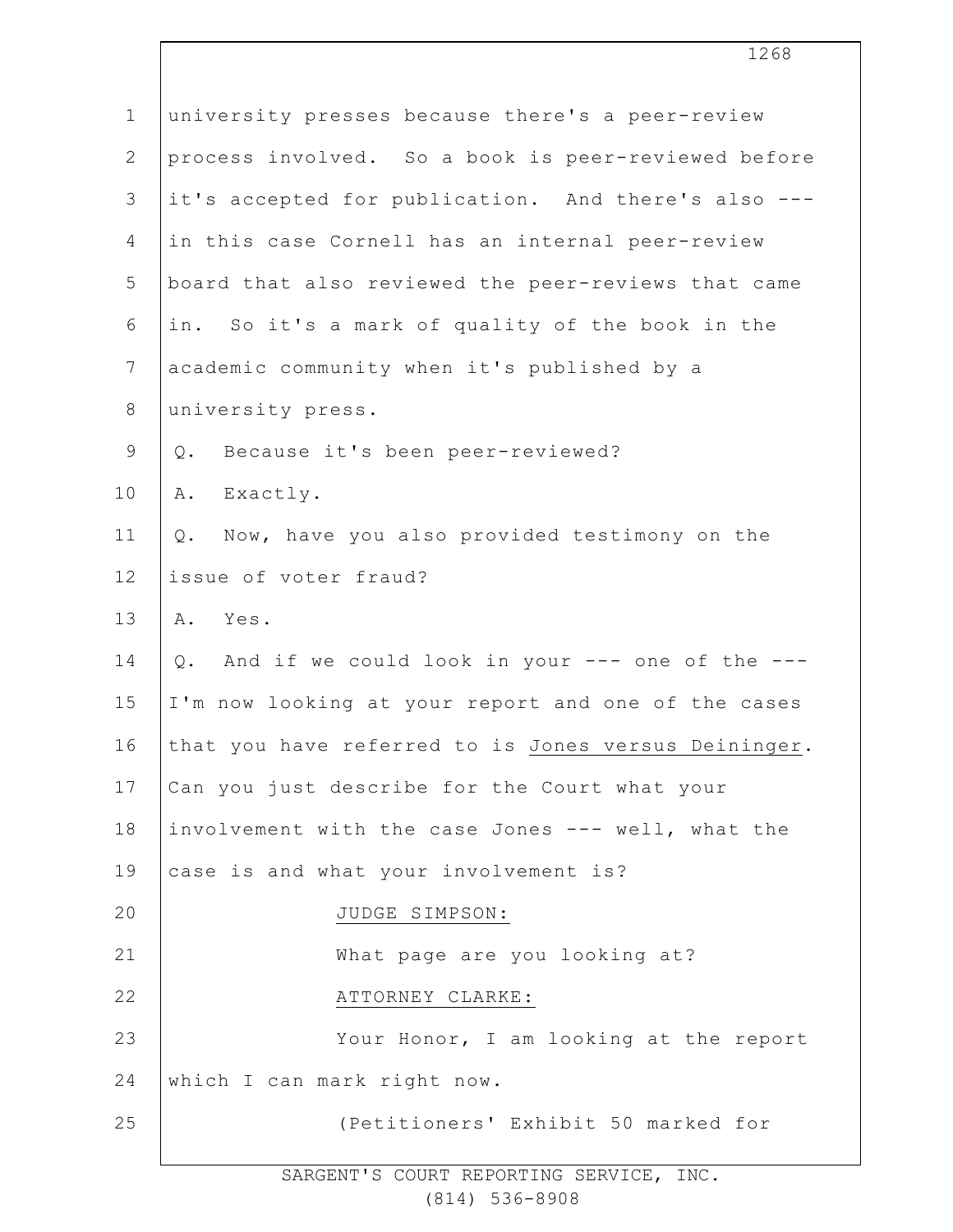university presses because there's a peer-review process involved. So a book is peer-reviewed before it's accepted for publication. And there's also --- in this case Cornell has an internal peer-review board that also reviewed the peer-reviews that came in. So it's a mark of quality of the book in the academic community when it's published by a university press.

Q. Because it's been peer-reviewed?

A. Exactly.

Q. Now, have you also provided testimony on the issue of voter fraud?

A. Yes.

Q. And if we could look in your --- one of the --- I'm now looking at your report and one of the cases that you have referred to is Jones versus Deininger. Can you just describe for the Court what your involvement with the case Jones --- well, what the case is and what your involvement is?

JUDGE SIMPSON:

What page are you looking at?

ATTORNEY CLARKE:

Your Honor, I am looking at the report which I can mark right now.

(Petitioners' Exhibit 50 marked for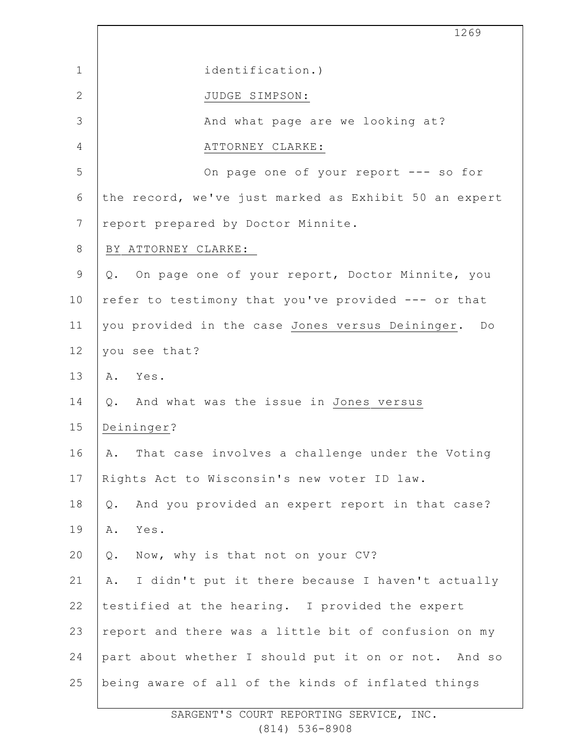identification.)

JUDGE SIMPSON:

And what page are we looking at?

ATTORNEY CLARKE:

On page one of your report --- so for the record, we've just marked as Exhibit 50 an expert report prepared by Doctor Minnite.

BY ATTORNEY CLARKE:

Q. On page one of your report, Doctor Minnite, you refer to testimony that you've provided --- or that you provided in the case Jones versus Deininger. Do you see that?

A. Yes.

Q. And what was the issue in Jones versus Deininger?

A. That case involves a challenge under the Voting Rights Act to Wisconsin's new voter ID law.

Q. And you provided an expert report in that case?

A. Yes.

Q. Now, why is that not on your CV?

A. I didn't put it there because I haven't actually testified at the hearing. I provided the expert report and there was a little bit of confusion on my part about whether I should put it on or not. And so being aware of all of the kinds of inflated things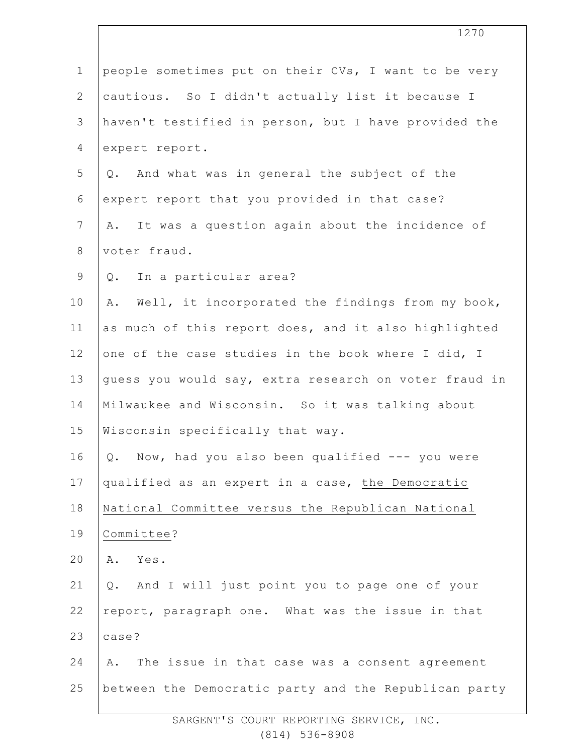people sometimes put on their CVs, I want to be very cautious. So I didn't actually list it because I haven't testified in person, but I have provided the expert report.

Q. And what was in general the subject of the expert report that you provided in that case?

A. It was a question again about the incidence of voter fraud.

Q. In a particular area?

A. Well, it incorporated the findings from my book, as much of this report does, and it also highlighted one of the case studies in the book where I did, I guess you would say, extra research on voter fraud in Milwaukee and Wisconsin. So it was talking about Wisconsin specifically that way.

Q. Now, had you also been qualified --- you were qualified as an expert in a case, the Democratic National Committee versus the Republican National Committee?

A. Yes.

Q. And I will just point you to page one of your report, paragraph one. What was the issue in that case?

A. The issue in that case was a consent agreement between the Democratic party and the Republican party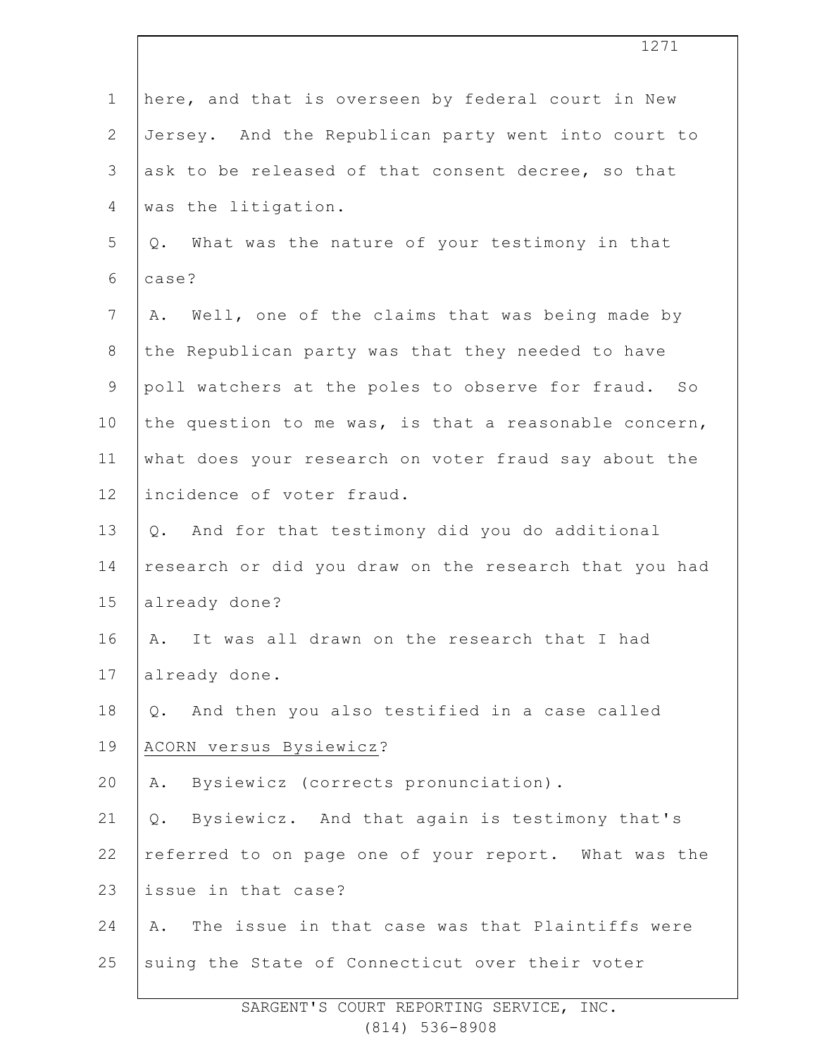here, and that is overseen by federal court in New Jersey. And the Republican party went into court to ask to be released of that consent decree, so that was the litigation.

Q. What was the nature of your testimony in that case?

A. Well, one of the claims that was being made by the Republican party was that they needed to have poll watchers at the poles to observe for fraud. So the question to me was, is that a reasonable concern, what does your research on voter fraud say about the incidence of voter fraud.

Q. And for that testimony did you do additional research or did you draw on the research that you had already done?

A. It was all drawn on the research that I had already done.

Q. And then you also testified in a case called ACORN versus Bysiewicz?

A. Bysiewicz (corrects pronunciation).

Q. Bysiewicz. And that again is testimony that's referred to on page one of your report. What was the issue in that case?

A. The issue in that case was that Plaintiffs were suing the State of Connecticut over their voter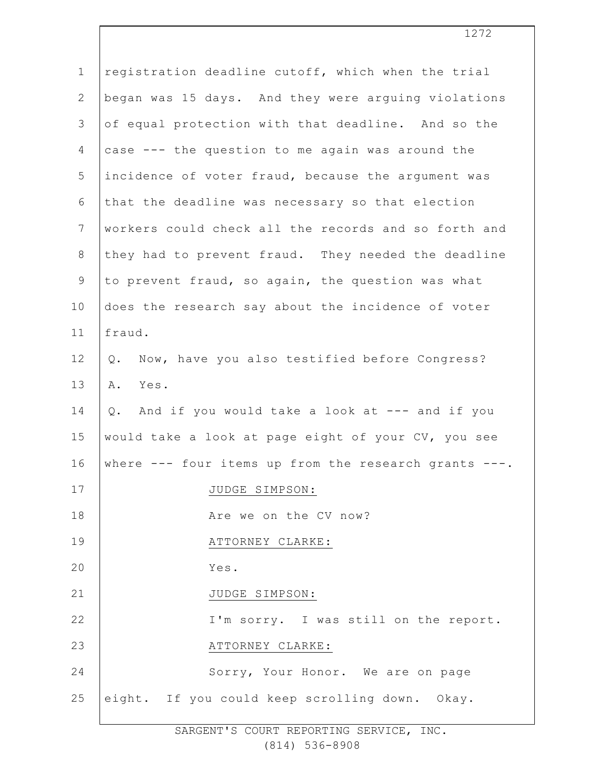registration deadline cutoff, which when the trial began was 15 days. And they were arguing violations of equal protection with that deadline. And so the case --- the question to me again was around the incidence of voter fraud, because the argument was that the deadline was necessary so that election workers could check all the records and so forth and they had to prevent fraud. They needed the deadline to prevent fraud, so again, the question was what does the research say about the incidence of voter fraud.

Q. Now, have you also testified before Congress?

A. Yes.

Q. And if you would take a look at --- and if you would take a look at page eight of your CV, you see where --- four items up from the research grants ---.

JUDGE SIMPSON:

Are we on the CV now?

ATTORNEY CLARKE:

Yes.

JUDGE SIMPSON:

I'm sorry. I was still on the report.

ATTORNEY CLARKE:

Sorry, Your Honor. We are on page eight. If you could keep scrolling down. Okay.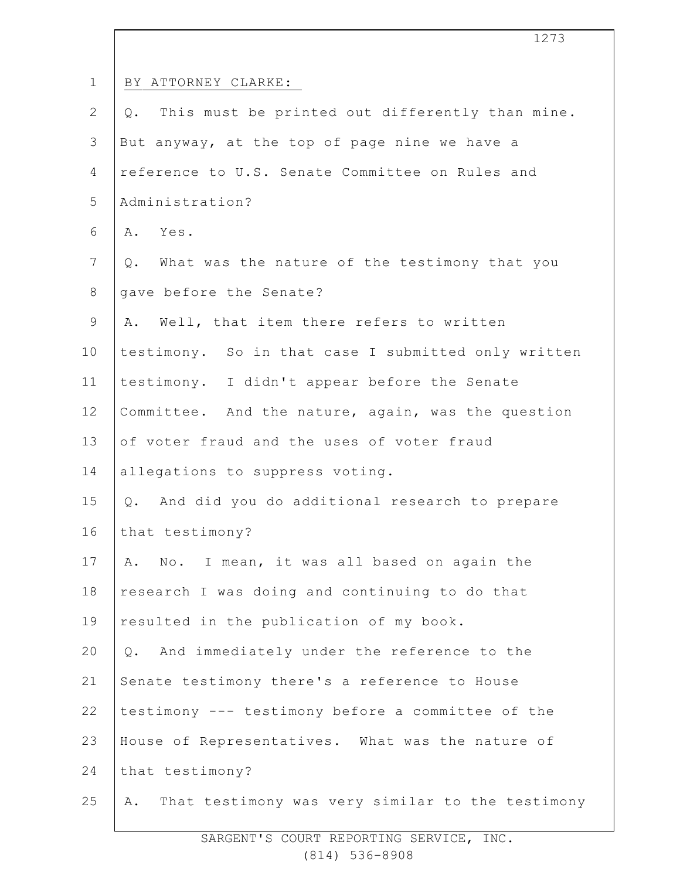BY ATTORNEY CLARKE:

Q. This must be printed out differently than mine. But anyway, at the top of page nine we have a reference to U.S. Senate Committee on Rules and Administration?

A. Yes.

Q. What was the nature of the testimony that you gave before the Senate?

A. Well, that item there refers to written testimony. So in that case I submitted only written testimony. I didn't appear before the Senate Committee. And the nature, again, was the question of voter fraud and the uses of voter fraud allegations to suppress voting.

Q. And did you do additional research to prepare that testimony?

A. No. I mean, it was all based on again the research I was doing and continuing to do that resulted in the publication of my book.

Q. And immediately under the reference to the Senate testimony there's a reference to House testimony --- testimony before a committee of the House of Representatives. What was the nature of that testimony?

A. That testimony was very similar to the testimony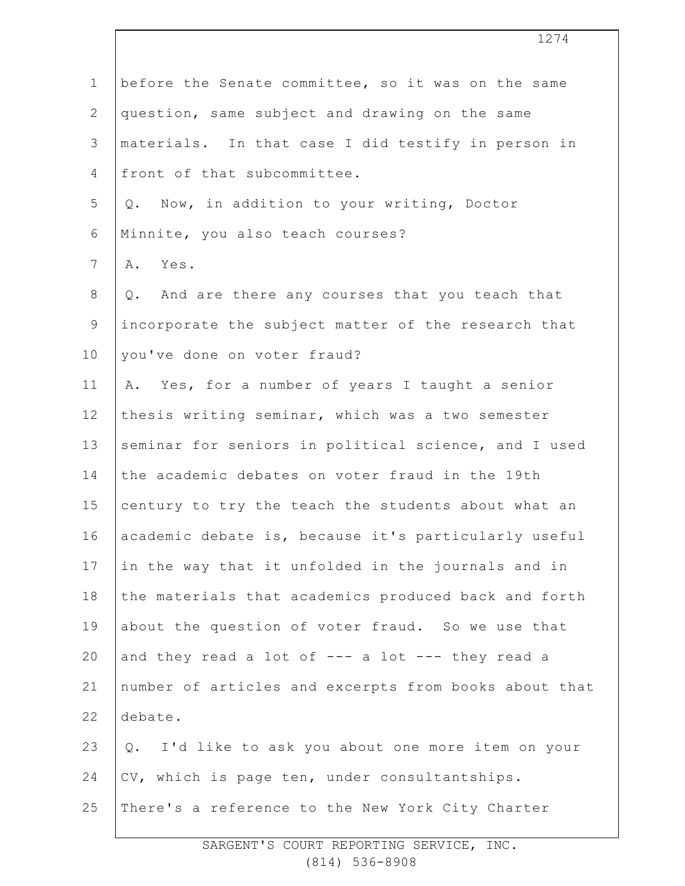before the Senate committee, so it was on the same question, same subject and drawing on the same materials. In that case I did testify in person in front of that subcommittee.

Q. Now, in addition to your writing, Doctor Minnite, you also teach courses?

A. Yes.

Q. And are there any courses that you teach that incorporate the subject matter of the research that you've done on voter fraud?

A. Yes, for a number of years I taught a senior thesis writing seminar, which was a two semester seminar for seniors in political science, and I used the academic debates on voter fraud in the 19th century to try the teach the students about what an academic debate is, because it's particularly useful in the way that it unfolded in the journals and in the materials that academics produced back and forth about the question of voter fraud. So we use that and they read a lot of --- a lot --- they read a number of articles and excerpts from books about that debate.

Q. I'd like to ask you about one more item on your CV, which is page ten, under consultantships. There's a reference to the New York City Charter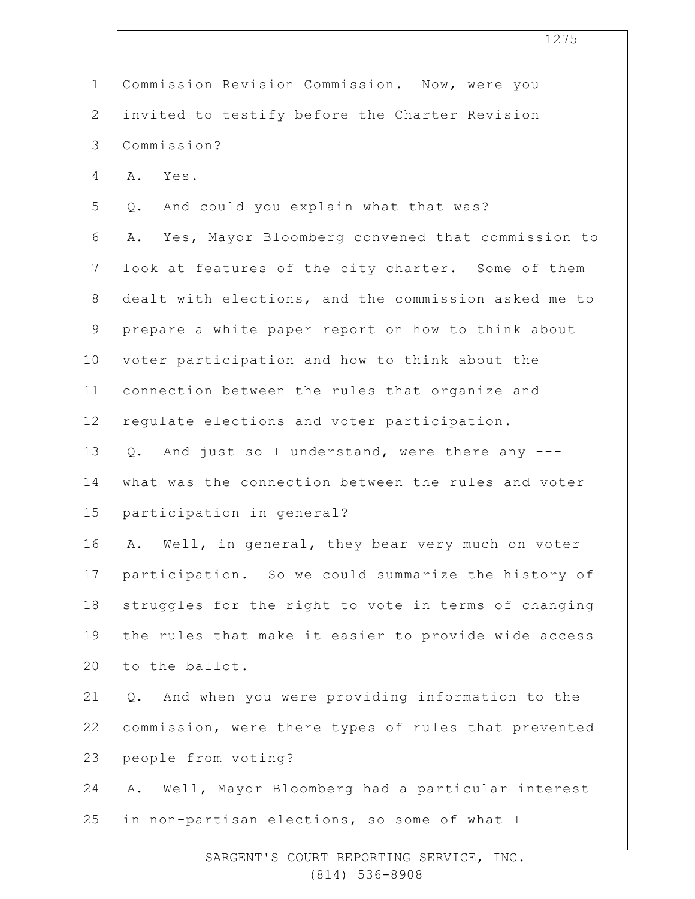Commission Revision Commission. Now, were you invited to testify before the Charter Revision Commission?

A. Yes.

Q. And could you explain what that was?

A. Yes, Mayor Bloomberg convened that commission to look at features of the city charter. Some of them dealt with elections, and the commission asked me to prepare a white paper report on how to think about voter participation and how to think about the connection between the rules that organize and regulate elections and voter participation.

Q. And just so I understand, were there any --- what was the connection between the rules and voter participation in general?

A. Well, in general, they bear very much on voter participation. So we could summarize the history of struggles for the right to vote in terms of changing the rules that make it easier to provide wide access to the ballot.

Q. And when you were providing information to the commission, were there types of rules that prevented people from voting?

A. Well, Mayor Bloomberg had a particular interest in non-partisan elections, so some of what I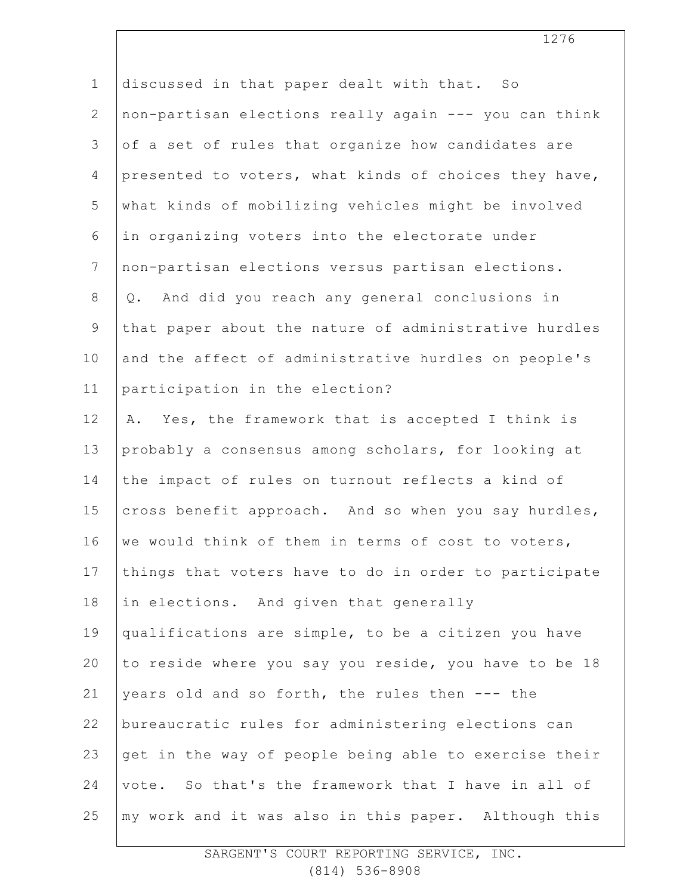discussed in that paper dealt with that. So non-partisan elections really again --- you can think of a set of rules that organize how candidates are presented to voters, what kinds of choices they have, what kinds of mobilizing vehicles might be involved in organizing voters into the electorate under non-partisan elections versus partisan elections.

Q. And did you reach any general conclusions in that paper about the nature of administrative hurdles and the affect of administrative hurdles on people's participation in the election?

A. Yes, the framework that is accepted I think is probably a consensus among scholars, for looking at the impact of rules on turnout reflects a kind of cross benefit approach. And so when you say hurdles, we would think of them in terms of cost to voters, things that voters have to do in order to participate in elections. And given that generally qualifications are simple, to be a citizen you have to reside where you say you reside, you have to be 18 years old and so forth, the rules then --- the bureaucratic rules for administering elections can get in the way of people being able to exercise their vote. So that's the framework that I have in all of my work and it was also in this paper. Although this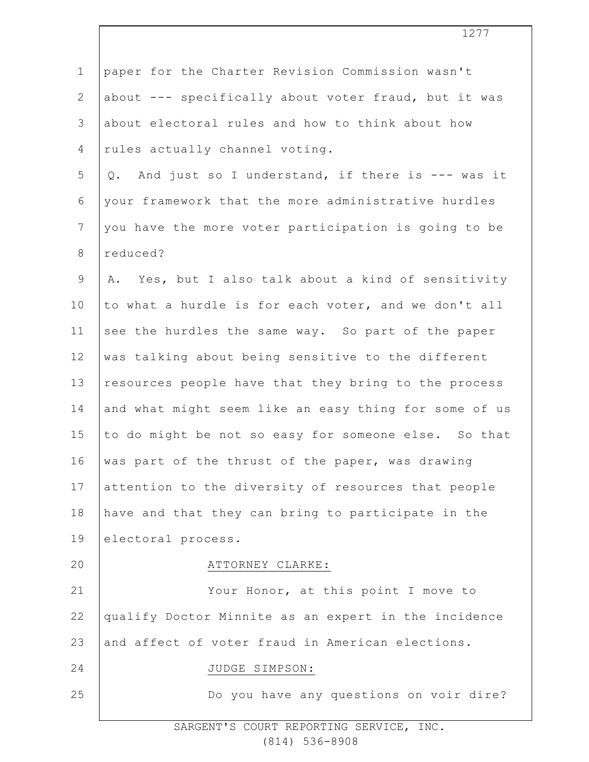paper for the Charter Revision Commission wasn't about --- specifically about voter fraud, but it was about electoral rules and how to think about how rules actually channel voting.

Q. And just so I understand, if there is --- was it your framework that the more administrative hurdles you have the more voter participation is going to be reduced?

A. Yes, but I also talk about a kind of sensitivity to what a hurdle is for each voter, and we don't all see the hurdles the same way. So part of the paper was talking about being sensitive to the different resources people have that they bring to the process and what might seem like an easy thing for some of us to do might be not so easy for someone else. So that was part of the thrust of the paper, was drawing attention to the diversity of resources that people have and that they can bring to participate in the electoral process.

ATTORNEY CLARKE:

Your Honor, at this point I move to qualify Doctor Minnite as an expert in the incidence and affect of voter fraud in American elections.

JUDGE SIMPSON:

Do you have any questions on voir dire?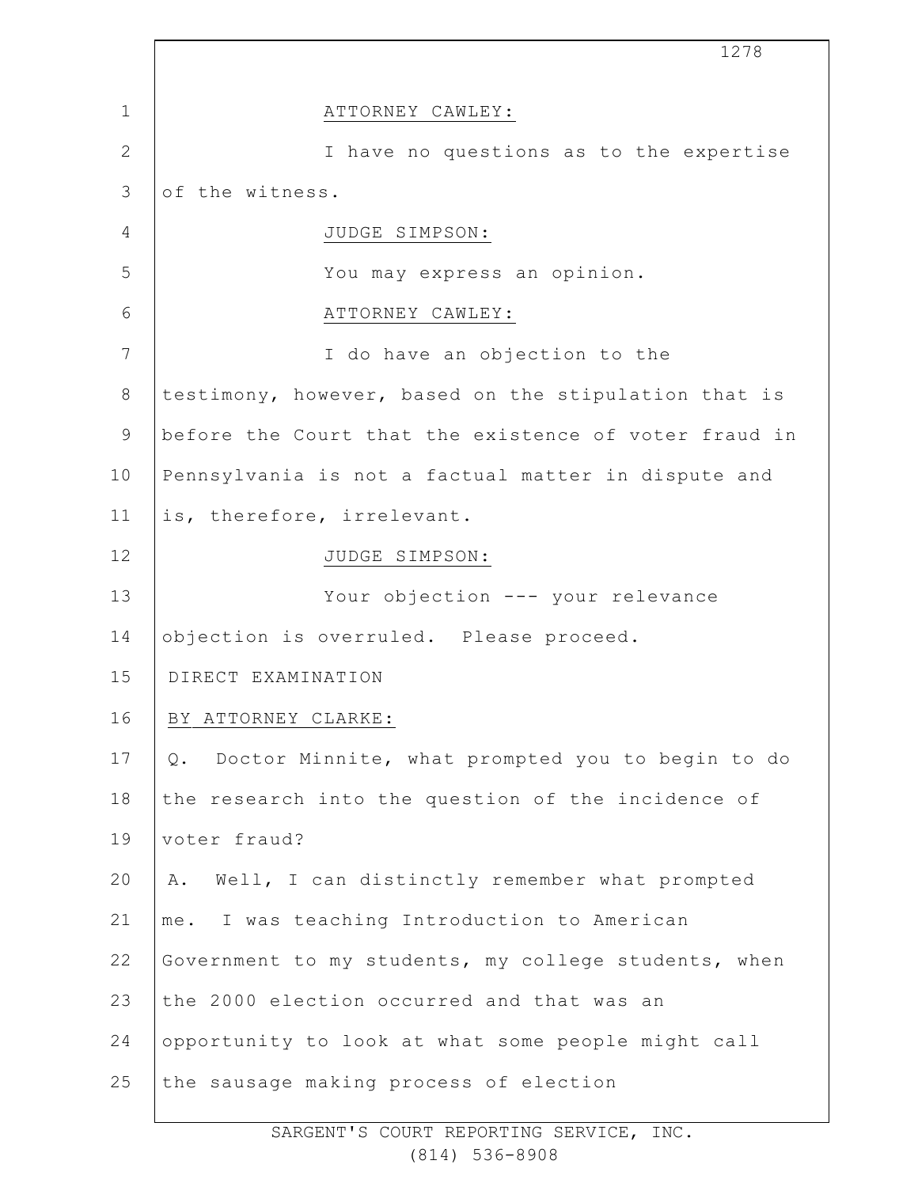ATTORNEY CAWLEY:

I have no questions as to the expertise of the witness.

JUDGE SIMPSON:

You may express an opinion.

ATTORNEY CAWLEY:

I do have an objection to the testimony, however, based on the stipulation that is before the Court that the existence of voter fraud in Pennsylvania is not a factual matter in dispute and is, therefore, irrelevant.

JUDGE SIMPSON:

Your objection --- your relevance objection is overruled. Please proceed.

DIRECT EXAMINATION

BY ATTORNEY CLARKE:

Q. Doctor Minnite, what prompted you to begin to do the research into the question of the incidence of voter fraud?

A. Well, I can distinctly remember what prompted me. I was teaching Introduction to American Government to my students, my college students, when the 2000 election occurred and that was an opportunity to look at what some people might call the sausage making process of election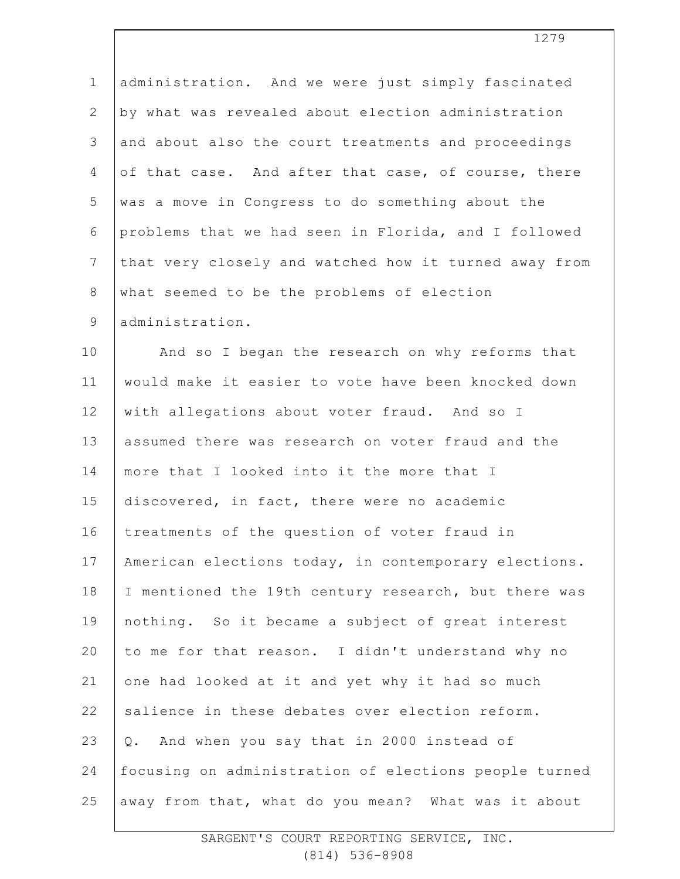administration. And we were just simply fascinated by what was revealed about election administration and about also the court treatments and proceedings of that case. And after that case, of course, there was a move in Congress to do something about the problems that we had seen in Florida, and I followed that very closely and watched how it turned away from what seemed to be the problems of election administration.

And so I began the research on why reforms that would make it easier to vote have been knocked down with allegations about voter fraud. And so I assumed there was research on voter fraud and the more that I looked into it the more that I discovered, in fact, there were no academic treatments of the question of voter fraud in American elections today, in contemporary elections. I mentioned the 19th century research, but there was nothing. So it became a subject of great interest to me for that reason. I didn't understand why no one had looked at it and yet why it had so much salience in these debates over election reform.

Q. And when you say that in 2000 instead of focusing on administration of elections people turned away from that, what do you mean? What was it about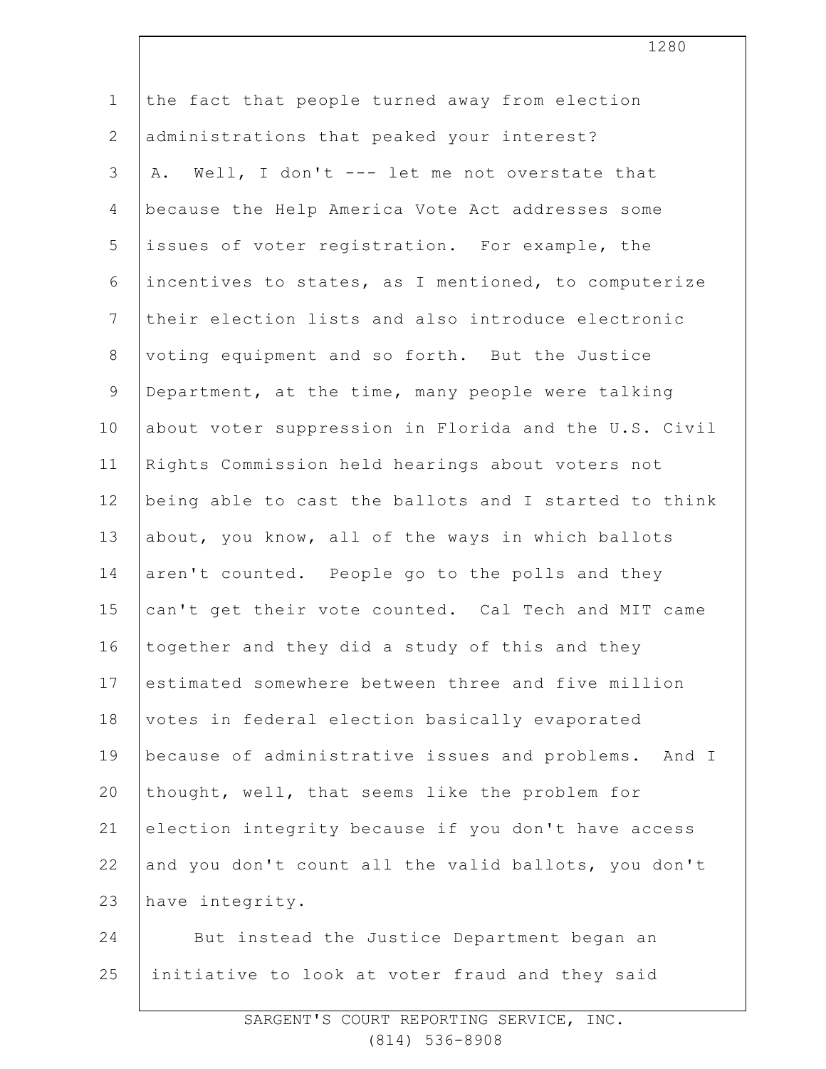the fact that people turned away from election administrations that peaked your interest?

A. Well, I don't --- let me not overstate that because the Help America Vote Act addresses some issues of voter registration. For example, the incentives to states, as I mentioned, to computerize their election lists and also introduce electronic voting equipment and so forth. But the Justice Department, at the time, many people were talking about voter suppression in Florida and the U.S. Civil Rights Commission held hearings about voters not being able to cast the ballots and I started to think about, you know, all of the ways in which ballots aren't counted. People go to the polls and they can't get their vote counted. Cal Tech and MIT came together and they did a study of this and they estimated somewhere between three and five million votes in federal election basically evaporated because of administrative issues and problems. And I thought, well, that seems like the problem for election integrity because if you don't have access and you don't count all the valid ballots, you don't have integrity.

But instead the Justice Department began an initiative to look at voter fraud and they said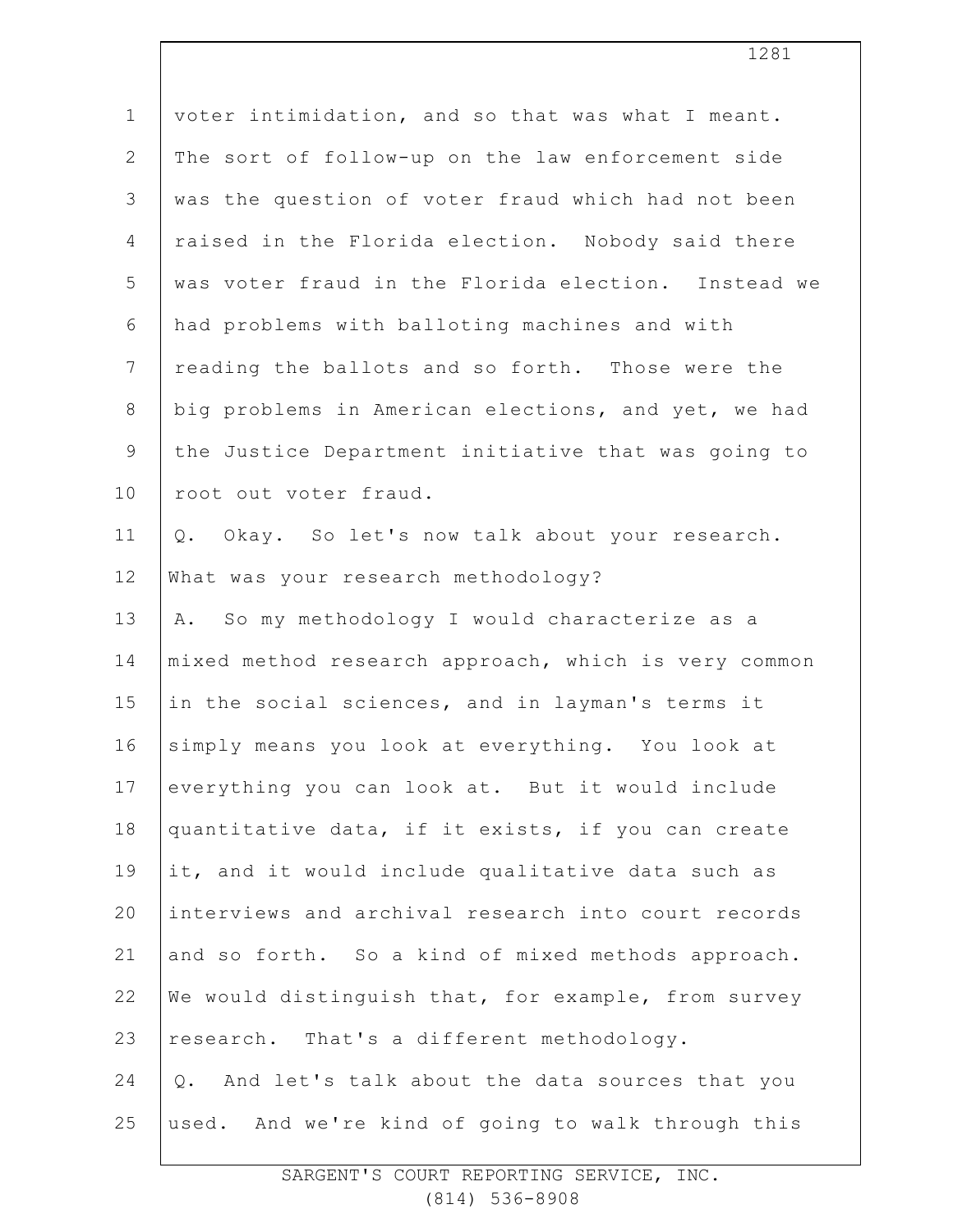voter intimidation, and so that was what I meant. The sort of follow-up on the law enforcement side was the question of voter fraud which had not been raised in the Florida election. Nobody said there was voter fraud in the Florida election. Instead we had problems with balloting machines and with reading the ballots and so forth. Those were the big problems in American elections, and yet, we had the Justice Department initiative that was going to root out voter fraud.

Q. Okay. So let's now talk about your research. What was your research methodology?

A. So my methodology I would characterize as a mixed method research approach, which is very common in the social sciences, and in layman's terms it simply means you look at everything. You look at everything you can look at. But it would include quantitative data, if it exists, if you can create it, and it would include qualitative data such as interviews and archival research into court records and so forth. So a kind of mixed methods approach. We would distinguish that, for example, from survey research. That's a different methodology.

Q. And let's talk about the data sources that you used. And we're kind of going to walk through this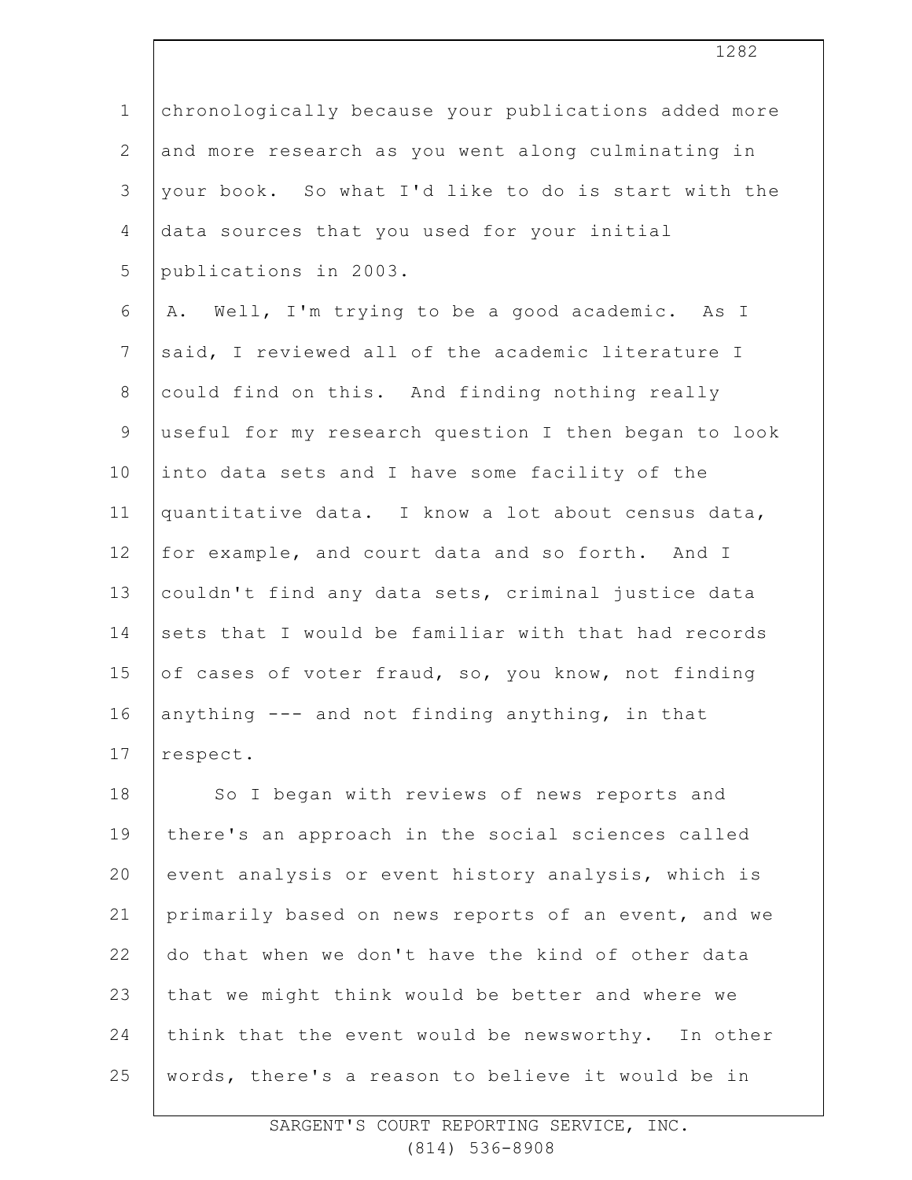chronologically because your publications added more and more research as you went along culminating in your book. So what I'd like to do is start with the data sources that you used for your initial publications in 2003.

A. Well, I'm trying to be a good academic. As I said, I reviewed all of the academic literature I could find on this. And finding nothing really useful for my research question I then began to look into data sets and I have some facility of the quantitative data. I know a lot about census data, for example, and court data and so forth. And I couldn't find any data sets, criminal justice data sets that I would be familiar with that had records of cases of voter fraud, so, you know, not finding anything --- and not finding anything, in that respect.

So I began with reviews of news reports and there's an approach in the social sciences called event analysis or event history analysis, which is primarily based on news reports of an event, and we do that when we don't have the kind of other data that we might think would be better and where we think that the event would be newsworthy. In other words, there's a reason to believe it would be in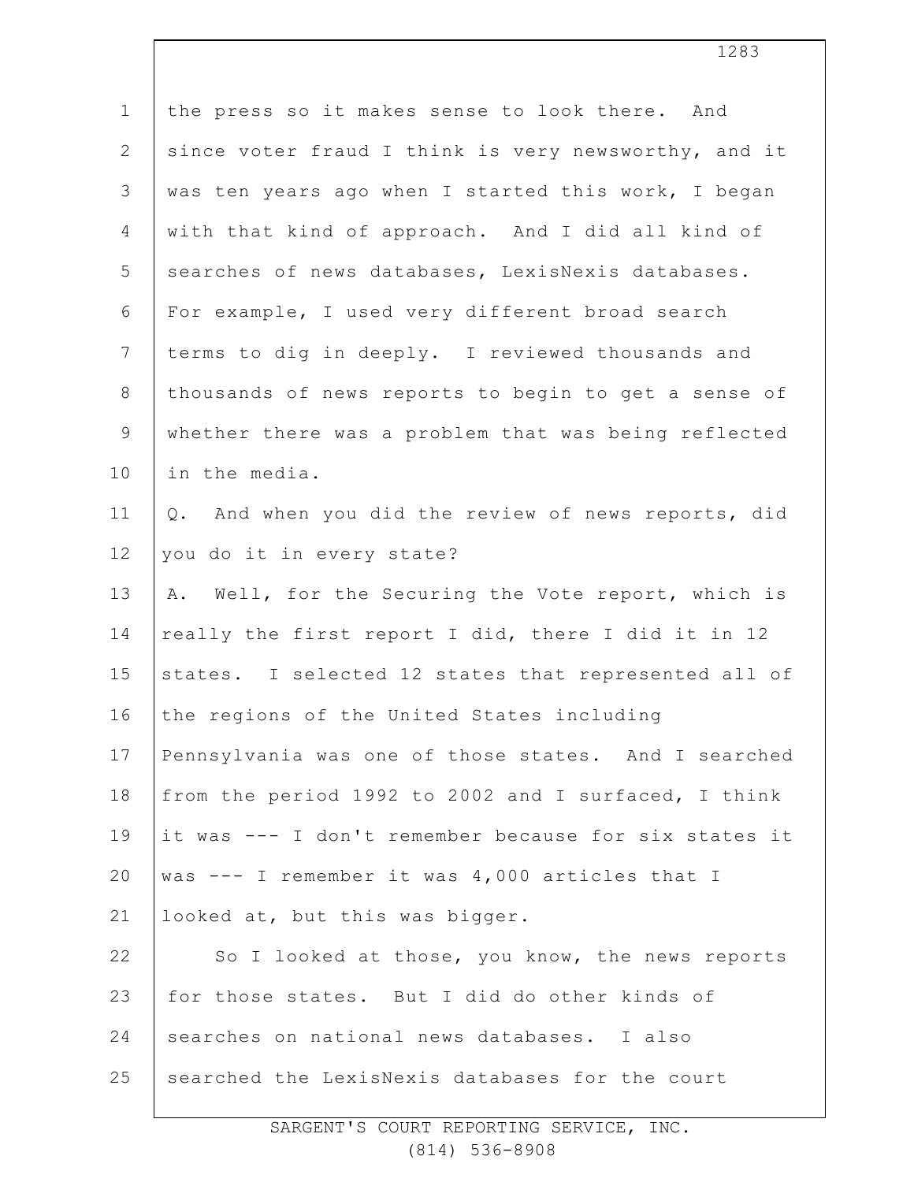the press so it makes sense to look there. And since voter fraud I think is very newsworthy, and it was ten years ago when I started this work, I began with that kind of approach. And I did all kind of searches of news databases, LexisNexis databases. For example, I used very different broad search terms to dig in deeply. I reviewed thousands and thousands of news reports to begin to get a sense of whether there was a problem that was being reflected in the media.

Q. And when you did the review of news reports, did you do it in every state?

A. Well, for the Securing the Vote report, which is really the first report I did, there I did it in 12 states. I selected 12 states that represented all of the regions of the United States including Pennsylvania was one of those states. And I searched from the period 1992 to 2002 and I surfaced, I think it was --- I don't remember because for six states it was --- I remember it was 4,000 articles that I looked at, but this was bigger.

So I looked at those, you know, the news reports for those states. But I did do other kinds of searches on national news databases. I also searched the LexisNexis databases for the court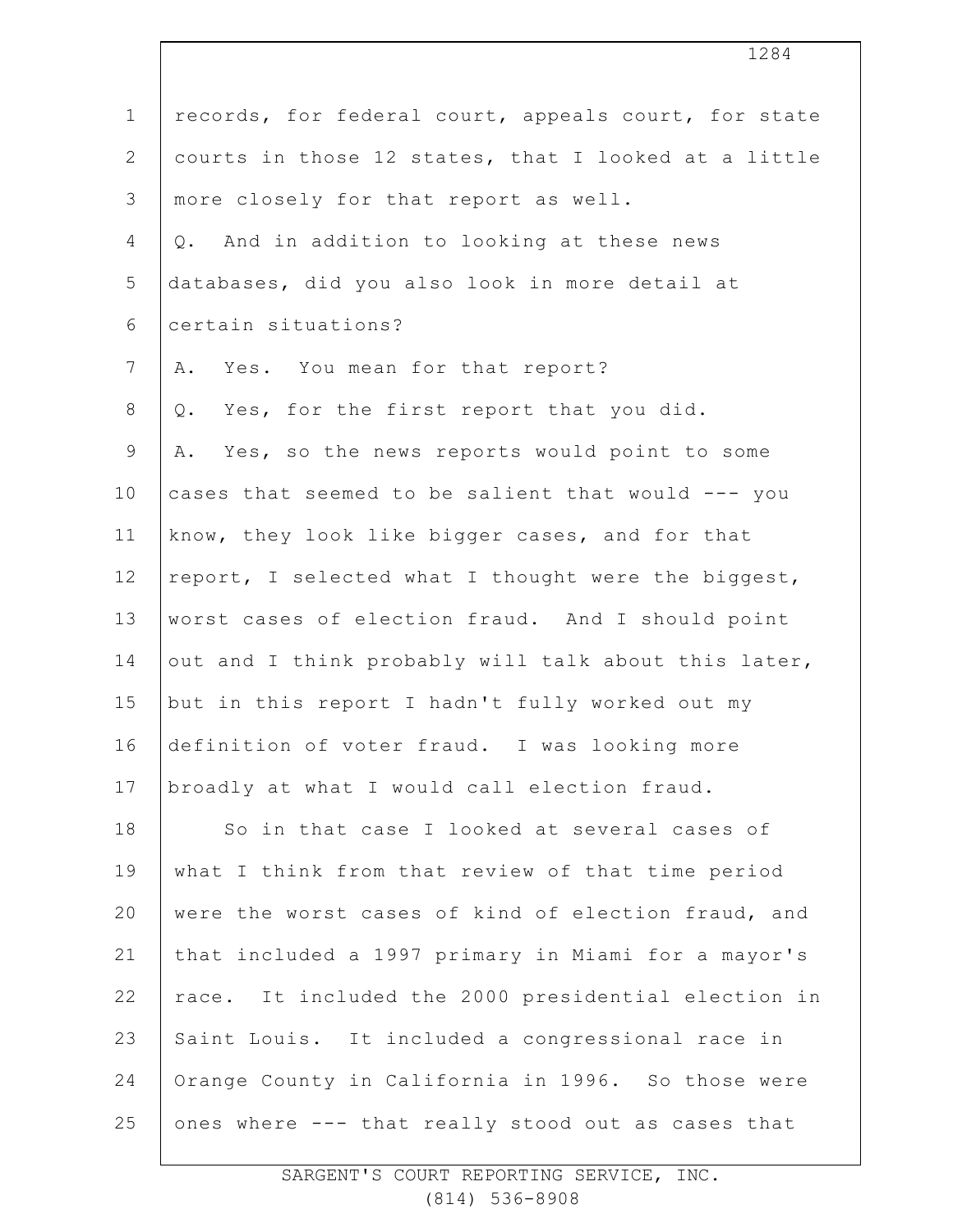records, for federal court, appeals court, for state courts in those 12 states, that I looked at a little more closely for that report as well.

Q. And in addition to looking at these news databases, did you also look in more detail at certain situations?

A. Yes. You mean for that report?

Q. Yes, for the first report that you did.

A. Yes, so the news reports would point to some cases that seemed to be salient that would --- you know, they look like bigger cases, and for that report, I selected what I thought were the biggest, worst cases of election fraud. And I should point out and I think probably will talk about this later, but in this report I hadn't fully worked out my definition of voter fraud. I was looking more broadly at what I would call election fraud.

So in that case I looked at several cases of what I think from that review of that time period were the worst cases of kind of election fraud, and that included a 1997 primary in Miami for a mayor's race. It included the 2000 presidential election in Saint Louis. It included a congressional race in Orange County in California in 1996. So those were ones where --- that really stood out as cases that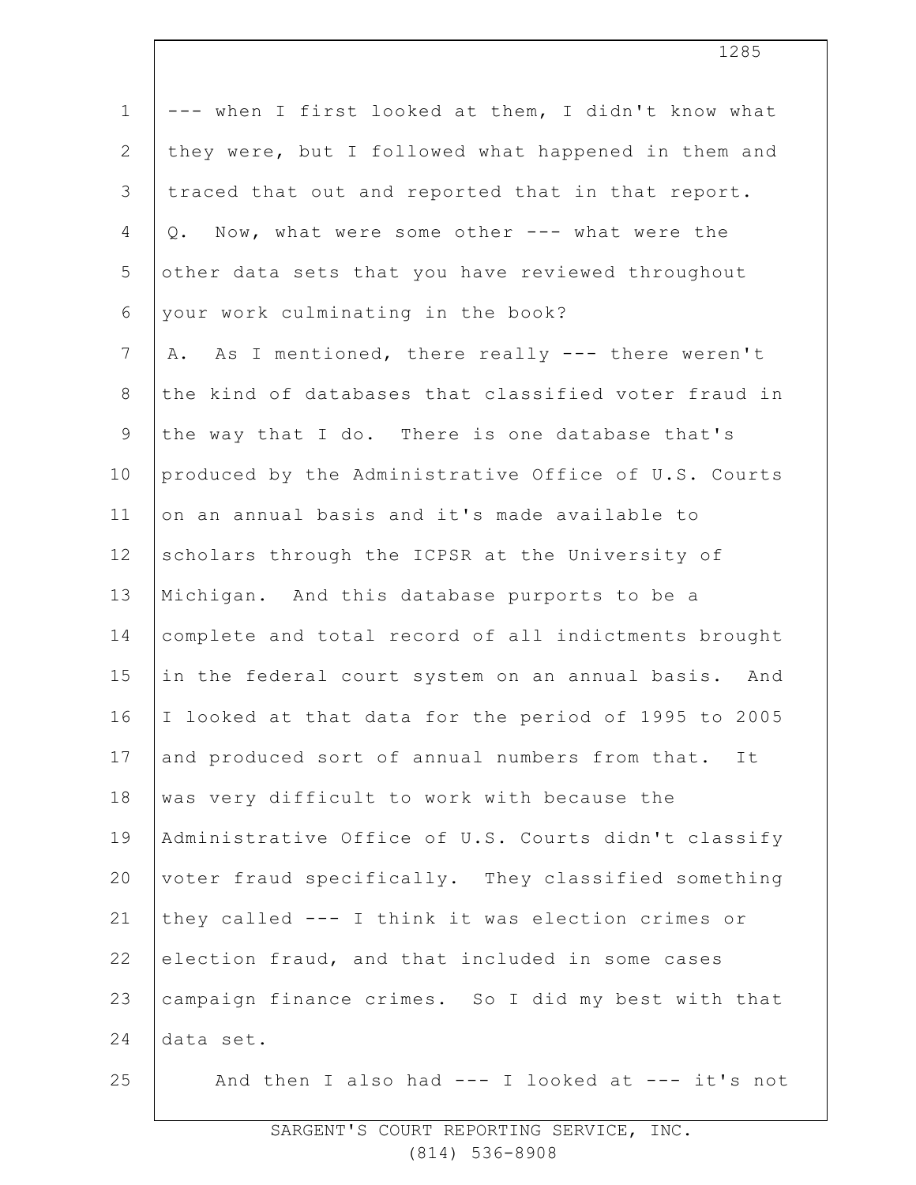--- when I first looked at them, I didn't know what they were, but I followed what happened in them and traced that out and reported that in that report.

Q. Now, what were some other --- what were the other data sets that you have reviewed throughout your work culminating in the book?

A. As I mentioned, there really --- there weren't the kind of databases that classified voter fraud in the way that I do. There is one database that's produced by the Administrative Office of U.S. Courts on an annual basis and it's made available to scholars through the ICPSR at the University of Michigan. And this database purports to be a complete and total record of all indictments brought in the federal court system on an annual basis. And I looked at that data for the period of 1995 to 2005 and produced sort of annual numbers from that. It was very difficult to work with because the Administrative Office of U.S. Courts didn't classify voter fraud specifically. They classified something they called --- I think it was election crimes or election fraud, and that included in some cases campaign finance crimes. So I did my best with that data set.

And then I also had --- I looked at --- it's not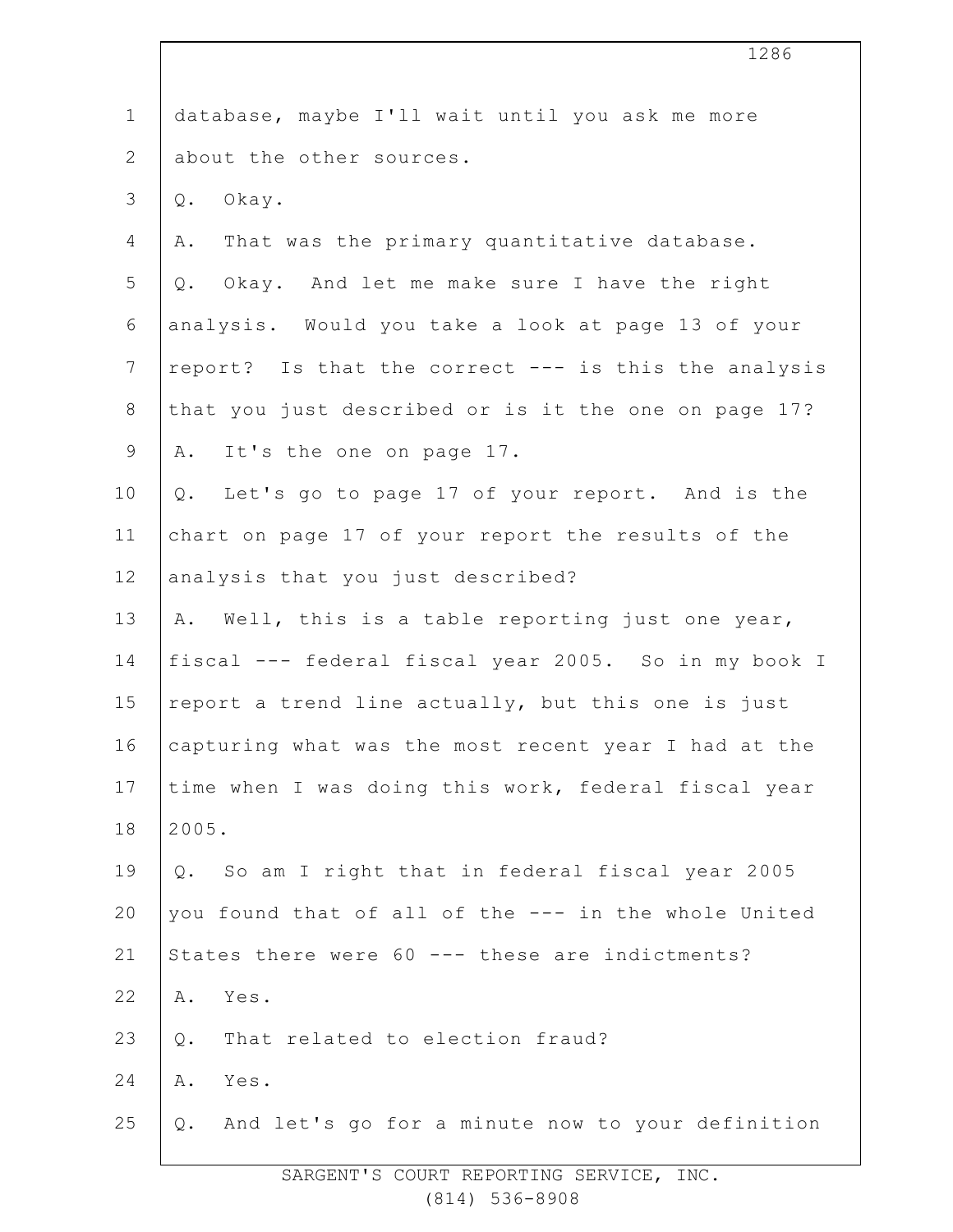database, maybe I'll wait until you ask me more about the other sources.

Q. Okay.

A. That was the primary quantitative database.

Q. Okay. And let me make sure I have the right analysis. Would you take a look at page 13 of your report? Is that the correct --- is this the analysis that you just described or is it the one on page 17?

A. It's the one on page 17.

Q. Let's go to page 17 of your report. And is the chart on page 17 of your report the results of the analysis that you just described?

A. Well, this is a table reporting just one year, fiscal --- federal fiscal year 2005. So in my book I report a trend line actually, but this one is just capturing what was the most recent year I had at the time when I was doing this work, federal fiscal year 2005.

Q. So am I right that in federal fiscal year 2005 you found that of all of the --- in the whole United States there were 60 --- these are indictments?

A. Yes.

Q. That related to election fraud?

A. Yes.

Q. And let's go for a minute now to your definition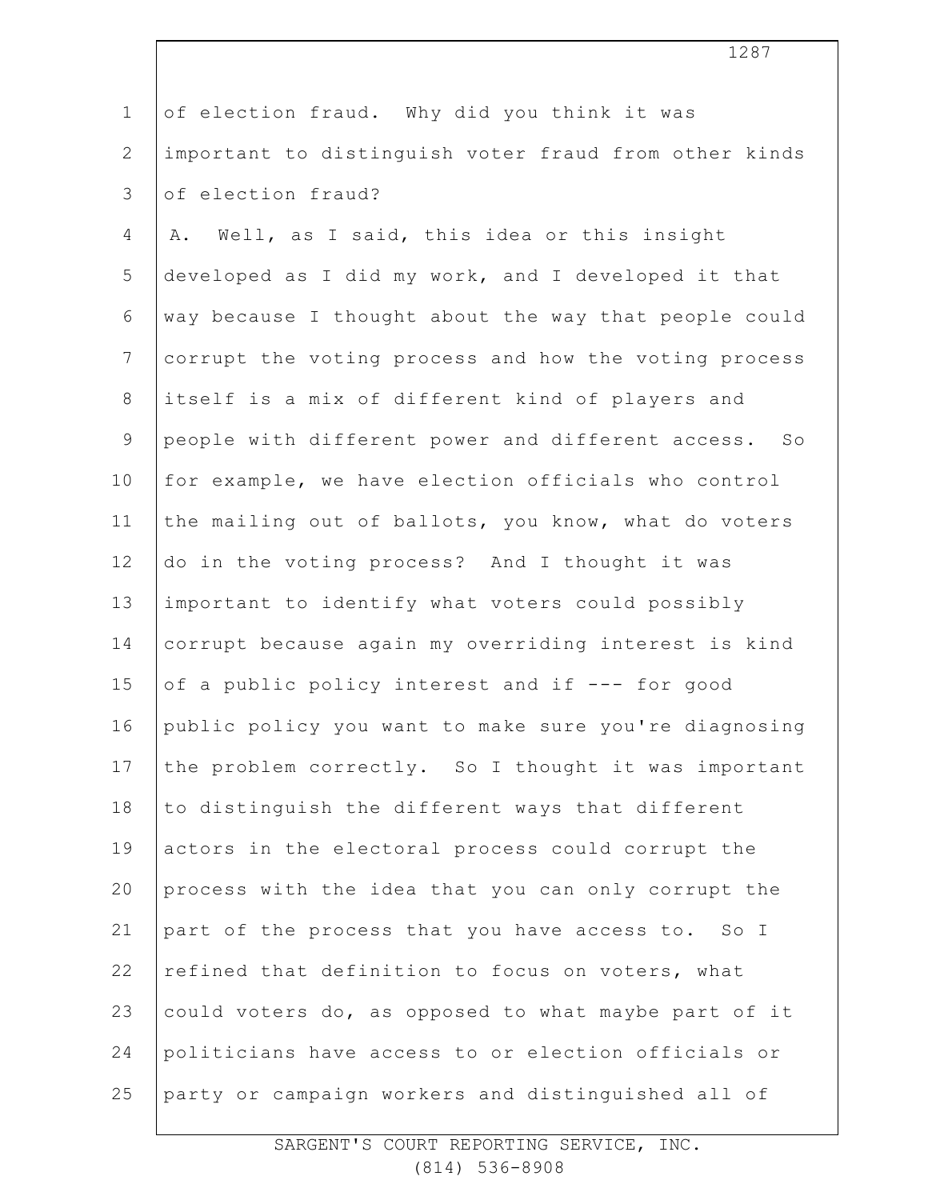of election fraud. Why did you think it was important to distinguish voter fraud from other kinds of election fraud?

A. Well, as I said, this idea or this insight developed as I did my work, and I developed it that way because I thought about the way that people could corrupt the voting process and how the voting process itself is a mix of different kind of players and people with different power and different access. So for example, we have election officials who control the mailing out of ballots, you know, what do voters do in the voting process? And I thought it was important to identify what voters could possibly corrupt because again my overriding interest is kind of a public policy interest and if --- for good public policy you want to make sure you're diagnosing the problem correctly. So I thought it was important to distinguish the different ways that different actors in the electoral process could corrupt the process with the idea that you can only corrupt the part of the process that you have access to. So I refined that definition to focus on voters, what could voters do, as opposed to what maybe part of it politicians have access to or election officials or party or campaign workers and distinguished all of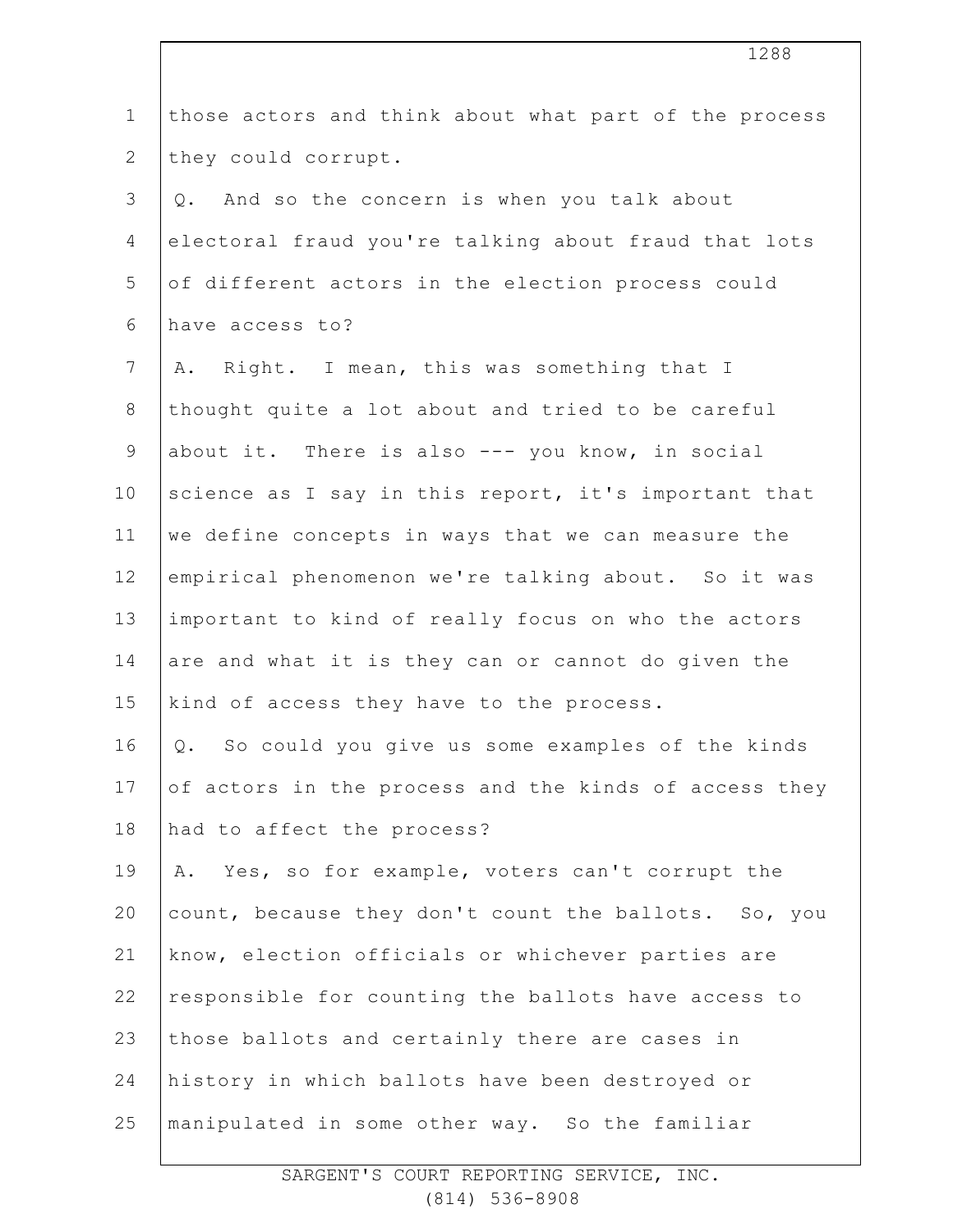those actors and think about what part of the process they could corrupt.

Q. And so the concern is when you talk about electoral fraud you're talking about fraud that lots of different actors in the election process could have access to?

A. Right. I mean, this was something that I thought quite a lot about and tried to be careful about it. There is also --- you know, in social science as I say in this report, it's important that we define concepts in ways that we can measure the empirical phenomenon we're talking about. So it was important to kind of really focus on who the actors are and what it is they can or cannot do given the kind of access they have to the process.

Q. So could you give us some examples of the kinds of actors in the process and the kinds of access they had to affect the process?

A. Yes, so for example, voters can't corrupt the count, because they don't count the ballots. So, you know, election officials or whichever parties are responsible for counting the ballots have access to those ballots and certainly there are cases in history in which ballots have been destroyed or manipulated in some other way. So the familiar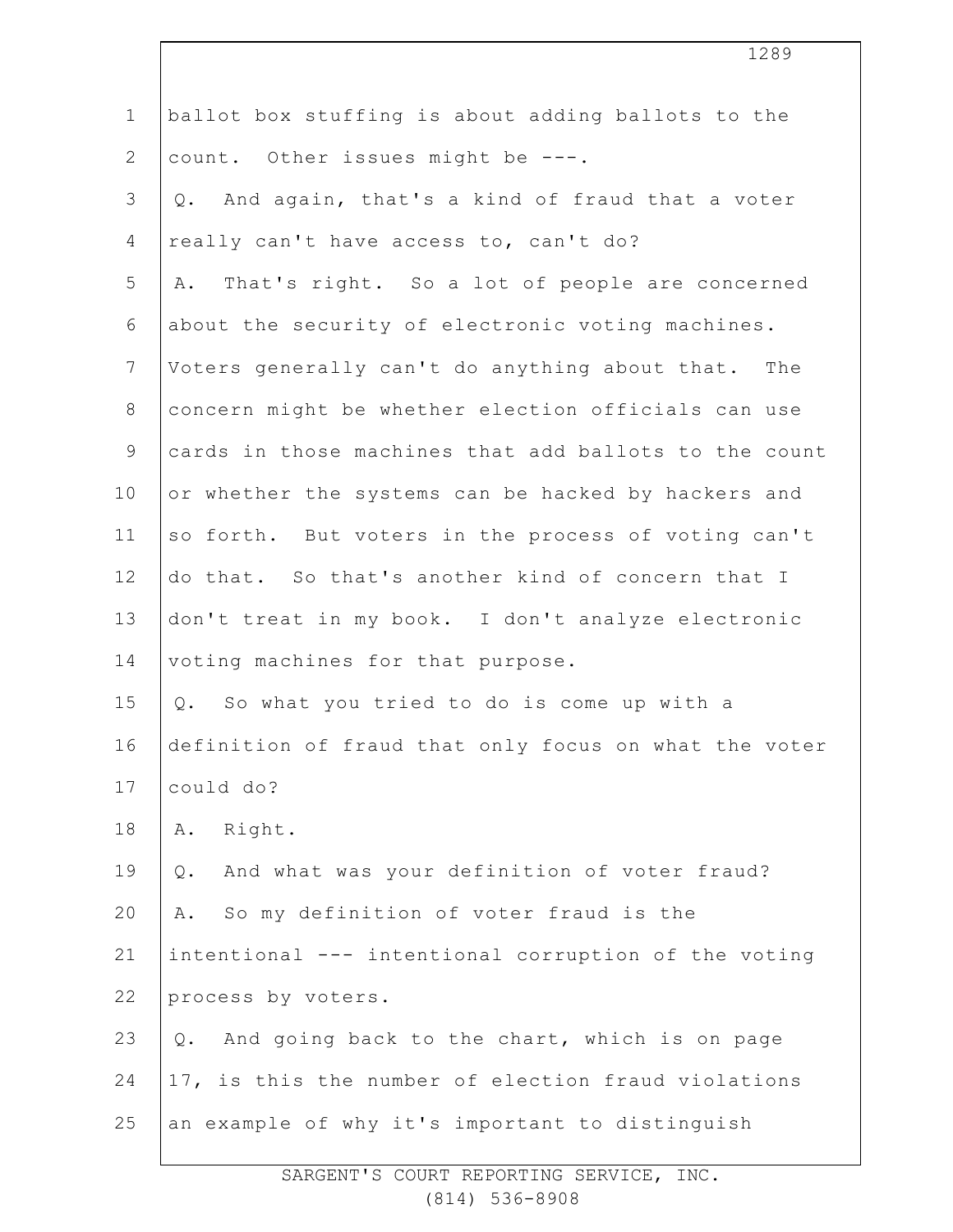ballot box stuffing is about adding ballots to the count. Other issues might be ---.

Q. And again, that's a kind of fraud that a voter really can't have access to, can't do?

A. That's right. So a lot of people are concerned about the security of electronic voting machines. Voters generally can't do anything about that. The concern might be whether election officials can use cards in those machines that add ballots to the count or whether the systems can be hacked by hackers and so forth. But voters in the process of voting can't do that. So that's another kind of concern that I don't treat in my book. I don't analyze electronic voting machines for that purpose.

Q. So what you tried to do is come up with a definition of fraud that only focus on what the voter could do?

A. Right.

Q. And what was your definition of voter fraud?

A. So my definition of voter fraud is the intentional --- intentional corruption of the voting process by voters.

Q. And going back to the chart, which is on page 17, is this the number of election fraud violations an example of why it's important to distinguish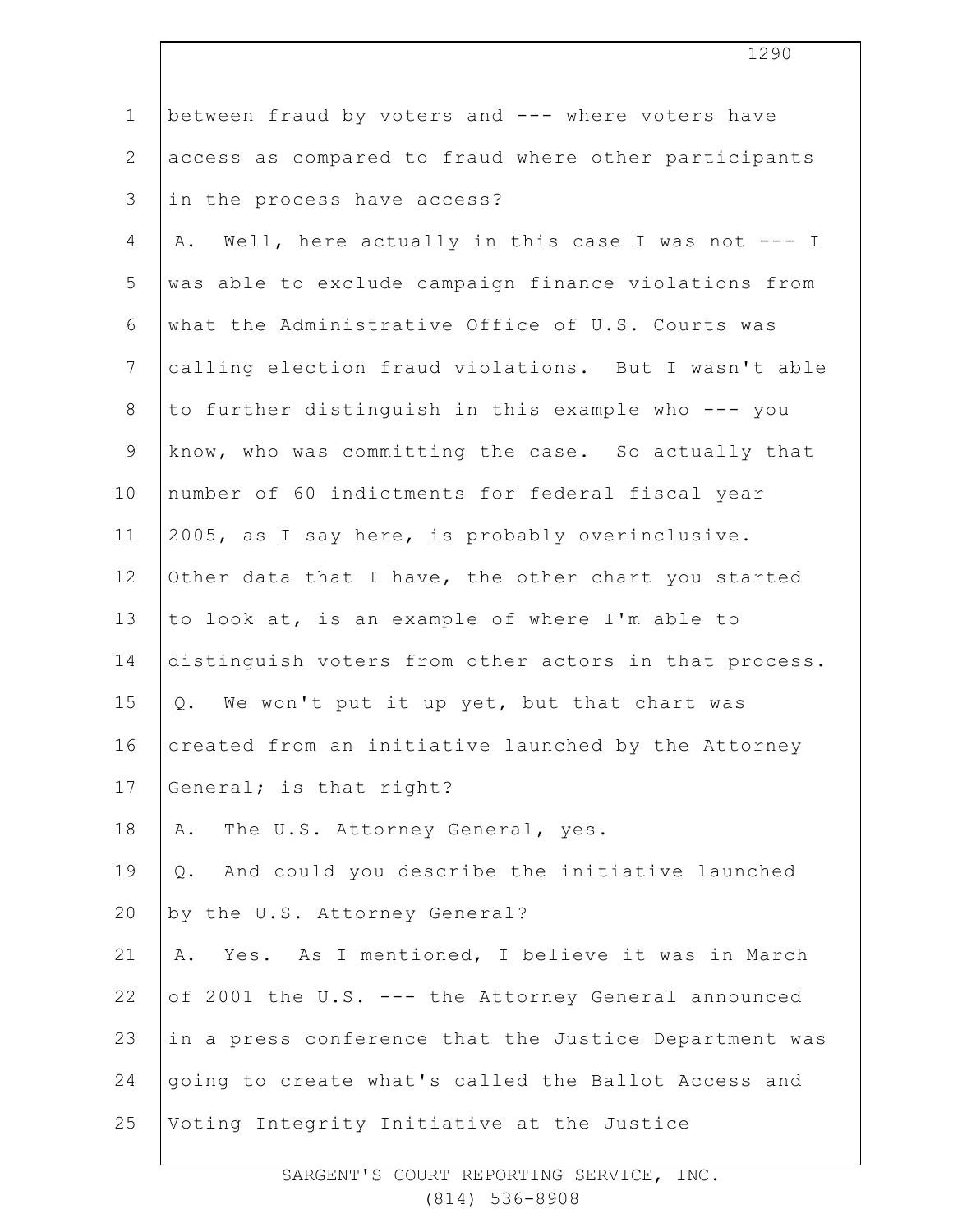between fraud by voters and --- where voters have access as compared to fraud where other participants in the process have access?

A. Well, here actually in this case I was not --- I was able to exclude campaign finance violations from what the Administrative Office of U.S. Courts was calling election fraud violations. But I wasn't able to further distinguish in this example who --- you know, who was committing the case. So actually that number of 60 indictments for federal fiscal year 2005, as I say here, is probably overinclusive. Other data that I have, the other chart you started to look at, is an example of where I'm able to distinguish voters from other actors in that process.

Q. We won't put it up yet, but that chart was created from an initiative launched by the Attorney General; is that right?

A. The U.S. Attorney General, yes.

Q. And could you describe the initiative launched by the U.S. Attorney General?

A. Yes. As I mentioned, I believe it was in March of 2001 the U.S. --- the Attorney General announced in a press conference that the Justice Department was going to create what's called the Ballot Access and Voting Integrity Initiative at the Justice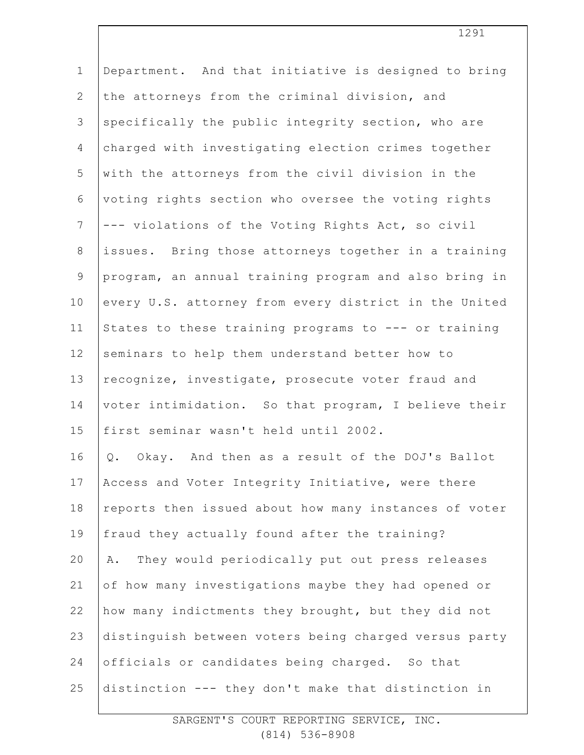Department. And that initiative is designed to bring the attorneys from the criminal division, and specifically the public integrity section, who are charged with investigating election crimes together with the attorneys from the civil division in the voting rights section who oversee the voting rights --- violations of the Voting Rights Act, so civil issues. Bring those attorneys together in a training program, an annual training program and also bring in every U.S. attorney from every district in the United States to these training programs to --- or training seminars to help them understand better how to recognize, investigate, prosecute voter fraud and voter intimidation. So that program, I believe their first seminar wasn't held until 2002.

Q. Okay. And then as a result of the DOJ's Ballot Access and Voter Integrity Initiative, were there reports then issued about how many instances of voter fraud they actually found after the training?

A. They would periodically put out press releases of how many investigations maybe they had opened or how many indictments they brought, but they did not distinguish between voters being charged versus party officials or candidates being charged. So that distinction --- they don't make that distinction in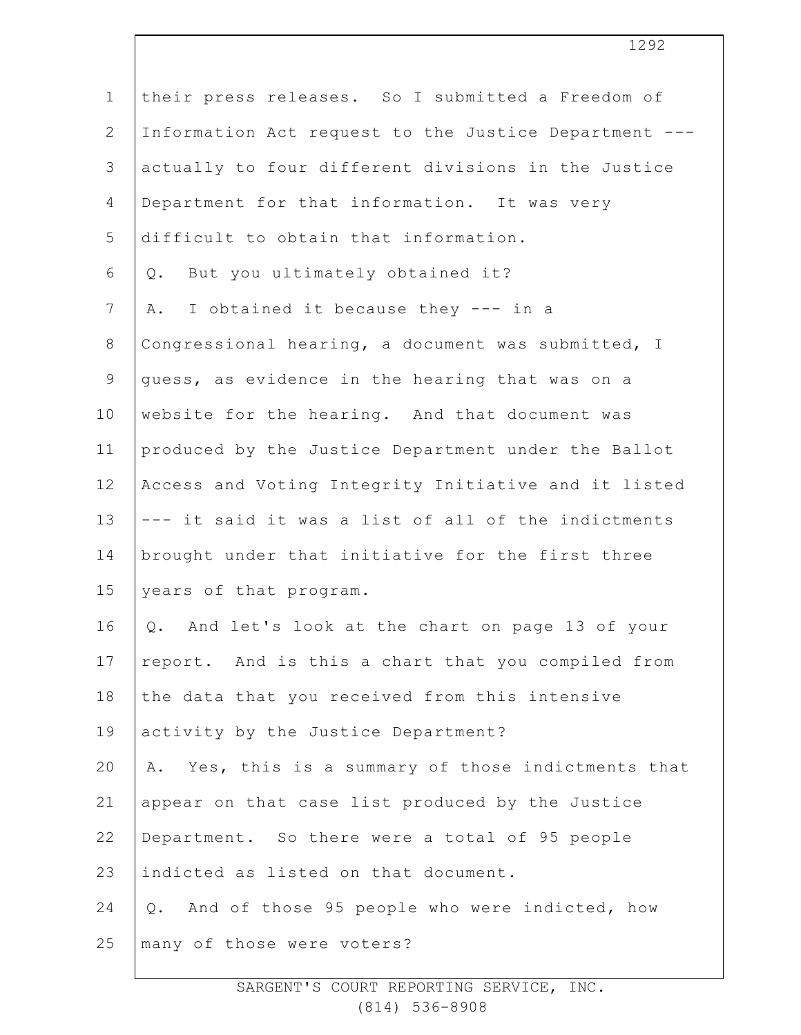their press releases. So I submitted a Freedom of Information Act request to the Justice Department --- actually to four different divisions in the Justice Department for that information. It was very difficult to obtain that information.

Q. But you ultimately obtained it?

A. I obtained it because they --- in a Congressional hearing, a document was submitted, I guess, as evidence in the hearing that was on a website for the hearing. And that document was produced by the Justice Department under the Ballot Access and Voting Integrity Initiative and it listed --- it said it was a list of all of the indictments brought under that initiative for the first three years of that program.

Q. And let's look at the chart on page 13 of your report. And is this a chart that you compiled from the data that you received from this intensive activity by the Justice Department?

A. Yes, this is a summary of those indictments that appear on that case list produced by the Justice Department. So there were a total of 95 people indicted as listed on that document.

Q. And of those 95 people who were indicted, how many of those were voters?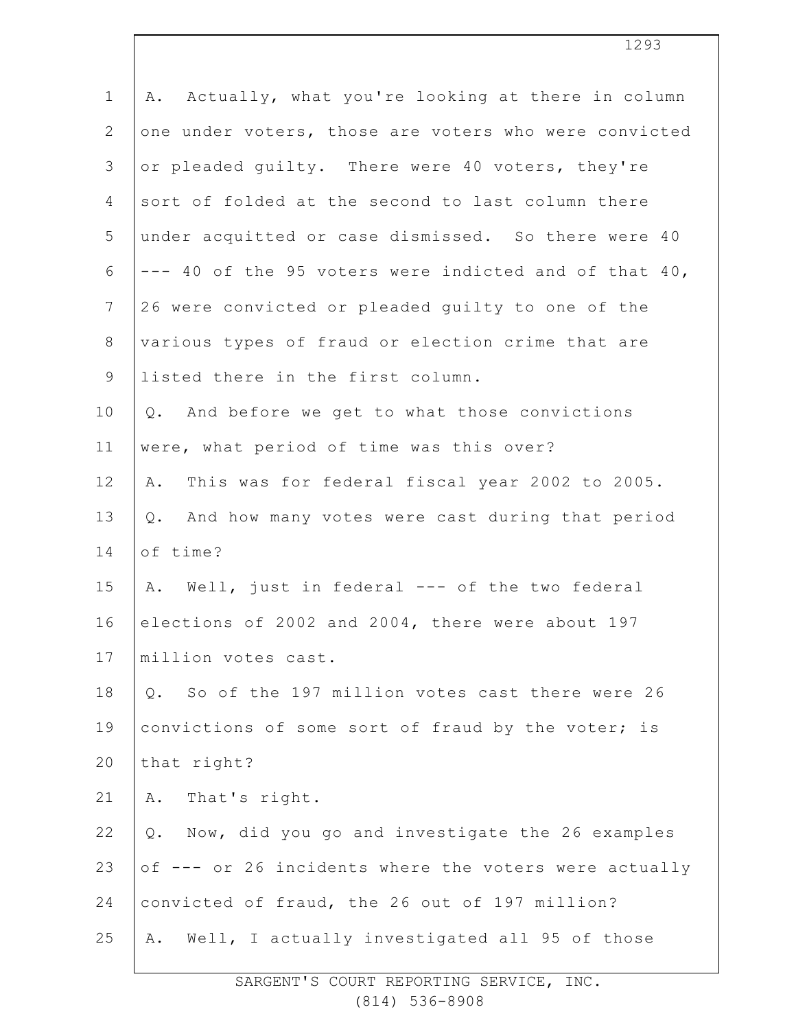A. Actually, what you're looking at there in column one under voters, those are voters who were convicted or pleaded guilty. There were 40 voters, they're sort of folded at the second to last column there under acquitted or case dismissed. So there were 40 --- 40 of the 95 voters were indicted and of that 40, 26 were convicted or pleaded guilty to one of the various types of fraud or election crime that are listed there in the first column.

Q. And before we get to what those convictions were, what period of time was this over?

A. This was for federal fiscal year 2002 to 2005.

Q. And how many votes were cast during that period of time?

A. Well, just in federal --- of the two federal elections of 2002 and 2004, there were about 197 million votes cast.

Q. So of the 197 million votes cast there were 26 convictions of some sort of fraud by the voter; is that right?

A. That's right.

Q. Now, did you go and investigate the 26 examples of --- or 26 incidents where the voters were actually convicted of fraud, the 26 out of 197 million?

A. Well, I actually investigated all 95 of those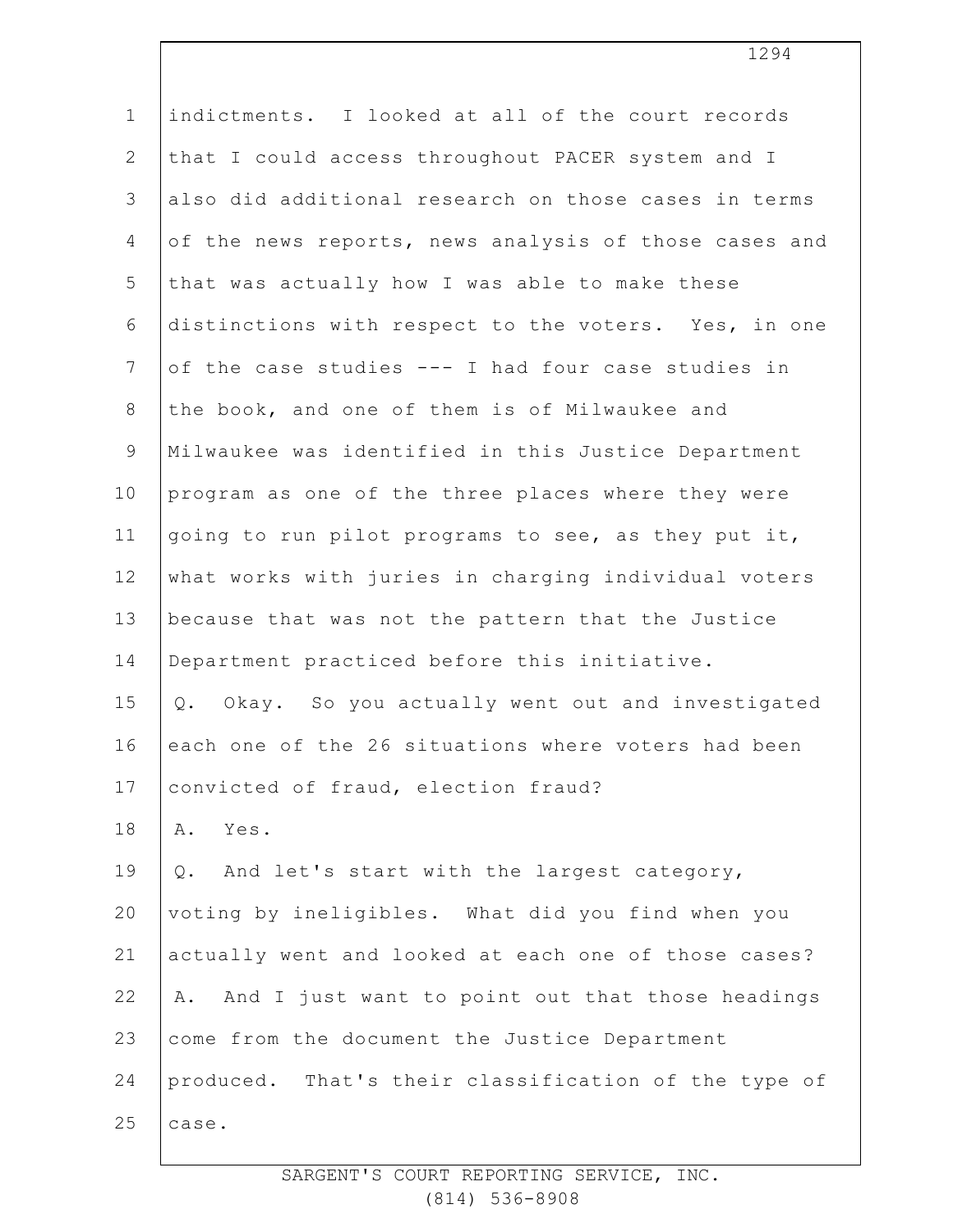indictments. I looked at all of the court records that I could access throughout PACER system and I also did additional research on those cases in terms of the news reports, news analysis of those cases and that was actually how I was able to make these distinctions with respect to the voters. Yes, in one of the case studies --- I had four case studies in the book, and one of them is of Milwaukee and Milwaukee was identified in this Justice Department program as one of the three places where they were going to run pilot programs to see, as they put it, what works with juries in charging individual voters because that was not the pattern that the Justice Department practiced before this initiative.

Q. Okay. So you actually went out and investigated each one of the 26 situations where voters had been convicted of fraud, election fraud?

A. Yes.

Q. And let's start with the largest category, voting by ineligibles. What did you find when you actually went and looked at each one of those cases?

A. And I just want to point out that those headings come from the document the Justice Department produced. That's their classification of the type of case.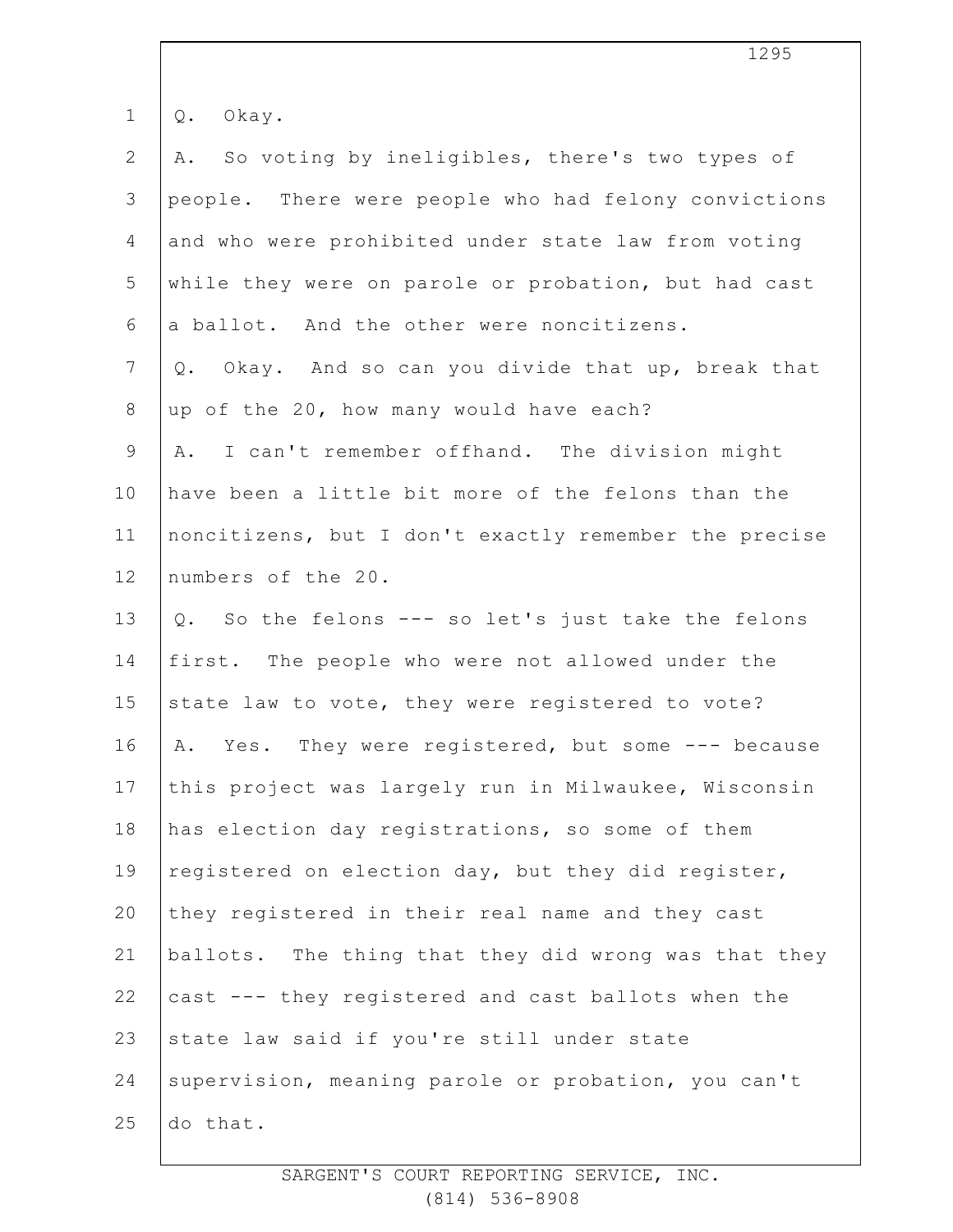Q. Okay.

A. So voting by ineligibles, there's two types of people. There were people who had felony convictions and who were prohibited under state law from voting while they were on parole or probation, but had cast a ballot. And the other were noncitizens.

Q. Okay. And so can you divide that up, break that up of the 20, how many would have each?

A. I can't remember offhand. The division might have been a little bit more of the felons than the noncitizens, but I don't exactly remember the precise numbers of the 20.

Q. So the felons --- so let's just take the felons first. The people who were not allowed under the state law to vote, they were registered to vote?

A. Yes. They were registered, but some --- because this project was largely run in Milwaukee, Wisconsin has election day registrations, so some of them registered on election day, but they did register, they registered in their real name and they cast ballots. The thing that they did wrong was that they cast --- they registered and cast ballots when the state law said if you're still under state supervision, meaning parole or probation, you can't do that.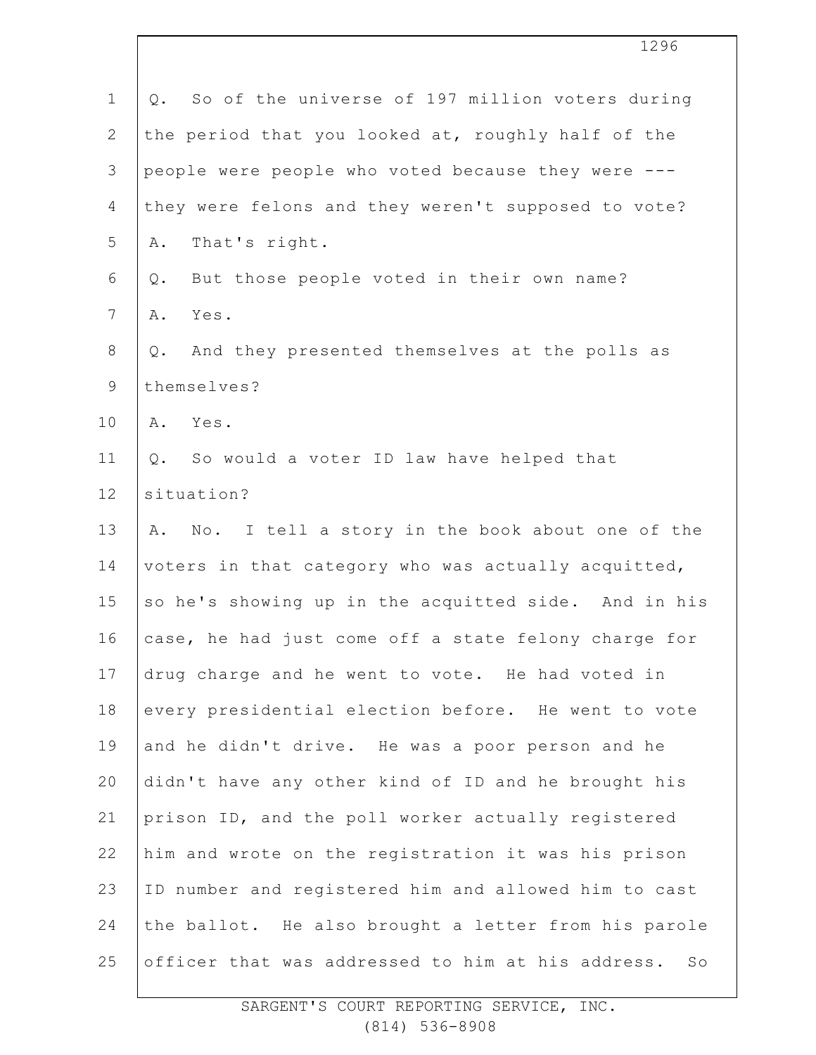Q. So of the universe of 197 million voters during the period that you looked at, roughly half of the people were people who voted because they were --- they were felons and they weren't supposed to vote?

A. That's right.

Q. But those people voted in their own name?

A. Yes.

Q. And they presented themselves at the polls as themselves?

A. Yes.

Q. So would a voter ID law have helped that situation?

A. No. I tell a story in the book about one of the voters in that category who was actually acquitted, so he's showing up in the acquitted side. And in his case, he had just come off a state felony charge for drug charge and he went to vote. He had voted in every presidential election before. He went to vote and he didn't drive. He was a poor person and he didn't have any other kind of ID and he brought his prison ID, and the poll worker actually registered him and wrote on the registration it was his prison ID number and registered him and allowed him to cast the ballot. He also brought a letter from his parole officer that was addressed to him at his address. So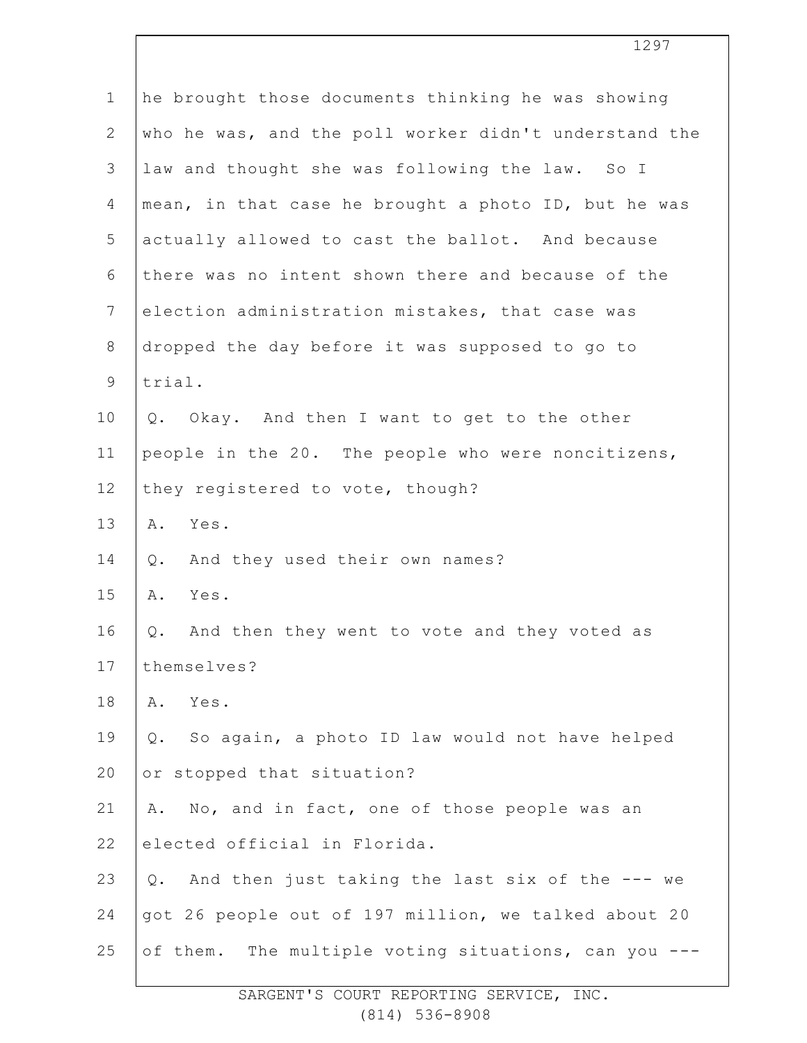he brought those documents thinking he was showing who he was, and the poll worker didn't understand the law and thought she was following the law. So I mean, in that case he brought a photo ID, but he was actually allowed to cast the ballot. And because there was no intent shown there and because of the election administration mistakes, that case was dropped the day before it was supposed to go to trial.

Q. Okay. And then I want to get to the other people in the 20. The people who were noncitizens, they registered to vote, though?

A. Yes.

Q. And they used their own names?

A. Yes.

Q. And then they went to vote and they voted as themselves?

A. Yes.

Q. So again, a photo ID law would not have helped or stopped that situation?

A. No, and in fact, one of those people was an elected official in Florida.

Q. And then just taking the last six of the --- we got 26 people out of 197 million, we talked about 20 of them. The multiple voting situations, can you ---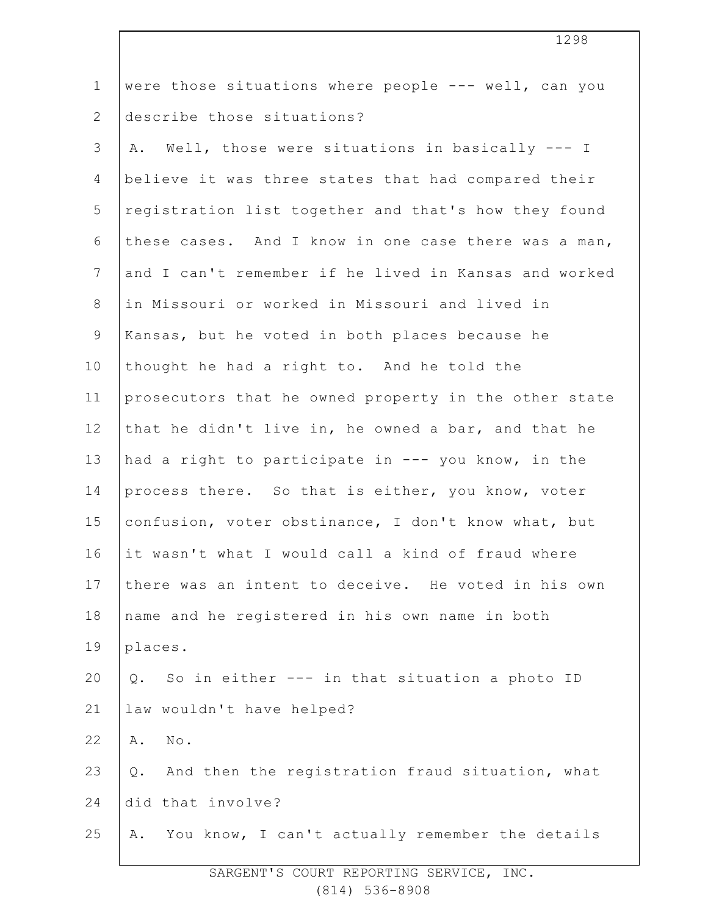were those situations where people --- well, can you describe those situations?

A. Well, those were situations in basically --- I believe it was three states that had compared their registration list together and that's how they found these cases. And I know in one case there was a man, and I can't remember if he lived in Kansas and worked in Missouri or worked in Missouri and lived in Kansas, but he voted in both places because he thought he had a right to. And he told the prosecutors that he owned property in the other state that he didn't live in, he owned a bar, and that he had a right to participate in --- you know, in the process there. So that is either, you know, voter confusion, voter obstinance, I don't know what, but it wasn't what I would call a kind of fraud where there was an intent to deceive. He voted in his own name and he registered in his own name in both places.

Q. So in either --- in that situation a photo ID law wouldn't have helped?

A. No.

Q. And then the registration fraud situation, what did that involve?

A. You know, I can't actually remember the details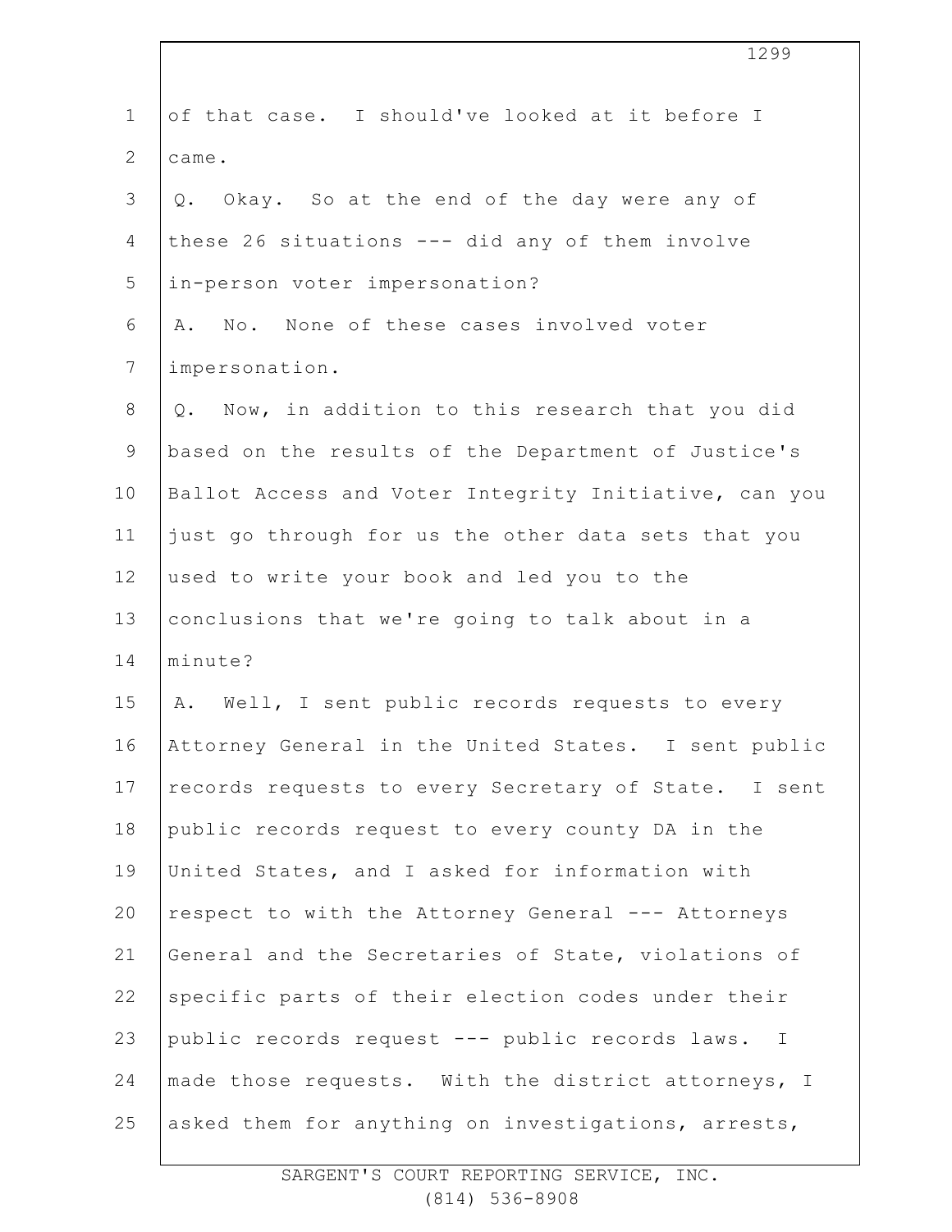of that case. I should've looked at it before I came.

Q. Okay. So at the end of the day were any of these 26 situations --- did any of them involve in-person voter impersonation?

A. No. None of these cases involved voter impersonation.

Q. Now, in addition to this research that you did based on the results of the Department of Justice's Ballot Access and Voter Integrity Initiative, can you just go through for us the other data sets that you used to write your book and led you to the conclusions that we're going to talk about in a minute?

A. Well, I sent public records requests to every Attorney General in the United States. I sent public records requests to every Secretary of State. I sent public records request to every county DA in the United States, and I asked for information with respect to with the Attorney General --- Attorneys General and the Secretaries of State, violations of specific parts of their election codes under their public records request --- public records laws. I made those requests. With the district attorneys, I asked them for anything on investigations, arrests,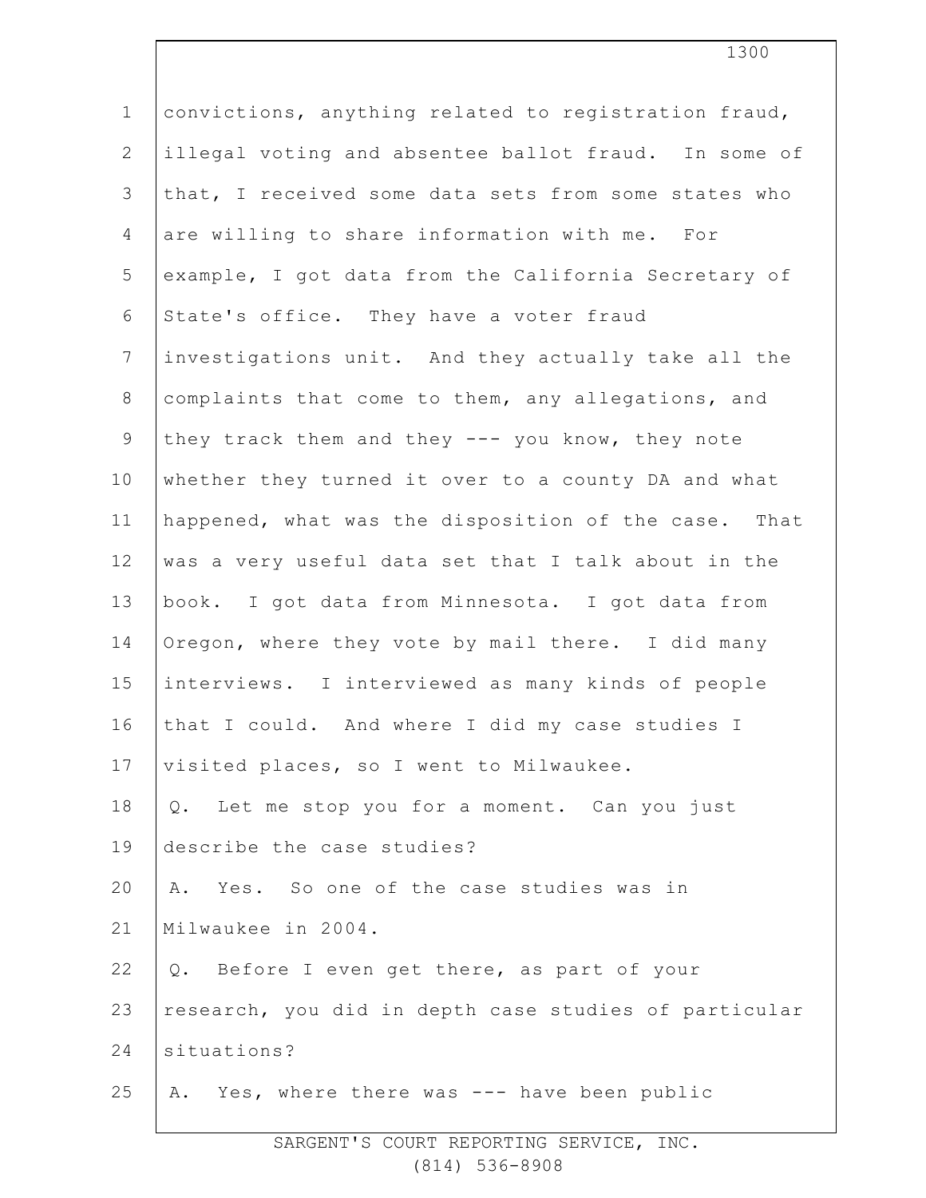convictions, anything related to registration fraud, illegal voting and absentee ballot fraud. In some of that, I received some data sets from some states who are willing to share information with me. For example, I got data from the California Secretary of State's office. They have a voter fraud investigations unit. And they actually take all the complaints that come to them, any allegations, and they track them and they --- you know, they note whether they turned it over to a county DA and what happened, what was the disposition of the case. That was a very useful data set that I talk about in the book. I got data from Minnesota. I got data from Oregon, where they vote by mail there. I did many interviews. I interviewed as many kinds of people that I could. And where I did my case studies I visited places, so I went to Milwaukee.

Q. Let me stop you for a moment. Can you just describe the case studies?

A. Yes. So one of the case studies was in Milwaukee in 2004.

Q. Before I even get there, as part of your research, you did in depth case studies of particular situations?

A. Yes, where there was --- have been public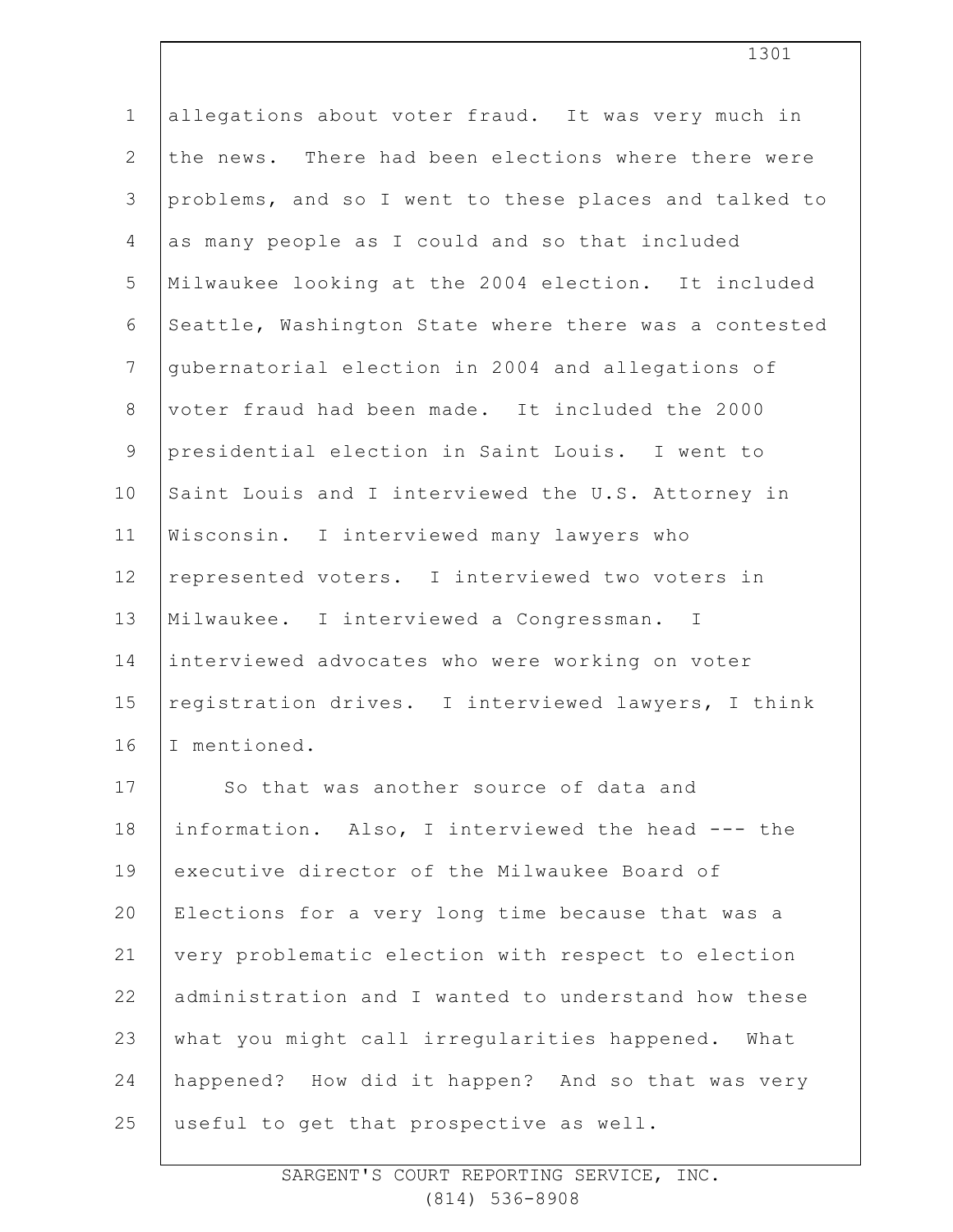allegations about voter fraud. It was very much in the news. There had been elections where there were problems, and so I went to these places and talked to as many people as I could and so that included Milwaukee looking at the 2004 election. It included Seattle, Washington State where there was a contested gubernatorial election in 2004 and allegations of voter fraud had been made. It included the 2000 presidential election in Saint Louis. I went to Saint Louis and I interviewed the U.S. Attorney in Wisconsin. I interviewed many lawyers who represented voters. I interviewed two voters in Milwaukee. I interviewed a Congressman. I interviewed advocates who were working on voter registration drives. I interviewed lawyers, I think I mentioned.

So that was another source of data and information. Also, I interviewed the head --- the executive director of the Milwaukee Board of Elections for a very long time because that was a very problematic election with respect to election administration and I wanted to understand how these what you might call irregularities happened. What happened? How did it happen? And so that was very useful to get that prospective as well.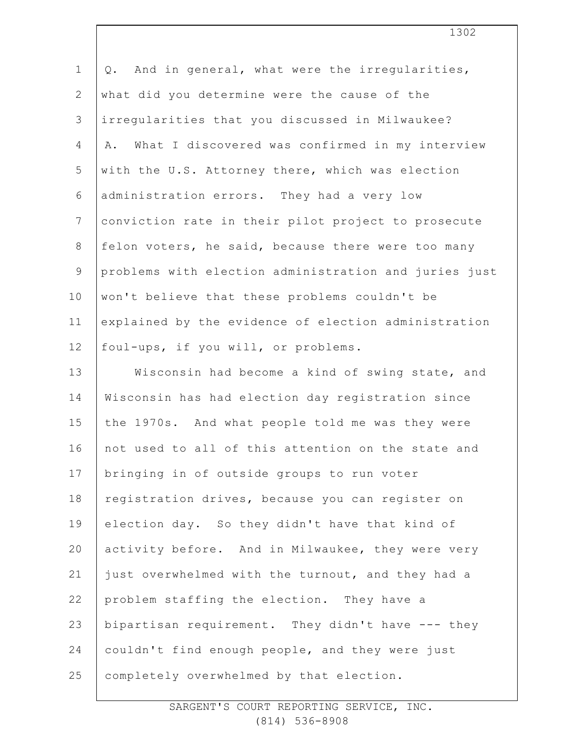Q. And in general, what were the irregularities, what did you determine were the cause of the irregularities that you discussed in Milwaukee?

A. What I discovered was confirmed in my interview with the U.S. Attorney there, which was election administration errors. They had a very low conviction rate in their pilot project to prosecute felon voters, he said, because there were too many problems with election administration and juries just won't believe that these problems couldn't be explained by the evidence of election administration foul-ups, if you will, or problems.

Wisconsin had become a kind of swing state, and Wisconsin has had election day registration since the 1970s. And what people told me was they were not used to all of this attention on the state and bringing in of outside groups to run voter registration drives, because you can register on election day. So they didn't have that kind of activity before. And in Milwaukee, they were very just overwhelmed with the turnout, and they had a problem staffing the election. They have a bipartisan requirement. They didn't have --- they couldn't find enough people, and they were just completely overwhelmed by that election.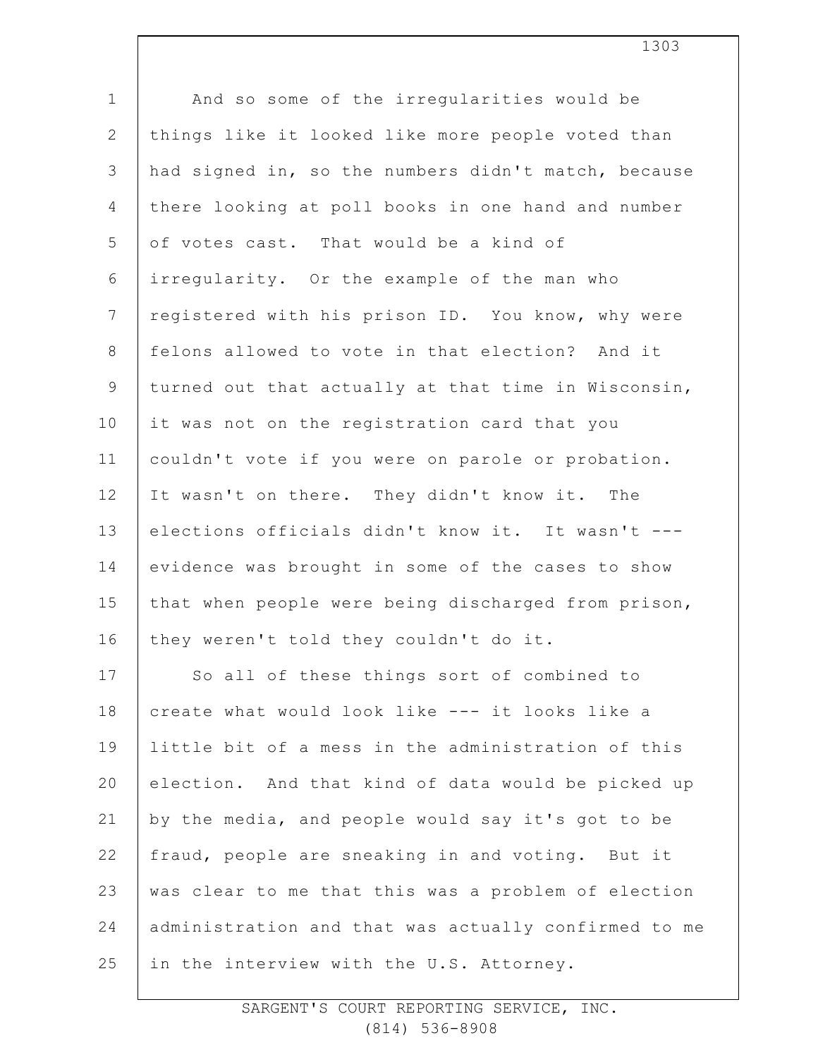And so some of the irregularities would be things like it looked like more people voted than had signed in, so the numbers didn't match, because there looking at poll books in one hand and number of votes cast. That would be a kind of irregularity. Or the example of the man who registered with his prison ID. You know, why were felons allowed to vote in that election? And it turned out that actually at that time in Wisconsin, it was not on the registration card that you couldn't vote if you were on parole or probation. It wasn't on there. They didn't know it. The elections officials didn't know it. It wasn't --- evidence was brought in some of the cases to show that when people were being discharged from prison, they weren't told they couldn't do it.

So all of these things sort of combined to create what would look like --- it looks like a little bit of a mess in the administration of this election. And that kind of data would be picked up by the media, and people would say it's got to be fraud, people are sneaking in and voting. But it was clear to me that this was a problem of election administration and that was actually confirmed to me in the interview with the U.S. Attorney.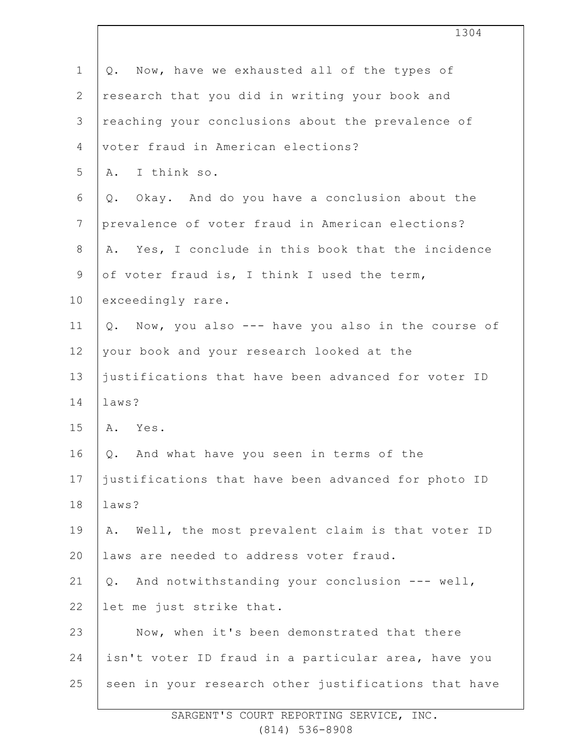1 Q. Now, have we exhausted all of the types of
2 research that you did in writing your book and
3 reaching your conclusions about the prevalence of
4 voter fraud in American elections?
5 A. I think so.
6 Q. Okay. And do you have a conclusion about the
7 prevalence of voter fraud in American elections?
8 A. Yes, I conclude in this book that the incidence
9 of voter fraud is, I think I used the term,
10 exceedingly rare.
11 Q. Now, you also --- have you also in the course of
12 your book and your research looked at the
13 justifications that have been advanced for voter ID
14 laws?
15 A. Yes.
16 Q. And what have you seen in terms of the
17 justifications that have been advanced for photo ID
18 laws?
19 A. Well, the most prevalent claim is that voter ID
20 laws are needed to address voter fraud.
21 Q. And notwithstanding your conclusion --- well,
22 let me just strike that.
23 Now, when it's been demonstrated that there
24 isn't voter ID fraud in a particular area, have you
25 seen in your research other justifications that have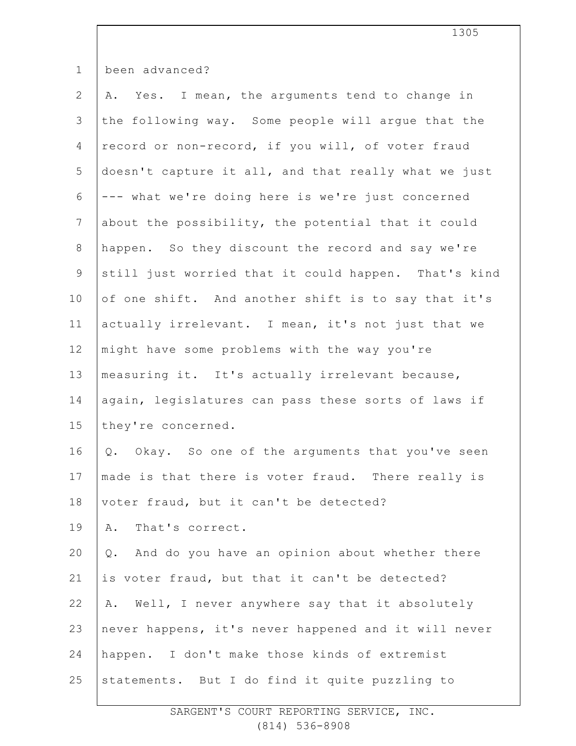been advanced?

A. Yes. I mean, the arguments tend to change in the following way. Some people will argue that the record or non-record, if you will, of voter fraud doesn't capture it all, and that really what we just --- what we're doing here is we're just concerned about the possibility, the potential that it could happen. So they discount the record and say we're still just worried that it could happen. That's kind of one shift. And another shift is to say that it's actually irrelevant. I mean, it's not just that we might have some problems with the way you're measuring it. It's actually irrelevant because, again, legislatures can pass these sorts of laws if they're concerned.

Q. Okay. So one of the arguments that you've seen made is that there is voter fraud. There really is voter fraud, but it can't be detected?

A. That's correct.

Q. And do you have an opinion about whether there is voter fraud, but that it can't be detected?

A. Well, I never anywhere say that it absolutely never happens, it's never happened and it will never happen. I don't make those kinds of extremist statements. But I do find it quite puzzling to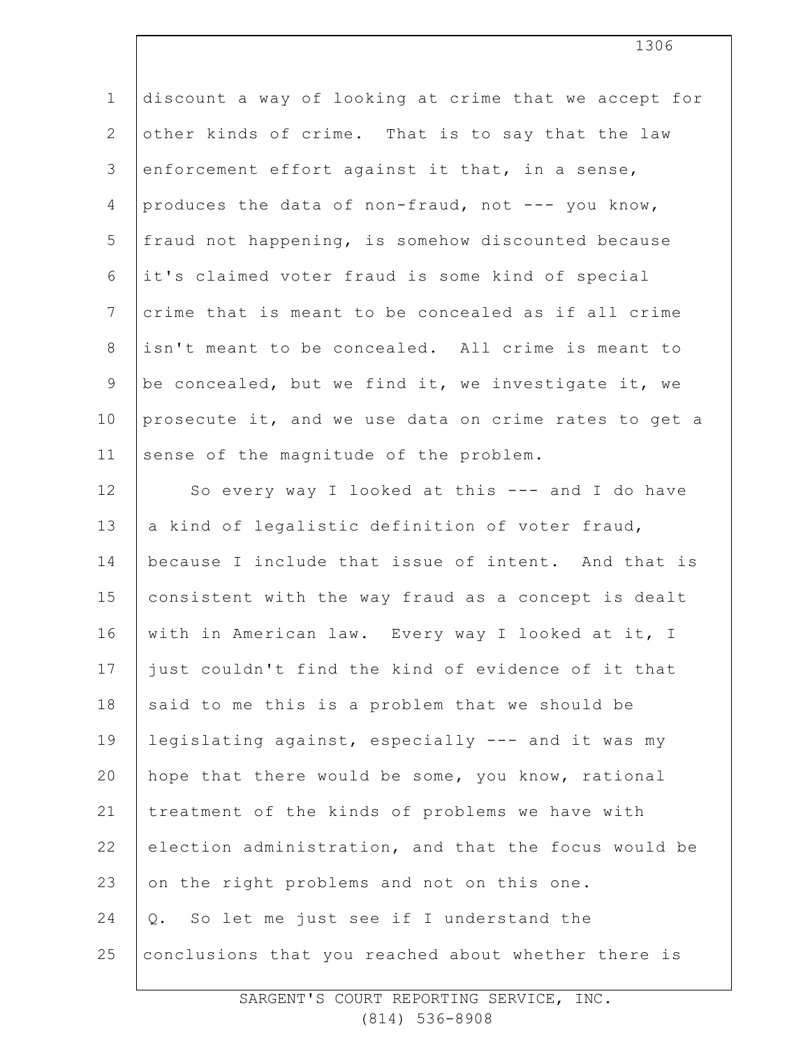discount a way of looking at crime that we accept for other kinds of crime. That is to say that the law enforcement effort against it that, in a sense, produces the data of non-fraud, not --- you know, fraud not happening, is somehow discounted because it's claimed voter fraud is some kind of special crime that is meant to be concealed as if all crime isn't meant to be concealed. All crime is meant to be concealed, but we find it, we investigate it, we prosecute it, and we use data on crime rates to get a sense of the magnitude of the problem.

So every way I looked at this --- and I do have a kind of legalistic definition of voter fraud, because I include that issue of intent. And that is consistent with the way fraud as a concept is dealt with in American law. Every way I looked at it, I just couldn't find the kind of evidence of it that said to me this is a problem that we should be legislating against, especially --- and it was my hope that there would be some, you know, rational treatment of the kinds of problems we have with election administration, and that the focus would be on the right problems and not on this one.

Q. So let me just see if I understand the conclusions that you reached about whether there is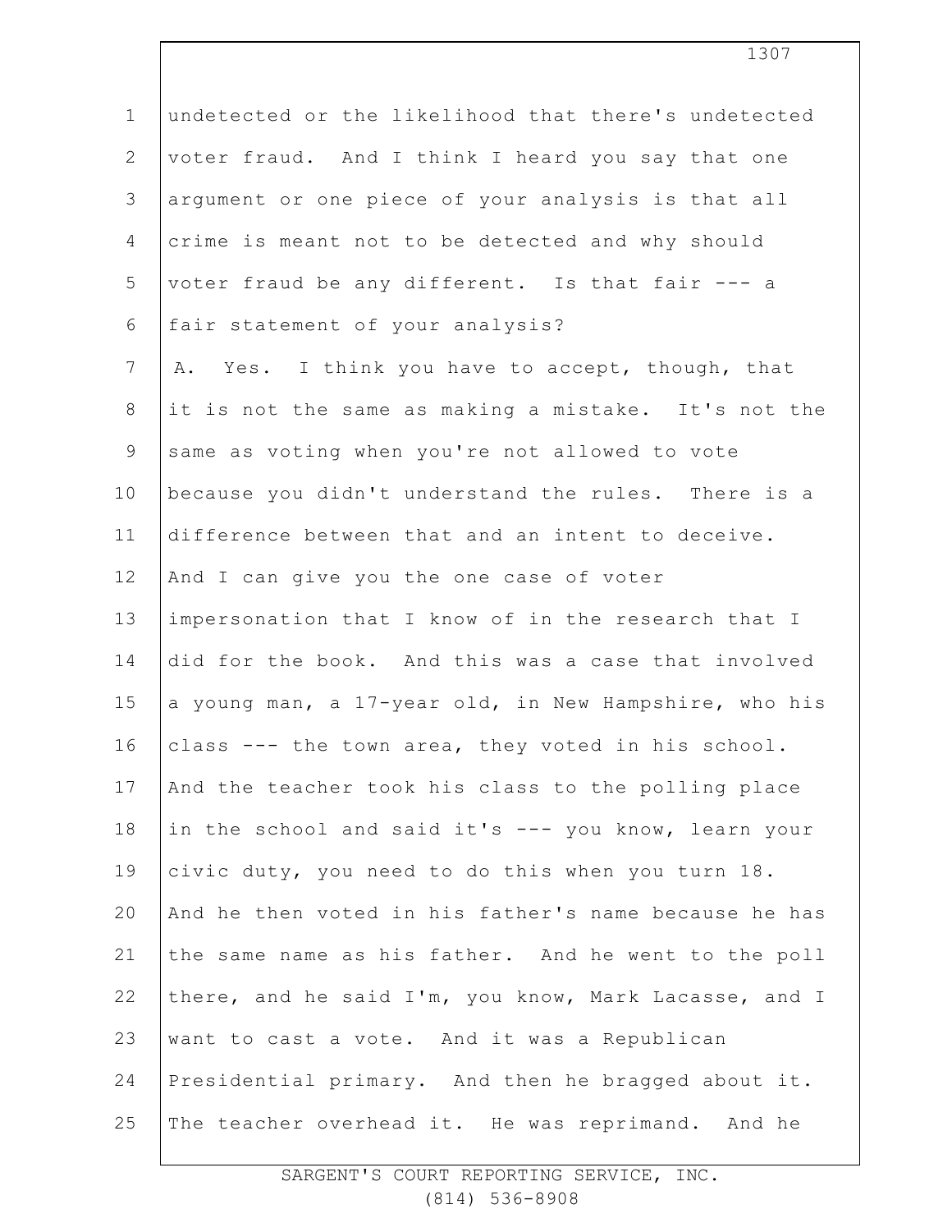undetected or the likelihood that there's undetected voter fraud. And I think I heard you say that one argument or one piece of your analysis is that all crime is meant not to be detected and why should voter fraud be any different. Is that fair --- a fair statement of your analysis?

A. Yes. I think you have to accept, though, that it is not the same as making a mistake. It's not the same as voting when you're not allowed to vote because you didn't understand the rules. There is a difference between that and an intent to deceive. And I can give you the one case of voter impersonation that I know of in the research that I did for the book. And this was a case that involved a young man, a 17-year old, in New Hampshire, who his class --- the town area, they voted in his school. And the teacher took his class to the polling place in the school and said it's --- you know, learn your civic duty, you need to do this when you turn 18. And he then voted in his father's name because he has the same name as his father. And he went to the poll there, and he said I'm, you know, Mark Lacasse, and I want to cast a vote. And it was a Republican Presidential primary. And then he bragged about it. The teacher overhead it. He was reprimand. And he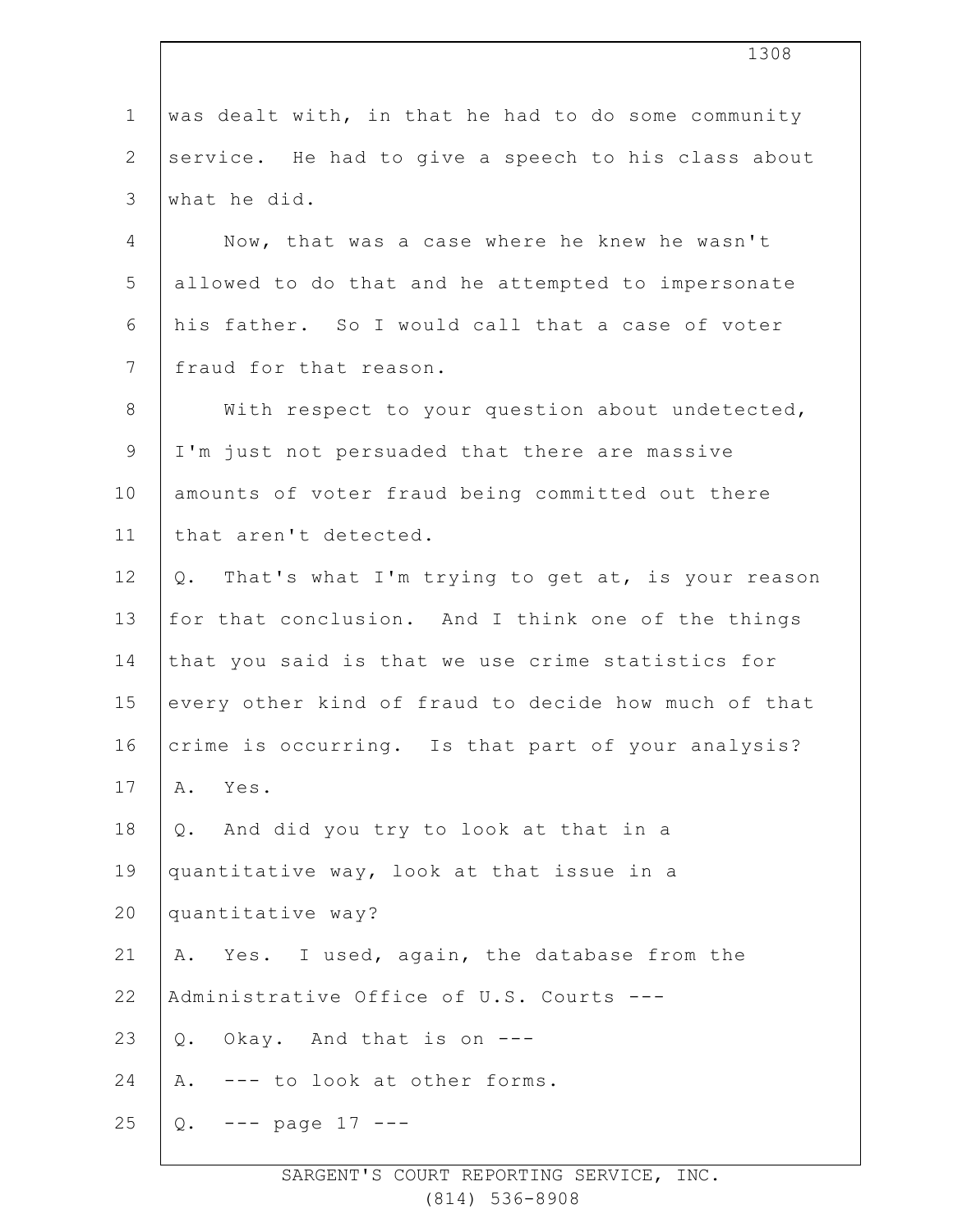was dealt with, in that he had to do some community service. He had to give a speech to his class about what he did.

Now, that was a case where he knew he wasn't allowed to do that and he attempted to impersonate his father. So I would call that a case of voter fraud for that reason.

With respect to your question about undetected, I'm just not persuaded that there are massive amounts of voter fraud being committed out there that aren't detected.

Q. That's what I'm trying to get at, is your reason for that conclusion. And I think one of the things that you said is that we use crime statistics for every other kind of fraud to decide how much of that crime is occurring. Is that part of your analysis?

A. Yes.

Q. And did you try to look at that in a quantitative way, look at that issue in a quantitative way?

A. Yes. I used, again, the database from the Administrative Office of U.S. Courts ---

Q. Okay. And that is on ---

A. --- to look at other forms.

Q. --- page 17 ---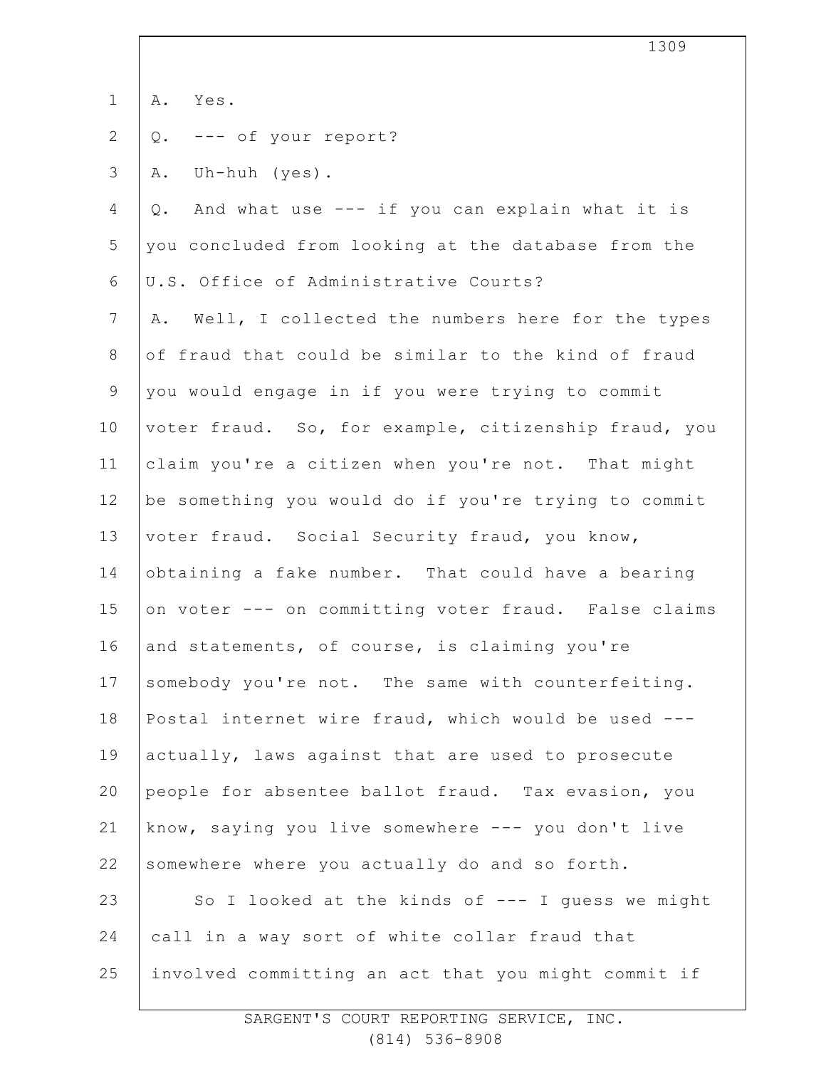A. Yes.

Q. --- of your report?

A. Uh-huh (yes).

Q. And what use --- if you can explain what it is you concluded from looking at the database from the U.S. Office of Administrative Courts?

A. Well, I collected the numbers here for the types of fraud that could be similar to the kind of fraud you would engage in if you were trying to commit voter fraud. So, for example, citizenship fraud, you claim you're a citizen when you're not. That might be something you would do if you're trying to commit voter fraud. Social Security fraud, you know, obtaining a fake number. That could have a bearing on voter --- on committing voter fraud. False claims and statements, of course, is claiming you're somebody you're not. The same with counterfeiting. Postal internet wire fraud, which would be used --- actually, laws against that are used to prosecute people for absentee ballot fraud. Tax evasion, you know, saying you live somewhere --- you don't live somewhere where you actually do and so forth.

So I looked at the kinds of --- I guess we might call in a way sort of white collar fraud that involved committing an act that you might commit if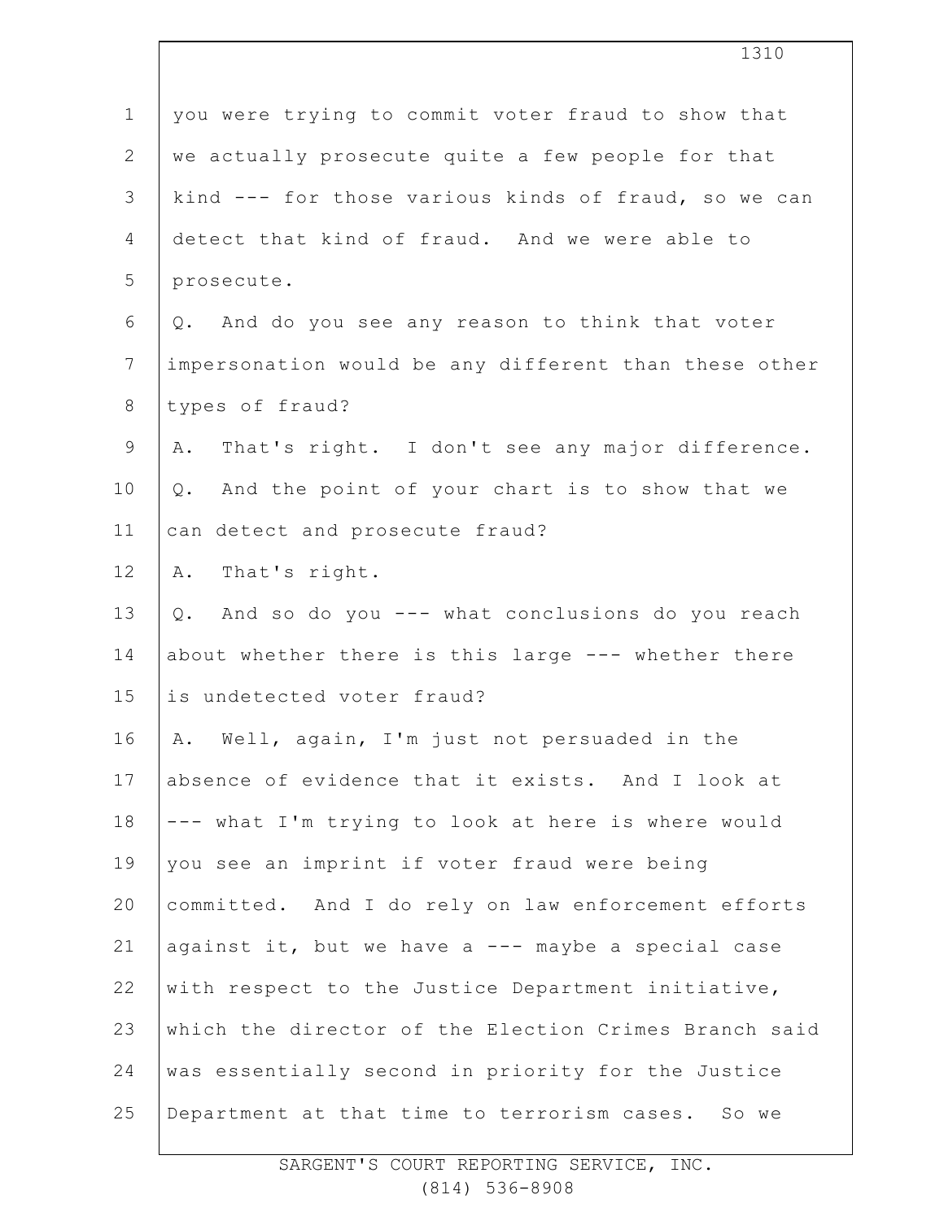you were trying to commit voter fraud to show that we actually prosecute quite a few people for that kind --- for those various kinds of fraud, so we can detect that kind of fraud. And we were able to prosecute.

Q. And do you see any reason to think that voter impersonation would be any different than these other types of fraud?

A. That's right. I don't see any major difference.

Q. And the point of your chart is to show that we can detect and prosecute fraud?

A. That's right.

Q. And so do you --- what conclusions do you reach about whether there is this large --- whether there is undetected voter fraud?

A. Well, again, I'm just not persuaded in the absence of evidence that it exists. And I look at --- what I'm trying to look at here is where would you see an imprint if voter fraud were being committed. And I do rely on law enforcement efforts against it, but we have a --- maybe a special case with respect to the Justice Department initiative, which the director of the Election Crimes Branch said was essentially second in priority for the Justice Department at that time to terrorism cases. So we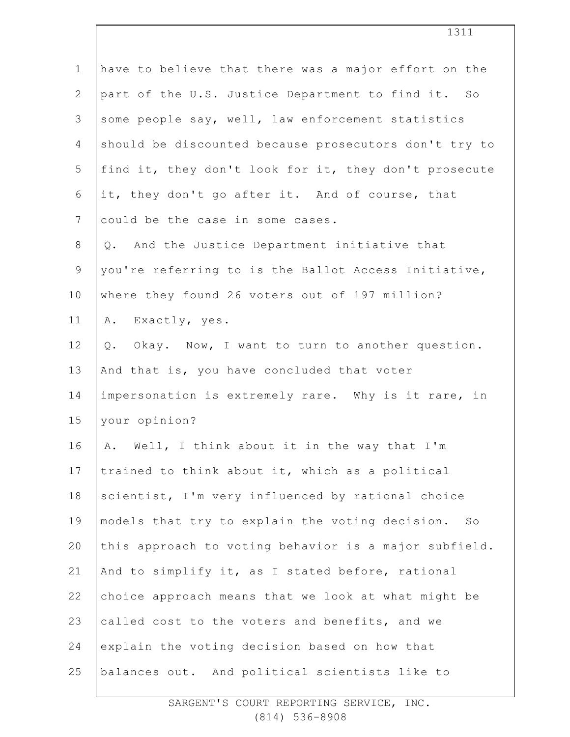have to believe that there was a major effort on the part of the U.S. Justice Department to find it. So some people say, well, law enforcement statistics should be discounted because prosecutors don't try to find it, they don't look for it, they don't prosecute it, they don't go after it. And of course, that could be the case in some cases.

Q. And the Justice Department initiative that you're referring to is the Ballot Access Initiative, where they found 26 voters out of 197 million?

A. Exactly, yes.

Q. Okay. Now, I want to turn to another question. And that is, you have concluded that voter impersonation is extremely rare. Why is it rare, in your opinion?

A. Well, I think about it in the way that I'm trained to think about it, which as a political scientist, I'm very influenced by rational choice models that try to explain the voting decision. So this approach to voting behavior is a major subfield. And to simplify it, as I stated before, rational choice approach means that we look at what might be called cost to the voters and benefits, and we explain the voting decision based on how that balances out. And political scientists like to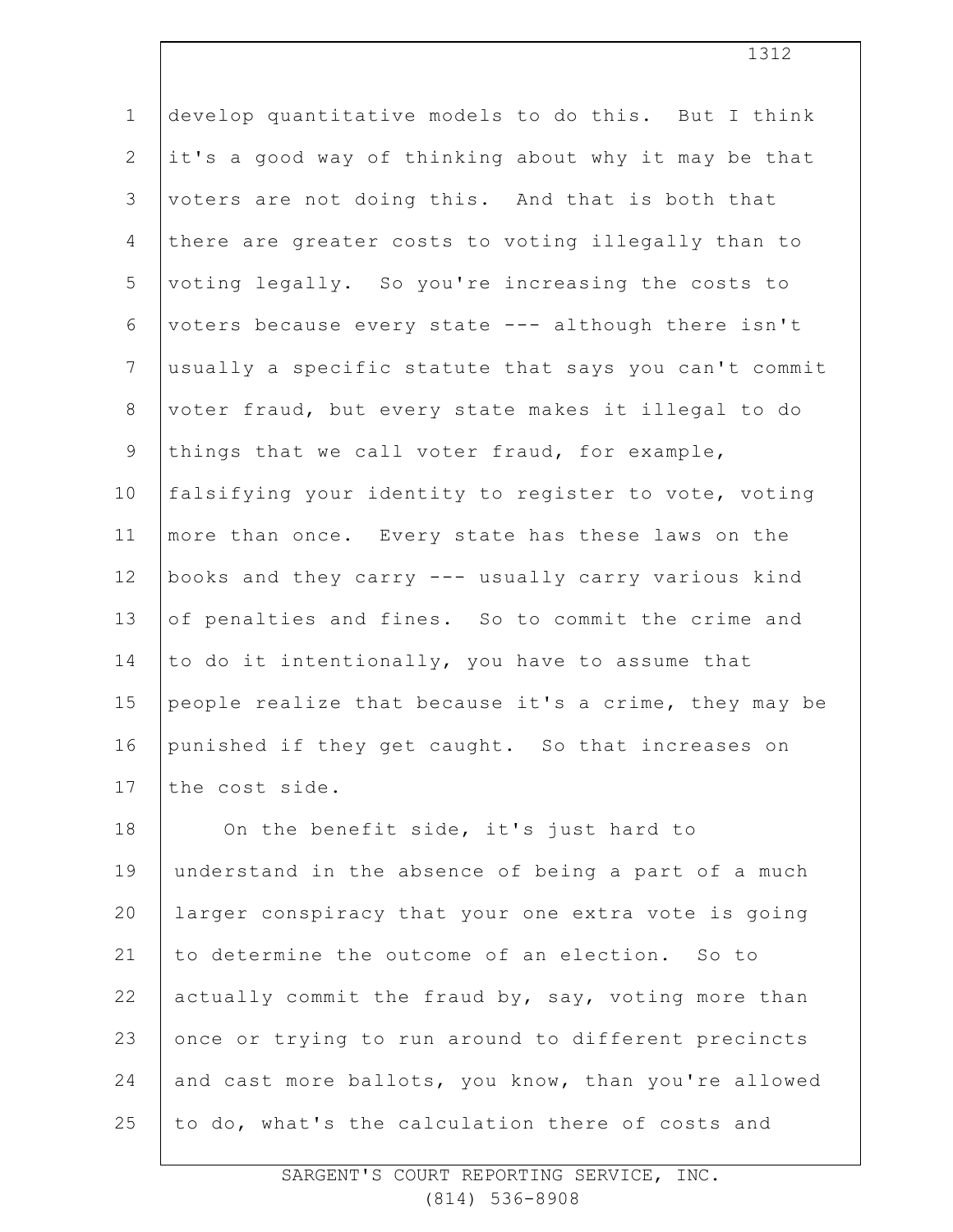develop quantitative models to do this. But I think it's a good way of thinking about why it may be that voters are not doing this. And that is both that there are greater costs to voting illegally than to voting legally. So you're increasing the costs to voters because every state --- although there isn't usually a specific statute that says you can't commit voter fraud, but every state makes it illegal to do things that we call voter fraud, for example, falsifying your identity to register to vote, voting more than once. Every state has these laws on the books and they carry --- usually carry various kind of penalties and fines. So to commit the crime and to do it intentionally, you have to assume that people realize that because it's a crime, they may be punished if they get caught. So that increases on the cost side.

On the benefit side, it's just hard to understand in the absence of being a part of a much larger conspiracy that your one extra vote is going to determine the outcome of an election. So to actually commit the fraud by, say, voting more than once or trying to run around to different precincts and cast more ballots, you know, than you're allowed to do, what's the calculation there of costs and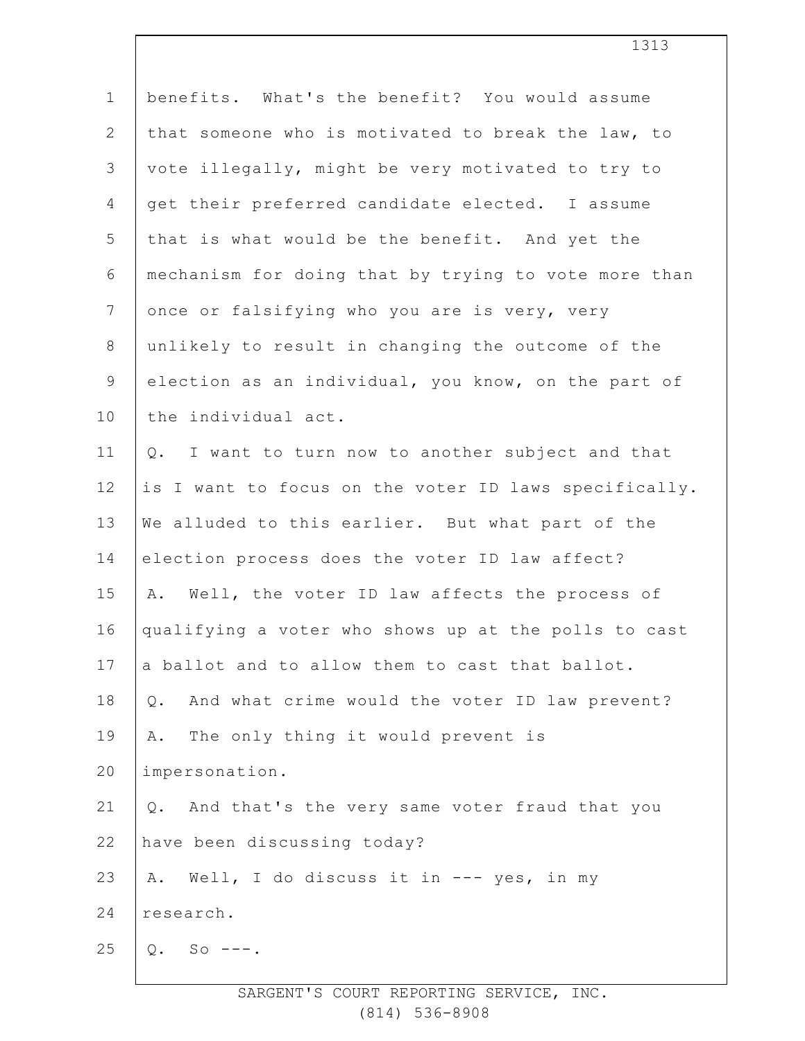benefits. What's the benefit? You would assume that someone who is motivated to break the law, to vote illegally, might be very motivated to try to get their preferred candidate elected. I assume that is what would be the benefit. And yet the mechanism for doing that by trying to vote more than once or falsifying who you are is very, very unlikely to result in changing the outcome of the election as an individual, you know, on the part of the individual act.

Q. I want to turn now to another subject and that is I want to focus on the voter ID laws specifically. We alluded to this earlier. But what part of the election process does the voter ID law affect?

A. Well, the voter ID law affects the process of qualifying a voter who shows up at the polls to cast a ballot and to allow them to cast that ballot.

Q. And what crime would the voter ID law prevent?

A. The only thing it would prevent is impersonation.

Q. And that's the very same voter fraud that you have been discussing today?

A. Well, I do discuss it in --- yes, in my research.

Q. So ---.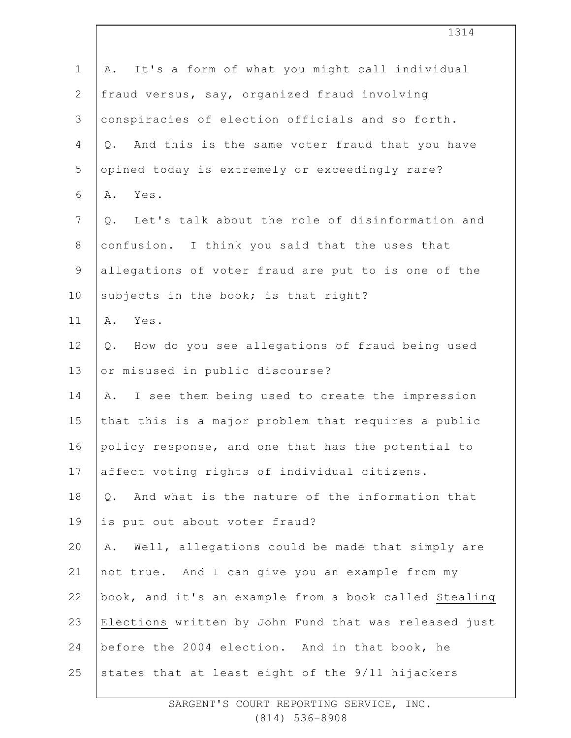A. It's a form of what you might call individual fraud versus, say, organized fraud involving conspiracies of election officials and so forth.

Q. And this is the same voter fraud that you have opined today is extremely or exceedingly rare?

A. Yes.

Q. Let's talk about the role of disinformation and confusion. I think you said that the uses that allegations of voter fraud are put to is one of the subjects in the book; is that right?

A. Yes.

Q. How do you see allegations of fraud being used or misused in public discourse?

A. I see them being used to create the impression that this is a major problem that requires a public policy response, and one that has the potential to affect voting rights of individual citizens.

Q. And what is the nature of the information that is put out about voter fraud?

A. Well, allegations could be made that simply are not true. And I can give you an example from my book, and it's an example from a book called _Stealing Elections_ written by John Fund that was released just before the 2004 election. And in that book, he states that at least eight of the 9/11 hijackers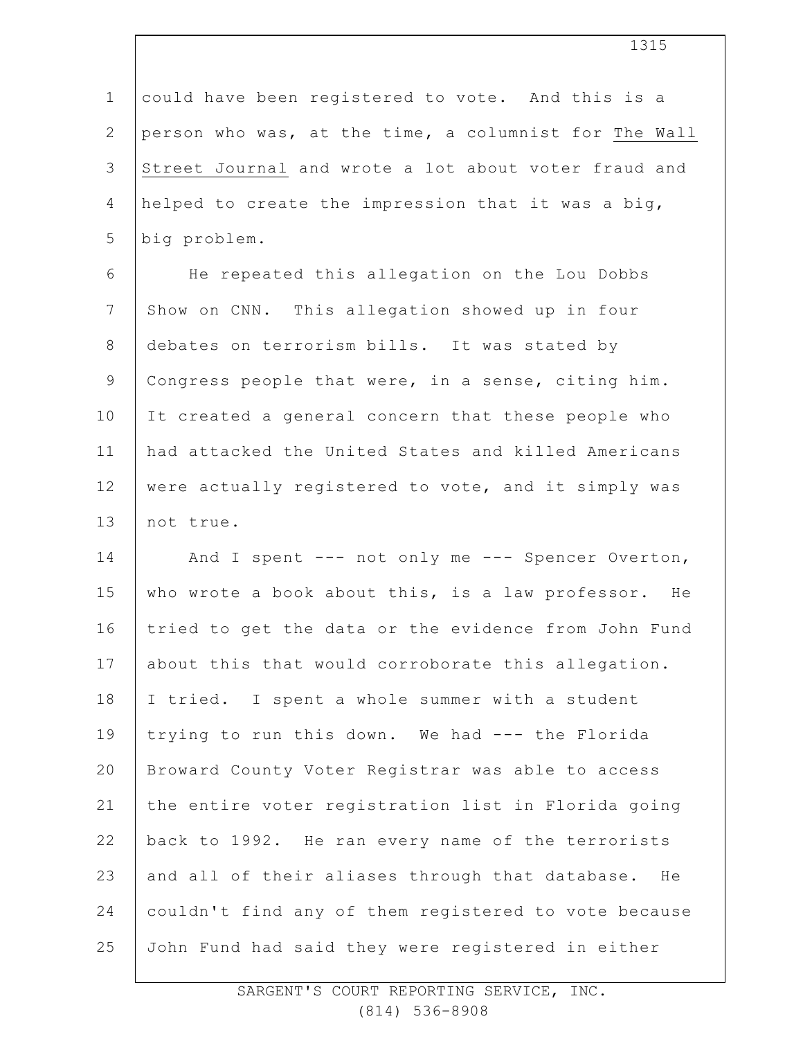could have been registered to vote. And this is a person who was, at the time, a columnist for The Wall Street Journal and wrote a lot about voter fraud and helped to create the impression that it was a big, big problem.

He repeated this allegation on the Lou Dobbs Show on CNN. This allegation showed up in four debates on terrorism bills. It was stated by Congress people that were, in a sense, citing him. It created a general concern that these people who had attacked the United States and killed Americans were actually registered to vote, and it simply was not true.

And I spent --- not only me --- Spencer Overton, who wrote a book about this, is a law professor. He tried to get the data or the evidence from John Fund about this that would corroborate this allegation. I tried. I spent a whole summer with a student trying to run this down. We had --- the Florida Broward County Voter Registrar was able to access the entire voter registration list in Florida going back to 1992. He ran every name of the terrorists and all of their aliases through that database. He couldn't find any of them registered to vote because John Fund had said they were registered in either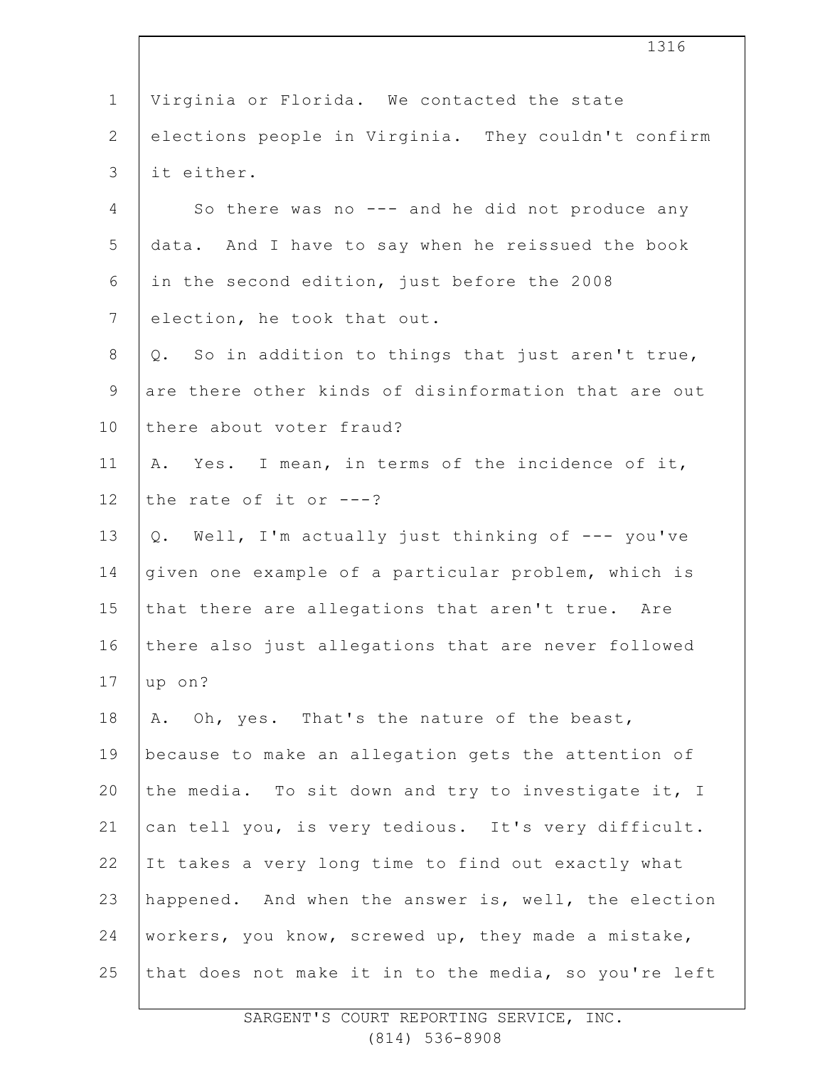Virginia or Florida. We contacted the state elections people in Virginia. They couldn't confirm it either.

So there was no --- and he did not produce any data. And I have to say when he reissued the book in the second edition, just before the 2008 election, he took that out.

Q. So in addition to things that just aren't true, are there other kinds of disinformation that are out there about voter fraud?

A. Yes. I mean, in terms of the incidence of it, the rate of it or ---?

Q. Well, I'm actually just thinking of --- you've given one example of a particular problem, which is that there are allegations that aren't true. Are there also just allegations that are never followed up on?

A. Oh, yes. That's the nature of the beast, because to make an allegation gets the attention of the media. To sit down and try to investigate it, I can tell you, is very tedious. It's very difficult. It takes a very long time to find out exactly what happened. And when the answer is, well, the election workers, you know, screwed up, they made a mistake, that does not make it in to the media, so you're left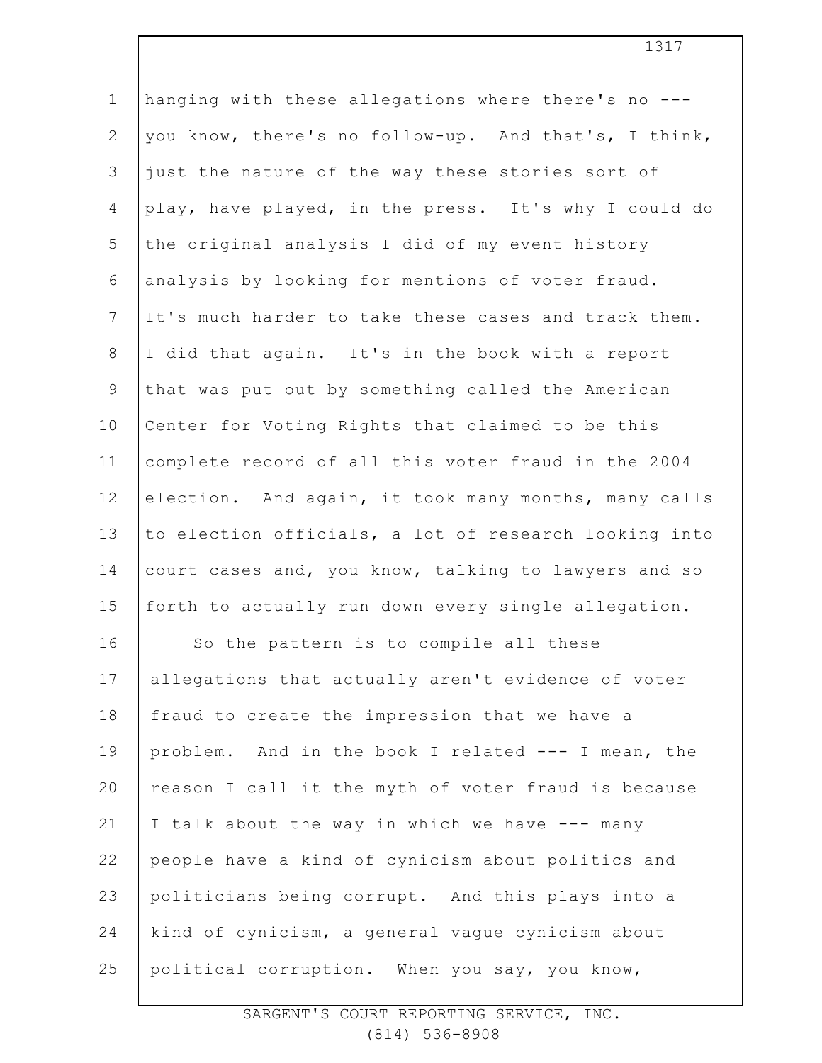hanging with these allegations where there's no --- you know, there's no follow-up. And that's, I think, just the nature of the way these stories sort of play, have played, in the press. It's why I could do the original analysis I did of my event history analysis by looking for mentions of voter fraud. It's much harder to take these cases and track them. I did that again. It's in the book with a report that was put out by something called the American Center for Voting Rights that claimed to be this complete record of all this voter fraud in the 2004 election. And again, it took many months, many calls to election officials, a lot of research looking into court cases and, you know, talking to lawyers and so forth to actually run down every single allegation.

So the pattern is to compile all these allegations that actually aren't evidence of voter fraud to create the impression that we have a problem. And in the book I related --- I mean, the reason I call it the myth of voter fraud is because I talk about the way in which we have --- many people have a kind of cynicism about politics and politicians being corrupt. And this plays into a kind of cynicism, a general vague cynicism about political corruption. When you say, you know,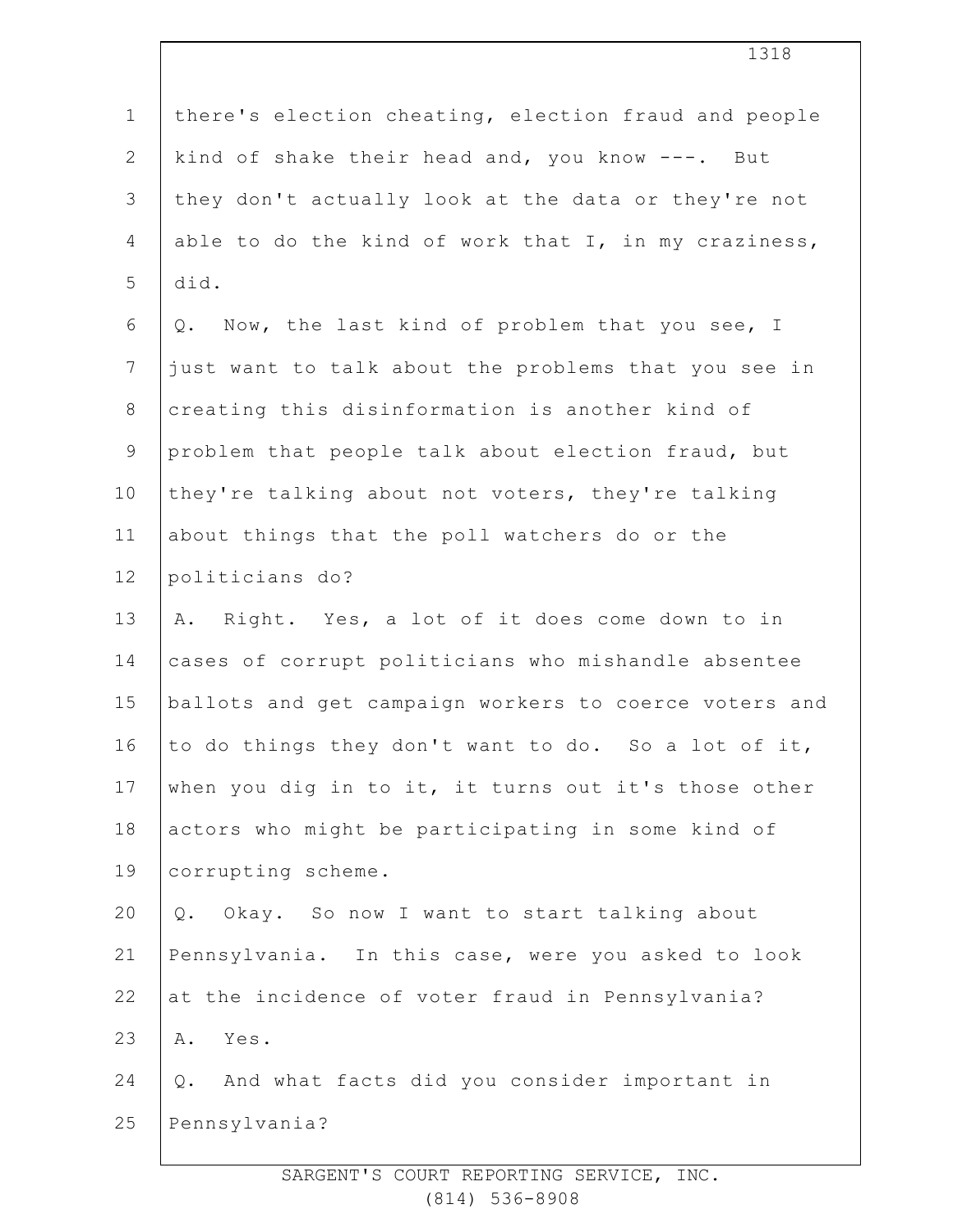there's election cheating, election fraud and people kind of shake their head and, you know ---. But they don't actually look at the data or they're not able to do the kind of work that I, in my craziness, did.

Q. Now, the last kind of problem that you see, I just want to talk about the problems that you see in creating this disinformation is another kind of problem that people talk about election fraud, but they're talking about not voters, they're talking about things that the poll watchers do or the politicians do?

A. Right. Yes, a lot of it does come down to in cases of corrupt politicians who mishandle absentee ballots and get campaign workers to coerce voters and to do things they don't want to do. So a lot of it, when you dig in to it, it turns out it's those other actors who might be participating in some kind of corrupting scheme.

Q. Okay. So now I want to start talking about Pennsylvania. In this case, were you asked to look at the incidence of voter fraud in Pennsylvania?

A. Yes.

Q. And what facts did you consider important in Pennsylvania?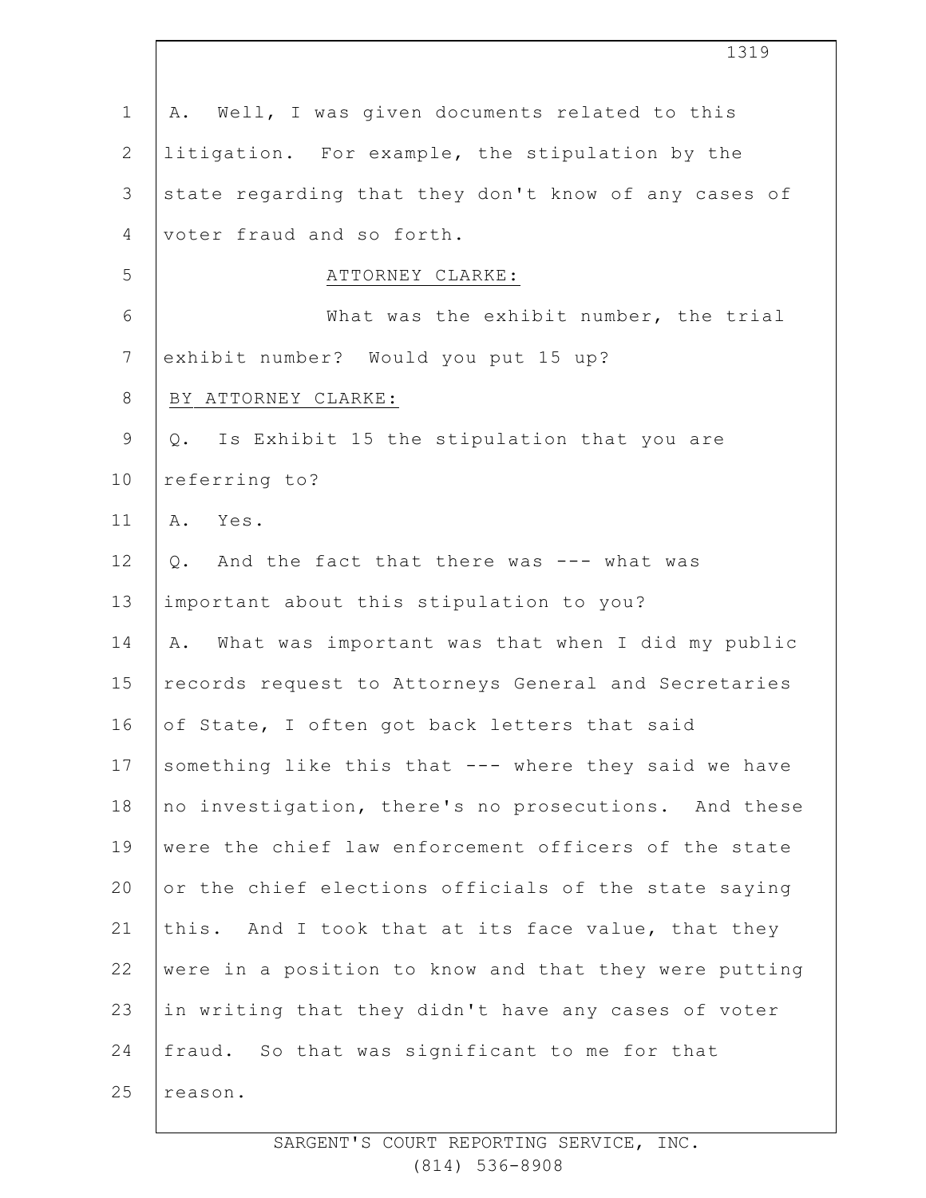A. Well, I was given documents related to this litigation. For example, the stipulation by the state regarding that they don't know of any cases of voter fraud and so forth.

ATTORNEY CLARKE:

What was the exhibit number, the trial exhibit number? Would you put 15 up?

BY ATTORNEY CLARKE:

Q. Is Exhibit 15 the stipulation that you are referring to?

A. Yes.

Q. And the fact that there was --- what was important about this stipulation to you?

A. What was important was that when I did my public records request to Attorneys General and Secretaries of State, I often got back letters that said something like this that --- where they said we have no investigation, there's no prosecutions. And these were the chief law enforcement officers of the state or the chief elections officials of the state saying this. And I took that at its face value, that they were in a position to know and that they were putting in writing that they didn't have any cases of voter fraud. So that was significant to me for that reason.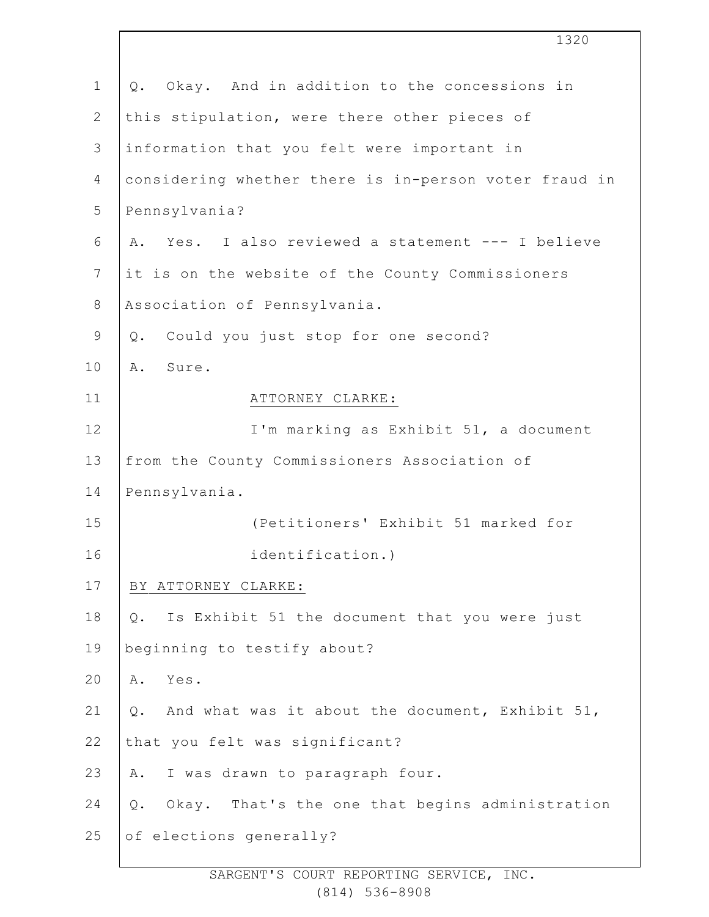Q. Okay. And in addition to the concessions in this stipulation, were there other pieces of information that you felt were important in considering whether there is in-person voter fraud in Pennsylvania?

A. Yes. I also reviewed a statement --- I believe it is on the website of the County Commissioners Association of Pennsylvania.

Q. Could you just stop for one second?

A. Sure.

ATTORNEY CLARKE:

I'm marking as Exhibit 51, a document from the County Commissioners Association of Pennsylvania.

(Petitioners' Exhibit 51 marked for identification.)

BY ATTORNEY CLARKE:

Q. Is Exhibit 51 the document that you were just beginning to testify about?

A. Yes.

Q. And what was it about the document, Exhibit 51, that you felt was significant?

A. I was drawn to paragraph four.

Q. Okay. That's the one that begins administration of elections generally?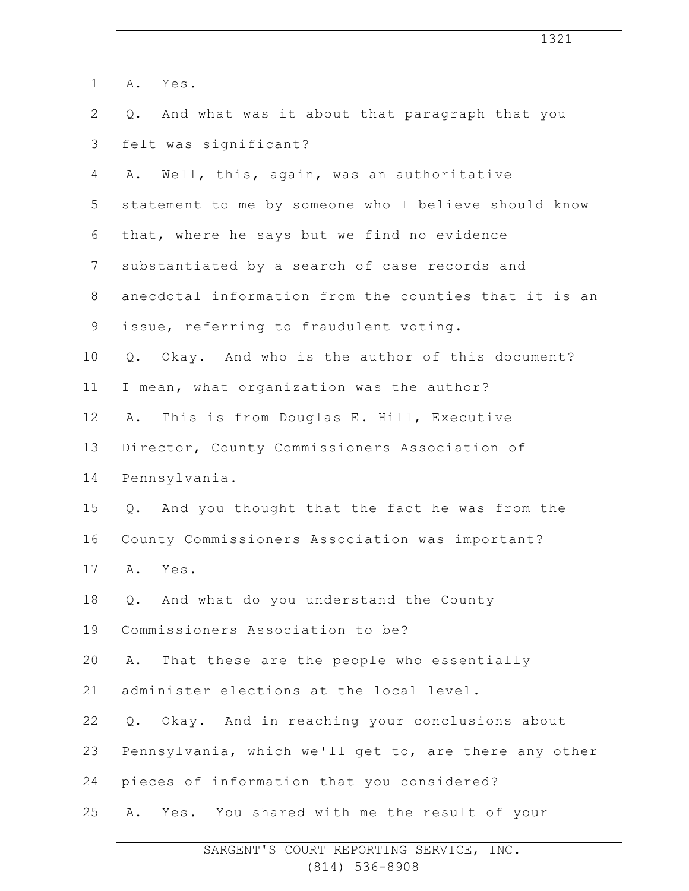A. Yes.

Q. And what was it about that paragraph that you felt was significant?

A. Well, this, again, was an authoritative statement to me by someone who I believe should know that, where he says but we find no evidence substantiated by a search of case records and anecdotal information from the counties that it is an issue, referring to fraudulent voting.

Q. Okay. And who is the author of this document? I mean, what organization was the author?

A. This is from Douglas E. Hill, Executive Director, County Commissioners Association of Pennsylvania.

Q. And you thought that the fact he was from the County Commissioners Association was important?

A. Yes.

Q. And what do you understand the County Commissioners Association to be?

A. That these are the people who essentially administer elections at the local level.

Q. Okay. And in reaching your conclusions about Pennsylvania, which we'll get to, are there any other pieces of information that you considered?

A. Yes. You shared with me the result of your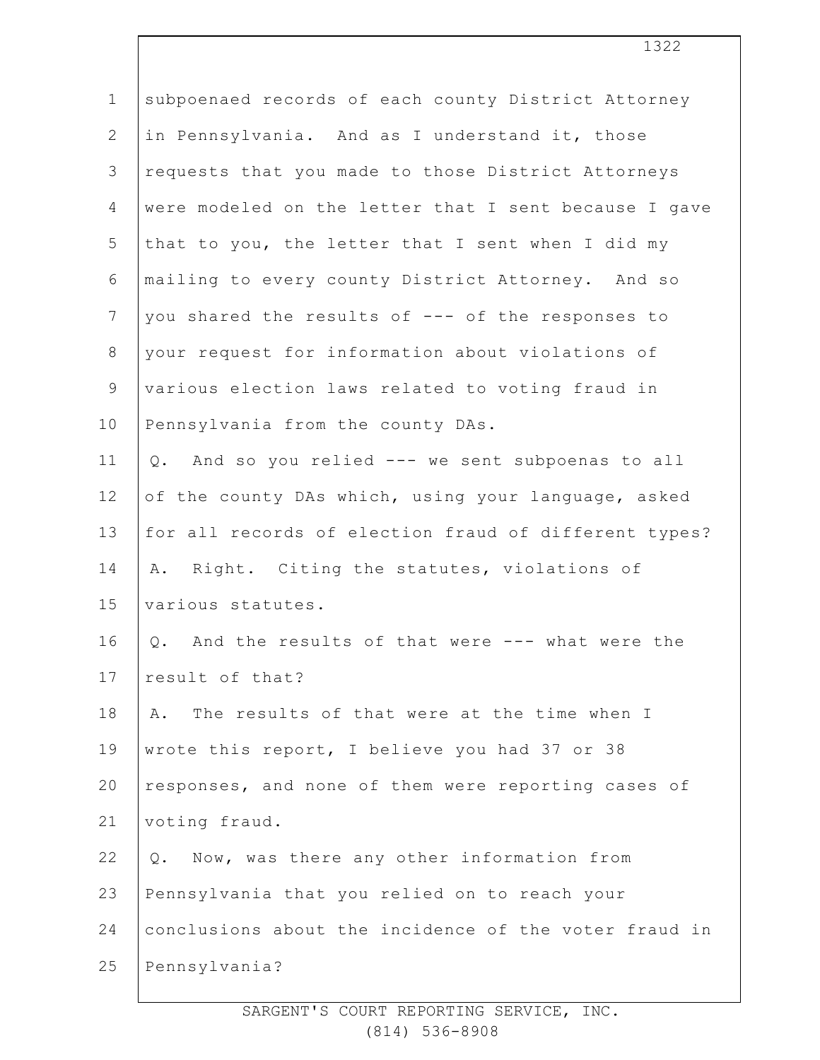subpoenaed records of each county District Attorney in Pennsylvania. And as I understand it, those requests that you made to those District Attorneys were modeled on the letter that I sent because I gave that to you, the letter that I sent when I did my mailing to every county District Attorney. And so you shared the results of --- of the responses to your request for information about violations of various election laws related to voting fraud in Pennsylvania from the county DAs.

Q. And so you relied --- we sent subpoenas to all of the county DAs which, using your language, asked for all records of election fraud of different types?

A. Right. Citing the statutes, violations of various statutes.

Q. And the results of that were --- what were the result of that?

A. The results of that were at the time when I wrote this report, I believe you had 37 or 38 responses, and none of them were reporting cases of voting fraud.

Q. Now, was there any other information from Pennsylvania that you relied on to reach your conclusions about the incidence of the voter fraud in Pennsylvania?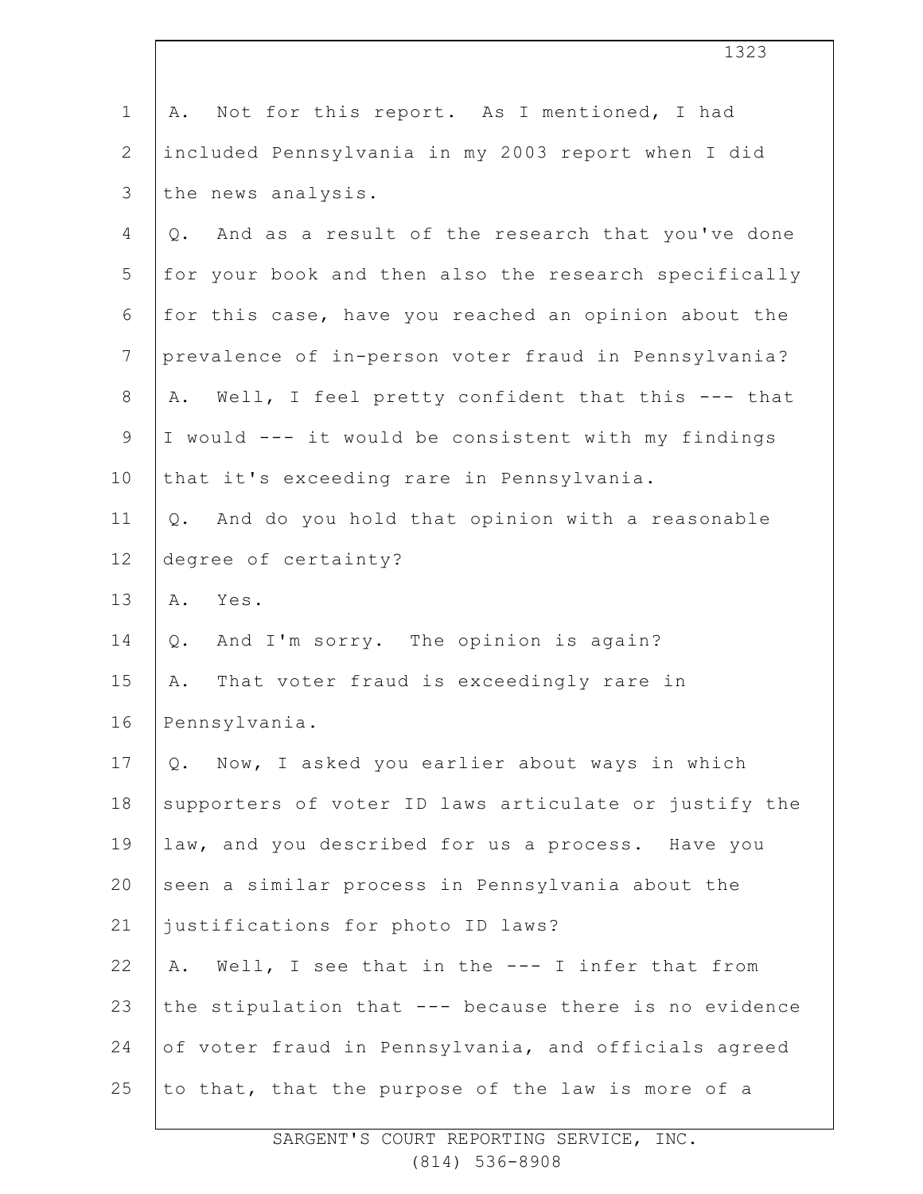A. Not for this report. As I mentioned, I had included Pennsylvania in my 2003 report when I did the news analysis.

Q. And as a result of the research that you've done for your book and then also the research specifically for this case, have you reached an opinion about the prevalence of in-person voter fraud in Pennsylvania?

A. Well, I feel pretty confident that this --- that I would --- it would be consistent with my findings that it's exceeding rare in Pennsylvania.

Q. And do you hold that opinion with a reasonable degree of certainty?

A. Yes.

Q. And I'm sorry. The opinion is again?

A. That voter fraud is exceedingly rare in Pennsylvania.

Q. Now, I asked you earlier about ways in which supporters of voter ID laws articulate or justify the law, and you described for us a process. Have you seen a similar process in Pennsylvania about the justifications for photo ID laws?

A. Well, I see that in the --- I infer that from the stipulation that --- because there is no evidence of voter fraud in Pennsylvania, and officials agreed to that, that the purpose of the law is more of a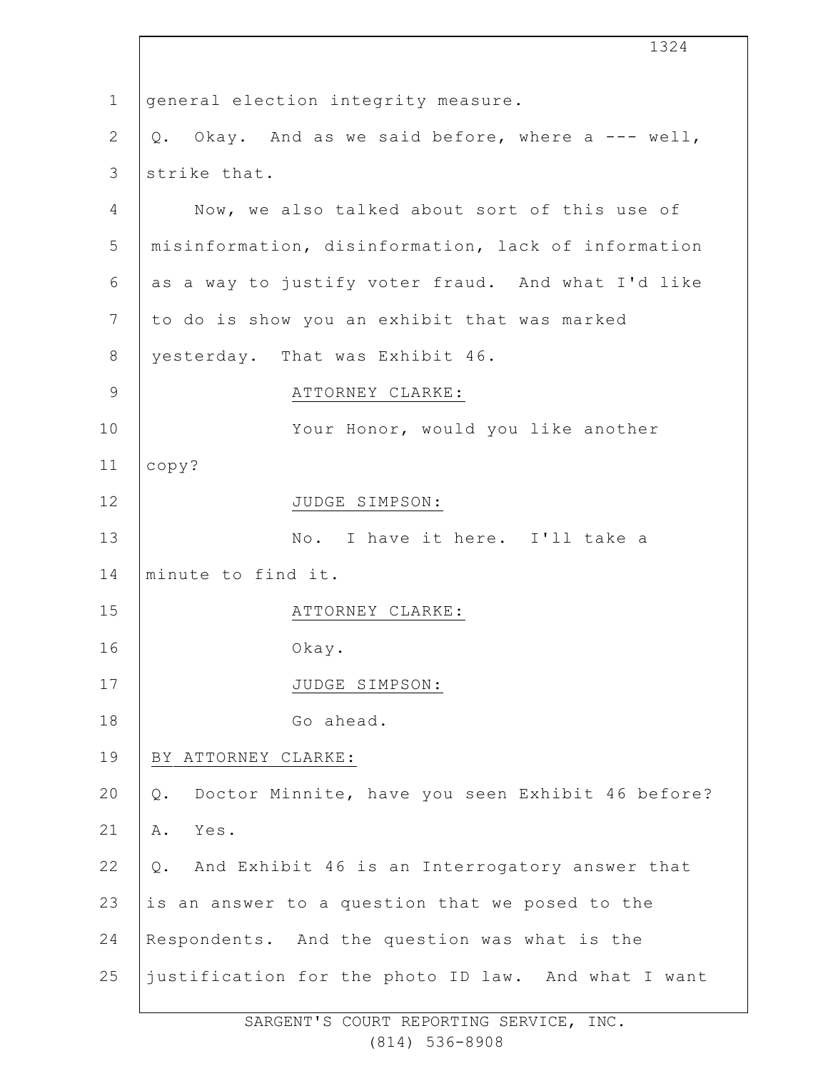general election integrity measure.

Q. Okay. And as we said before, where a --- well, strike that.

Now, we also talked about sort of this use of misinformation, disinformation, lack of information as a way to justify voter fraud. And what I'd like to do is show you an exhibit that was marked yesterday. That was Exhibit 46.

ATTORNEY CLARKE:

Your Honor, would you like another copy?

JUDGE SIMPSON:

No. I have it here. I'll take a minute to find it.

ATTORNEY CLARKE:

Okay.

JUDGE SIMPSON:

Go ahead.

BY ATTORNEY CLARKE:

Q. Doctor Minnite, have you seen Exhibit 46 before?

A. Yes.

Q. And Exhibit 46 is an Interrogatory answer that is an answer to a question that we posed to the Respondents. And the question was what is the justification for the photo ID law. And what I want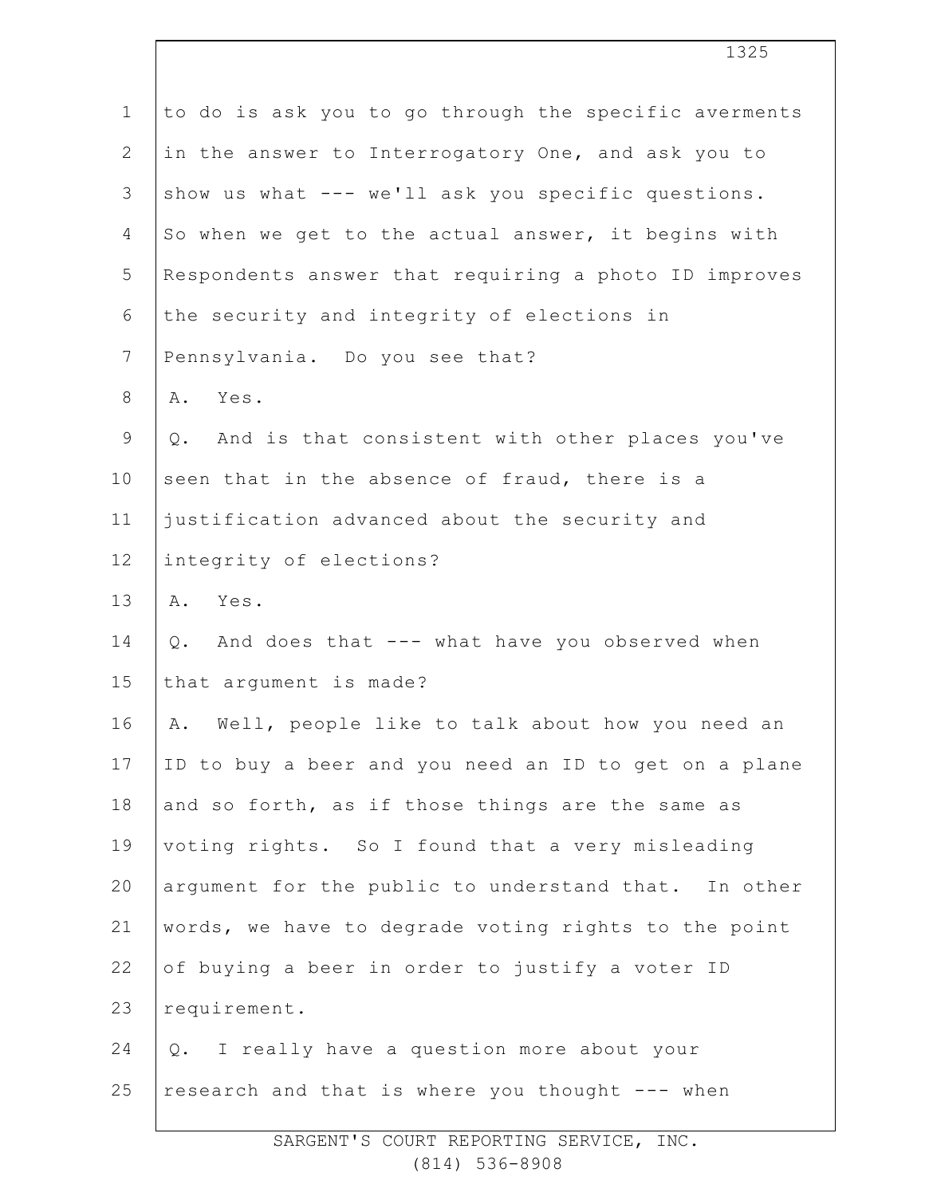to do is ask you to go through the specific averments in the answer to Interrogatory One, and ask you to show us what --- we'll ask you specific questions. So when we get to the actual answer, it begins with Respondents answer that requiring a photo ID improves the security and integrity of elections in Pennsylvania. Do you see that?

A. Yes.

Q. And is that consistent with other places you've seen that in the absence of fraud, there is a justification advanced about the security and integrity of elections?

A. Yes.

Q. And does that --- what have you observed when that argument is made?

A. Well, people like to talk about how you need an ID to buy a beer and you need an ID to get on a plane and so forth, as if those things are the same as voting rights. So I found that a very misleading argument for the public to understand that. In other words, we have to degrade voting rights to the point of buying a beer in order to justify a voter ID requirement.

Q. I really have a question more about your research and that is where you thought --- when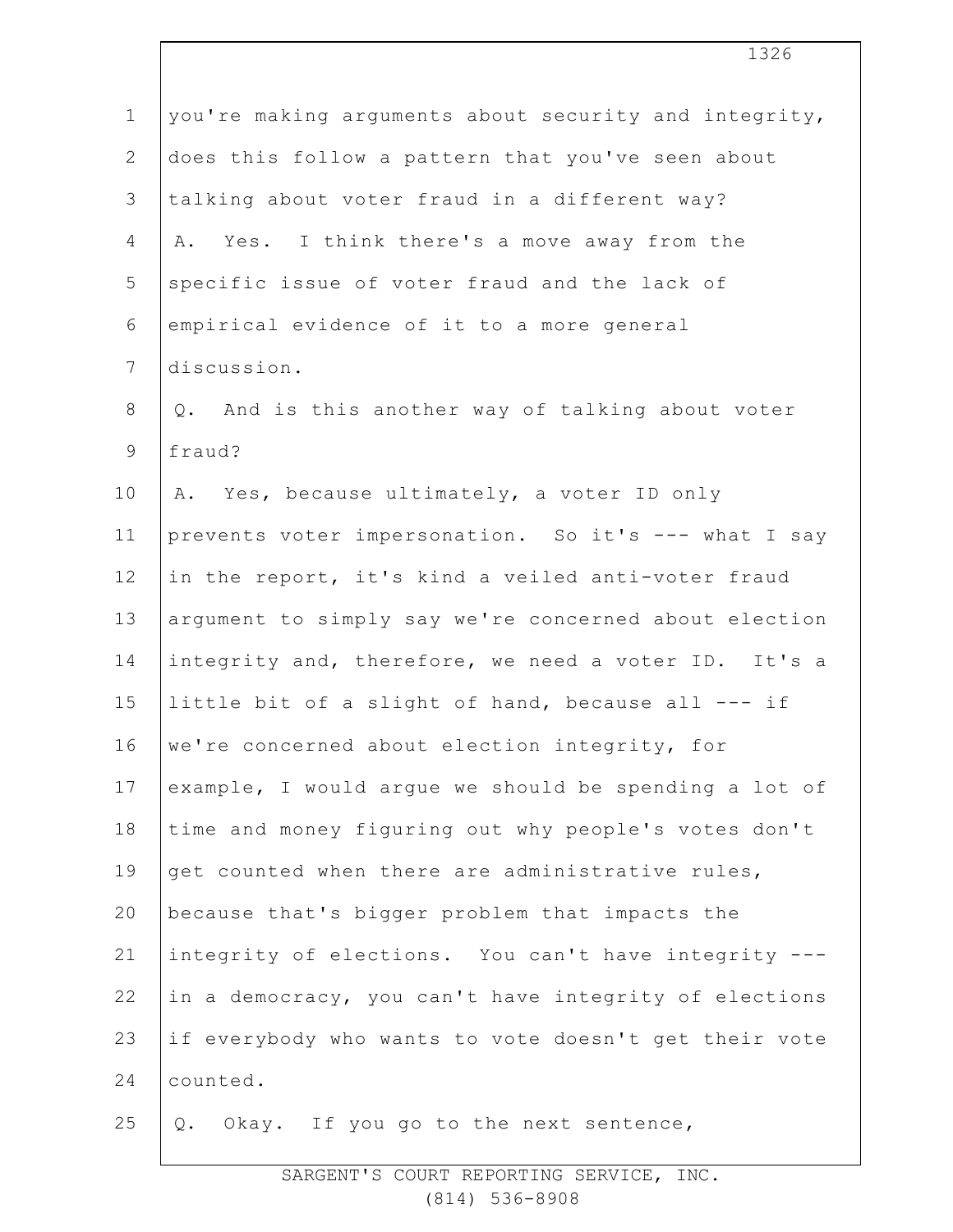you're making arguments about security and integrity, does this follow a pattern that you've seen about talking about voter fraud in a different way?

A. Yes. I think there's a move away from the specific issue of voter fraud and the lack of empirical evidence of it to a more general discussion.

Q. And is this another way of talking about voter fraud?

A. Yes, because ultimately, a voter ID only prevents voter impersonation. So it's --- what I say in the report, it's kind a veiled anti-voter fraud argument to simply say we're concerned about election integrity and, therefore, we need a voter ID. It's a little bit of a slight of hand, because all --- if we're concerned about election integrity, for example, I would argue we should be spending a lot of time and money figuring out why people's votes don't get counted when there are administrative rules, because that's bigger problem that impacts the integrity of elections. You can't have integrity --- in a democracy, you can't have integrity of elections if everybody who wants to vote doesn't get their vote counted.

Q. Okay. If you go to the next sentence,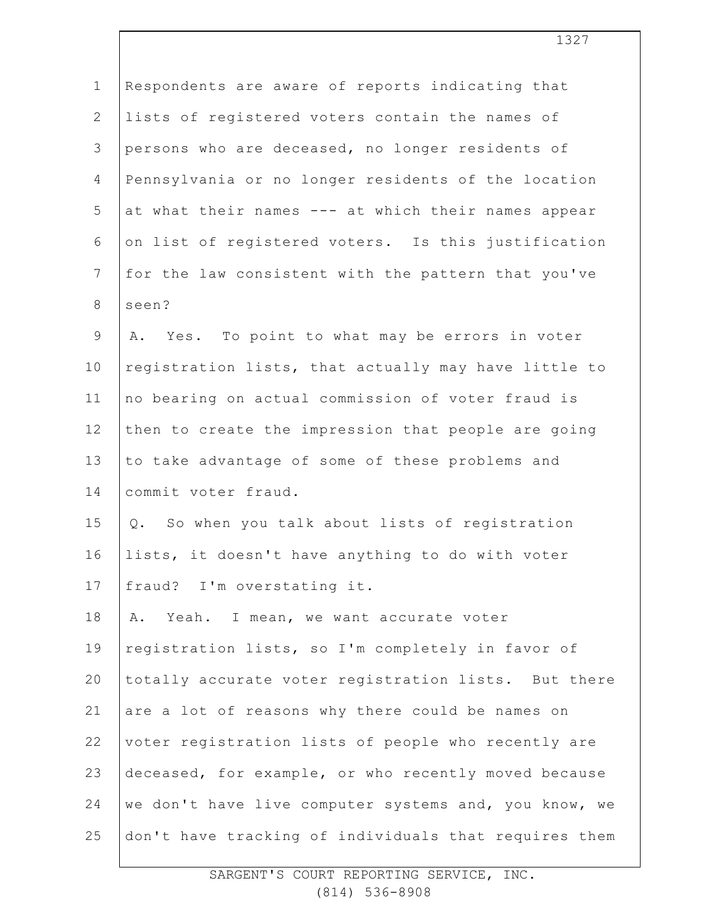Respondents are aware of reports indicating that lists of registered voters contain the names of persons who are deceased, no longer residents of Pennsylvania or no longer residents of the location at what their names --- at which their names appear on list of registered voters. Is this justification for the law consistent with the pattern that you've seen?

A. Yes. To point to what may be errors in voter registration lists, that actually may have little to no bearing on actual commission of voter fraud is then to create the impression that people are going to take advantage of some of these problems and commit voter fraud.

Q. So when you talk about lists of registration lists, it doesn't have anything to do with voter fraud? I'm overstating it.

A. Yeah. I mean, we want accurate voter registration lists, so I'm completely in favor of totally accurate voter registration lists. But there are a lot of reasons why there could be names on voter registration lists of people who recently are deceased, for example, or who recently moved because we don't have live computer systems and, you know, we don't have tracking of individuals that requires them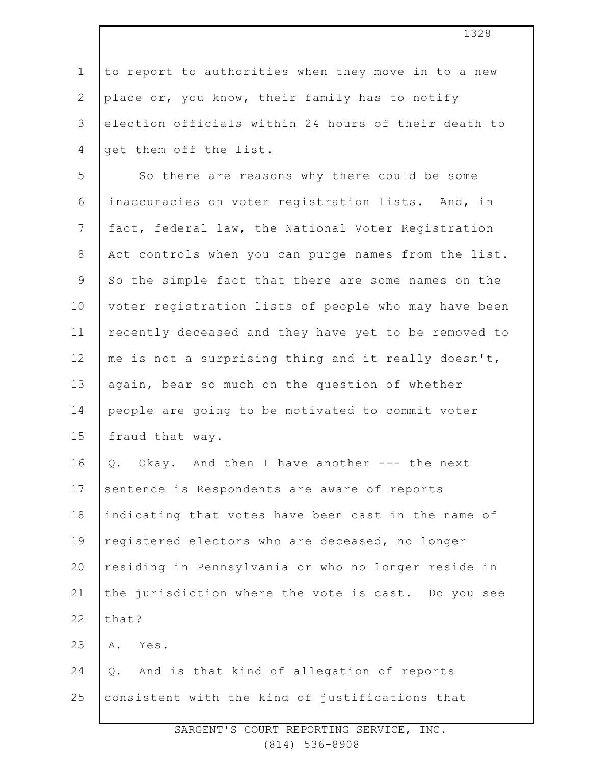to report to authorities when they move in to a new place or, you know, their family has to notify election officials within 24 hours of their death to get them off the list.

So there are reasons why there could be some inaccuracies on voter registration lists. And, in fact, federal law, the National Voter Registration Act controls when you can purge names from the list. So the simple fact that there are some names on the voter registration lists of people who may have been recently deceased and they have yet to be removed to me is not a surprising thing and it really doesn't, again, bear so much on the question of whether people are going to be motivated to commit voter fraud that way.

Q. Okay. And then I have another --- the next sentence is Respondents are aware of reports indicating that votes have been cast in the name of registered electors who are deceased, no longer residing in Pennsylvania or who no longer reside in the jurisdiction where the vote is cast. Do you see that?

A. Yes.

Q. And is that kind of allegation of reports consistent with the kind of justifications that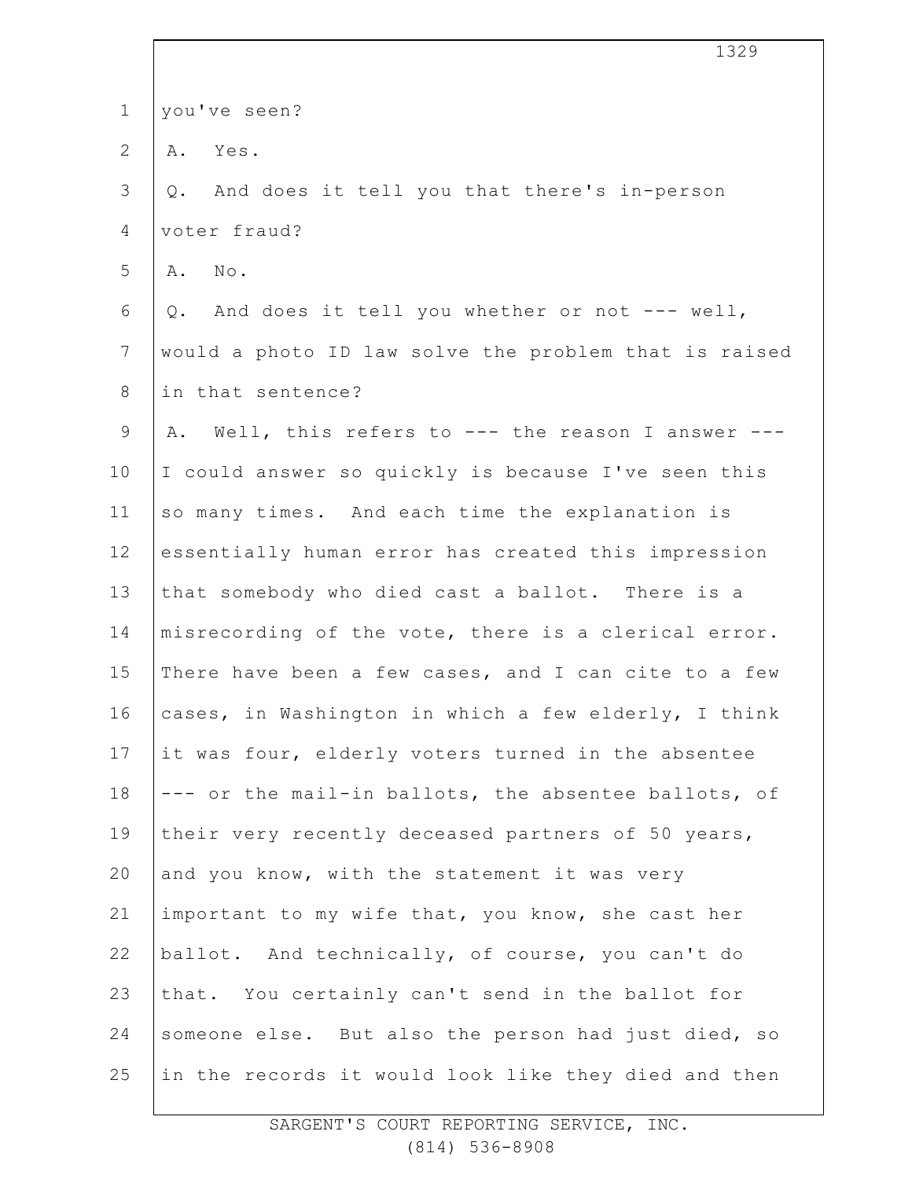you've seen?

A. Yes.

Q. And does it tell you that there's in-person voter fraud?

A. No.

Q. And does it tell you whether or not --- well, would a photo ID law solve the problem that is raised in that sentence?

A. Well, this refers to --- the reason I answer --- I could answer so quickly is because I've seen this so many times. And each time the explanation is essentially human error has created this impression that somebody who died cast a ballot. There is a misrecording of the vote, there is a clerical error. There have been a few cases, and I can cite to a few cases, in Washington in which a few elderly, I think it was four, elderly voters turned in the absentee --- or the mail-in ballots, the absentee ballots, of their very recently deceased partners of 50 years, and you know, with the statement it was very important to my wife that, you know, she cast her ballot. And technically, of course, you can't do that. You certainly can't send in the ballot for someone else. But also the person had just died, so in the records it would look like they died and then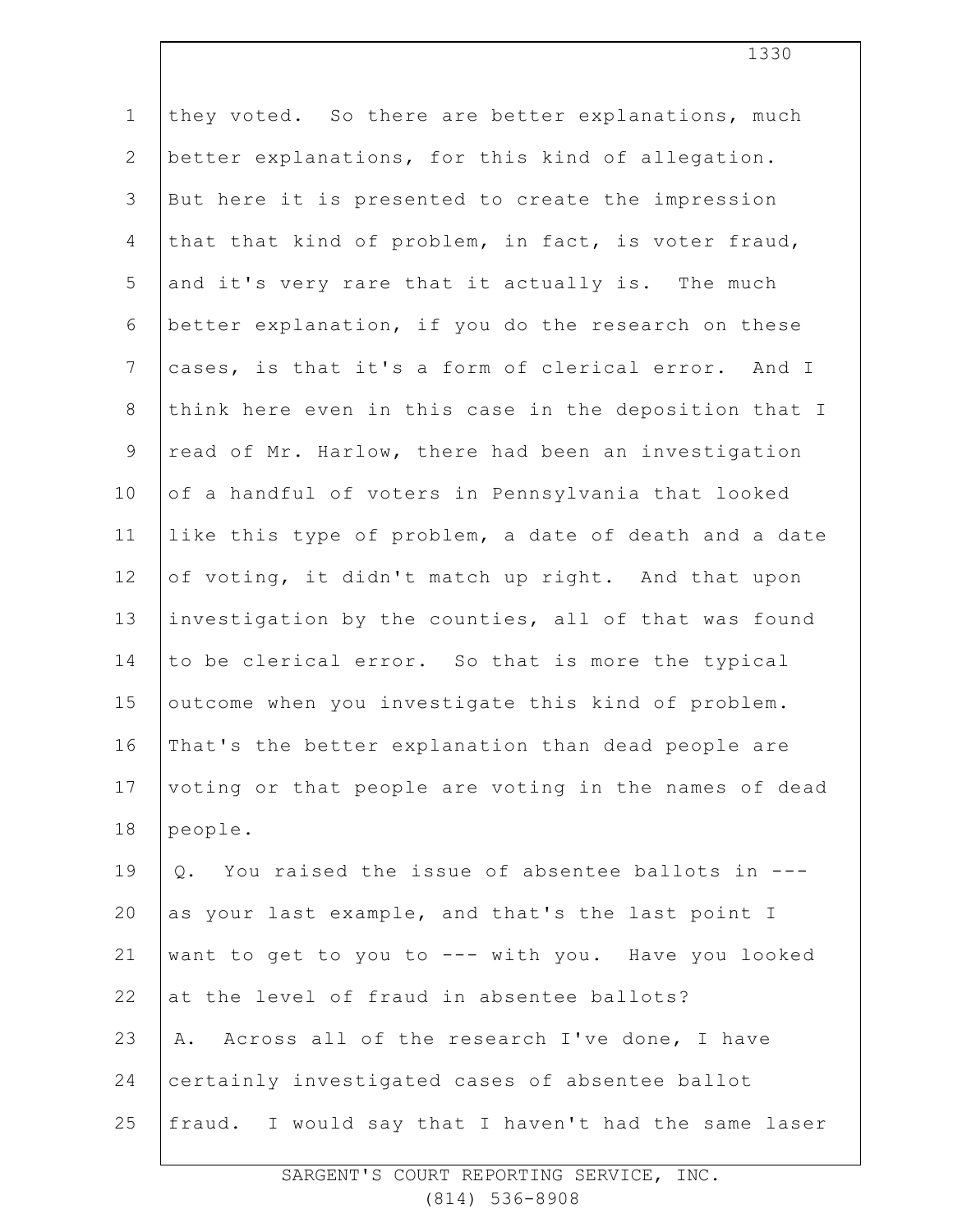they voted. So there are better explanations, much better explanations, for this kind of allegation. But here it is presented to create the impression that that kind of problem, in fact, is voter fraud, and it's very rare that it actually is. The much better explanation, if you do the research on these cases, is that it's a form of clerical error. And I think here even in this case in the deposition that I read of Mr. Harlow, there had been an investigation of a handful of voters in Pennsylvania that looked like this type of problem, a date of death and a date of voting, it didn't match up right. And that upon investigation by the counties, all of that was found to be clerical error. So that is more the typical outcome when you investigate this kind of problem. That's the better explanation than dead people are voting or that people are voting in the names of dead people.

Q. You raised the issue of absentee ballots in --- as your last example, and that's the last point I want to get to you to --- with you. Have you looked at the level of fraud in absentee ballots?

A. Across all of the research I've done, I have certainly investigated cases of absentee ballot fraud. I would say that I haven't had the same laser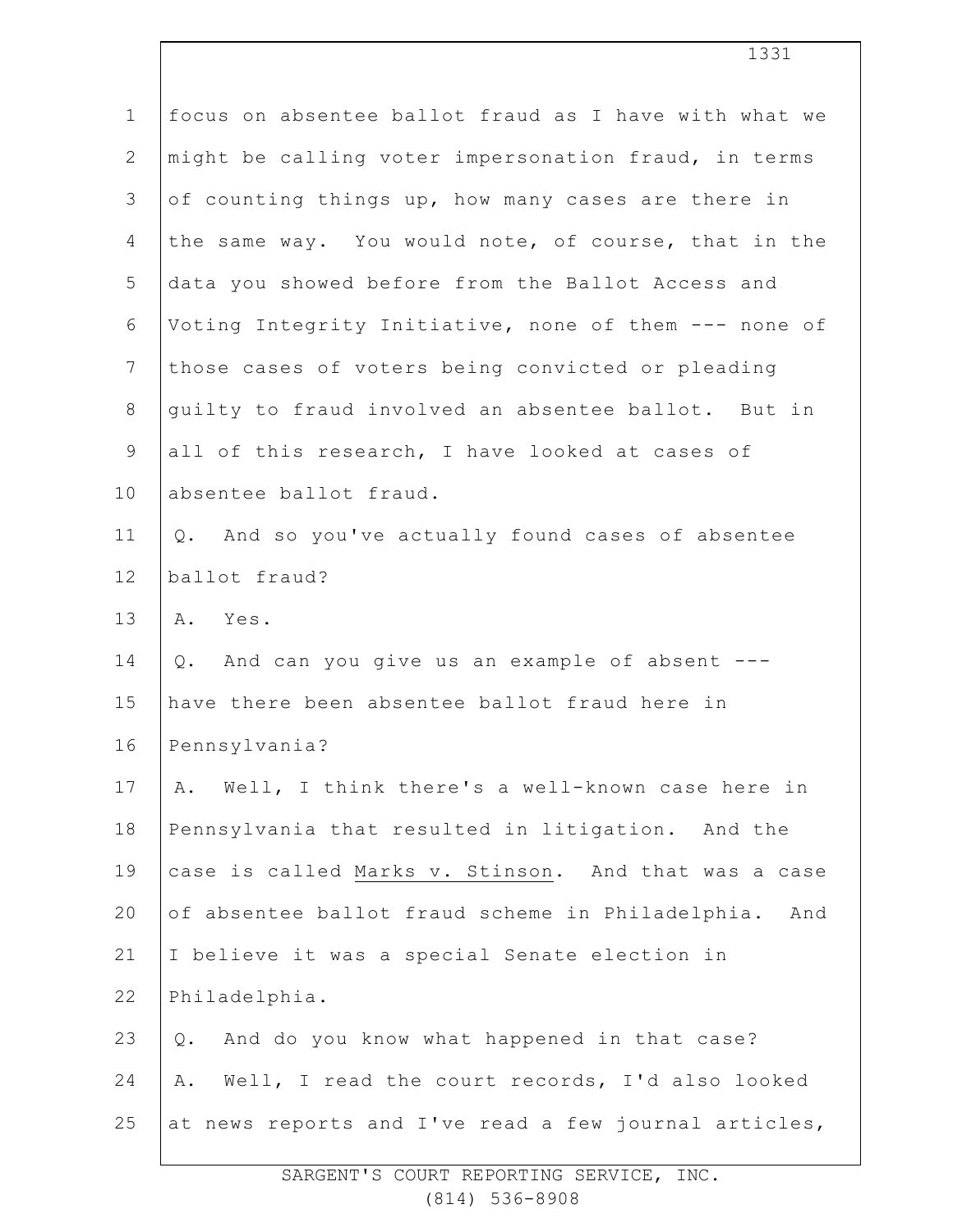focus on absentee ballot fraud as I have with what we might be calling voter impersonation fraud, in terms of counting things up, how many cases are there in the same way. You would note, of course, that in the data you showed before from the Ballot Access and Voting Integrity Initiative, none of them --- none of those cases of voters being convicted or pleading guilty to fraud involved an absentee ballot. But in all of this research, I have looked at cases of absentee ballot fraud.

Q. And so you've actually found cases of absentee ballot fraud?

A. Yes.

Q. And can you give us an example of absent --- have there been absentee ballot fraud here in Pennsylvania?

A. Well, I think there's a well-known case here in Pennsylvania that resulted in litigation. And the case is called Marks v. Stinson. And that was a case of absentee ballot fraud scheme in Philadelphia. And I believe it was a special Senate election in Philadelphia.

Q. And do you know what happened in that case?

A. Well, I read the court records, I'd also looked at news reports and I've read a few journal articles,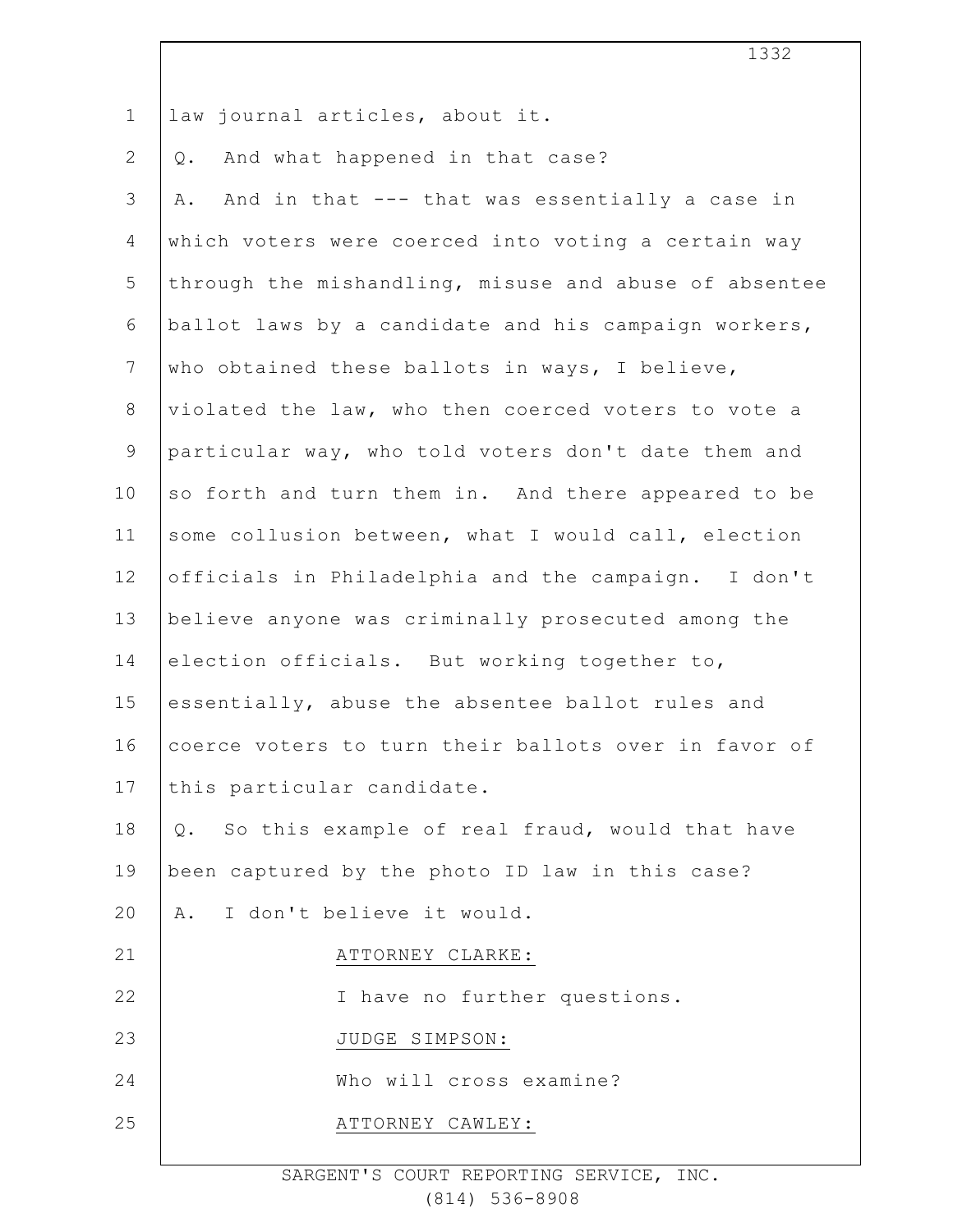law journal articles, about it.

Q. And what happened in that case?

A. And in that --- that was essentially a case in which voters were coerced into voting a certain way through the mishandling, misuse and abuse of absentee ballot laws by a candidate and his campaign workers, who obtained these ballots in ways, I believe, violated the law, who then coerced voters to vote a particular way, who told voters don't date them and so forth and turn them in. And there appeared to be some collusion between, what I would call, election officials in Philadelphia and the campaign. I don't believe anyone was criminally prosecuted among the election officials. But working together to, essentially, abuse the absentee ballot rules and coerce voters to turn their ballots over in favor of this particular candidate.

Q. So this example of real fraud, would that have been captured by the photo ID law in this case?

A. I don't believe it would.

ATTORNEY CLARKE:

I have no further questions.

JUDGE SIMPSON:

Who will cross examine?

ATTORNEY CAWLEY: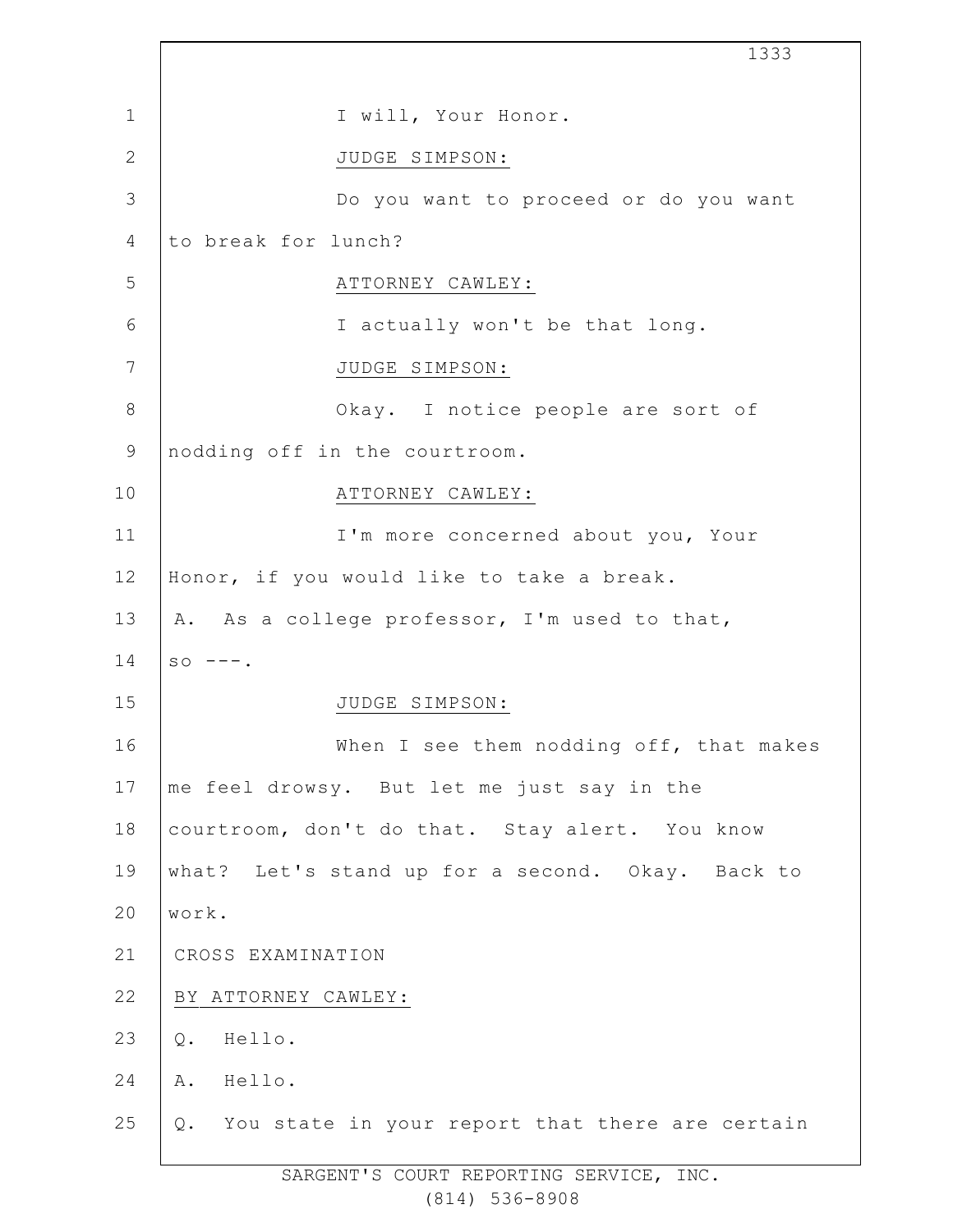I will, Your Honor.

JUDGE SIMPSON:

Do you want to proceed or do you want to break for lunch?

ATTORNEY CAWLEY:

I actually won't be that long.

JUDGE SIMPSON:

Okay. I notice people are sort of nodding off in the courtroom.

ATTORNEY CAWLEY:

I'm more concerned about you, Your Honor, if you would like to take a break.

A. As a college professor, I'm used to that, so ---.

JUDGE SIMPSON:

When I see them nodding off, that makes me feel drowsy. But let me just say in the courtroom, don't do that. Stay alert. You know what? Let's stand up for a second. Okay. Back to work.

CROSS EXAMINATION

BY ATTORNEY CAWLEY:

Q. Hello.

A. Hello.

Q. You state in your report that there are certain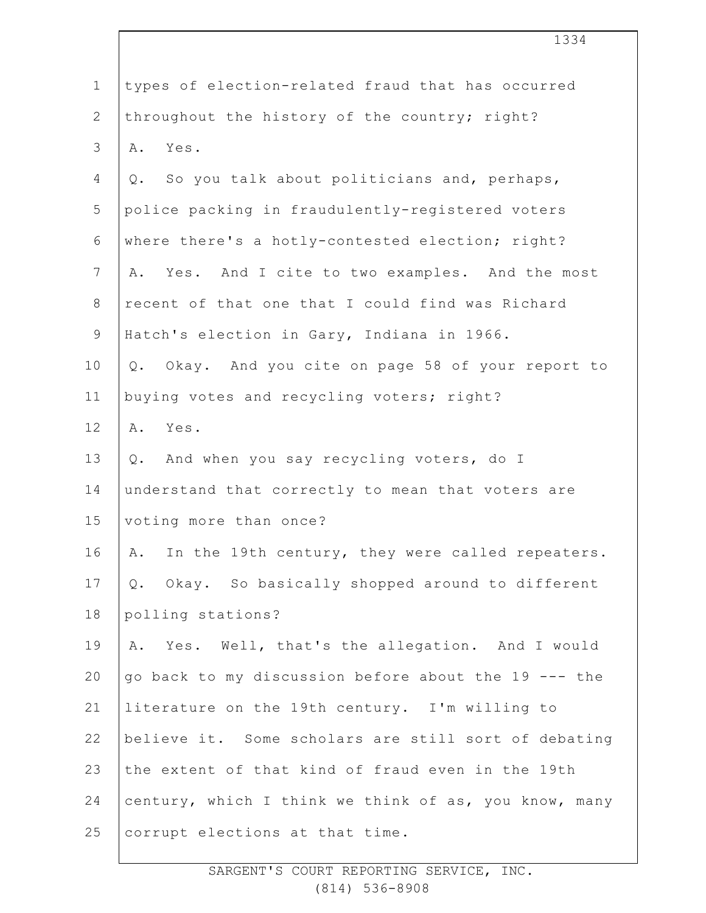types of election-related fraud that has occurred throughout the history of the country; right?

A. Yes.

Q. So you talk about politicians and, perhaps, police packing in fraudulently-registered voters where there's a hotly-contested election; right?

A. Yes. And I cite to two examples. And the most recent of that one that I could find was Richard Hatch's election in Gary, Indiana in 1966.

Q. Okay. And you cite on page 58 of your report to buying votes and recycling voters; right?

A. Yes.

Q. And when you say recycling voters, do I understand that correctly to mean that voters are voting more than once?

A. In the 19th century, they were called repeaters.

Q. Okay. So basically shopped around to different polling stations?

A. Yes. Well, that's the allegation. And I would go back to my discussion before about the 19 --- the literature on the 19th century. I'm willing to believe it. Some scholars are still sort of debating the extent of that kind of fraud even in the 19th century, which I think we think of as, you know, many corrupt elections at that time.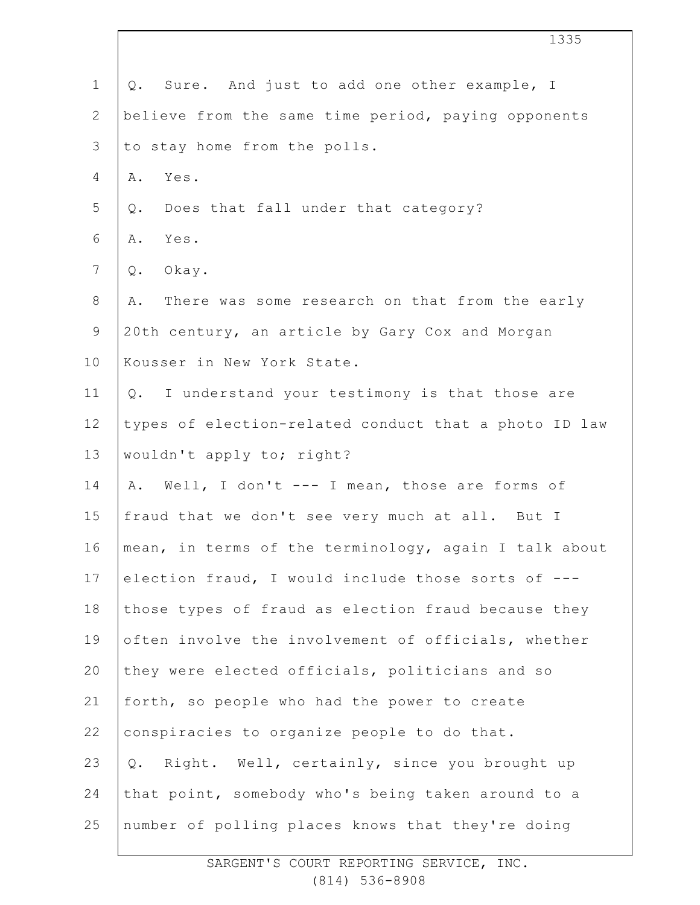Q. Sure. And just to add one other example, I believe from the same time period, paying opponents to stay home from the polls.

A. Yes.

Q. Does that fall under that category?

A. Yes.

Q. Okay.

A. There was some research on that from the early 20th century, an article by Gary Cox and Morgan Kousser in New York State.

Q. I understand your testimony is that those are types of election-related conduct that a photo ID law wouldn't apply to; right?

A. Well, I don't --- I mean, those are forms of fraud that we don't see very much at all. But I mean, in terms of the terminology, again I talk about election fraud, I would include those sorts of --- those types of fraud as election fraud because they often involve the involvement of officials, whether they were elected officials, politicians and so forth, so people who had the power to create conspiracies to organize people to do that.

Q. Right. Well, certainly, since you brought up that point, somebody who's being taken around to a number of polling places knows that they're doing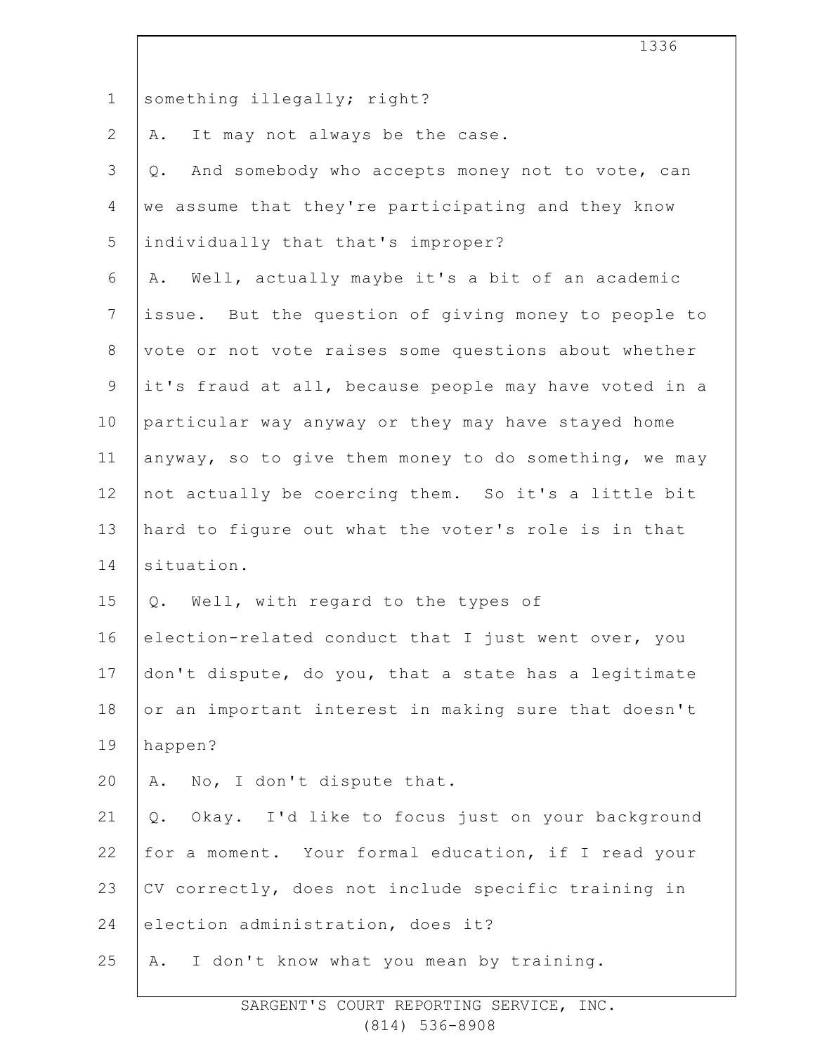something illegally; right?

A. It may not always be the case.

Q. And somebody who accepts money not to vote, can we assume that they're participating and they know individually that that's improper?

A. Well, actually maybe it's a bit of an academic issue. But the question of giving money to people to vote or not vote raises some questions about whether it's fraud at all, because people may have voted in a particular way anyway or they may have stayed home anyway, so to give them money to do something, we may not actually be coercing them. So it's a little bit hard to figure out what the voter's role is in that situation.

Q. Well, with regard to the types of election-related conduct that I just went over, you don't dispute, do you, that a state has a legitimate or an important interest in making sure that doesn't happen?

A. No, I don't dispute that.

Q. Okay. I'd like to focus just on your background for a moment. Your formal education, if I read your CV correctly, does not include specific training in election administration, does it?

A. I don't know what you mean by training.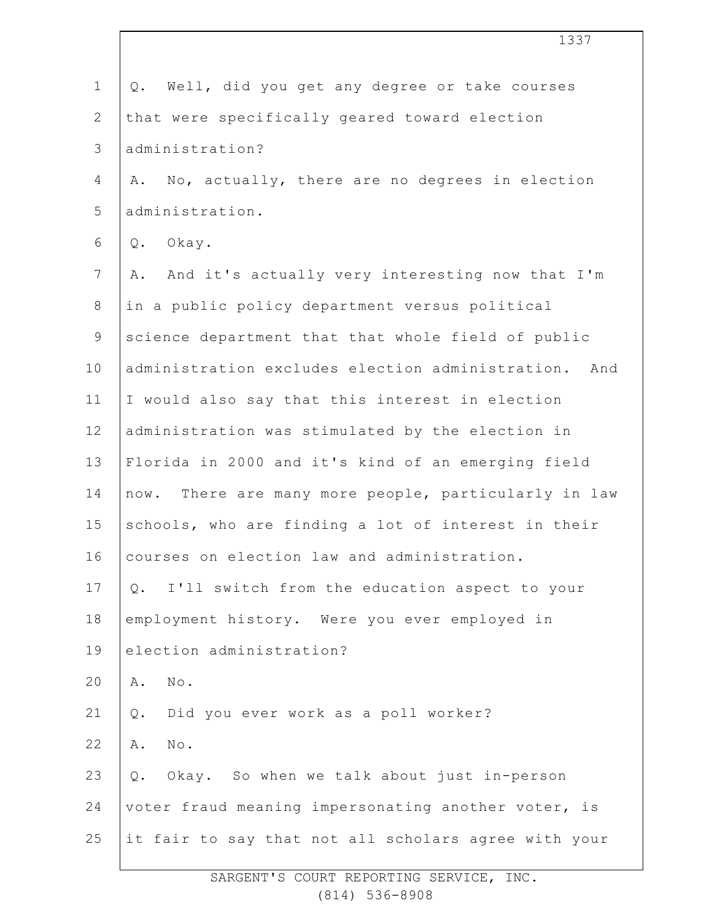Q. Well, did you get any degree or take courses that were specifically geared toward election administration?

A. No, actually, there are no degrees in election administration.

Q. Okay.

A. And it's actually very interesting now that I'm in a public policy department versus political science department that that whole field of public administration excludes election administration. And I would also say that this interest in election administration was stimulated by the election in Florida in 2000 and it's kind of an emerging field now. There are many more people, particularly in law schools, who are finding a lot of interest in their courses on election law and administration.

Q. I'll switch from the education aspect to your employment history. Were you ever employed in election administration?

A. No.

Q. Did you ever work as a poll worker?

A. No.

Q. Okay. So when we talk about just in-person voter fraud meaning impersonating another voter, is it fair to say that not all scholars agree with your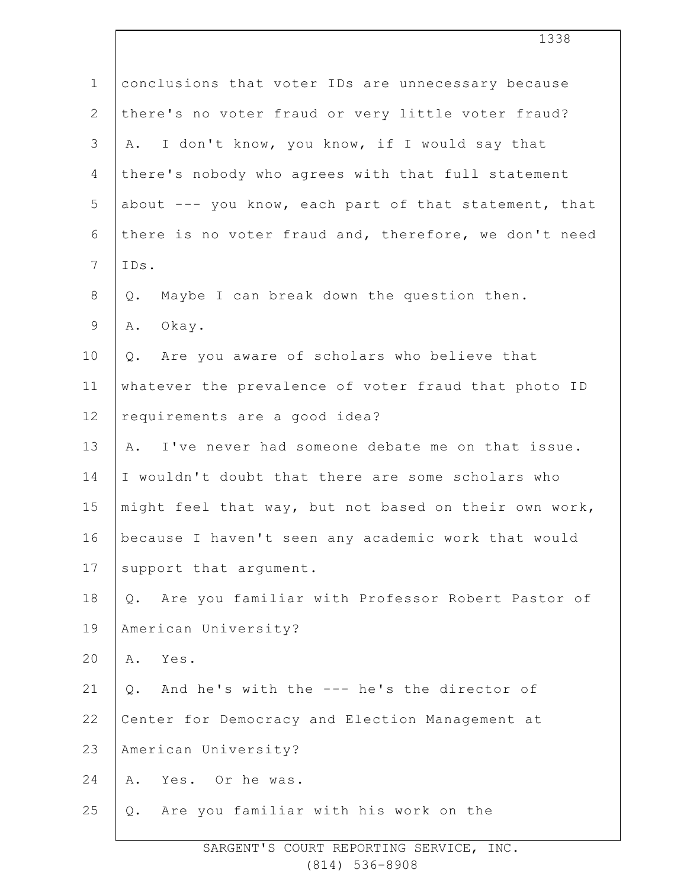1 conclusions that voter IDs are unnecessary because
2 there's no voter fraud or very little voter fraud?
3 A. I don't know, you know, if I would say that
4 there's nobody who agrees with that full statement
5 about --- you know, each part of that statement, that
6 there is no voter fraud and, therefore, we don't need
7 IDs.
8 Q. Maybe I can break down the question then.
9 A. Okay.
10 Q. Are you aware of scholars who believe that
11 whatever the prevalence of voter fraud that photo ID
12 requirements are a good idea?
13 A. I've never had someone debate me on that issue.
14 I wouldn't doubt that there are some scholars who
15 might feel that way, but not based on their own work,
16 because I haven't seen any academic work that would
17 support that argument.
18 Q. Are you familiar with Professor Robert Pastor of
19 American University?
20 A. Yes.
21 Q. And he's with the --- he's the director of
22 Center for Democracy and Election Management at
23 American University?
24 A. Yes. Or he was.
25 Q. Are you familiar with his work on the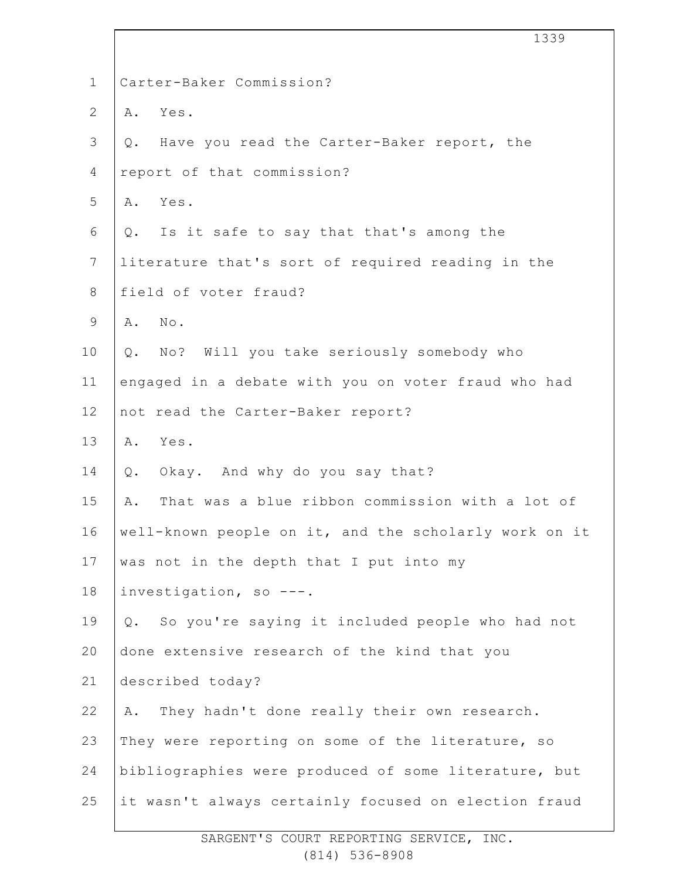Carter-Baker Commission?

A. Yes.

Q. Have you read the Carter-Baker report, the report of that commission?

A. Yes.

Q. Is it safe to say that that's among the literature that's sort of required reading in the field of voter fraud?

A. No.

Q. No? Will you take seriously somebody who engaged in a debate with you on voter fraud who had not read the Carter-Baker report?

A. Yes.

Q. Okay. And why do you say that?

A. That was a blue ribbon commission with a lot of well-known people on it, and the scholarly work on it was not in the depth that I put into my investigation, so ---.

Q. So you're saying it included people who had not done extensive research of the kind that you described today?

A. They hadn't done really their own research. They were reporting on some of the literature, so bibliographies were produced of some literature, but it wasn't always certainly focused on election fraud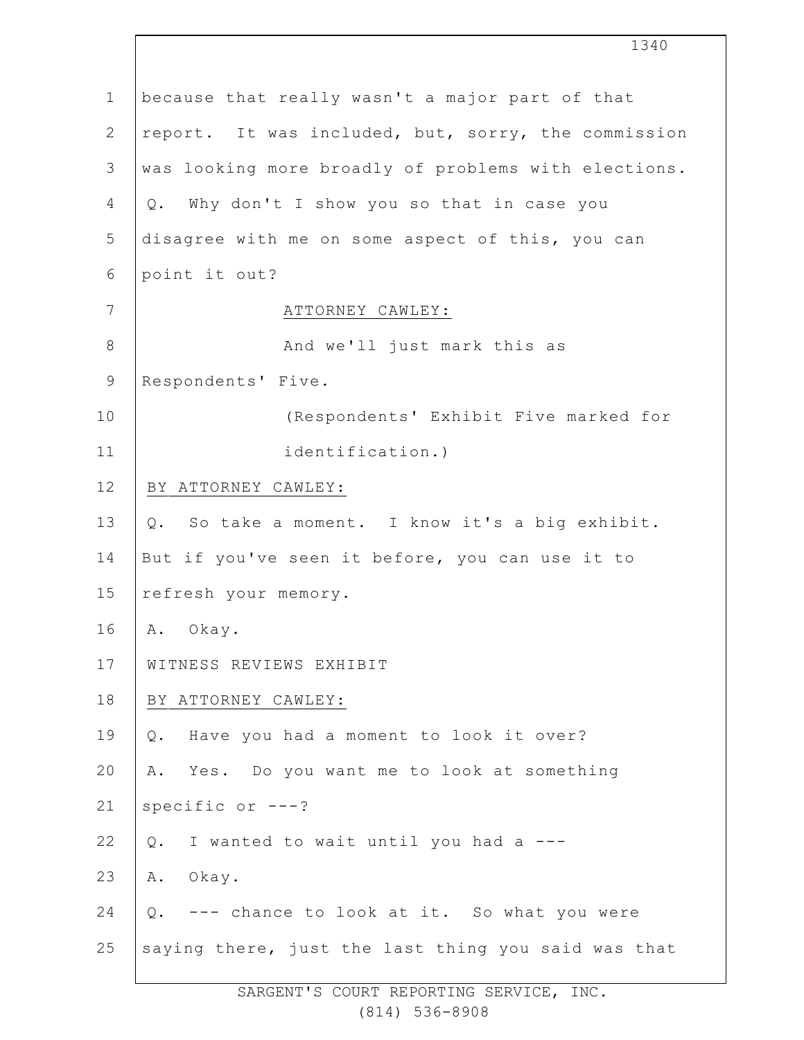because that really wasn't a major part of that report. It was included, but, sorry, the commission was looking more broadly of problems with elections.

Q. Why don't I show you so that in case you disagree with me on some aspect of this, you can point it out?

ATTORNEY CAWLEY:

And we'll just mark this as Respondents' Five.

(Respondents' Exhibit Five marked for identification.)

BY ATTORNEY CAWLEY:

Q. So take a moment. I know it's a big exhibit. But if you've seen it before, you can use it to refresh your memory.

A. Okay.

WITNESS REVIEWS EXHIBIT

BY ATTORNEY CAWLEY:

Q. Have you had a moment to look it over?

A. Yes. Do you want me to look at something specific or ---?

Q. I wanted to wait until you had a ---

A. Okay.

Q. --- chance to look at it. So what you were saying there, just the last thing you said was that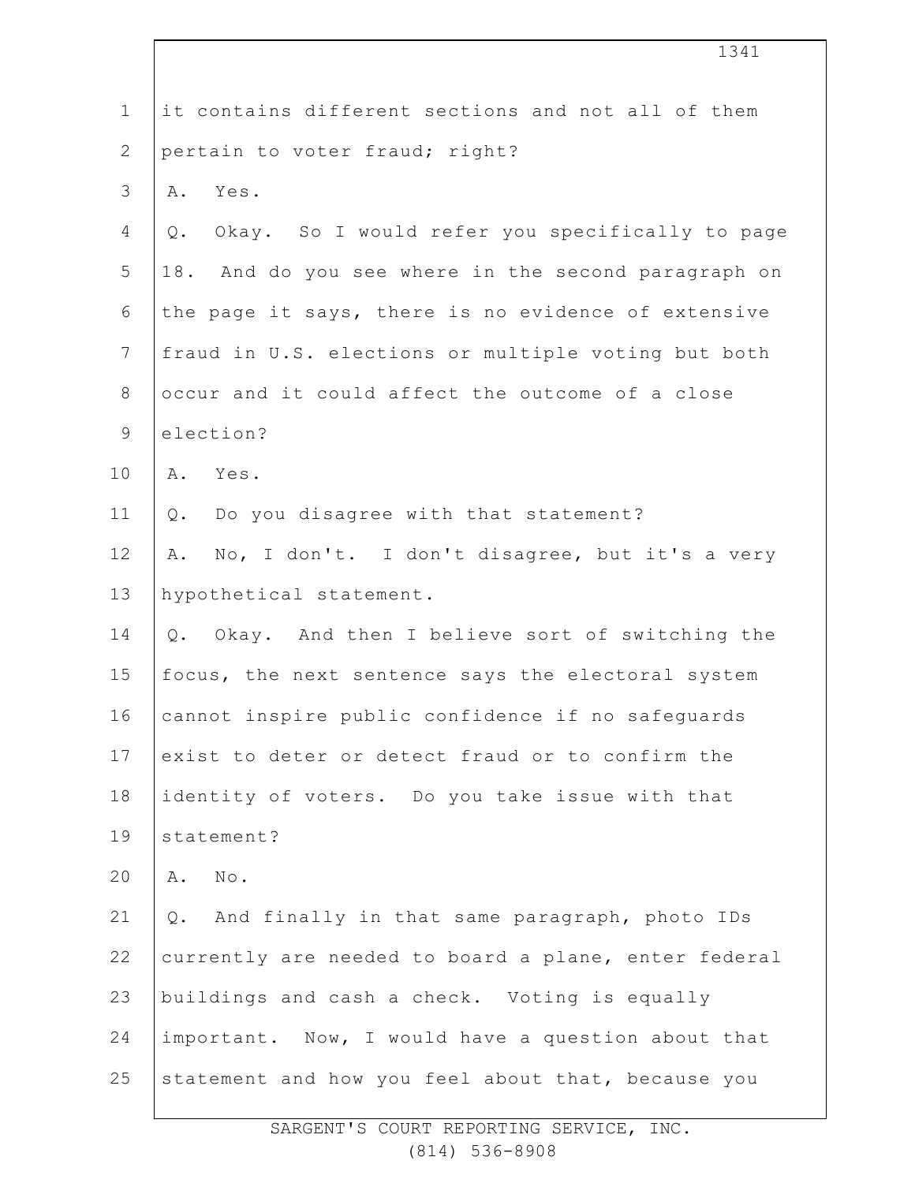it contains different sections and not all of them pertain to voter fraud; right?

A. Yes.

Q. Okay. So I would refer you specifically to page 18. And do you see where in the second paragraph on the page it says, there is no evidence of extensive fraud in U.S. elections or multiple voting but both occur and it could affect the outcome of a close election?

A. Yes.

Q. Do you disagree with that statement?

A. No, I don't. I don't disagree, but it's a very hypothetical statement.

Q. Okay. And then I believe sort of switching the focus, the next sentence says the electoral system cannot inspire public confidence if no safeguards exist to deter or detect fraud or to confirm the identity of voters. Do you take issue with that statement?

A. No.

Q. And finally in that same paragraph, photo IDs currently are needed to board a plane, enter federal buildings and cash a check. Voting is equally important. Now, I would have a question about that statement and how you feel about that, because you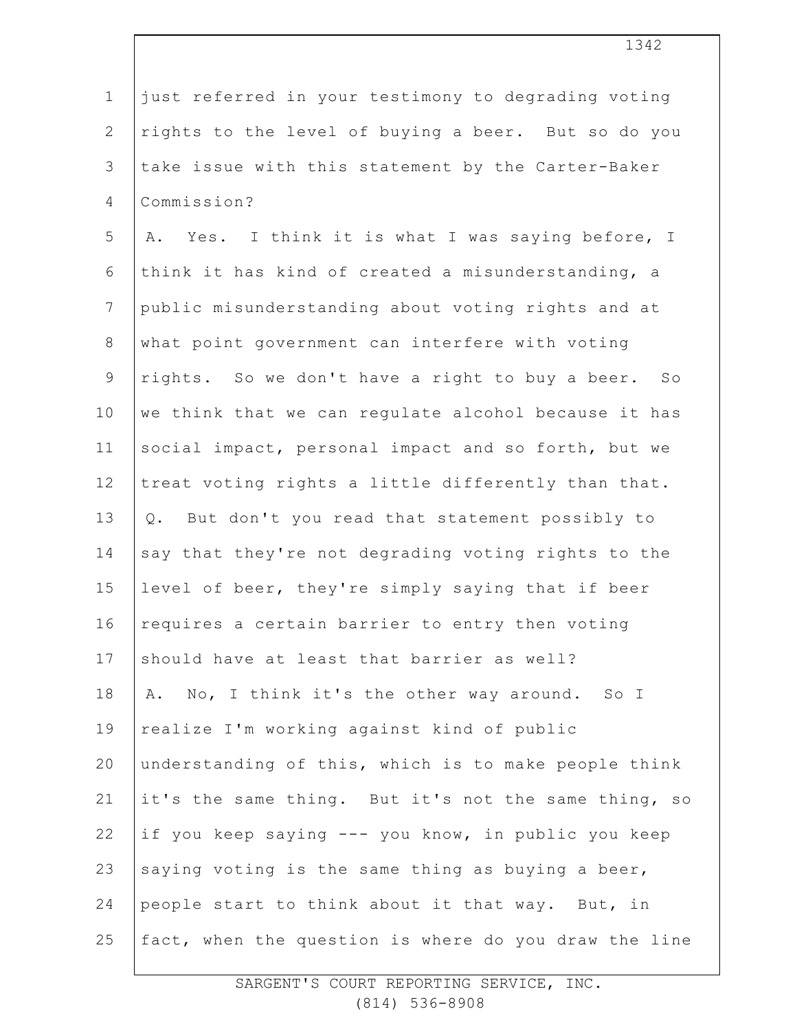just referred in your testimony to degrading voting rights to the level of buying a beer. But so do you take issue with this statement by the Carter-Baker Commission?

A. Yes. I think it is what I was saying before, I think it has kind of created a misunderstanding, a public misunderstanding about voting rights and at what point government can interfere with voting rights. So we don't have a right to buy a beer. So we think that we can regulate alcohol because it has social impact, personal impact and so forth, but we treat voting rights a little differently than that.

Q. But don't you read that statement possibly to say that they're not degrading voting rights to the level of beer, they're simply saying that if beer requires a certain barrier to entry then voting should have at least that barrier as well?

A. No, I think it's the other way around. So I realize I'm working against kind of public understanding of this, which is to make people think it's the same thing. But it's not the same thing, so if you keep saying --- you know, in public you keep saying voting is the same thing as buying a beer, people start to think about it that way. But, in fact, when the question is where do you draw the line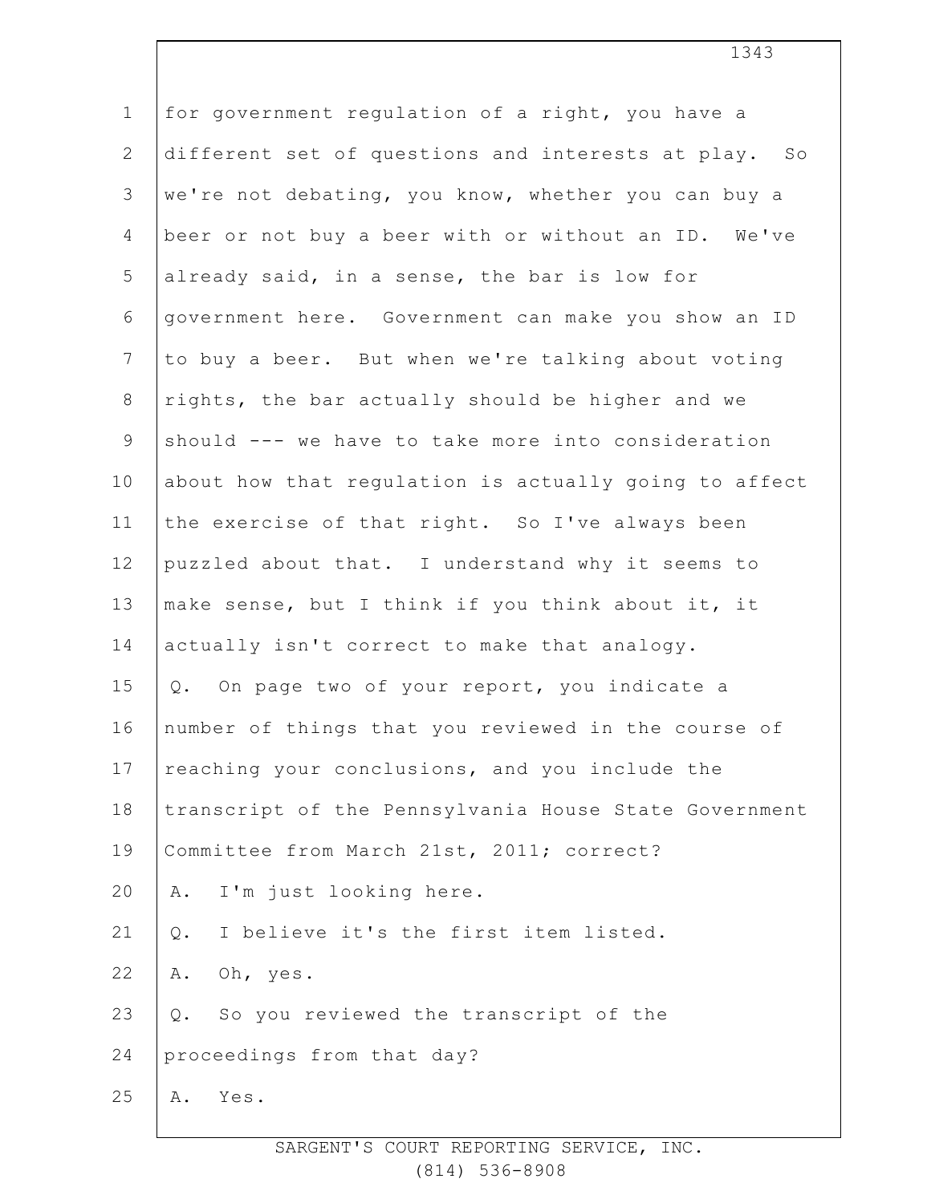for government regulation of a right, you have a different set of questions and interests at play. So we're not debating, you know, whether you can buy a beer or not buy a beer with or without an ID. We've already said, in a sense, the bar is low for government here. Government can make you show an ID to buy a beer. But when we're talking about voting rights, the bar actually should be higher and we should --- we have to take more into consideration about how that regulation is actually going to affect the exercise of that right. So I've always been puzzled about that. I understand why it seems to make sense, but I think if you think about it, it actually isn't correct to make that analogy.

Q. On page two of your report, you indicate a number of things that you reviewed in the course of reaching your conclusions, and you include the transcript of the Pennsylvania House State Government Committee from March 21st, 2011; correct?

A. I'm just looking here.

Q. I believe it's the first item listed.

A. Oh, yes.

Q. So you reviewed the transcript of the proceedings from that day?

A. Yes.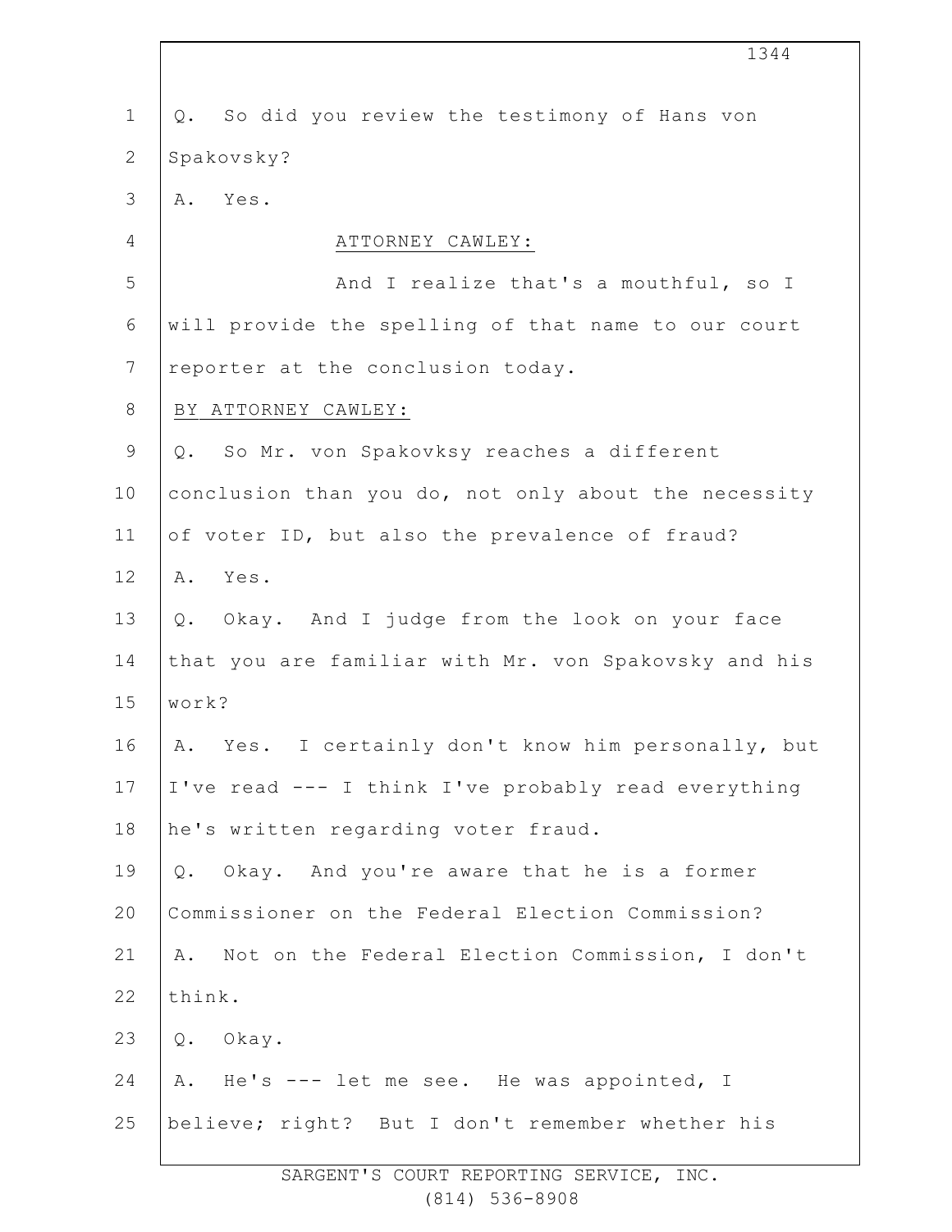Q. So did you review the testimony of Hans von Spakovsky?

A. Yes.

ATTORNEY CAWLEY:

And I realize that's a mouthful, so I will provide the spelling of that name to our court reporter at the conclusion today.

BY ATTORNEY CAWLEY:

Q. So Mr. von Spakovksy reaches a different conclusion than you do, not only about the necessity of voter ID, but also the prevalence of fraud?

A. Yes.

Q. Okay. And I judge from the look on your face that you are familiar with Mr. von Spakovsky and his work?

A. Yes. I certainly don't know him personally, but I've read --- I think I've probably read everything he's written regarding voter fraud.

Q. Okay. And you're aware that he is a former Commissioner on the Federal Election Commission?

A. Not on the Federal Election Commission, I don't think.

Q. Okay.

A. He's --- let me see. He was appointed, I believe; right? But I don't remember whether his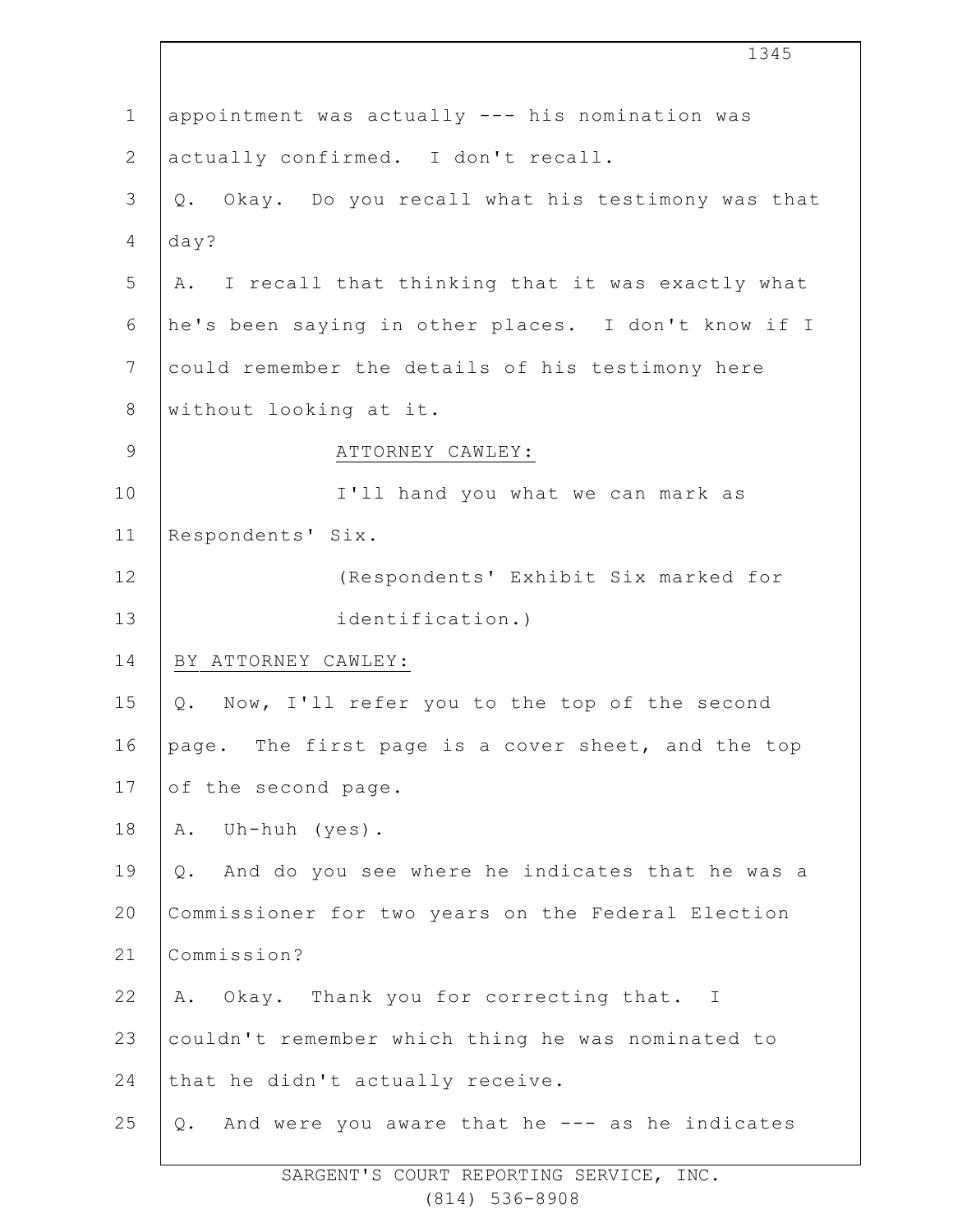appointment was actually --- his nomination was actually confirmed. I don't recall.

Q. Okay. Do you recall what his testimony was that day?

A. I recall that thinking that it was exactly what he's been saying in other places. I don't know if I could remember the details of his testimony here without looking at it.

ATTORNEY CAWLEY:

I'll hand you what we can mark as Respondents' Six.

(Respondents' Exhibit Six marked for identification.)

BY ATTORNEY CAWLEY:

Q. Now, I'll refer you to the top of the second page. The first page is a cover sheet, and the top of the second page.

A. Uh-huh (yes).

Q. And do you see where he indicates that he was a Commissioner for two years on the Federal Election Commission?

A. Okay. Thank you for correcting that. I couldn't remember which thing he was nominated to that he didn't actually receive.

Q. And were you aware that he --- as he indicates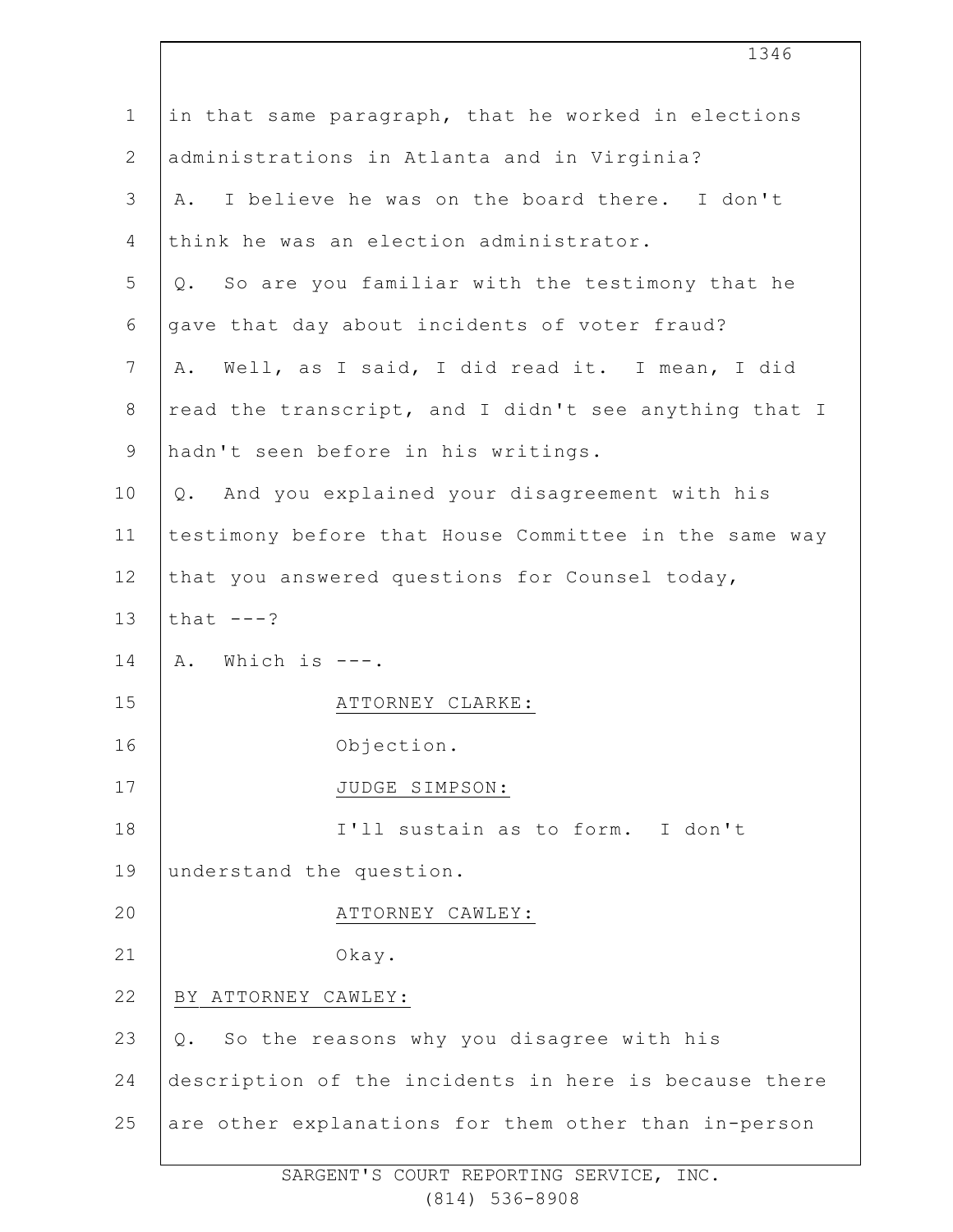in that same paragraph, that he worked in elections administrations in Atlanta and in Virginia?

A. I believe he was on the board there. I don't think he was an election administrator.

Q. So are you familiar with the testimony that he gave that day about incidents of voter fraud?

A. Well, as I said, I did read it. I mean, I did read the transcript, and I didn't see anything that I hadn't seen before in his writings.

Q. And you explained your disagreement with his testimony before that House Committee in the same way that you answered questions for Counsel today, that ---?

A. Which is ---.

ATTORNEY CLARKE:

Objection.

JUDGE SIMPSON:

I'll sustain as to form. I don't understand the question.

ATTORNEY CAWLEY:

Okay.

BY ATTORNEY CAWLEY:

Q. So the reasons why you disagree with his description of the incidents in here is because there are other explanations for them other than in-person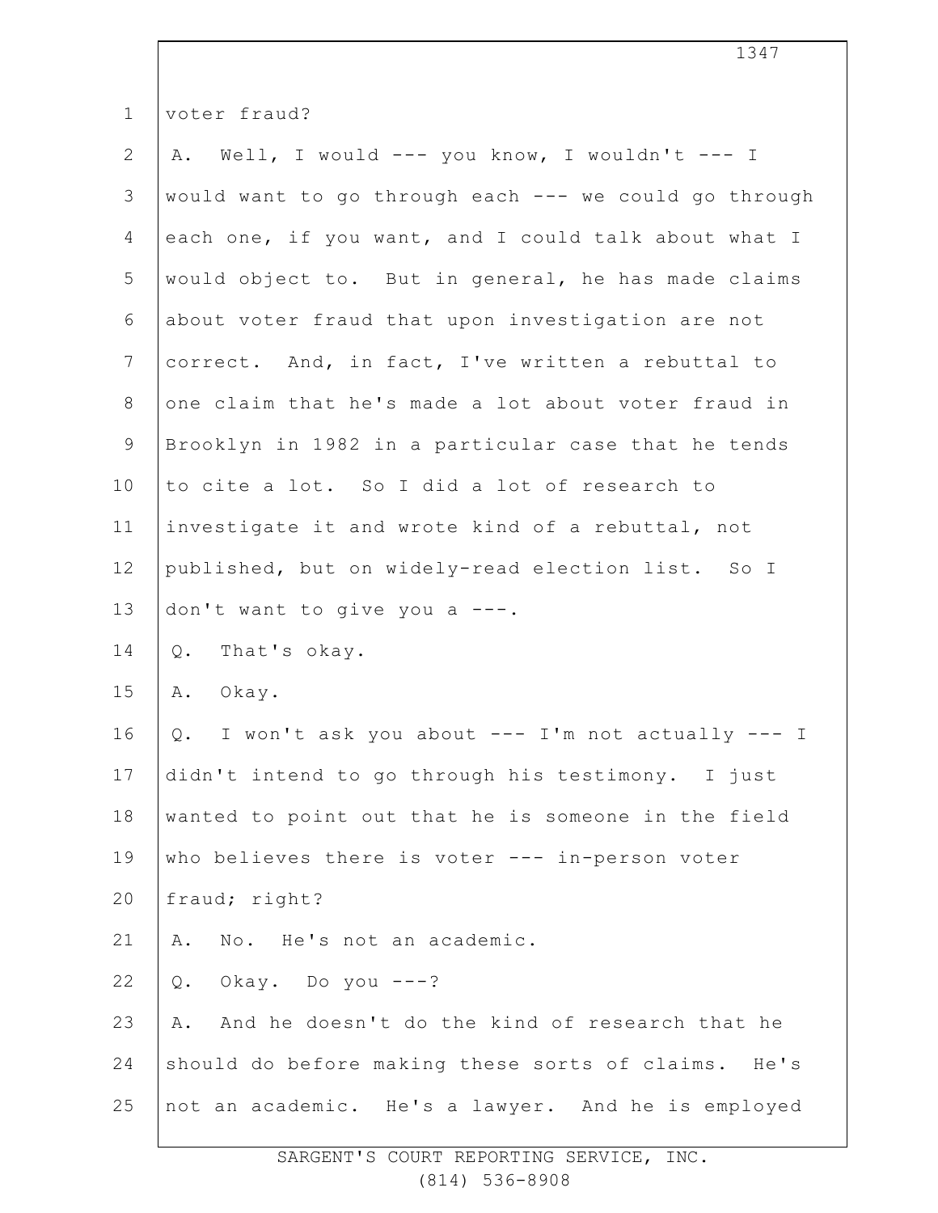voter fraud?

A. Well, I would --- you know, I wouldn't --- I would want to go through each --- we could go through each one, if you want, and I could talk about what I would object to. But in general, he has made claims about voter fraud that upon investigation are not correct. And, in fact, I've written a rebuttal to one claim that he's made a lot about voter fraud in Brooklyn in 1982 in a particular case that he tends to cite a lot. So I did a lot of research to investigate it and wrote kind of a rebuttal, not published, but on widely-read election list. So I don't want to give you a ---.

Q. That's okay.

A. Okay.

Q. I won't ask you about --- I'm not actually --- I didn't intend to go through his testimony. I just wanted to point out that he is someone in the field who believes there is voter --- in-person voter fraud; right?

A. No. He's not an academic.

Q. Okay. Do you ---?

A. And he doesn't do the kind of research that he should do before making these sorts of claims. He's not an academic. He's a lawyer. And he is employed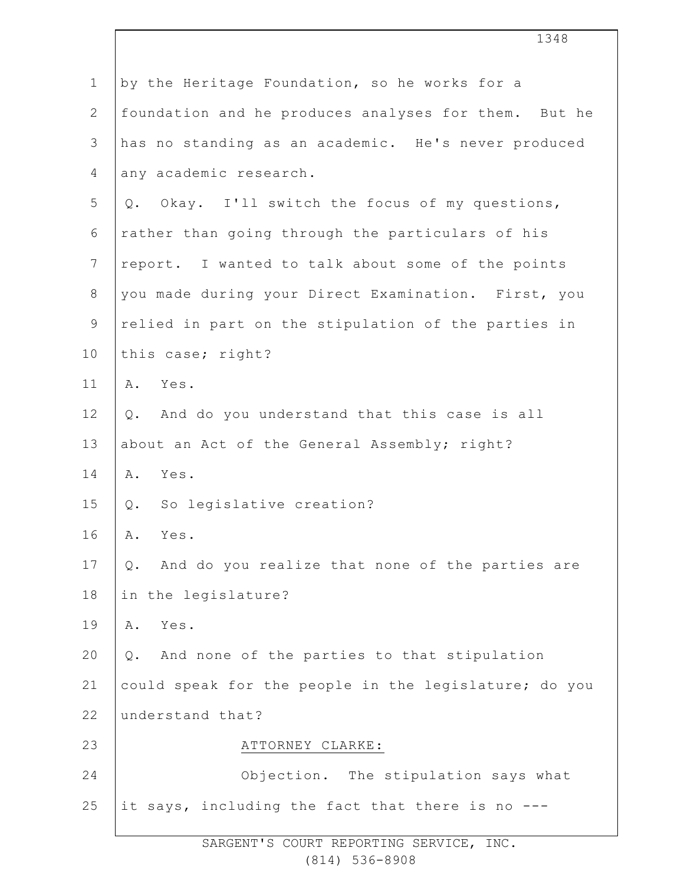by the Heritage Foundation, so he works for a foundation and he produces analyses for them. But he has no standing as an academic. He's never produced any academic research.

Q. Okay. I'll switch the focus of my questions, rather than going through the particulars of his report. I wanted to talk about some of the points you made during your Direct Examination. First, you relied in part on the stipulation of the parties in this case; right?

A. Yes.

Q. And do you understand that this case is all about an Act of the General Assembly; right?

A. Yes.

Q. So legislative creation?

A. Yes.

Q. And do you realize that none of the parties are in the legislature?

A. Yes.

Q. And none of the parties to that stipulation could speak for the people in the legislature; do you understand that?

ATTORNEY CLARKE:

Objection. The stipulation says what it says, including the fact that there is no ---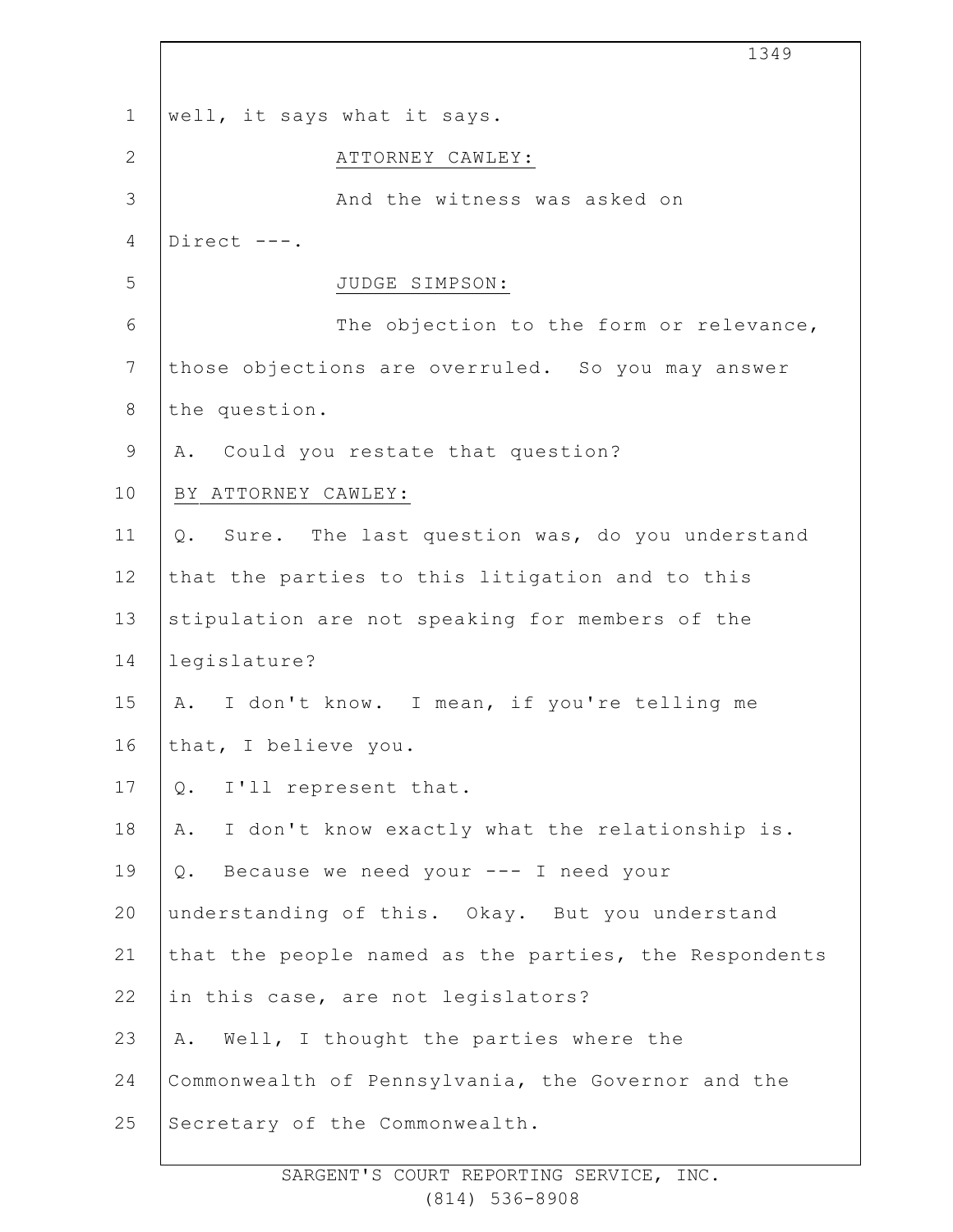well, it says what it says.

ATTORNEY CAWLEY:

And the witness was asked on Direct ---.

JUDGE SIMPSON:

The objection to the form or relevance, those objections are overruled. So you may answer the question.

A. Could you restate that question?

BY ATTORNEY CAWLEY:

Q. Sure. The last question was, do you understand that the parties to this litigation and to this stipulation are not speaking for members of the legislature?

A. I don't know. I mean, if you're telling me that, I believe you.

Q. I'll represent that.

A. I don't know exactly what the relationship is.

Q. Because we need your --- I need your understanding of this. Okay. But you understand that the people named as the parties, the Respondents in this case, are not legislators?

A. Well, I thought the parties where the Commonwealth of Pennsylvania, the Governor and the Secretary of the Commonwealth.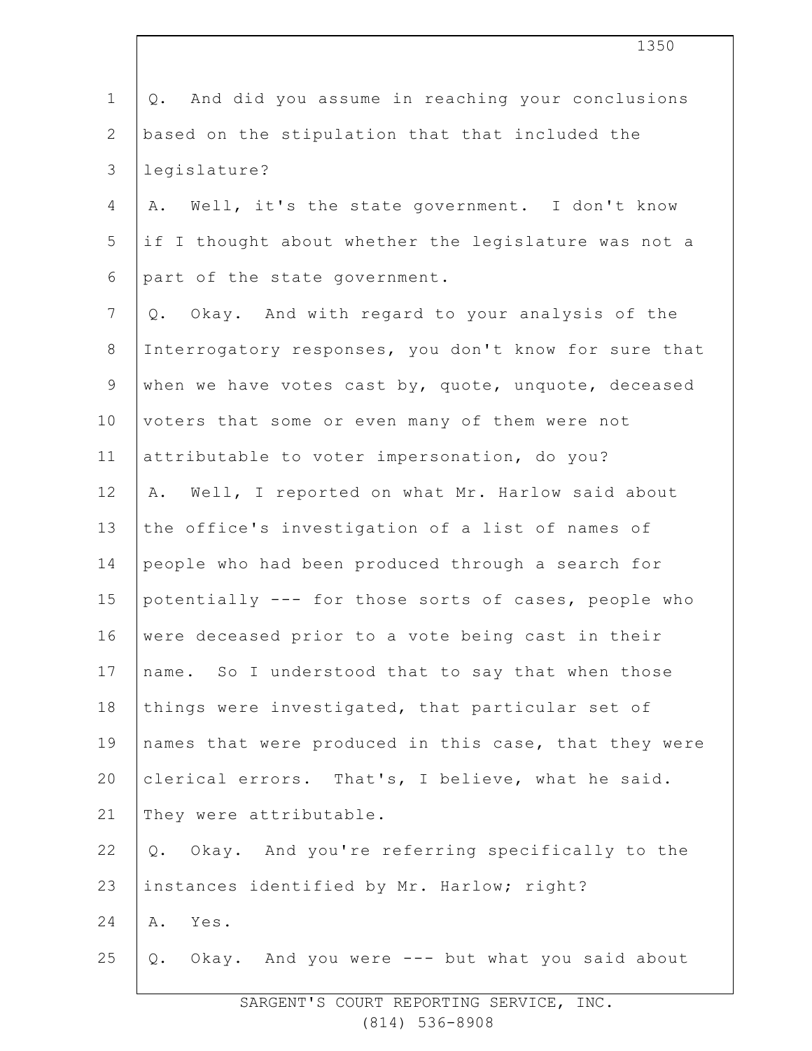Q. And did you assume in reaching your conclusions based on the stipulation that that included the legislature?

A. Well, it's the state government. I don't know if I thought about whether the legislature was not a part of the state government.

Q. Okay. And with regard to your analysis of the Interrogatory responses, you don't know for sure that when we have votes cast by, quote, unquote, deceased voters that some or even many of them were not attributable to voter impersonation, do you?

A. Well, I reported on what Mr. Harlow said about the office's investigation of a list of names of people who had been produced through a search for potentially --- for those sorts of cases, people who were deceased prior to a vote being cast in their name. So I understood that to say that when those things were investigated, that particular set of names that were produced in this case, that they were clerical errors. That's, I believe, what he said. They were attributable.

Q. Okay. And you're referring specifically to the instances identified by Mr. Harlow; right?

A. Yes.

Q. Okay. And you were --- but what you said about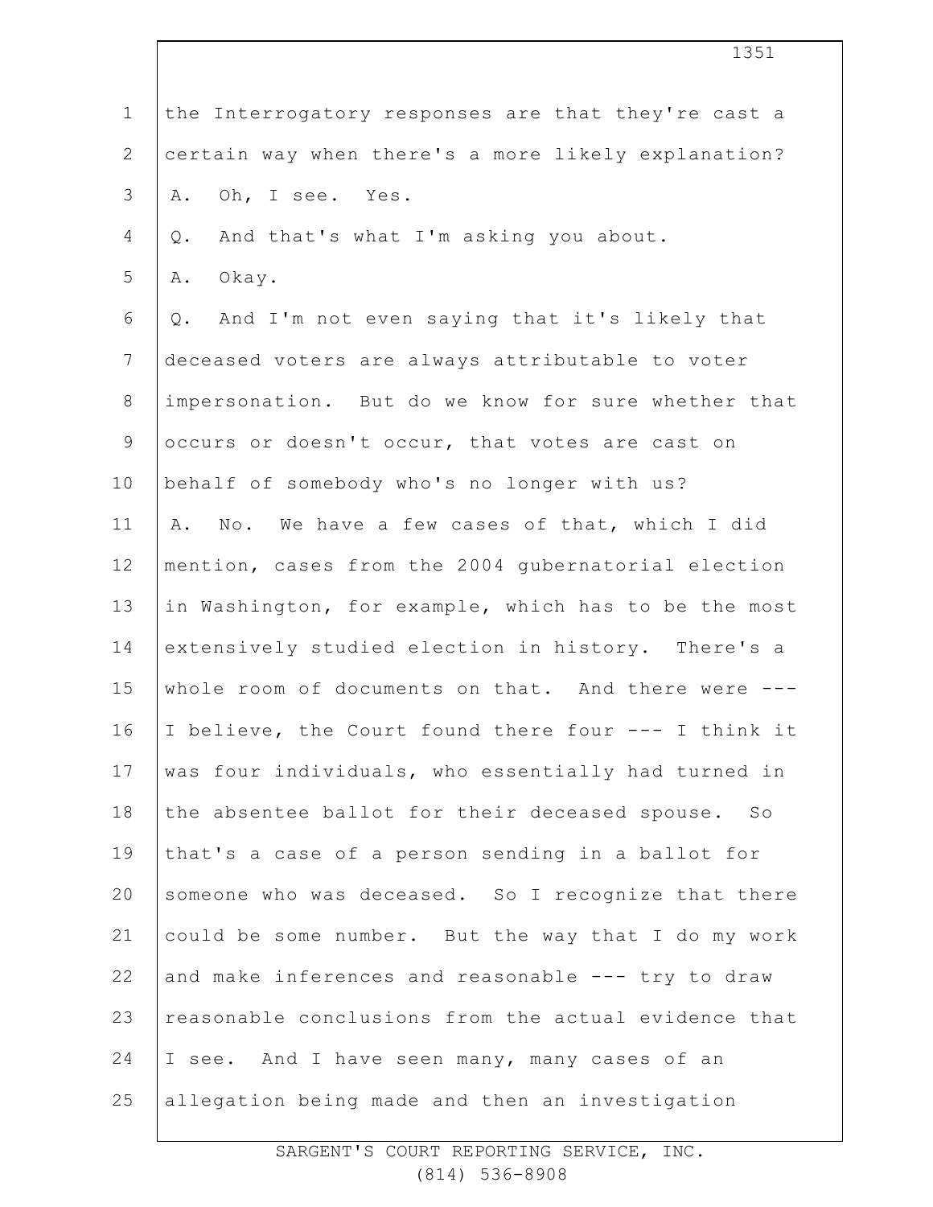the Interrogatory responses are that they're cast a certain way when there's a more likely explanation?

A. Oh, I see. Yes.

Q. And that's what I'm asking you about.

A. Okay.

Q. And I'm not even saying that it's likely that deceased voters are always attributable to voter impersonation. But do we know for sure whether that occurs or doesn't occur, that votes are cast on behalf of somebody who's no longer with us?

A. No. We have a few cases of that, which I did mention, cases from the 2004 gubernatorial election in Washington, for example, which has to be the most extensively studied election in history. There's a whole room of documents on that. And there were --- I believe, the Court found there four --- I think it was four individuals, who essentially had turned in the absentee ballot for their deceased spouse. So that's a case of a person sending in a ballot for someone who was deceased. So I recognize that there could be some number. But the way that I do my work and make inferences and reasonable --- try to draw reasonable conclusions from the actual evidence that I see. And I have seen many, many cases of an allegation being made and then an investigation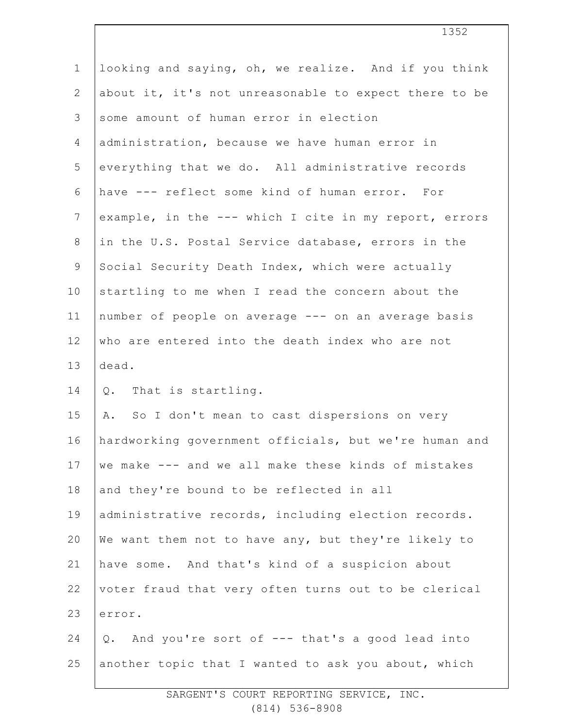looking and saying, oh, we realize. And if you think about it, it's not unreasonable to expect there to be some amount of human error in election administration, because we have human error in everything that we do. All administrative records have --- reflect some kind of human error. For example, in the --- which I cite in my report, errors in the U.S. Postal Service database, errors in the Social Security Death Index, which were actually startling to me when I read the concern about the number of people on average --- on an average basis who are entered into the death index who are not dead.

Q. That is startling.

A. So I don't mean to cast dispersions on very hardworking government officials, but we're human and we make --- and we all make these kinds of mistakes and they're bound to be reflected in all administrative records, including election records. We want them not to have any, but they're likely to have some. And that's kind of a suspicion about voter fraud that very often turns out to be clerical error.

Q. And you're sort of --- that's a good lead into another topic that I wanted to ask you about, which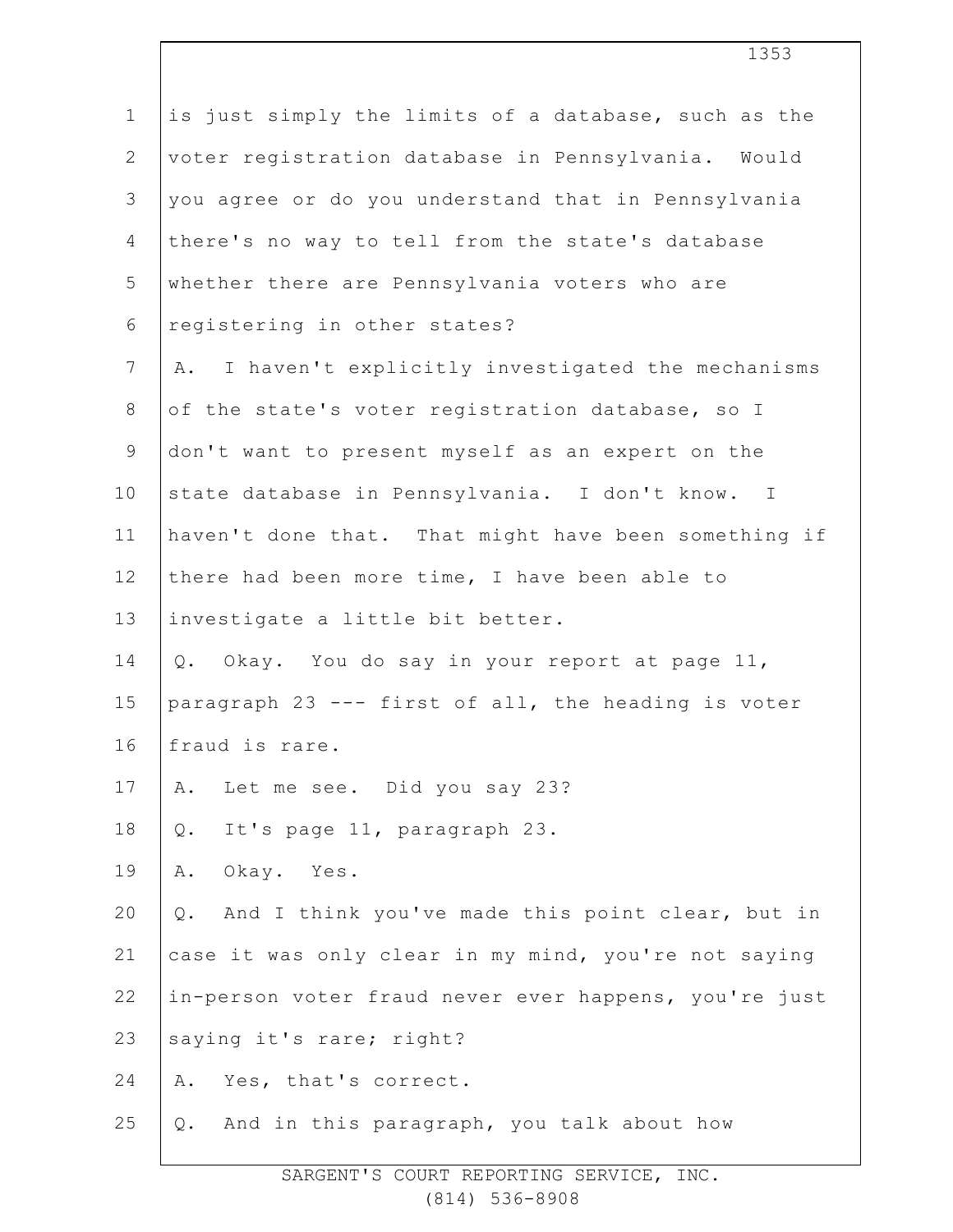is just simply the limits of a database, such as the voter registration database in Pennsylvania. Would you agree or do you understand that in Pennsylvania there's no way to tell from the state's database whether there are Pennsylvania voters who are registering in other states?

A. I haven't explicitly investigated the mechanisms of the state's voter registration database, so I don't want to present myself as an expert on the state database in Pennsylvania. I don't know. I haven't done that. That might have been something if there had been more time, I have been able to investigate a little bit better.

Q. Okay. You do say in your report at page 11, paragraph 23 --- first of all, the heading is voter fraud is rare.

A. Let me see. Did you say 23?

Q. It's page 11, paragraph 23.

A. Okay. Yes.

Q. And I think you've made this point clear, but in case it was only clear in my mind, you're not saying in-person voter fraud never ever happens, you're just saying it's rare; right?

A. Yes, that's correct.

Q. And in this paragraph, you talk about how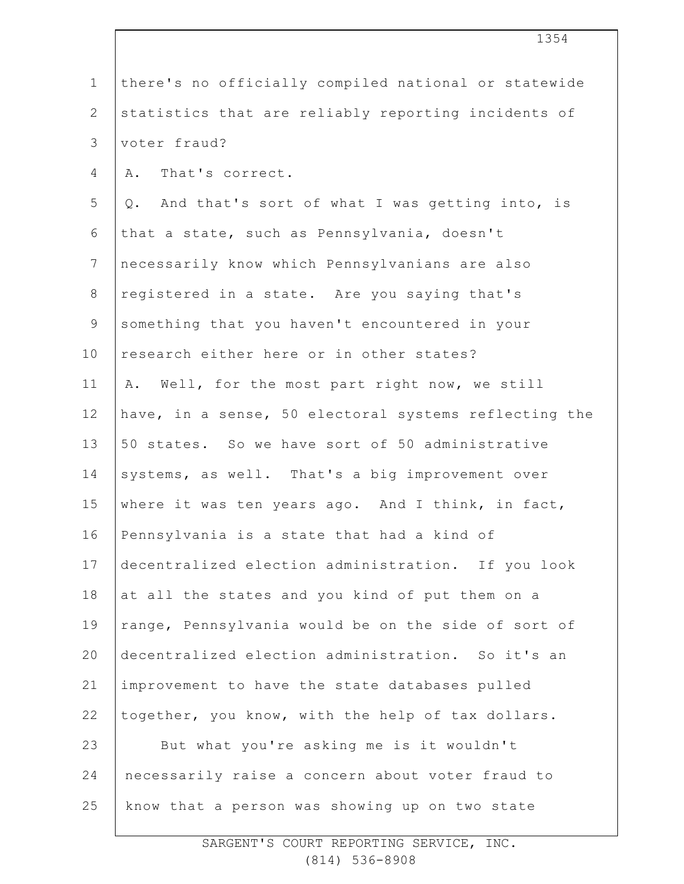there's no officially compiled national or statewide statistics that are reliably reporting incidents of voter fraud?

A. That's correct.

Q. And that's sort of what I was getting into, is that a state, such as Pennsylvania, doesn't necessarily know which Pennsylvanians are also registered in a state. Are you saying that's something that you haven't encountered in your research either here or in other states?

A. Well, for the most part right now, we still have, in a sense, 50 electoral systems reflecting the 50 states. So we have sort of 50 administrative systems, as well. That's a big improvement over where it was ten years ago. And I think, in fact, Pennsylvania is a state that had a kind of decentralized election administration. If you look at all the states and you kind of put them on a range, Pennsylvania would be on the side of sort of decentralized election administration. So it's an improvement to have the state databases pulled together, you know, with the help of tax dollars.

But what you're asking me is it wouldn't necessarily raise a concern about voter fraud to know that a person was showing up on two state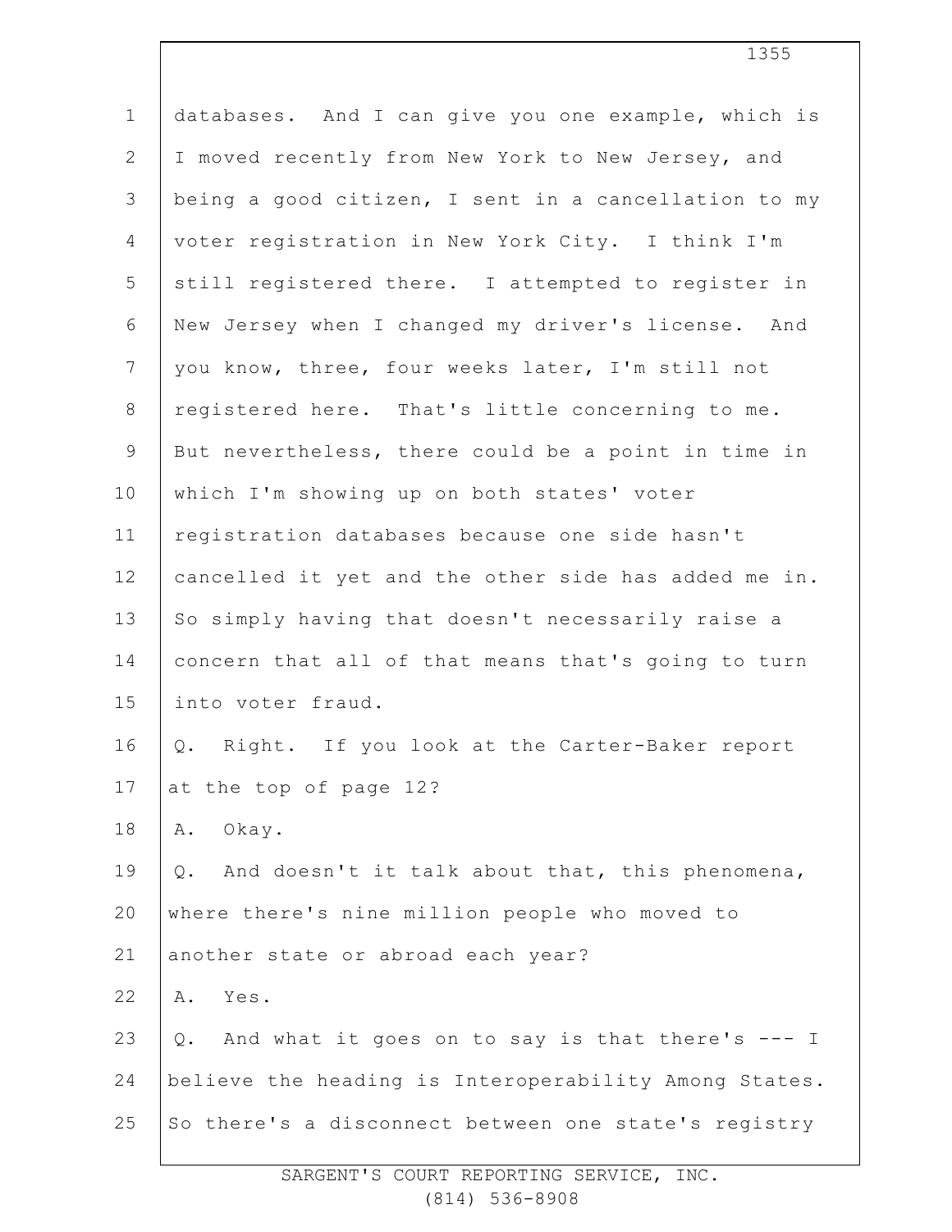databases. And I can give you one example, which is I moved recently from New York to New Jersey, and being a good citizen, I sent in a cancellation to my voter registration in New York City. I think I'm still registered there. I attempted to register in New Jersey when I changed my driver's license. And you know, three, four weeks later, I'm still not registered here. That's little concerning to me. But nevertheless, there could be a point in time in which I'm showing up on both states' voter registration databases because one side hasn't cancelled it yet and the other side has added me in. So simply having that doesn't necessarily raise a concern that all of that means that's going to turn into voter fraud.

Q. Right. If you look at the Carter-Baker report at the top of page 12?

A. Okay.

Q. And doesn't it talk about that, this phenomena, where there's nine million people who moved to another state or abroad each year?

A. Yes.

Q. And what it goes on to say is that there's --- I believe the heading is Interoperability Among States. So there's a disconnect between one state's registry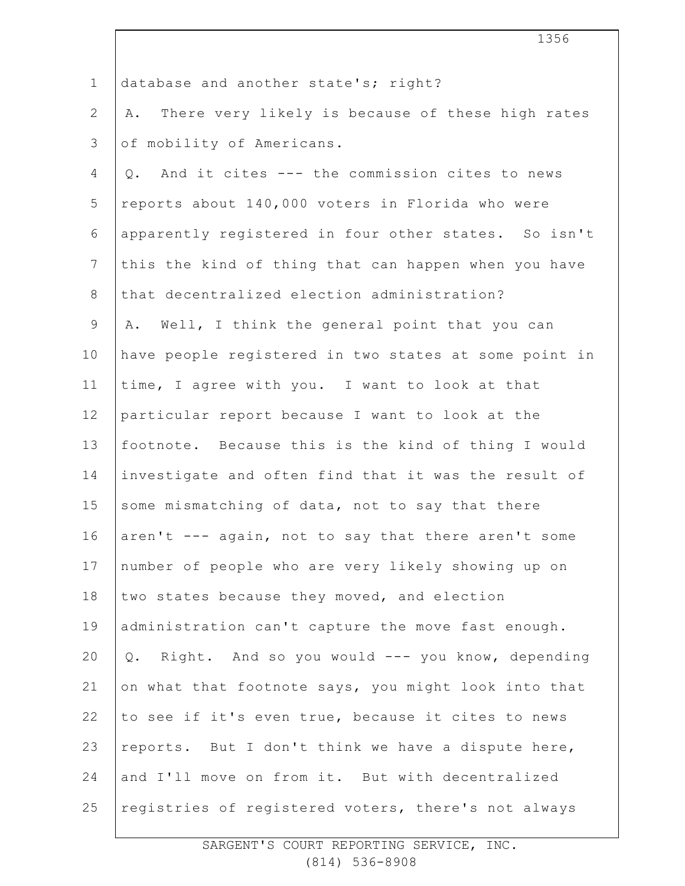database and another state's; right?

A. There very likely is because of these high rates of mobility of Americans.

Q. And it cites --- the commission cites to news reports about 140,000 voters in Florida who were apparently registered in four other states. So isn't this the kind of thing that can happen when you have that decentralized election administration?

A. Well, I think the general point that you can have people registered in two states at some point in time, I agree with you. I want to look at that particular report because I want to look at the footnote. Because this is the kind of thing I would investigate and often find that it was the result of some mismatching of data, not to say that there aren't --- again, not to say that there aren't some number of people who are very likely showing up on two states because they moved, and election administration can't capture the move fast enough.

Q. Right. And so you would --- you know, depending on what that footnote says, you might look into that to see if it's even true, because it cites to news reports. But I don't think we have a dispute here, and I'll move on from it. But with decentralized registries of registered voters, there's not always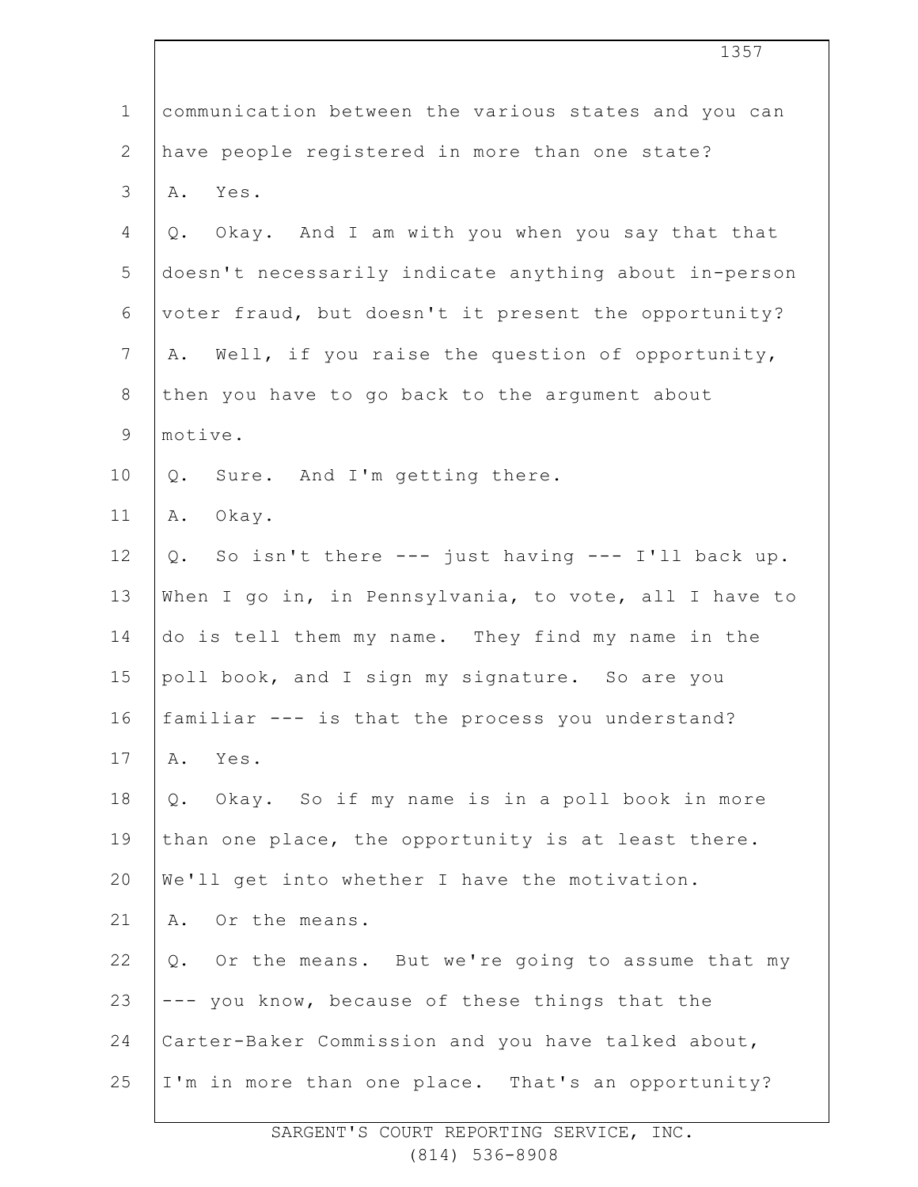communication between the various states and you can have people registered in more than one state?

A. Yes.

Q. Okay. And I am with you when you say that that doesn't necessarily indicate anything about in-person voter fraud, but doesn't it present the opportunity?

A. Well, if you raise the question of opportunity, then you have to go back to the argument about motive.

Q. Sure. And I'm getting there.

A. Okay.

Q. So isn't there --- just having --- I'll back up. When I go in, in Pennsylvania, to vote, all I have to do is tell them my name. They find my name in the poll book, and I sign my signature. So are you familiar --- is that the process you understand?

A. Yes.

Q. Okay. So if my name is in a poll book in more than one place, the opportunity is at least there. We'll get into whether I have the motivation.

A. Or the means.

Q. Or the means. But we're going to assume that my --- you know, because of these things that the Carter-Baker Commission and you have talked about, I'm in more than one place. That's an opportunity?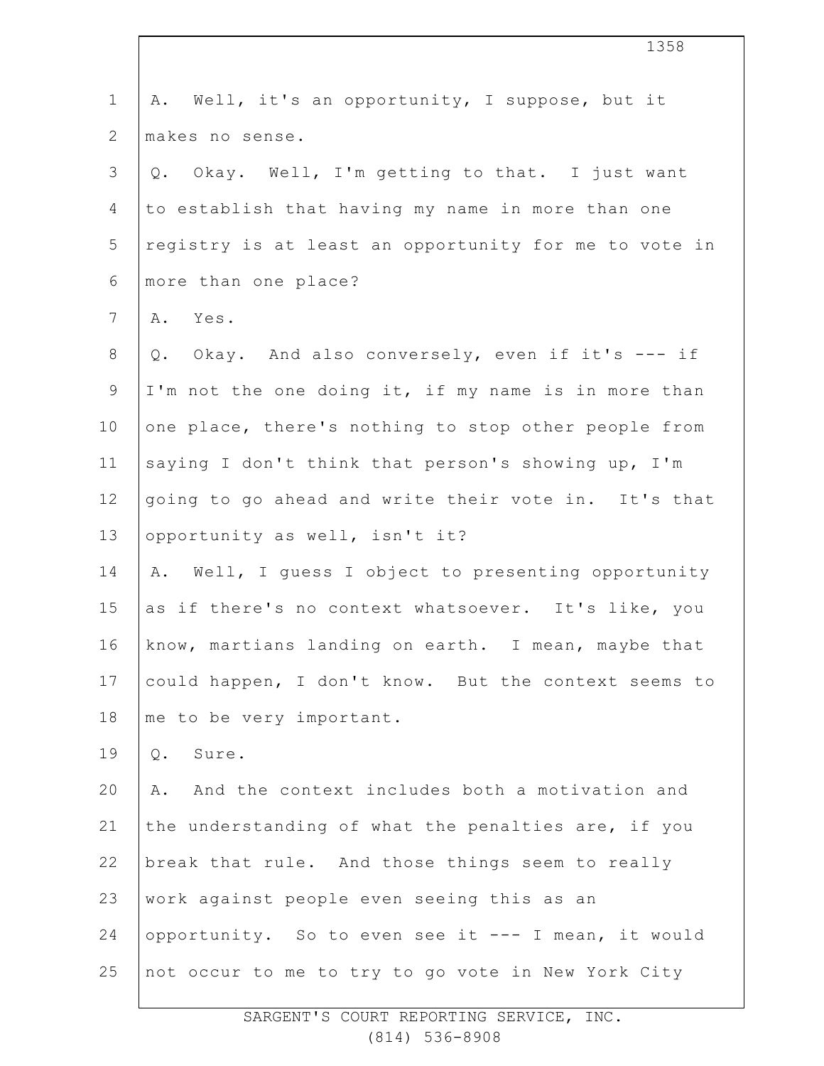A. Well, it's an opportunity, I suppose, but it makes no sense.

Q. Okay. Well, I'm getting to that. I just want to establish that having my name in more than one registry is at least an opportunity for me to vote in more than one place?

A. Yes.

Q. Okay. And also conversely, even if it's --- if I'm not the one doing it, if my name is in more than one place, there's nothing to stop other people from saying I don't think that person's showing up, I'm going to go ahead and write their vote in. It's that opportunity as well, isn't it?

A. Well, I guess I object to presenting opportunity as if there's no context whatsoever. It's like, you know, martians landing on earth. I mean, maybe that could happen, I don't know. But the context seems to me to be very important.

Q. Sure.

A. And the context includes both a motivation and the understanding of what the penalties are, if you break that rule. And those things seem to really work against people even seeing this as an opportunity. So to even see it --- I mean, it would not occur to me to try to go vote in New York City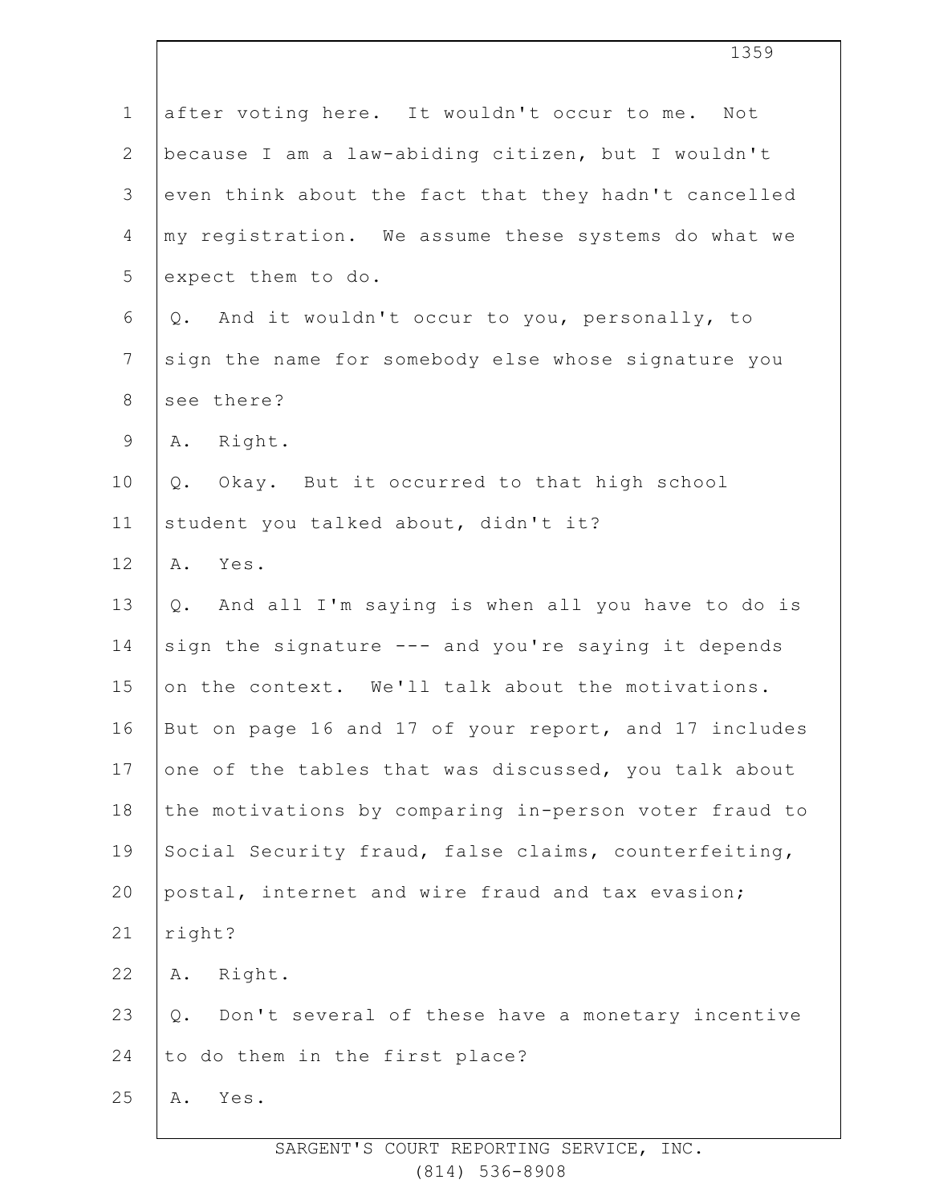after voting here. It wouldn't occur to me. Not because I am a law-abiding citizen, but I wouldn't even think about the fact that they hadn't cancelled my registration. We assume these systems do what we expect them to do.

Q. And it wouldn't occur to you, personally, to sign the name for somebody else whose signature you see there?

A. Right.

Q. Okay. But it occurred to that high school student you talked about, didn't it?

A. Yes.

Q. And all I'm saying is when all you have to do is sign the signature --- and you're saying it depends on the context. We'll talk about the motivations. But on page 16 and 17 of your report, and 17 includes one of the tables that was discussed, you talk about the motivations by comparing in-person voter fraud to Social Security fraud, false claims, counterfeiting, postal, internet and wire fraud and tax evasion; right?

A. Right.

Q. Don't several of these have a monetary incentive to do them in the first place?

A. Yes.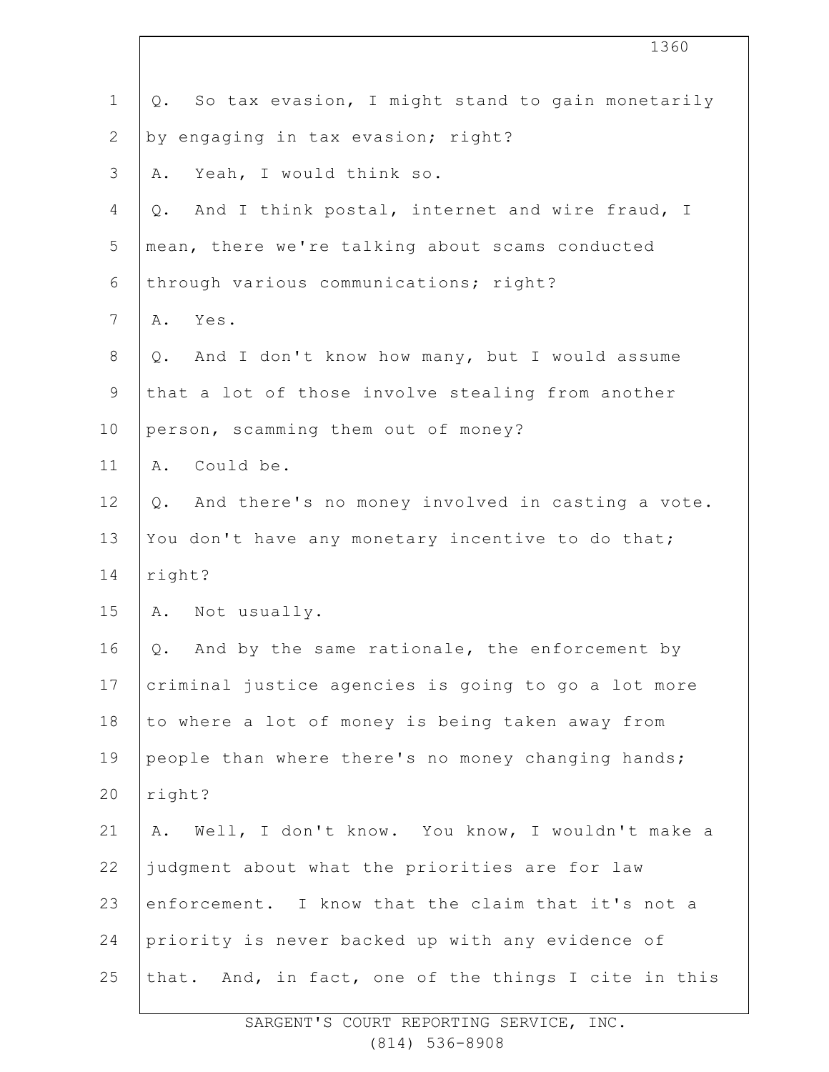Q. So tax evasion, I might stand to gain monetarily by engaging in tax evasion; right?

A. Yeah, I would think so.

Q. And I think postal, internet and wire fraud, I mean, there we're talking about scams conducted through various communications; right?

A. Yes.

Q. And I don't know how many, but I would assume that a lot of those involve stealing from another person, scamming them out of money?

A. Could be.

Q. And there's no money involved in casting a vote. You don't have any monetary incentive to do that; right?

A. Not usually.

Q. And by the same rationale, the enforcement by criminal justice agencies is going to go a lot more to where a lot of money is being taken away from people than where there's no money changing hands; right?

A. Well, I don't know. You know, I wouldn't make a judgment about what the priorities are for law enforcement. I know that the claim that it's not a priority is never backed up with any evidence of that. And, in fact, one of the things I cite in this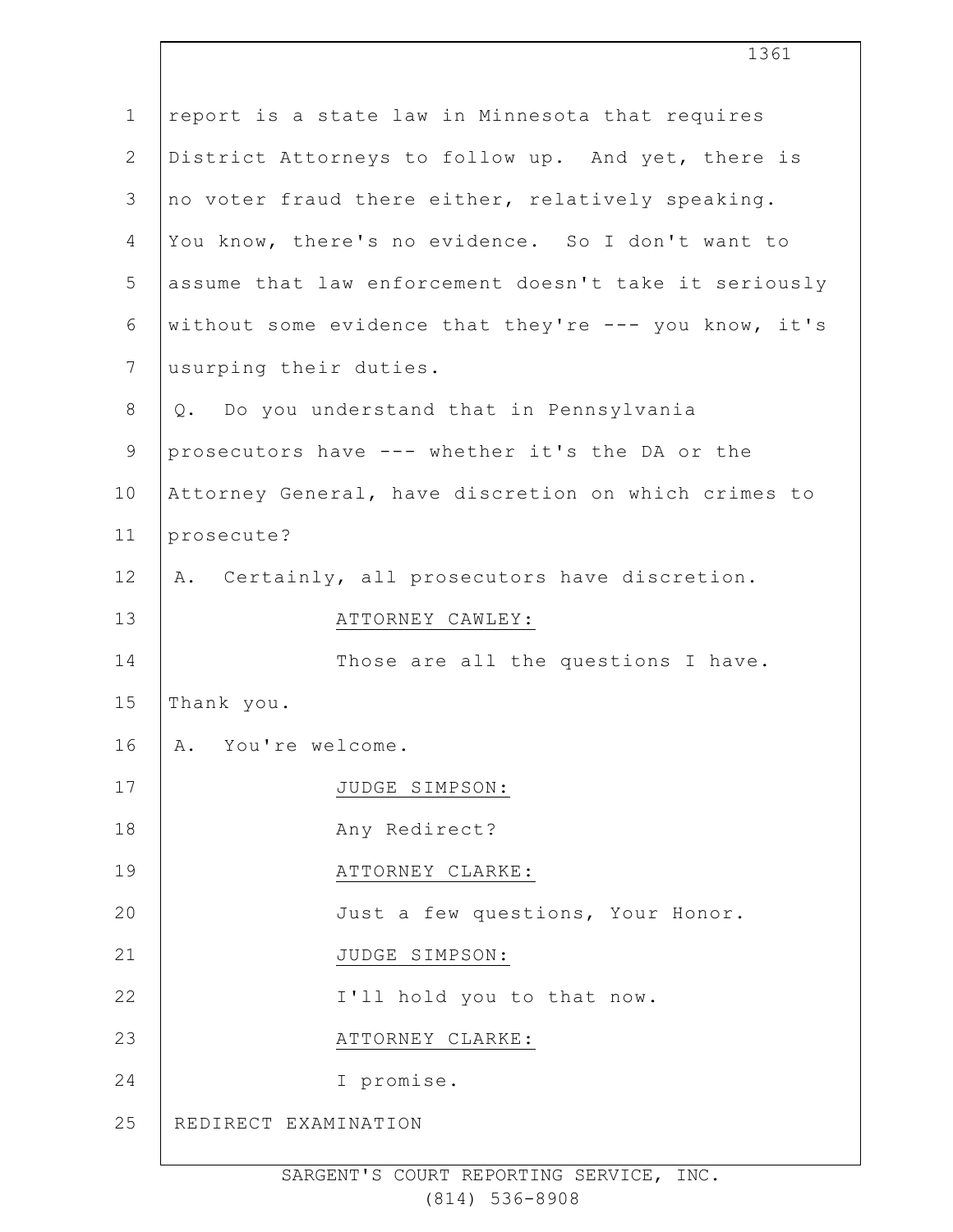report is a state law in Minnesota that requires District Attorneys to follow up. And yet, there is no voter fraud there either, relatively speaking. You know, there's no evidence. So I don't want to assume that law enforcement doesn't take it seriously without some evidence that they're --- you know, it's usurping their duties.

Q. Do you understand that in Pennsylvania prosecutors have --- whether it's the DA or the Attorney General, have discretion on which crimes to prosecute?

A. Certainly, all prosecutors have discretion.

ATTORNEY CAWLEY:

Those are all the questions I have. Thank you.

A. You're welcome.

JUDGE SIMPSON:

Any Redirect?

ATTORNEY CLARKE:

Just a few questions, Your Honor.

JUDGE SIMPSON:

I'll hold you to that now.

ATTORNEY CLARKE:

I promise.

REDIRECT EXAMINATION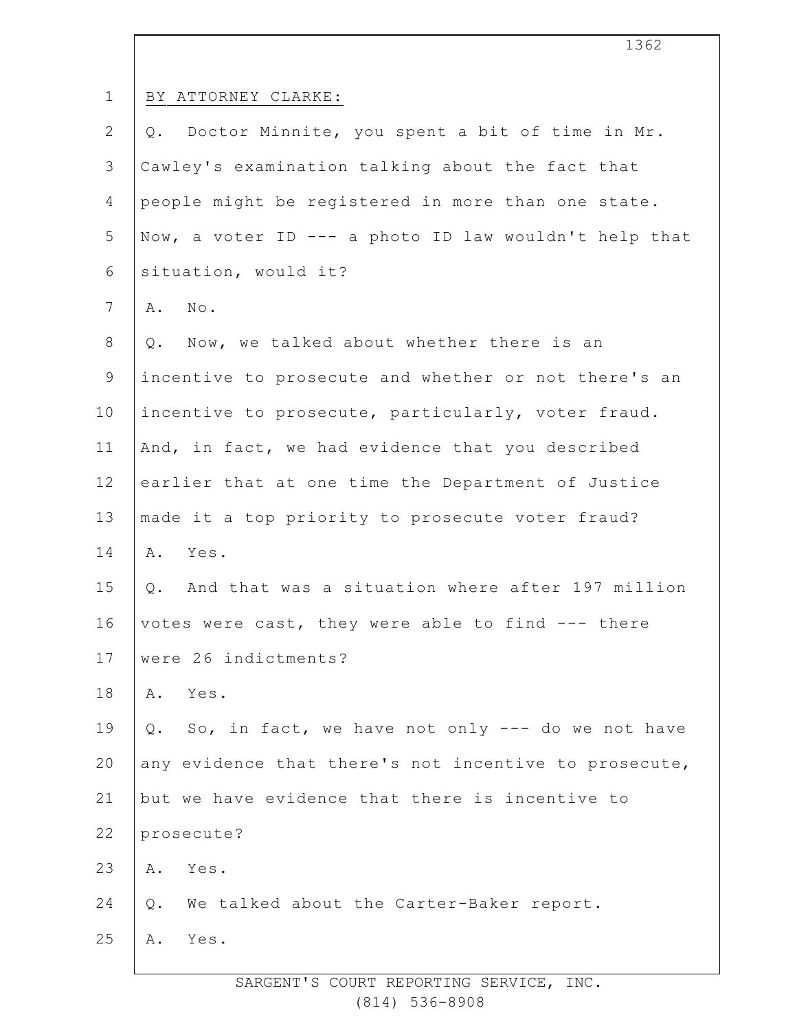BY ATTORNEY CLARKE:

Q. Doctor Minnite, you spent a bit of time in Mr. Cawley's examination talking about the fact that people might be registered in more than one state. Now, a voter ID --- a photo ID law wouldn't help that situation, would it?

A. No.

Q. Now, we talked about whether there is an incentive to prosecute and whether or not there's an incentive to prosecute, particularly, voter fraud. And, in fact, we had evidence that you described earlier that at one time the Department of Justice made it a top priority to prosecute voter fraud?

A. Yes.

Q. And that was a situation where after 197 million votes were cast, they were able to find --- there were 26 indictments?

A. Yes.

Q. So, in fact, we have not only --- do we not have any evidence that there's not incentive to prosecute, but we have evidence that there is incentive to prosecute?

A. Yes.

Q. We talked about the Carter-Baker report.

A. Yes.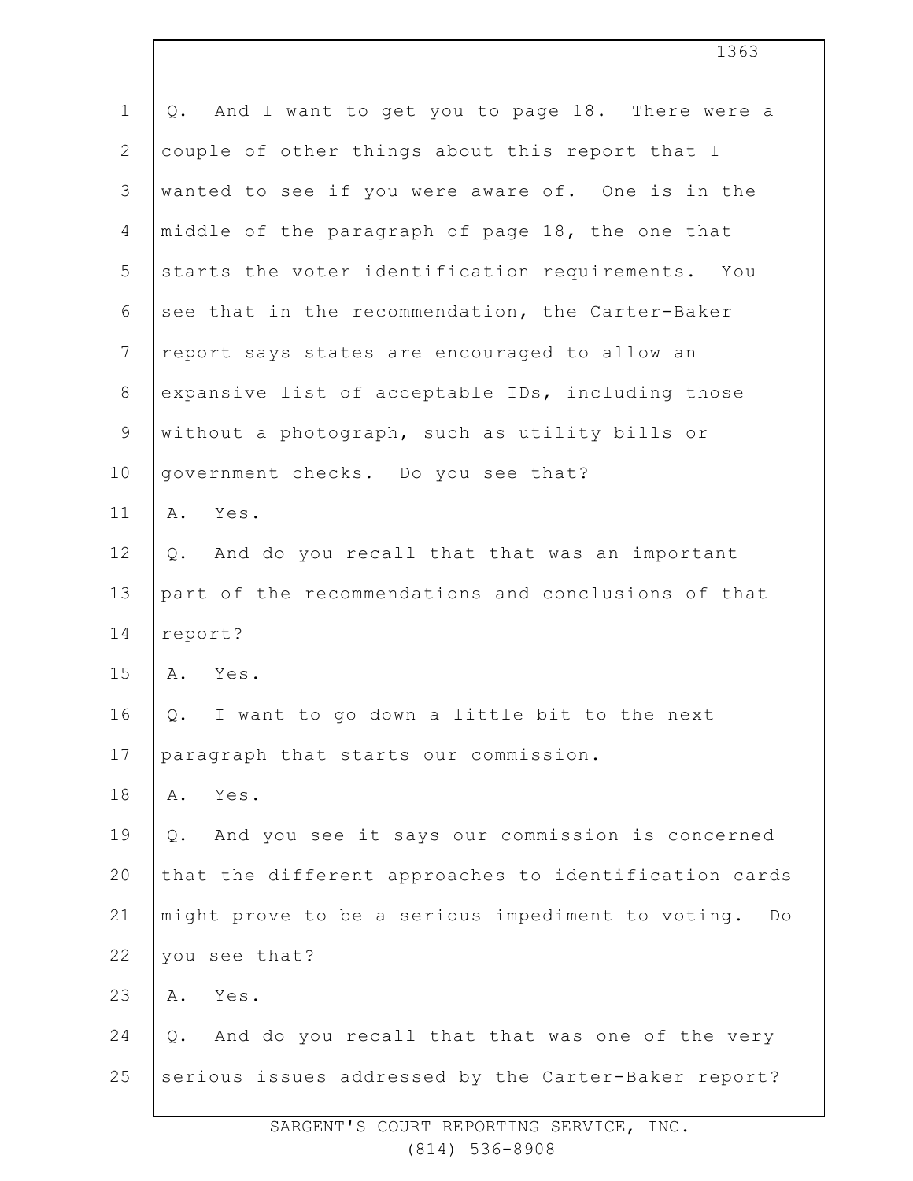Q. And I want to get you to page 18. There were a couple of other things about this report that I wanted to see if you were aware of. One is in the middle of the paragraph of page 18, the one that starts the voter identification requirements. You see that in the recommendation, the Carter-Baker report says states are encouraged to allow an expansive list of acceptable IDs, including those without a photograph, such as utility bills or government checks. Do you see that?

A. Yes.

Q. And do you recall that that was an important part of the recommendations and conclusions of that report?

A. Yes.

Q. I want to go down a little bit to the next paragraph that starts our commission.

A. Yes.

Q. And you see it says our commission is concerned that the different approaches to identification cards might prove to be a serious impediment to voting. Do you see that?

A. Yes.

Q. And do you recall that that was one of the very serious issues addressed by the Carter-Baker report?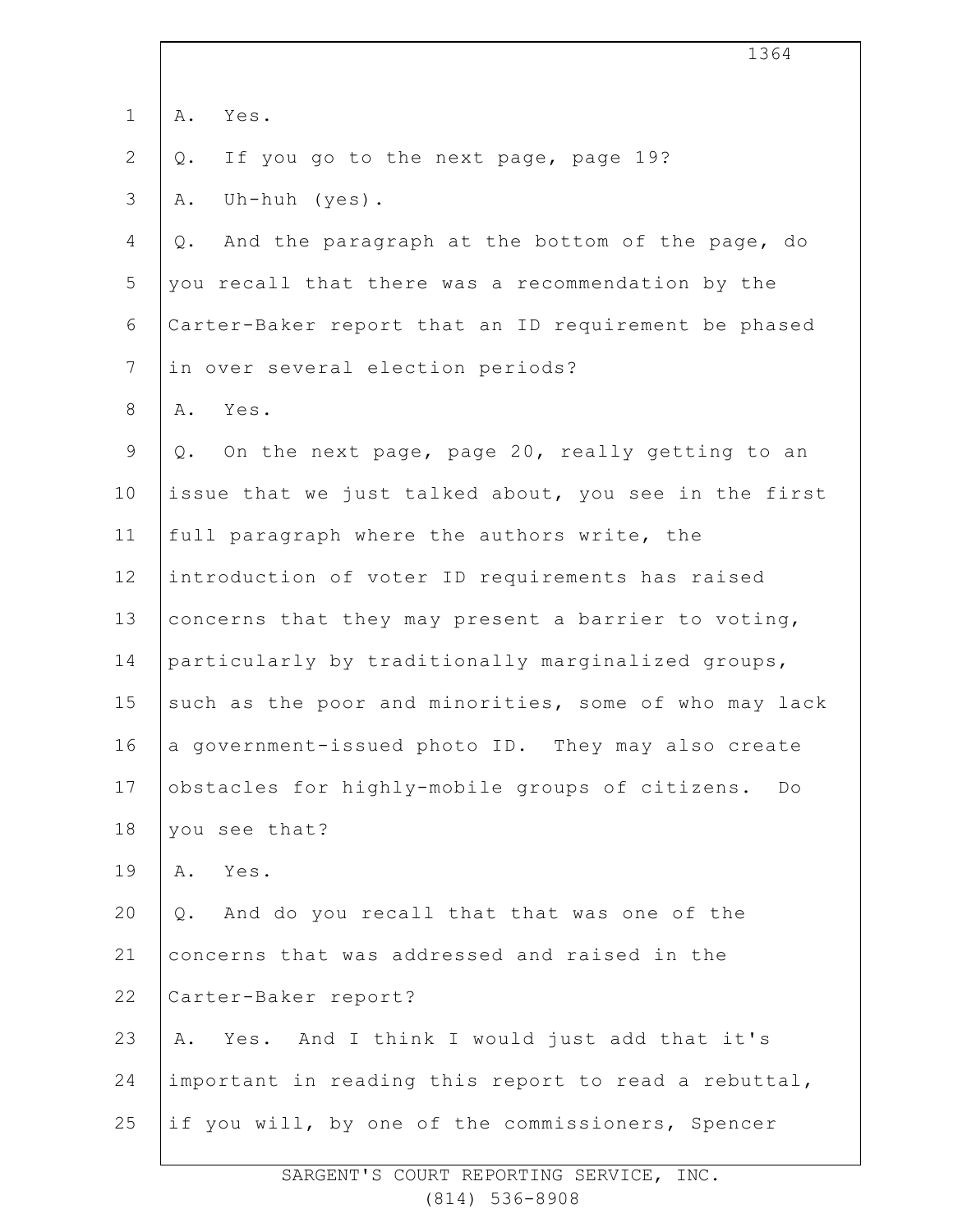A. Yes.

Q. If you go to the next page, page 19?

A. Uh-huh (yes).

Q. And the paragraph at the bottom of the page, do you recall that there was a recommendation by the Carter-Baker report that an ID requirement be phased in over several election periods?

A. Yes.

Q. On the next page, page 20, really getting to an issue that we just talked about, you see in the first full paragraph where the authors write, the introduction of voter ID requirements has raised concerns that they may present a barrier to voting, particularly by traditionally marginalized groups, such as the poor and minorities, some of who may lack a government-issued photo ID. They may also create obstacles for highly-mobile groups of citizens. Do you see that?

A. Yes.

Q. And do you recall that that was one of the concerns that was addressed and raised in the Carter-Baker report?

A. Yes. And I think I would just add that it's important in reading this report to read a rebuttal, if you will, by one of the commissioners, Spencer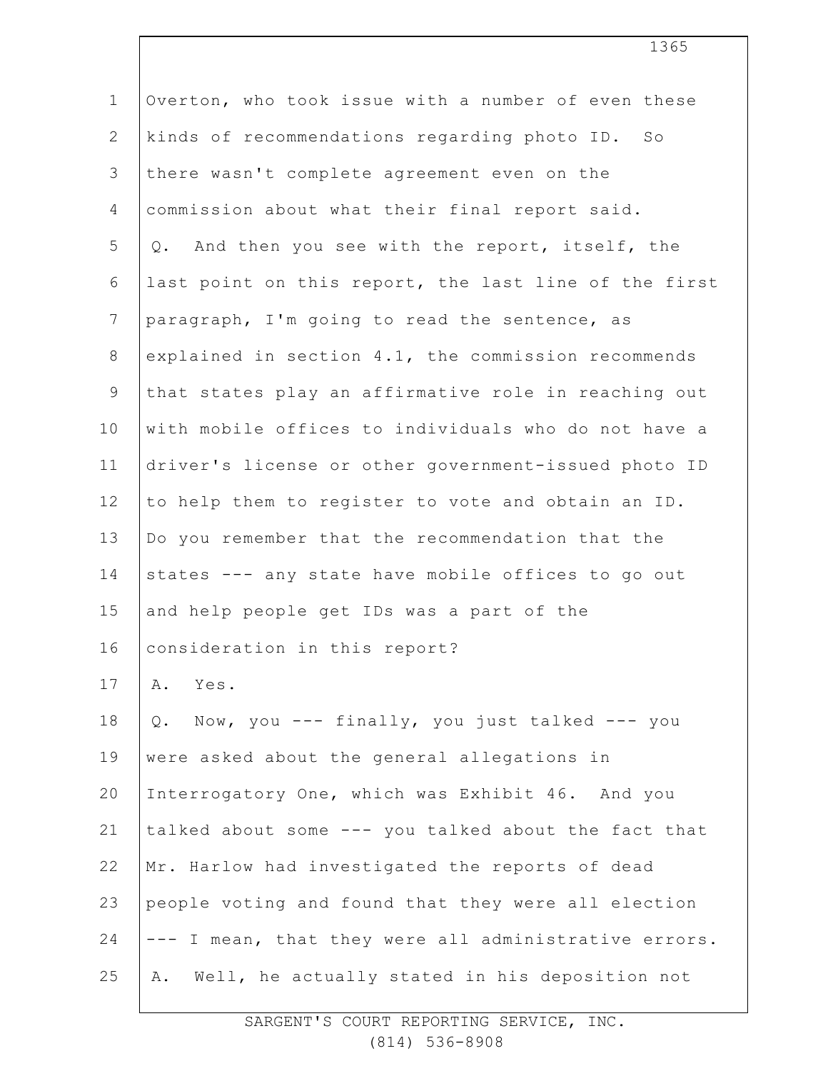Overton, who took issue with a number of even these kinds of recommendations regarding photo ID. So there wasn't complete agreement even on the commission about what their final report said.

Q. And then you see with the report, itself, the last point on this report, the last line of the first paragraph, I'm going to read the sentence, as explained in section 4.1, the commission recommends that states play an affirmative role in reaching out with mobile offices to individuals who do not have a driver's license or other government-issued photo ID to help them to register to vote and obtain an ID. Do you remember that the recommendation that the states --- any state have mobile offices to go out and help people get IDs was a part of the consideration in this report?

A. Yes.

Q. Now, you --- finally, you just talked --- you were asked about the general allegations in Interrogatory One, which was Exhibit 46. And you talked about some --- you talked about the fact that Mr. Harlow had investigated the reports of dead people voting and found that they were all election --- I mean, that they were all administrative errors.

A. Well, he actually stated in his deposition not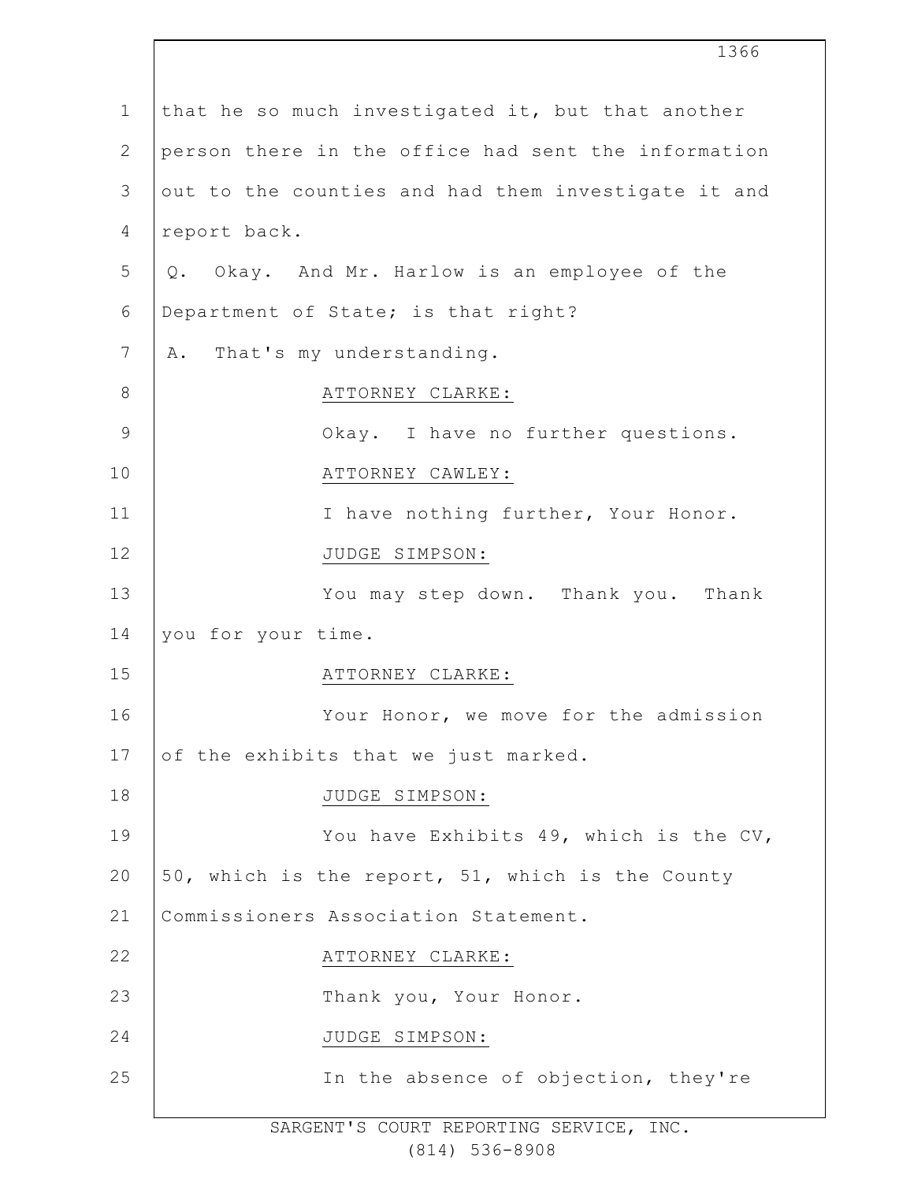that he so much investigated it, but that another person there in the office had sent the information out to the counties and had them investigate it and report back.

Q. Okay. And Mr. Harlow is an employee of the Department of State; is that right?

A. That's my understanding.

ATTORNEY CLARKE:

Okay. I have no further questions.

ATTORNEY CAWLEY:

I have nothing further, Your Honor.

JUDGE SIMPSON:

You may step down. Thank you. Thank you for your time.

ATTORNEY CLARKE:

Your Honor, we move for the admission of the exhibits that we just marked.

JUDGE SIMPSON:

You have Exhibits 49, which is the CV, 50, which is the report, 51, which is the County Commissioners Association Statement.

ATTORNEY CLARKE:

Thank you, Your Honor.

JUDGE SIMPSON:

In the absence of objection, they're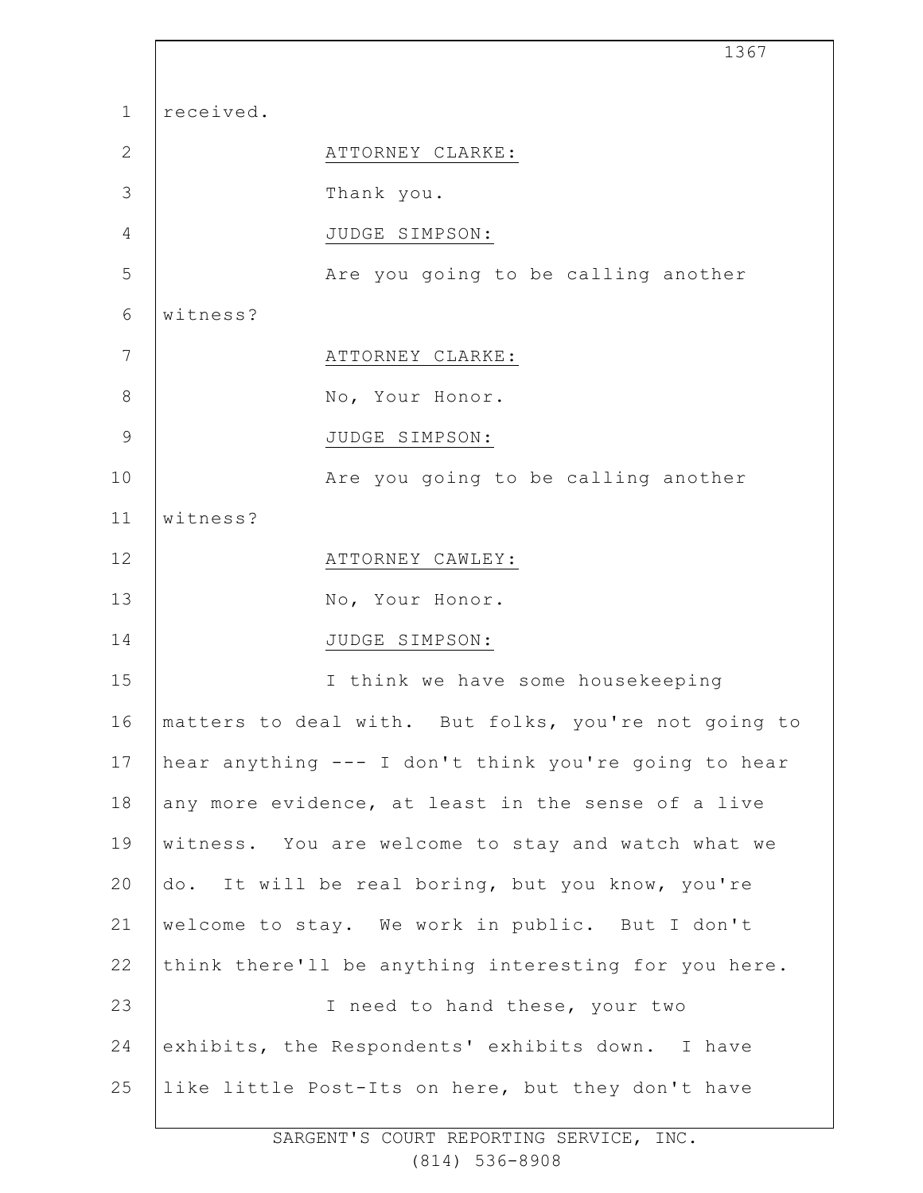received.

ATTORNEY CLARKE:

Thank you.

JUDGE SIMPSON:

Are you going to be calling another witness?

ATTORNEY CLARKE:

No, Your Honor.

JUDGE SIMPSON:

Are you going to be calling another witness?

ATTORNEY CAWLEY:

No, Your Honor.

JUDGE SIMPSON:

I think we have some housekeeping matters to deal with. But folks, you're not going to hear anything --- I don't think you're going to hear any more evidence, at least in the sense of a live witness. You are welcome to stay and watch what we do. It will be real boring, but you know, you're welcome to stay. We work in public. But I don't think there'll be anything interesting for you here.

I need to hand these, your two exhibits, the Respondents' exhibits down. I have like little Post-Its on here, but they don't have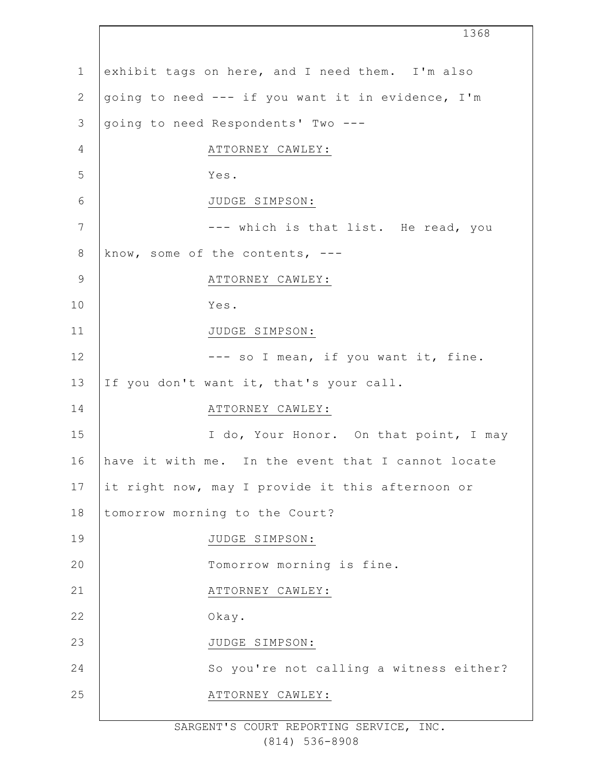exhibit tags on here, and I need them. I'm also going to need --- if you want it in evidence, I'm going to need Respondents' Two ---

ATTORNEY CAWLEY:

Yes.

JUDGE SIMPSON:

--- which is that list. He read, you know, some of the contents, ---

ATTORNEY CAWLEY:

Yes.

JUDGE SIMPSON:

--- so I mean, if you want it, fine. If you don't want it, that's your call.

ATTORNEY CAWLEY:

I do, Your Honor. On that point, I may have it with me. In the event that I cannot locate it right now, may I provide it this afternoon or tomorrow morning to the Court?

JUDGE SIMPSON:

Tomorrow morning is fine.

ATTORNEY CAWLEY:

Okay.

JUDGE SIMPSON:

So you're not calling a witness either?

ATTORNEY CAWLEY: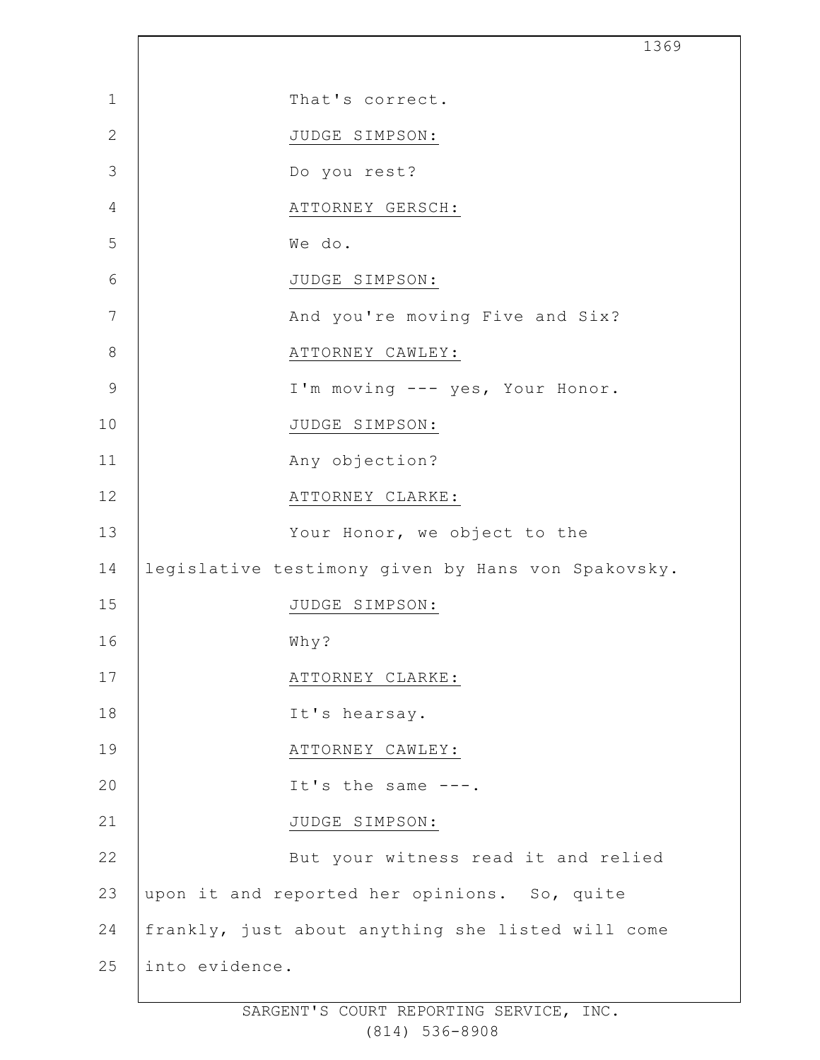That's correct.

JUDGE SIMPSON:

Do you rest?

ATTORNEY GERSCH:

We do.

JUDGE SIMPSON:

And you're moving Five and Six?

ATTORNEY CAWLEY:

I'm moving --- yes, Your Honor.

JUDGE SIMPSON:

Any objection?

ATTORNEY CLARKE:

Your Honor, we object to the legislative testimony given by Hans von Spakovsky.

JUDGE SIMPSON:

Why?

ATTORNEY CLARKE:

It's hearsay.

ATTORNEY CAWLEY:

It's the same ---.

JUDGE SIMPSON:

But your witness read it and relied upon it and reported her opinions. So, quite frankly, just about anything she listed will come into evidence.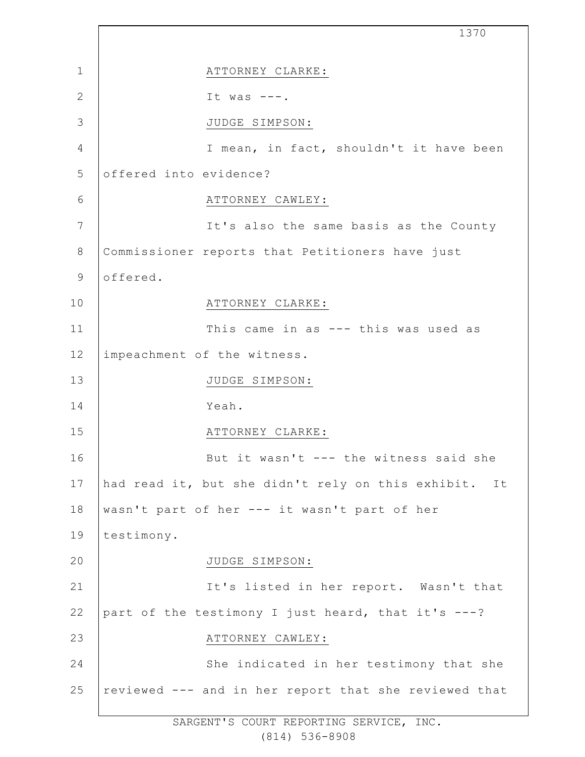ATTORNEY CLARKE:

It was ---.

JUDGE SIMPSON:

I mean, in fact, shouldn't it have been offered into evidence?

ATTORNEY CAWLEY:

It's also the same basis as the County Commissioner reports that Petitioners have just offered.

ATTORNEY CLARKE:

This came in as --- this was used as impeachment of the witness.

JUDGE SIMPSON:

Yeah.

ATTORNEY CLARKE:

But it wasn't --- the witness said she had read it, but she didn't rely on this exhibit. It wasn't part of her --- it wasn't part of her testimony.

JUDGE SIMPSON:

It's listed in her report. Wasn't that part of the testimony I just heard, that it's ---?

ATTORNEY CAWLEY:

She indicated in her testimony that she reviewed --- and in her report that she reviewed that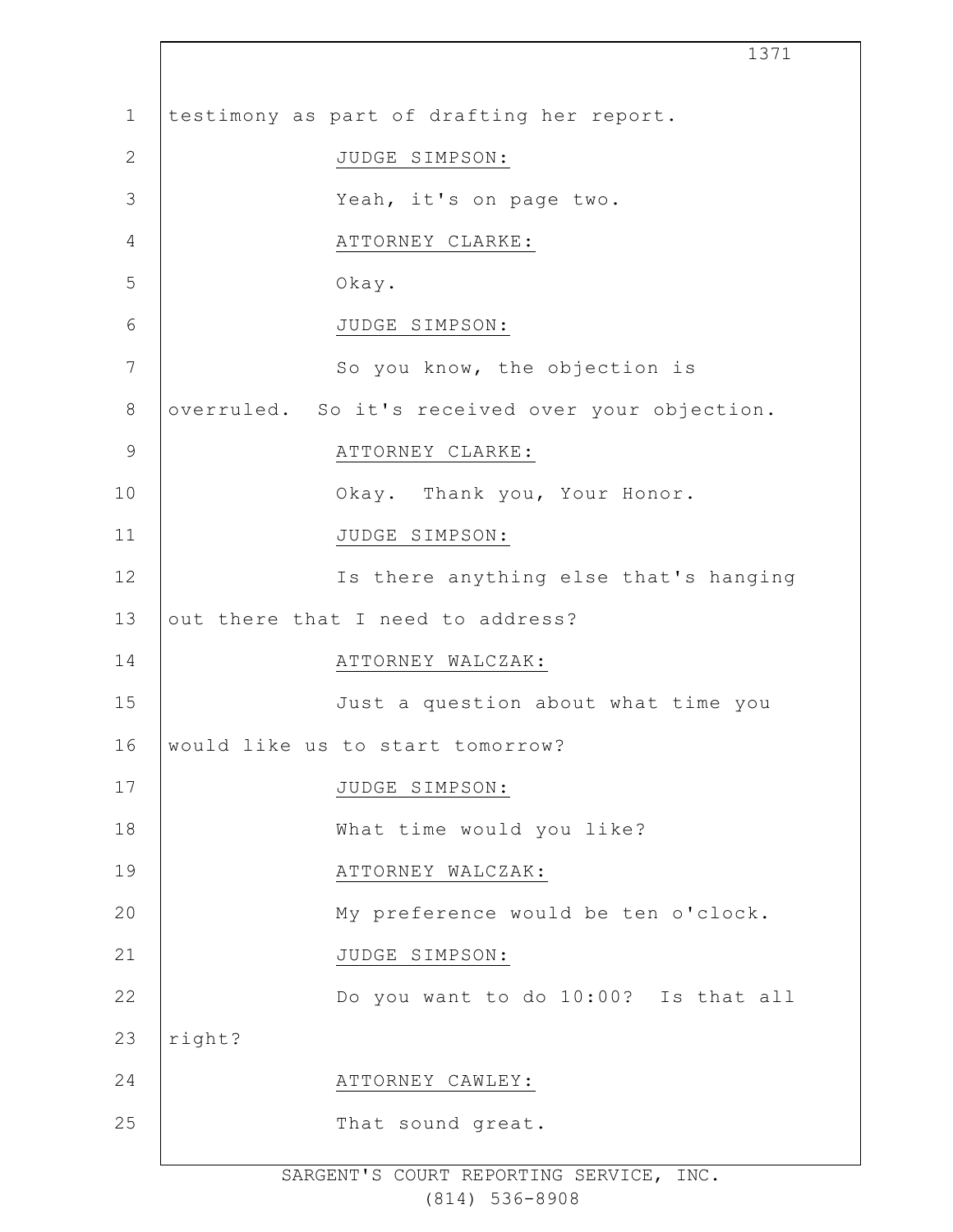testimony as part of drafting her report.

JUDGE SIMPSON:

Yeah, it's on page two.

ATTORNEY CLARKE:

Okay.

JUDGE SIMPSON:

So you know, the objection is overruled. So it's received over your objection.

ATTORNEY CLARKE:

Okay. Thank you, Your Honor.

JUDGE SIMPSON:

Is there anything else that's hanging out there that I need to address?

ATTORNEY WALCZAK:

Just a question about what time you would like us to start tomorrow?

JUDGE SIMPSON:

What time would you like?

ATTORNEY WALCZAK:

My preference would be ten o'clock.

JUDGE SIMPSON:

Do you want to do 10:00? Is that all right?

ATTORNEY CAWLEY:

That sound great.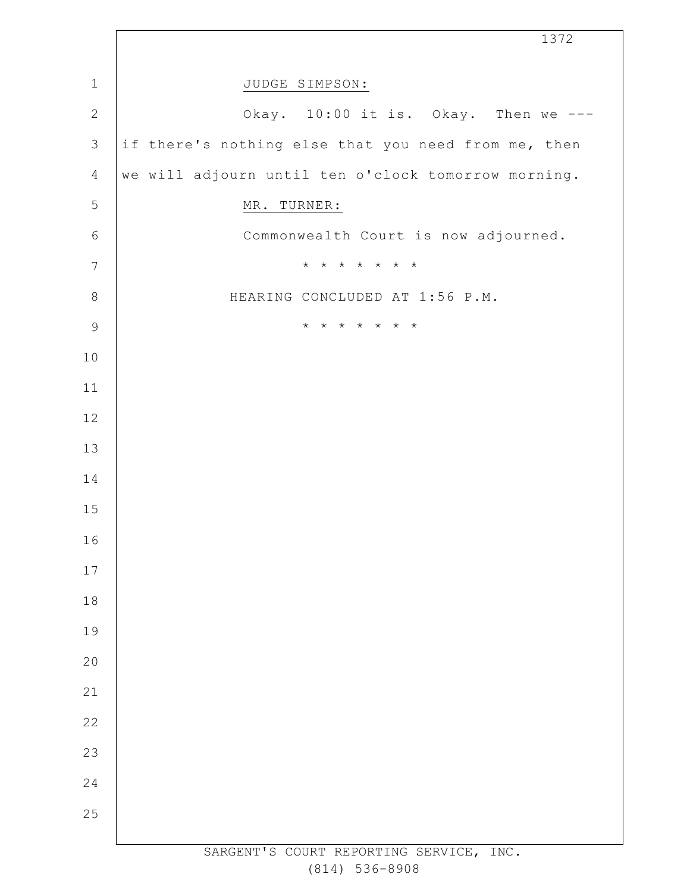JUDGE SIMPSON:

Okay. 10:00 it is. Okay. Then we --- if there's nothing else that you need from me, then we will adjourn until ten o'clock tomorrow morning.

MR. TURNER:

Commonwealth Court is now adjourned.

* * * * * * * *

HEARING CONCLUDED AT 1:56 P.M.

* * * * * * * *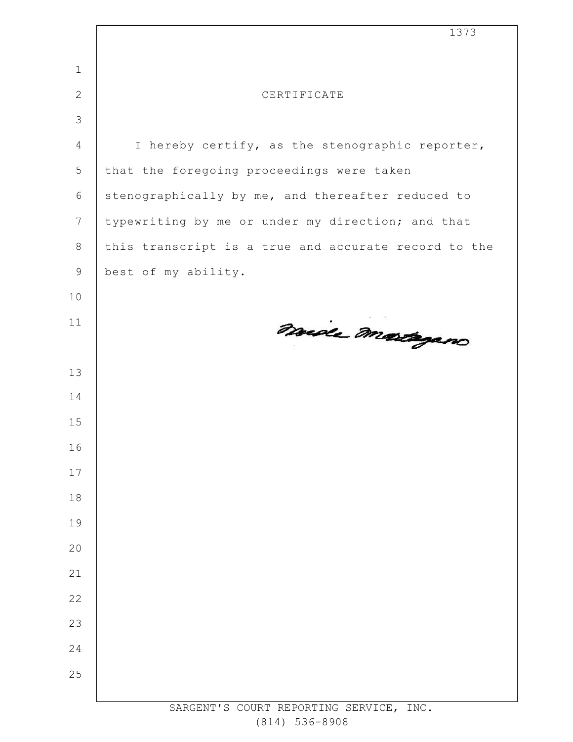CERTIFICATE

I hereby certify, as the stenographic reporter, that the foregoing proceedings were taken stenographically by me, and thereafter reduced to typewriting by me or under my direction; and that this transcript is a true and accurate record to the best of my ability.